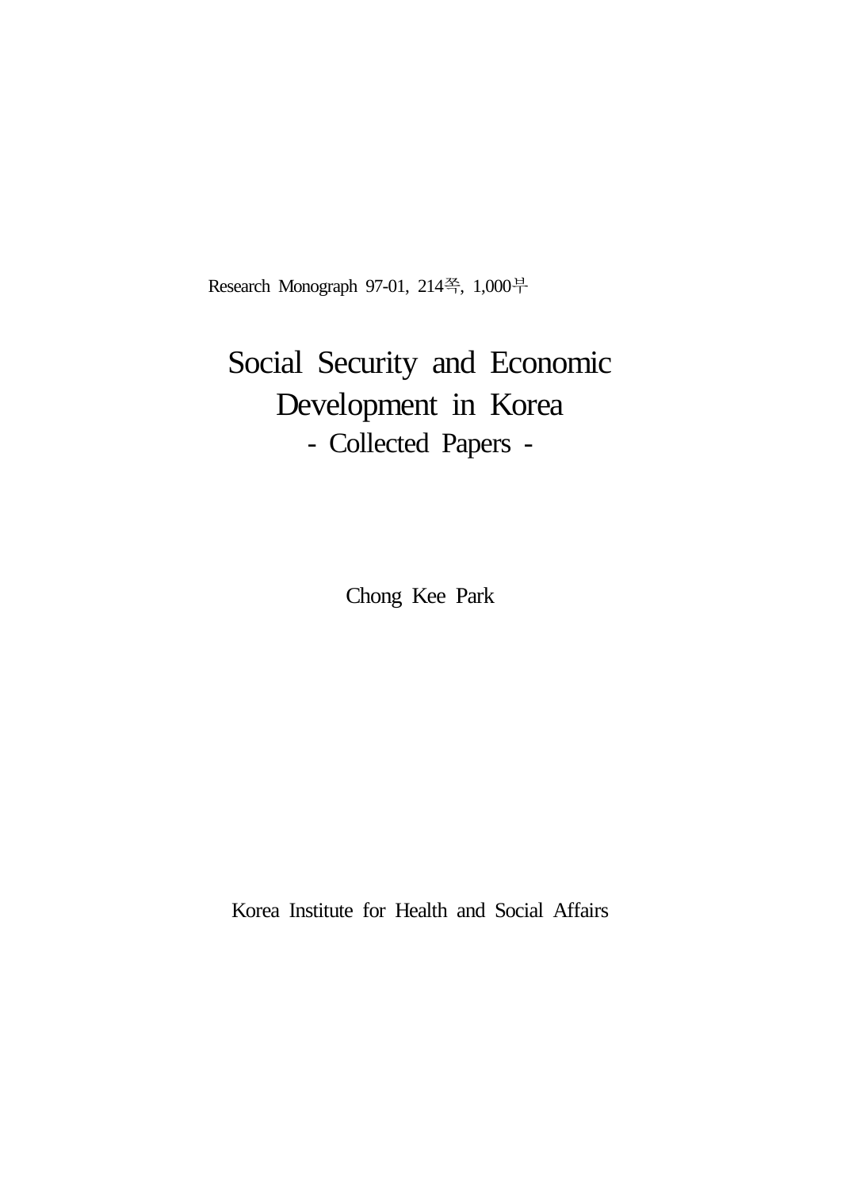Research Monograph 97-01, 214쪽, 1,000부

# Social Security and Economic Development in Korea

## - Collected Papers -

Chong Kee Park

Korea Institute for Health and Social Affairs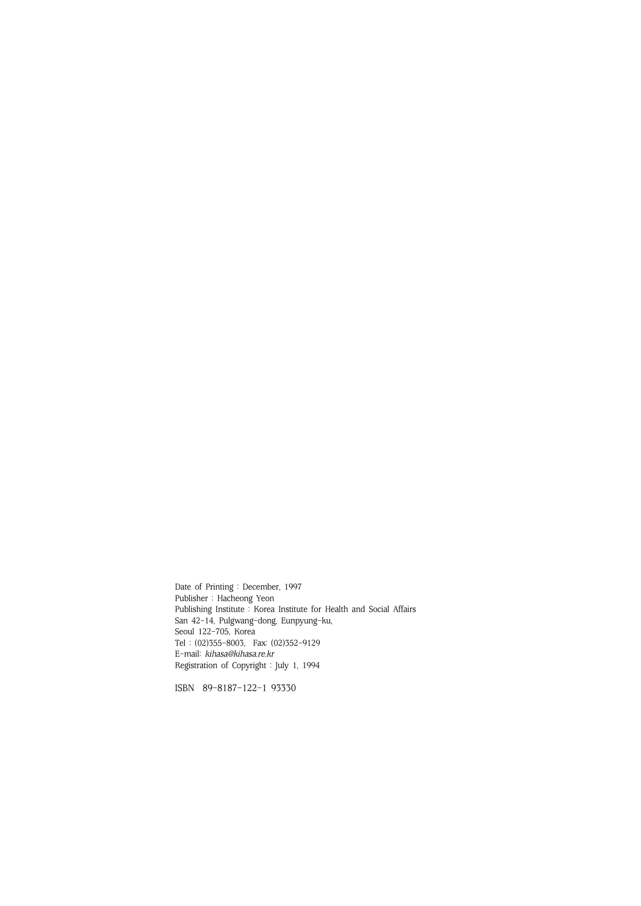Date of Printing : December, 1997
Publisher : Hacheong Yeon
Publishing Institute : Korea Institute for Health and Social Affairs
San 42-14, Pulgwang-dong, Eunpyung-ku,
Seoul 122-705, Korea
Tel : (02)355-8003, Fax: (02)352-9129
E-mail: *kihasa@kihasa.re.kr*
Registration of Copyright : July 1, 1994

ISBN 89-8187-122-1 93330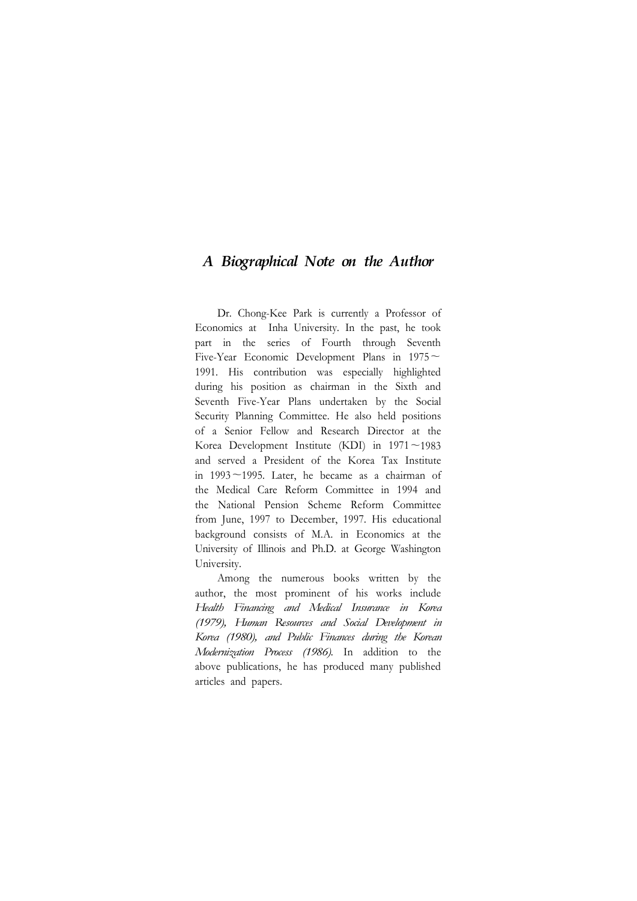# *A Biographical Note on the Author*

Dr. Chong-Kee Park is currently a Professor of Economics at Inha University. In the past, he took part in the series of Fourth through Seventh Five-Year Economic Development Plans in 1975∼1991. His contribution was especially highlighted during his position as chairman in the Sixth and Seventh Five-Year Plans undertaken by the Social Security Planning Committee. He also held positions of a Senior Fellow and Research Director at the Korea Development Institute (KDI) in 1971∼1983 and served a President of the Korea Tax Institute in 1993∼1995. Later, he became as a chairman of the Medical Care Reform Committee in 1994 and the National Pension Scheme Reform Committee from June, 1997 to December, 1997. His educational background consists of M.A. in Economics at the University of Illinois and Ph.D. at George Washington University.

Among the numerous books written by the author, the most prominent of his works include *Health Financing and Medical Insurance in Korea (1979), Human Resources and Social Development in Korea (1980), and Public Finances during the Korean Modernization Process (1986).* In addition to the above publications, he has produced many published articles and papers.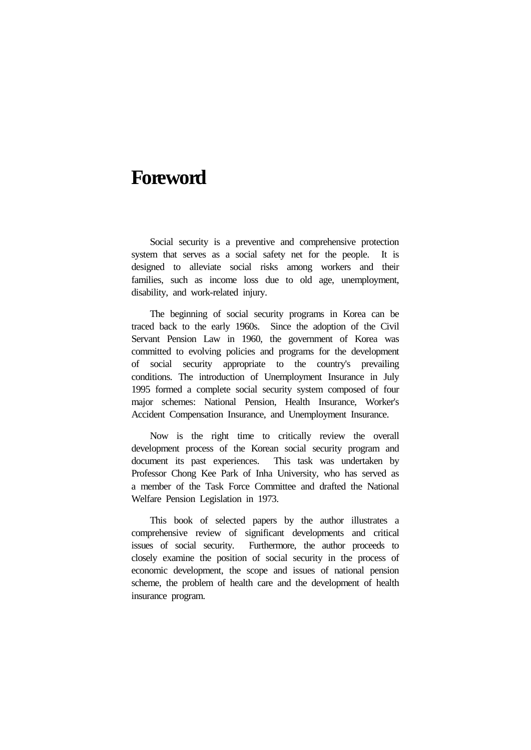# Foreword

Social security is a preventive and comprehensive protection system that serves as a social safety net for the people. It is designed to alleviate social risks among workers and their families, such as income loss due to old age, unemployment, disability, and work-related injury.

The beginning of social security programs in Korea can be traced back to the early 1960s. Since the adoption of the Civil Servant Pension Law in 1960, the government of Korea was committed to evolving policies and programs for the development of social security appropriate to the country's prevailing conditions. The introduction of Unemployment Insurance in July 1995 formed a complete social security system composed of four major schemes: National Pension, Health Insurance, Worker's Accident Compensation Insurance, and Unemployment Insurance.

Now is the right time to critically review the overall development process of the Korean social security program and document its past experiences. This task was undertaken by Professor Chong Kee Park of Inha University, who has served as a member of the Task Force Committee and drafted the National Welfare Pension Legislation in 1973.

This book of selected papers by the author illustrates a comprehensive review of significant developments and critical issues of social security. Furthermore, the author proceeds to closely examine the position of social security in the process of economic development, the scope and issues of national pension scheme, the problem of health care and the development of health insurance program.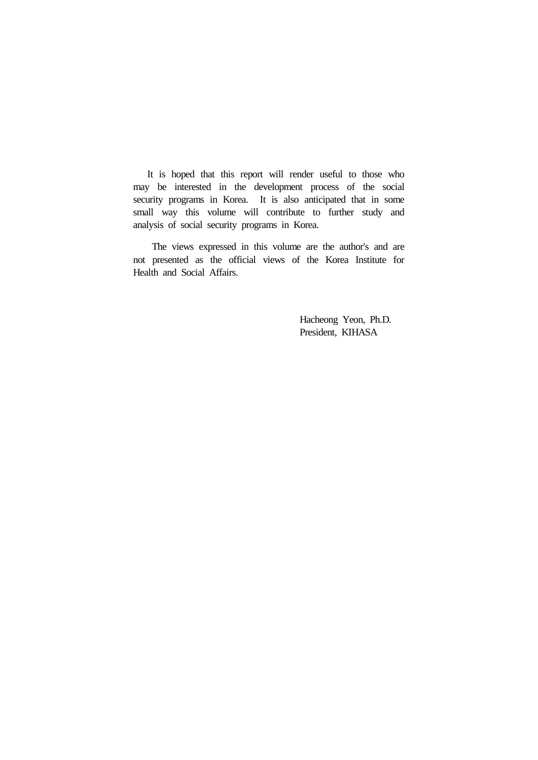It is hoped that this report will render useful to those who may be interested in the development process of the social security programs in Korea. It is also anticipated that in some small way this volume will contribute to further study and analysis of social security programs in Korea.

The views expressed in this volume are the author's and are not presented as the official views of the Korea Institute for Health and Social Affairs.

Hacheong Yeon, Ph.D.
President, KIHASA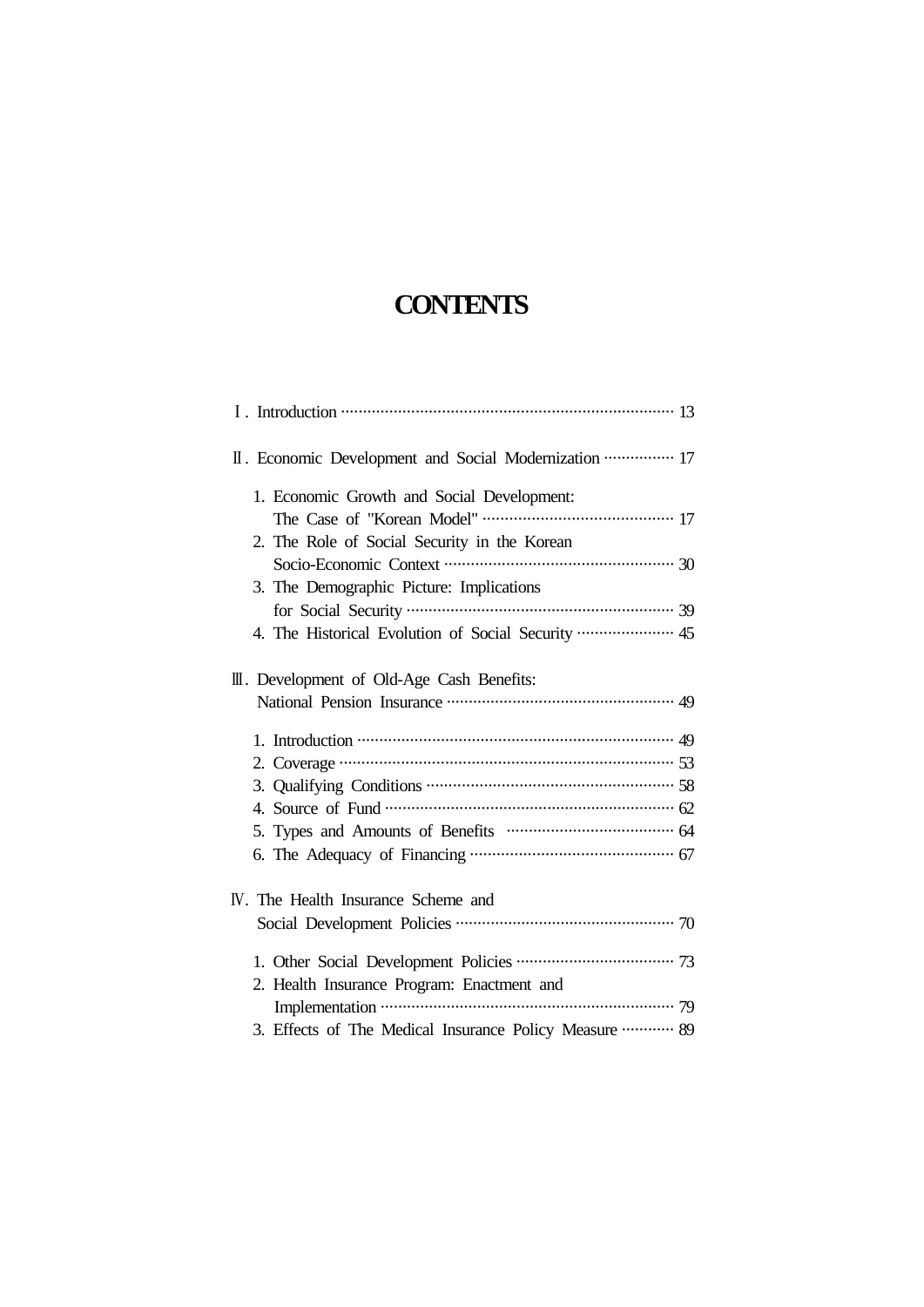# CONTENTS

Ⅰ. Introduction ········································································· 13

Ⅱ. Economic Development and Social Modernization ················ 17

1. Economic Growth and Social Development: The Case of "Korean Model" ··········································· 17
2. The Role of Social Security in the Korean Socio-Economic Context ···················································· 30
3. The Demographic Picture: Implications for Social Security ············································································ 39
4. The Historical Evolution of Social Security ······················ 45

Ⅲ. Development of Old-Age Cash Benefits: National Pension Insurance ···················································· 49

1. Introduction ························································································ 49
2. Coverage ···························································································· 53
3. Qualifying Conditions ········································································ 58
4. Source of Fund ·················································································· 62
5. Types and Amounts of Benefits ······································· 64
6. The Adequacy of Financing ············································· 67

Ⅳ. The Health Insurance Scheme and Social Development Policies ················································· 70

1. Other Social Development Policies ···································· 73
2. Health Insurance Program: Enactment and Implementation ·································································· 79
3. Effects of The Medical Insurance Policy Measure ············ 89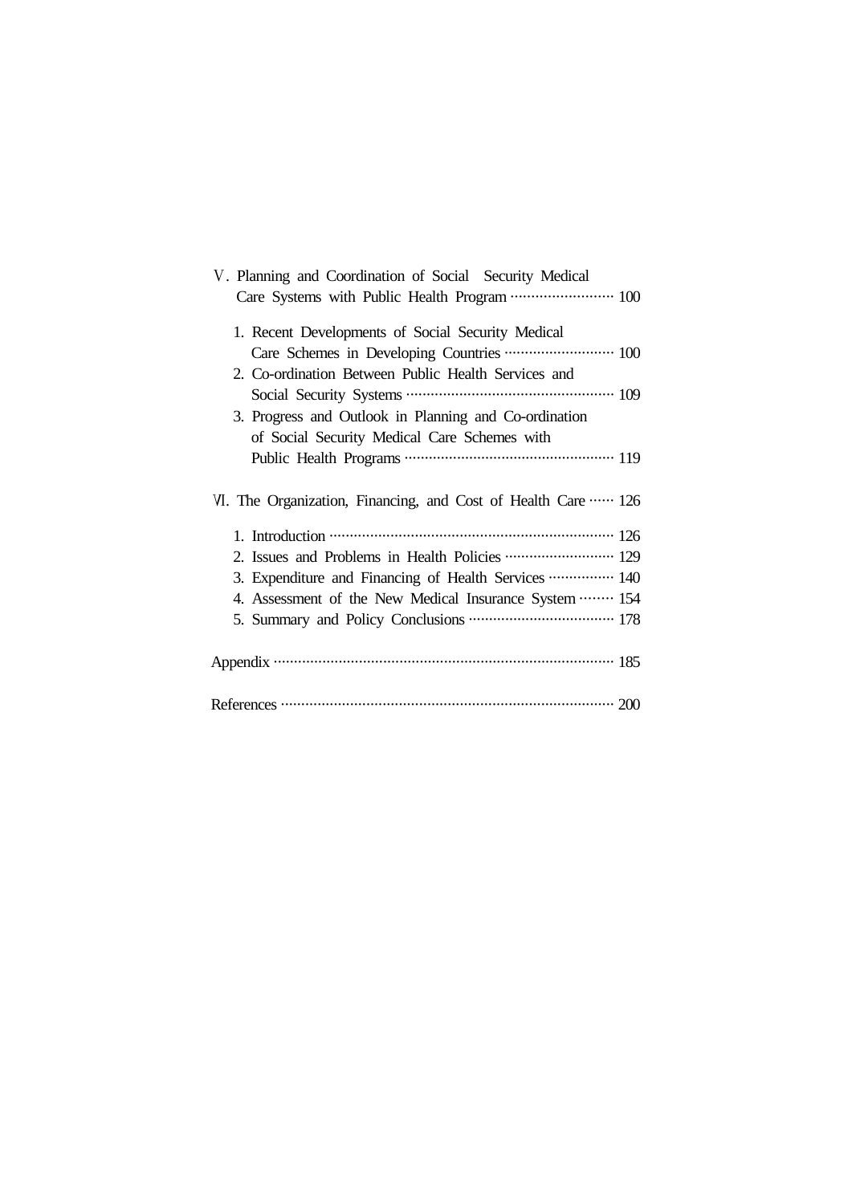Ⅴ. Planning and Coordination of Social Security Medical Care Systems with Public Health Program ························ 100

1. Recent Developments of Social Security Medical Care Schemes in Developing Countries ·························· 100
2. Co-ordination Between Public Health Services and Social Security Systems ·················································· 109
3. Progress and Outlook in Planning and Co-ordination of Social Security Medical Care Schemes with Public Health Programs ··················································· 119

Ⅵ. The Organization, Financing, and Cost of Health Care ······ 126

1. Introduction ······································································ 126
2. Issues and Problems in Health Policies ·························· 129
3. Expenditure and Financing of Health Services ················ 140
4. Assessment of the New Medical Insurance System ········ 154
5. Summary and Policy Conclusions ··································· 178

Appendix ··················································································· 185

References ················································································· 200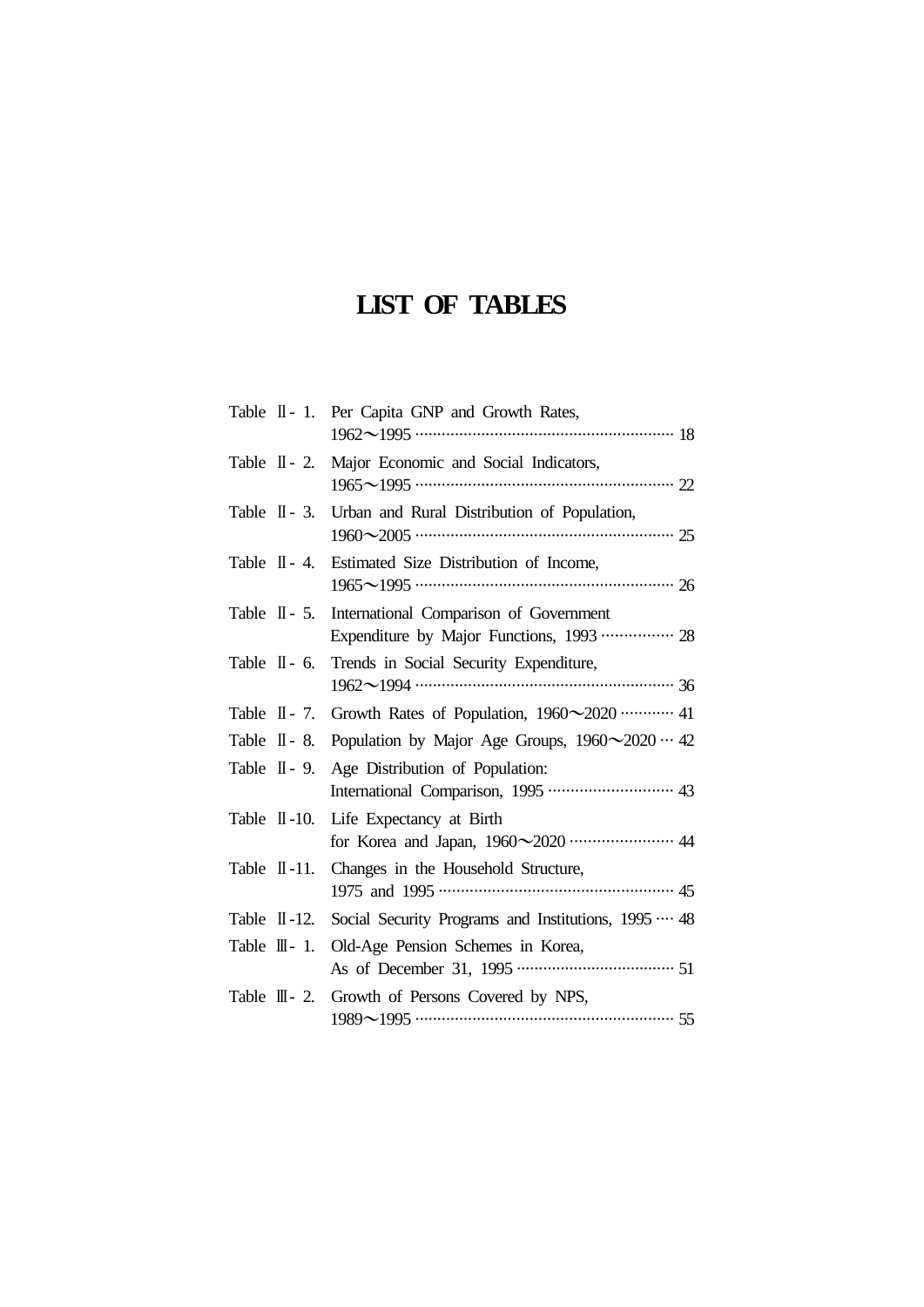# LIST OF TABLES

Table Ⅱ- 1. Per Capita GNP and Growth Rates, 1962～1995 ········· 18

Table Ⅱ- 2. Major Economic and Social Indicators, 1965～1995 ········· 22

Table Ⅱ- 3. Urban and Rural Distribution of Population, 1960～2005 ········· 25

Table Ⅱ- 4. Estimated Size Distribution of Income, 1965～1995 ········· 26

Table Ⅱ- 5. International Comparison of Government Expenditure by Major Functions, 1993 ········· 28

Table Ⅱ- 6. Trends in Social Security Expenditure, 1962～1994 ········· 36

Table Ⅱ- 7. Growth Rates of Population, 1960～2020 ········· 41

Table Ⅱ- 8. Population by Major Age Groups, 1960～2020 ··· 42

Table Ⅱ- 9. Age Distribution of Population: International Comparison, 1995 ········· 43

Table Ⅱ-10. Life Expectancy at Birth for Korea and Japan, 1960～2020 ········· 44

Table Ⅱ-11. Changes in the Household Structure, 1975 and 1995 ········· 45

Table Ⅱ-12. Social Security Programs and Institutions, 1995 ···· 48

Table Ⅲ- 1. Old-Age Pension Schemes in Korea, As of December 31, 1995 ········· 51

Table Ⅲ- 2. Growth of Persons Covered by NPS, 1989～1995 ········· 55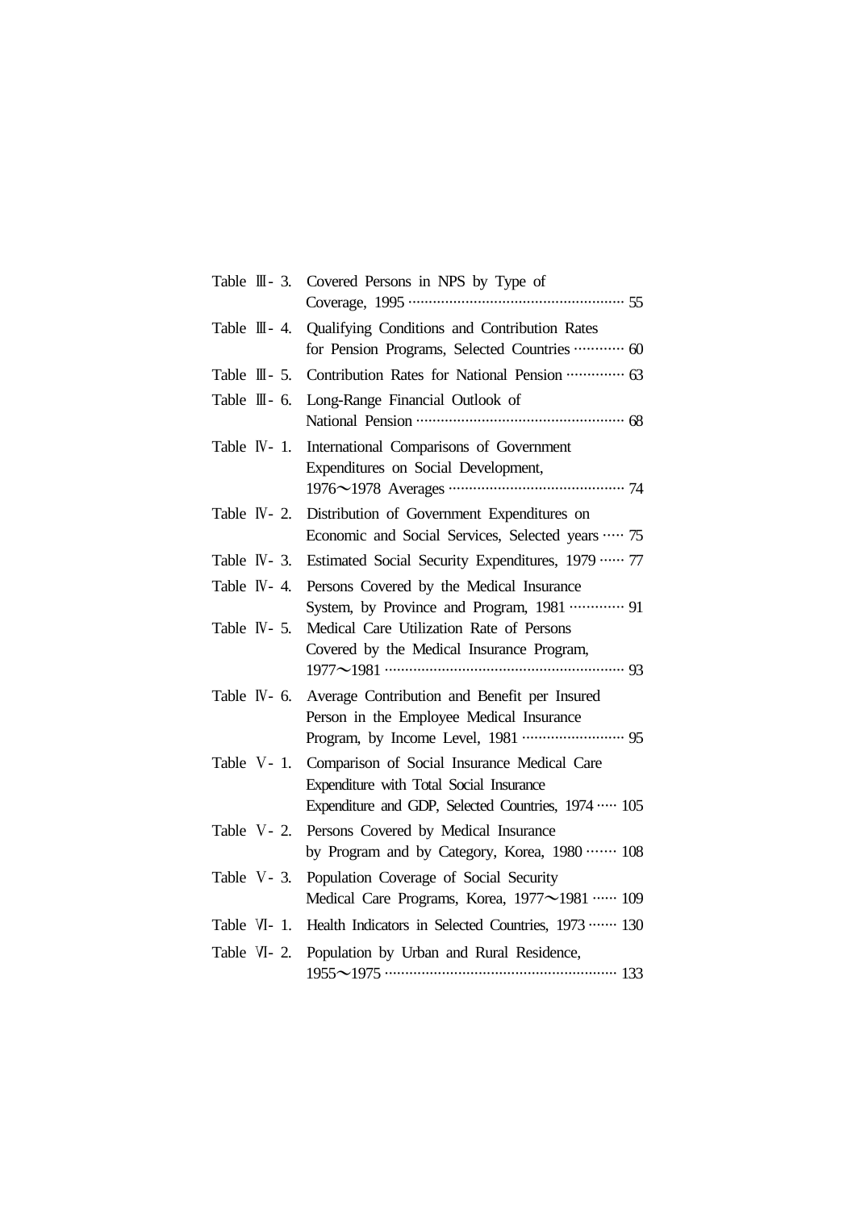Table Ⅲ- 3. Covered Persons in NPS by Type of Coverage, 1995 ······ 55

Table Ⅲ- 4. Qualifying Conditions and Contribution Rates for Pension Programs, Selected Countries ······ 60

Table Ⅲ- 5. Contribution Rates for National Pension ······ 63

Table Ⅲ- 6. Long-Range Financial Outlook of National Pension ······ 68

Table Ⅳ- 1. International Comparisons of Government Expenditures on Social Development, 1976～1978 Averages ······ 74

Table Ⅳ- 2. Distribution of Government Expenditures on Economic and Social Services, Selected years ······ 75

Table Ⅳ- 3. Estimated Social Security Expenditures, 1979 ······ 77

Table Ⅳ- 4. Persons Covered by the Medical Insurance System, by Province and Program, 1981 ······ 91

Table Ⅳ- 5. Medical Care Utilization Rate of Persons Covered by the Medical Insurance Program, 1977～1981 ······ 93

Table Ⅳ- 6. Average Contribution and Benefit per Insured Person in the Employee Medical Insurance Program, by Income Level, 1981 ······ 95

Table Ⅴ- 1. Comparison of Social Insurance Medical Care Expenditure with Total Social Insurance Expenditure and GDP, Selected Countries, 1974 ······ 105

Table Ⅴ- 2. Persons Covered by Medical Insurance by Program and by Category, Korea, 1980 ······ 108

Table Ⅴ- 3. Population Coverage of Social Security Medical Care Programs, Korea, 1977～1981 ······ 109

Table Ⅵ- 1. Health Indicators in Selected Countries, 1973 ······ 130

Table Ⅵ- 2. Population by Urban and Rural Residence, 1955～1975 ······ 133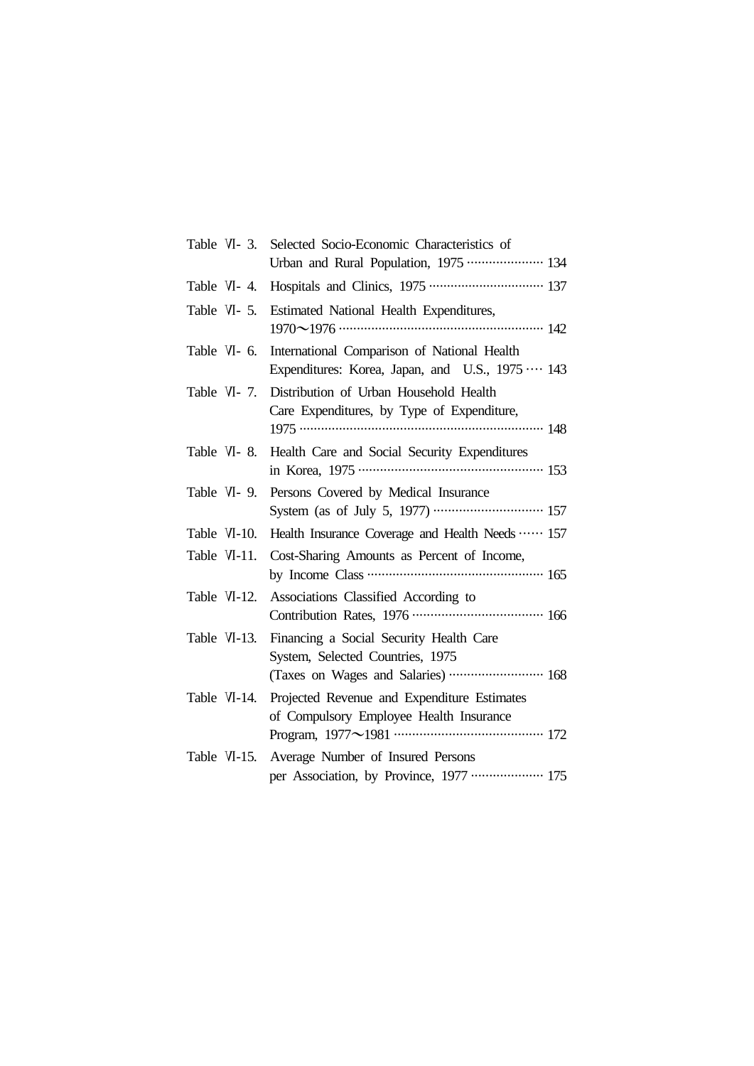Table Ⅵ- 3. Selected Socio-Economic Characteristics of Urban and Rural Population, 1975 ····················· 134

Table Ⅵ- 4. Hospitals and Clinics, 1975 ································ 137

Table Ⅵ- 5. Estimated National Health Expenditures, 1970～1976 ·························································· 142

Table Ⅵ- 6. International Comparison of National Health Expenditures: Korea, Japan, and U.S., 1975 ···· 143

Table Ⅵ- 7. Distribution of Urban Household Health Care Expenditures, by Type of Expenditure, 1975 ····································································· 148

Table Ⅵ- 8. Health Care and Social Security Expenditures in Korea, 1975 ··················································· 153

Table Ⅵ- 9. Persons Covered by Medical Insurance System (as of July 5, 1977) ······························ 157

Table Ⅵ-10. Health Insurance Coverage and Health Needs ······ 157

Table Ⅵ-11. Cost-Sharing Amounts as Percent of Income, by Income Class ················································· 165

Table Ⅵ-12. Associations Classified According to Contribution Rates, 1976 ···································· 166

Table Ⅵ-13. Financing a Social Security Health Care System, Selected Countries, 1975 (Taxes on Wages and Salaries) ·························· 168

Table Ⅵ-14. Projected Revenue and Expenditure Estimates of Compulsory Employee Health Insurance Program, 1977～1981 ········································· 172

Table Ⅵ-15. Average Number of Insured Persons per Association, by Province, 1977 ···················· 175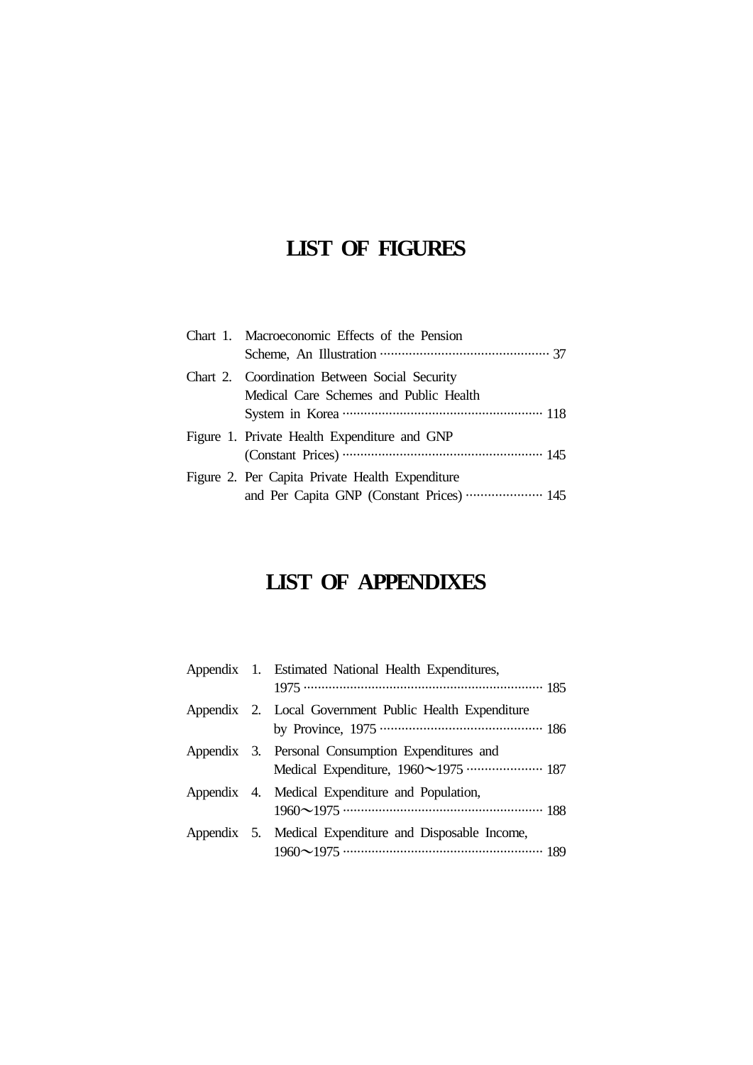# LIST OF FIGURES

Chart 1. Macroeconomic Effects of the Pension Scheme, An Illustration ··· 37

Chart 2. Coordination Between Social Security Medical Care Schemes and Public Health System in Korea ··· 118

Figure 1. Private Health Expenditure and GNP (Constant Prices) ··· 145

Figure 2. Per Capita Private Health Expenditure and Per Capita GNP (Constant Prices) ··· 145

# LIST OF APPENDIXES

Appendix 1. Estimated National Health Expenditures, 1975 ··· 185

Appendix 2. Local Government Public Health Expenditure by Province, 1975 ··· 186

Appendix 3. Personal Consumption Expenditures and Medical Expenditure, 1960～1975 ··· 187

Appendix 4. Medical Expenditure and Population, 1960～1975 ··· 188

Appendix 5. Medical Expenditure and Disposable Income, 1960～1975 ··· 189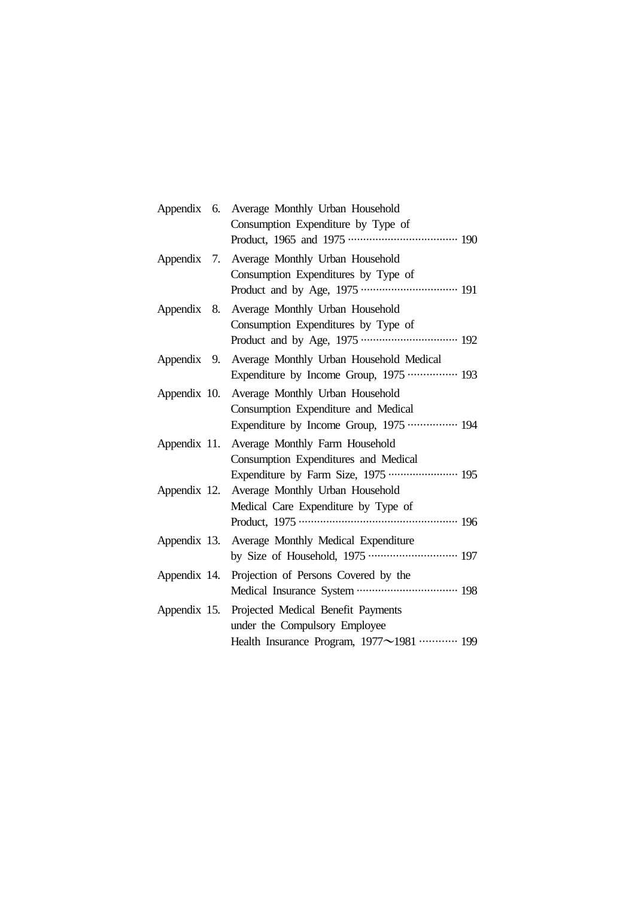Appendix 6. Average Monthly Urban Household Consumption Expenditure by Type of Product, 1965 and 1975 ···································· 190

Appendix 7. Average Monthly Urban Household Consumption Expenditures by Type of Product and by Age, 1975 ································ 191

Appendix 8. Average Monthly Urban Household Consumption Expenditures by Type of Product and by Age, 1975 ································ 192

Appendix 9. Average Monthly Urban Household Medical Expenditure by Income Group, 1975 ················ 193

Appendix 10. Average Monthly Urban Household Consumption Expenditure and Medical Expenditure by Income Group, 1975 ················ 194

Appendix 11. Average Monthly Farm Household Consumption Expenditures and Medical Expenditure by Farm Size, 1975 ······················· 195

Appendix 12. Average Monthly Urban Household Medical Care Expenditure by Type of Product, 1975 ··················································· 196

Appendix 13. Average Monthly Medical Expenditure by Size of Household, 1975 ····························· 197

Appendix 14. Projection of Persons Covered by the Medical Insurance System ································· 198

Appendix 15. Projected Medical Benefit Payments under the Compulsory Employee Health Insurance Program, 1977～1981 ············ 199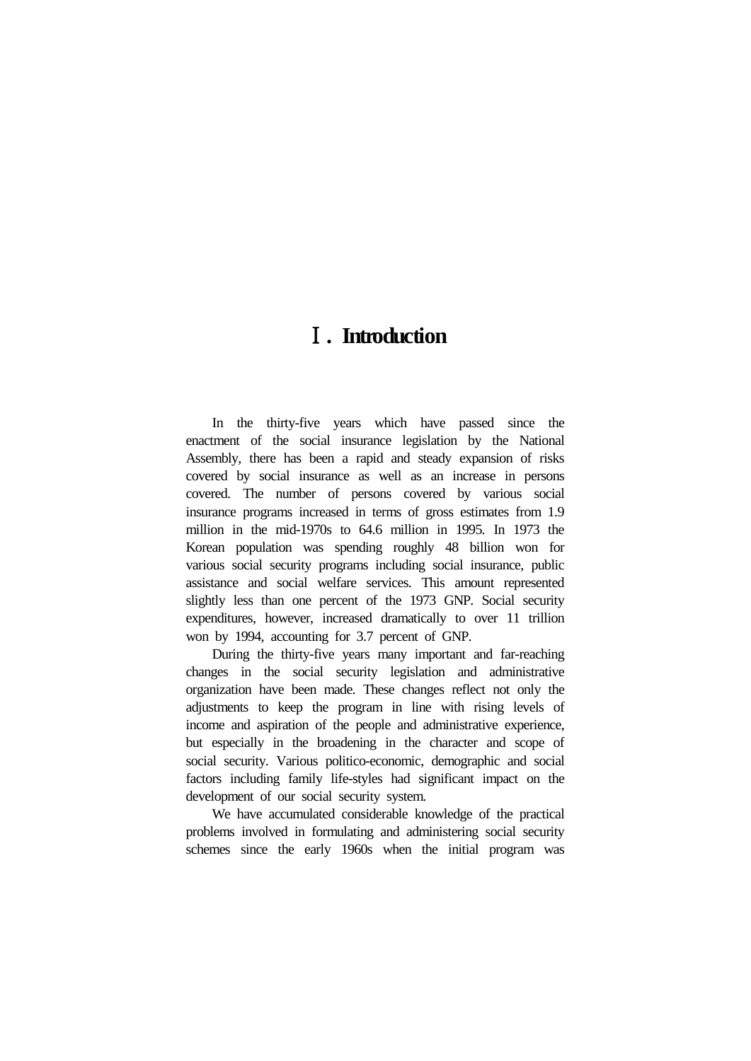# Ⅰ. Introduction

In the thirty-five years which have passed since the enactment of the social insurance legislation by the National Assembly, there has been a rapid and steady expansion of risks covered by social insurance as well as an increase in persons covered. The number of persons covered by various social insurance programs increased in terms of gross estimates from 1.9 million in the mid-1970s to 64.6 million in 1995. In 1973 the Korean population was spending roughly 48 billion won for various social security programs including social insurance, public assistance and social welfare services. This amount represented slightly less than one percent of the 1973 GNP. Social security expenditures, however, increased dramatically to over 11 trillion won by 1994, accounting for 3.7 percent of GNP.

During the thirty-five years many important and far-reaching changes in the social security legislation and administrative organization have been made. These changes reflect not only the adjustments to keep the program in line with rising levels of income and aspiration of the people and administrative experience, but especially in the broadening in the character and scope of social security. Various politico-economic, demographic and social factors including family life-styles had significant impact on the development of our social security system.

We have accumulated considerable knowledge of the practical problems involved in formulating and administering social security schemes since the early 1960s when the initial program was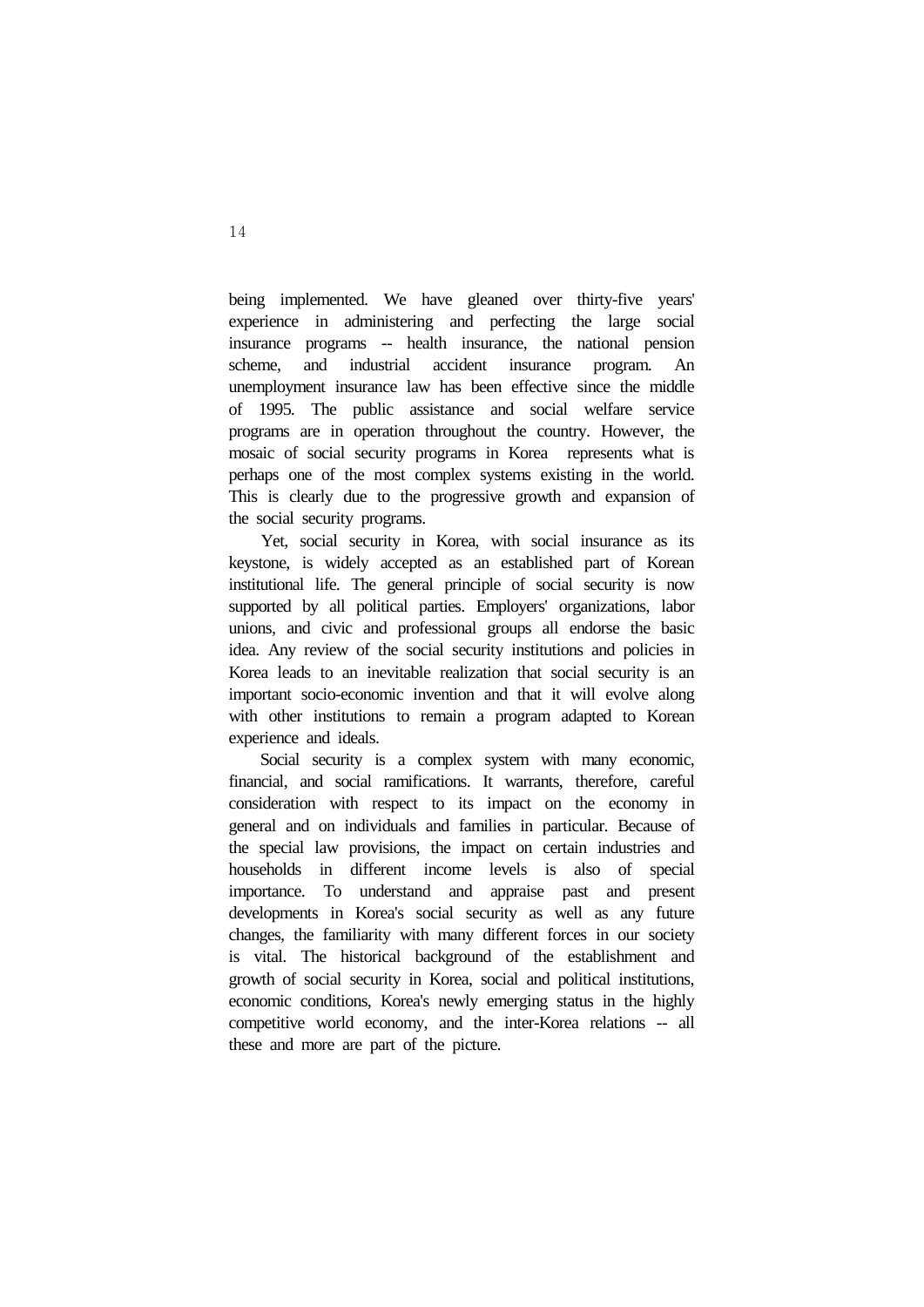being implemented. We have gleaned over thirty-five years' experience in administering and perfecting the large social insurance programs -- health insurance, the national pension scheme, and industrial accident insurance program. An unemployment insurance law has been effective since the middle of 1995. The public assistance and social welfare service programs are in operation throughout the country. However, the mosaic of social security programs in Korea represents what is perhaps one of the most complex systems existing in the world. This is clearly due to the progressive growth and expansion of the social security programs.

Yet, social security in Korea, with social insurance as its keystone, is widely accepted as an established part of Korean institutional life. The general principle of social security is now supported by all political parties. Employers' organizations, labor unions, and civic and professional groups all endorse the basic idea. Any review of the social security institutions and policies in Korea leads to an inevitable realization that social security is an important socio-economic invention and that it will evolve along with other institutions to remain a program adapted to Korean experience and ideals.

Social security is a complex system with many economic, financial, and social ramifications. It warrants, therefore, careful consideration with respect to its impact on the economy in general and on individuals and families in particular. Because of the special law provisions, the impact on certain industries and households in different income levels is also of special importance. To understand and appraise past and present developments in Korea's social security as well as any future changes, the familiarity with many different forces in our society is vital. The historical background of the establishment and growth of social security in Korea, social and political institutions, economic conditions, Korea's newly emerging status in the highly competitive world economy, and the inter-Korea relations -- all these and more are part of the picture.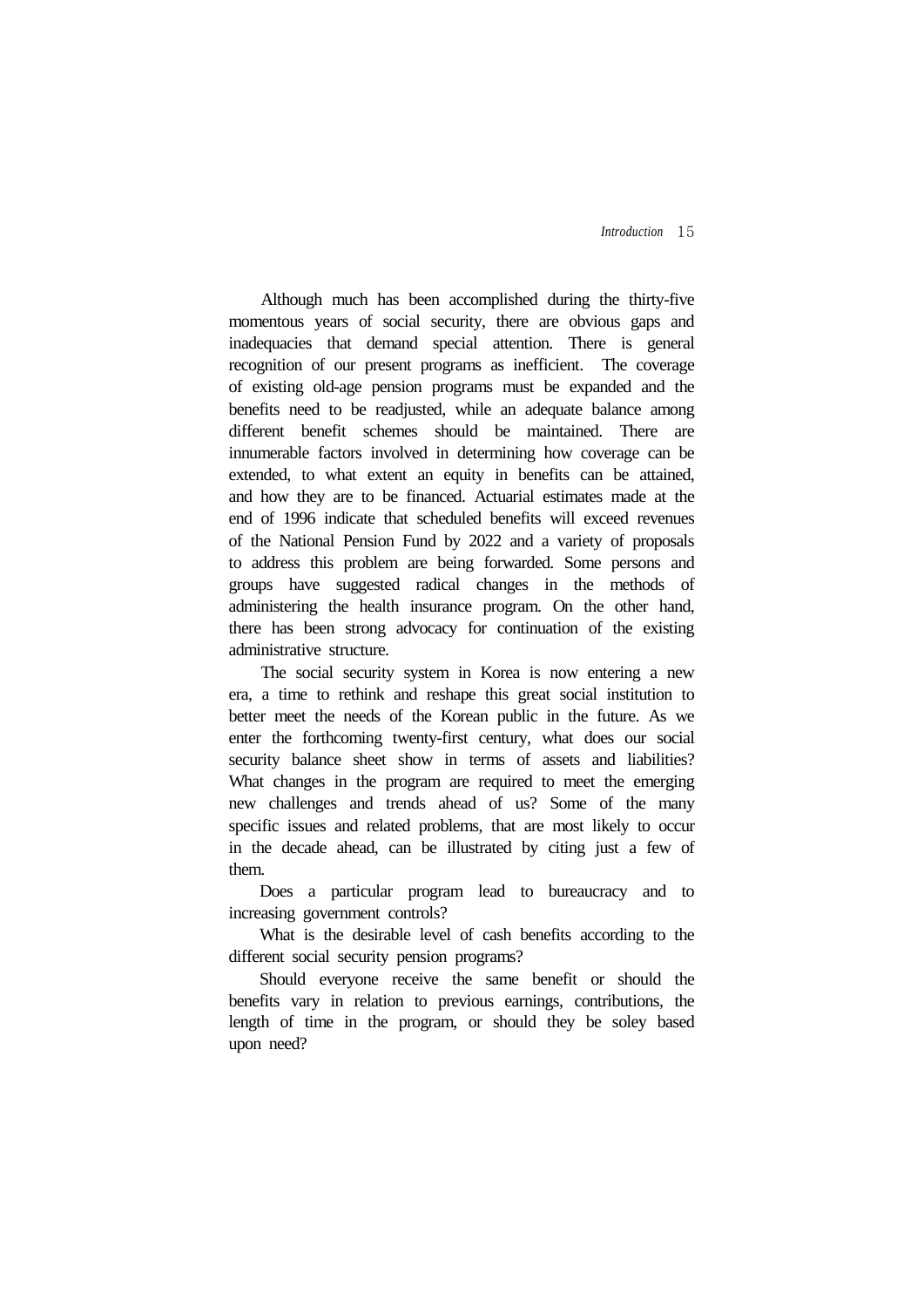Although much has been accomplished during the thirty-five momentous years of social security, there are obvious gaps and inadequacies that demand special attention. There is general recognition of our present programs as inefficient. The coverage of existing old-age pension programs must be expanded and the benefits need to be readjusted, while an adequate balance among different benefit schemes should be maintained. There are innumerable factors involved in determining how coverage can be extended, to what extent an equity in benefits can be attained, and how they are to be financed. Actuarial estimates made at the end of 1996 indicate that scheduled benefits will exceed revenues of the National Pension Fund by 2022 and a variety of proposals to address this problem are being forwarded. Some persons and groups have suggested radical changes in the methods of administering the health insurance program. On the other hand, there has been strong advocacy for continuation of the existing administrative structure.

The social security system in Korea is now entering a new era, a time to rethink and reshape this great social institution to better meet the needs of the Korean public in the future. As we enter the forthcoming twenty-first century, what does our social security balance sheet show in terms of assets and liabilities? What changes in the program are required to meet the emerging new challenges and trends ahead of us? Some of the many specific issues and related problems, that are most likely to occur in the decade ahead, can be illustrated by citing just a few of them.

Does a particular program lead to bureaucracy and to increasing government controls?

What is the desirable level of cash benefits according to the different social security pension programs?

Should everyone receive the same benefit or should the benefits vary in relation to previous earnings, contributions, the length of time in the program, or should they be soley based upon need?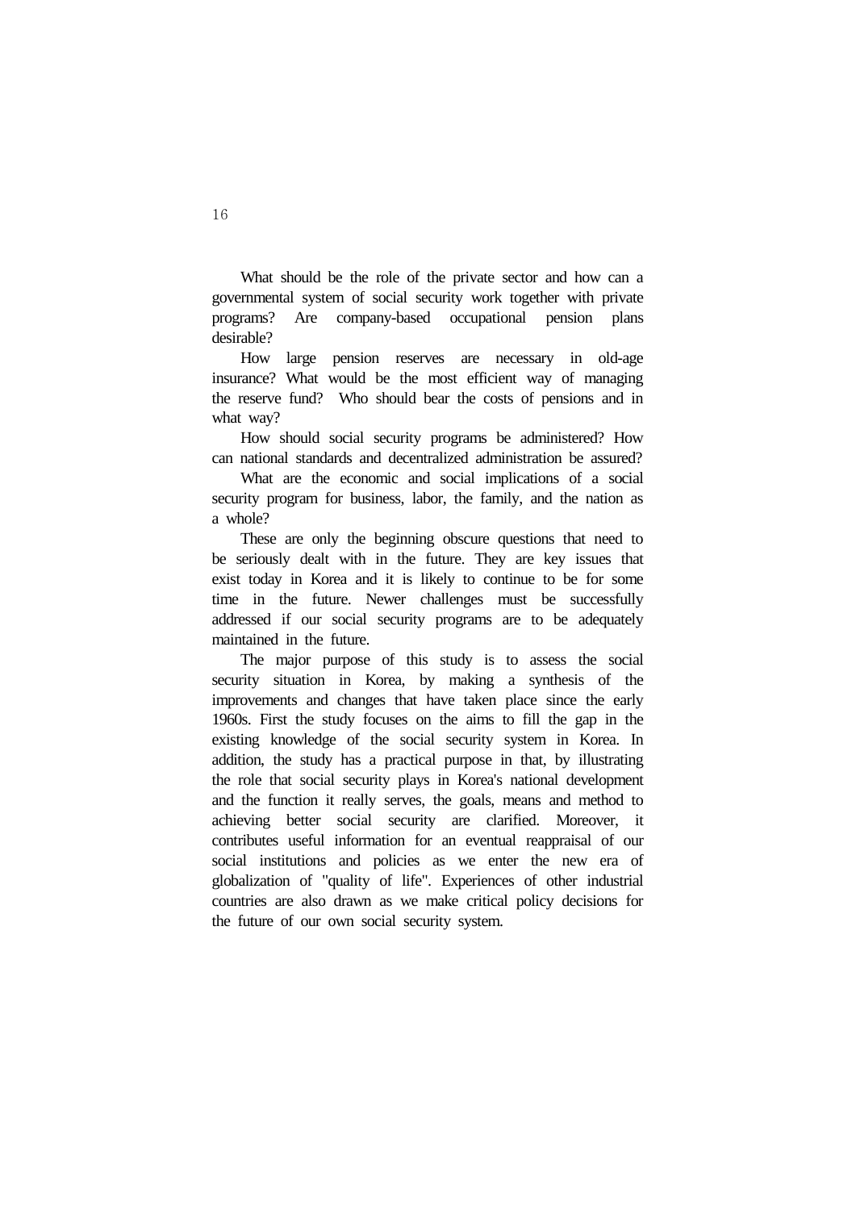What should be the role of the private sector and how can a governmental system of social security work together with private programs? Are company-based occupational pension plans desirable?

How large pension reserves are necessary in old-age insurance? What would be the most efficient way of managing the reserve fund? Who should bear the costs of pensions and in what way?

How should social security programs be administered? How can national standards and decentralized administration be assured?

What are the economic and social implications of a social security program for business, labor, the family, and the nation as a whole?

These are only the beginning obscure questions that need to be seriously dealt with in the future. They are key issues that exist today in Korea and it is likely to continue to be for some time in the future. Newer challenges must be successfully addressed if our social security programs are to be adequately maintained in the future.

The major purpose of this study is to assess the social security situation in Korea, by making a synthesis of the improvements and changes that have taken place since the early 1960s. First the study focuses on the aims to fill the gap in the existing knowledge of the social security system in Korea. In addition, the study has a practical purpose in that, by illustrating the role that social security plays in Korea's national development and the function it really serves, the goals, means and method to achieving better social security are clarified. Moreover, it contributes useful information for an eventual reappraisal of our social institutions and policies as we enter the new era of globalization of "quality of life". Experiences of other industrial countries are also drawn as we make critical policy decisions for the future of our own social security system.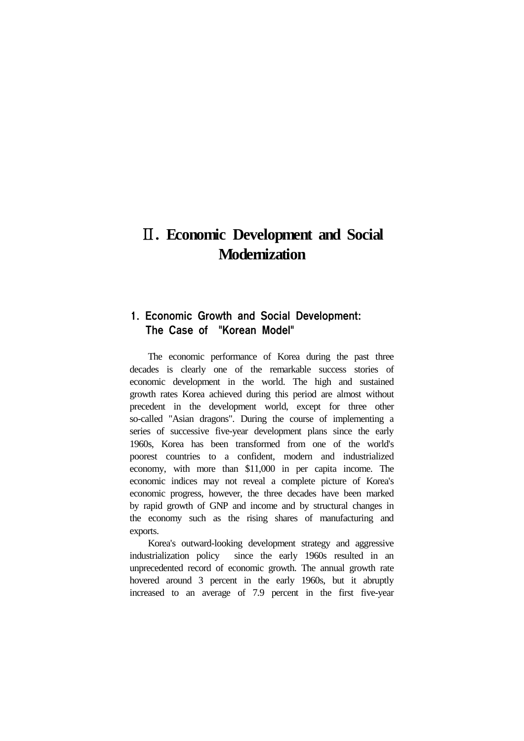# Ⅱ. Economic Development and Social Modernization

## 1. Economic Growth and Social Development: The Case of "Korean Model"

The economic performance of Korea during the past three decades is clearly one of the remarkable success stories of economic development in the world. The high and sustained growth rates Korea achieved during this period are almost without precedent in the development world, except for three other so-called "Asian dragons". During the course of implementing a series of successive five-year development plans since the early 1960s, Korea has been transformed from one of the world's poorest countries to a confident, modern and industrialized economy, with more than $11,000 in per capita income. The economic indices may not reveal a complete picture of Korea's economic progress, however, the three decades have been marked by rapid growth of GNP and income and by structural changes in the economy such as the rising shares of manufacturing and exports.

Korea's outward-looking development strategy and aggressive industrialization policy since the early 1960s resulted in an unprecedented record of economic growth. The annual growth rate hovered around 3 percent in the early 1960s, but it abruptly increased to an average of 7.9 percent in the first five-year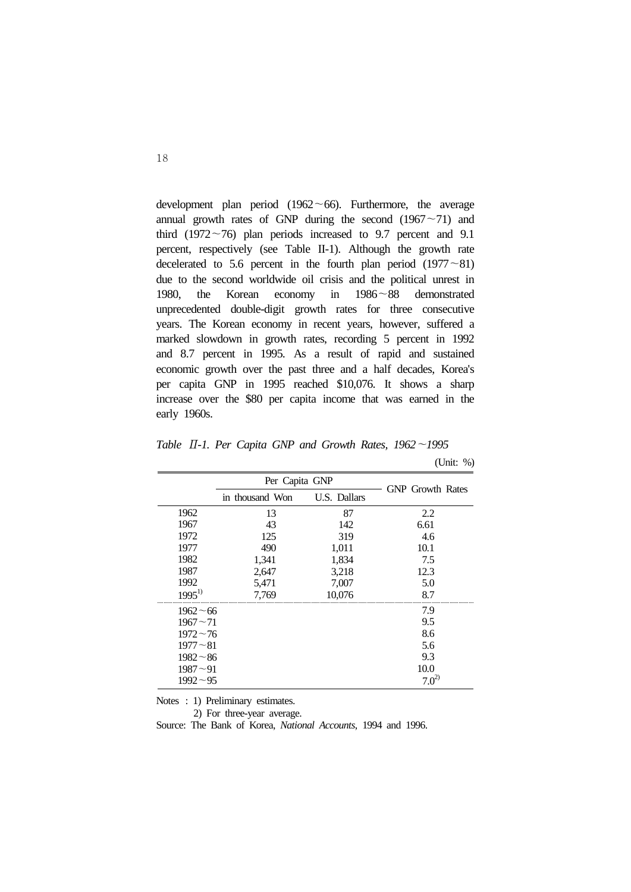development plan period (1962～66). Furthermore, the average annual growth rates of GNP during the second (1967～71) and third (1972～76) plan periods increased to 9.7 percent and 9.1 percent, respectively (see Table II-1). Although the growth rate decelerated to 5.6 percent in the fourth plan period (1977～81) due to the second worldwide oil crisis and the political unrest in 1980, the Korean economy in 1986～88 demonstrated unprecedented double-digit growth rates for three consecutive years. The Korean economy in recent years, however, suffered a marked slowdown in growth rates, recording 5 percent in 1992 and 8.7 percent in 1995. As a result of rapid and sustained economic growth over the past three and a half decades, Korea's per capita GNP in 1995 reached $10,076. It shows a sharp increase over the $80 per capita income that was earned in the early 1960s.

*Table II-1. Per Capita GNP and Growth Rates, 1962～1995*

(Unit: %)

| | Per Capita GNP | | GNP Growth Rates |
|---|---|---|---|
| | in thousand Won | U.S. Dallars | |
| 1962 | 13 | 87 | 2.2 |
| 1967 | 43 | 142 | 6.61 |
| 1972 | 125 | 319 | 4.6 |
| 1977 | 490 | 1,011 | 10.1 |
| 1982 | 1,341 | 1,834 | 7.5 |
| 1987 | 2,647 | 3,218 | 12.3 |
| 1992 | 5,471 | 7,007 | 5.0 |
| 1995[1)] | 7,769 | 10,076 | 8.7 |
| 1962～66 | | | 7.9 |
| 1967～71 | | | 9.5 |
| 1972～76 | | | 8.6 |
| 1977～81 | | | 5.6 |
| 1982～86 | | | 9.3 |
| 1987～91 | | | 10.0 |
| 1992～95 | | | 7.0[2)] |

Notes : 1) Preliminary estimates.
2) For three-year average.

Source: The Bank of Korea, *National Accounts*, 1994 and 1996.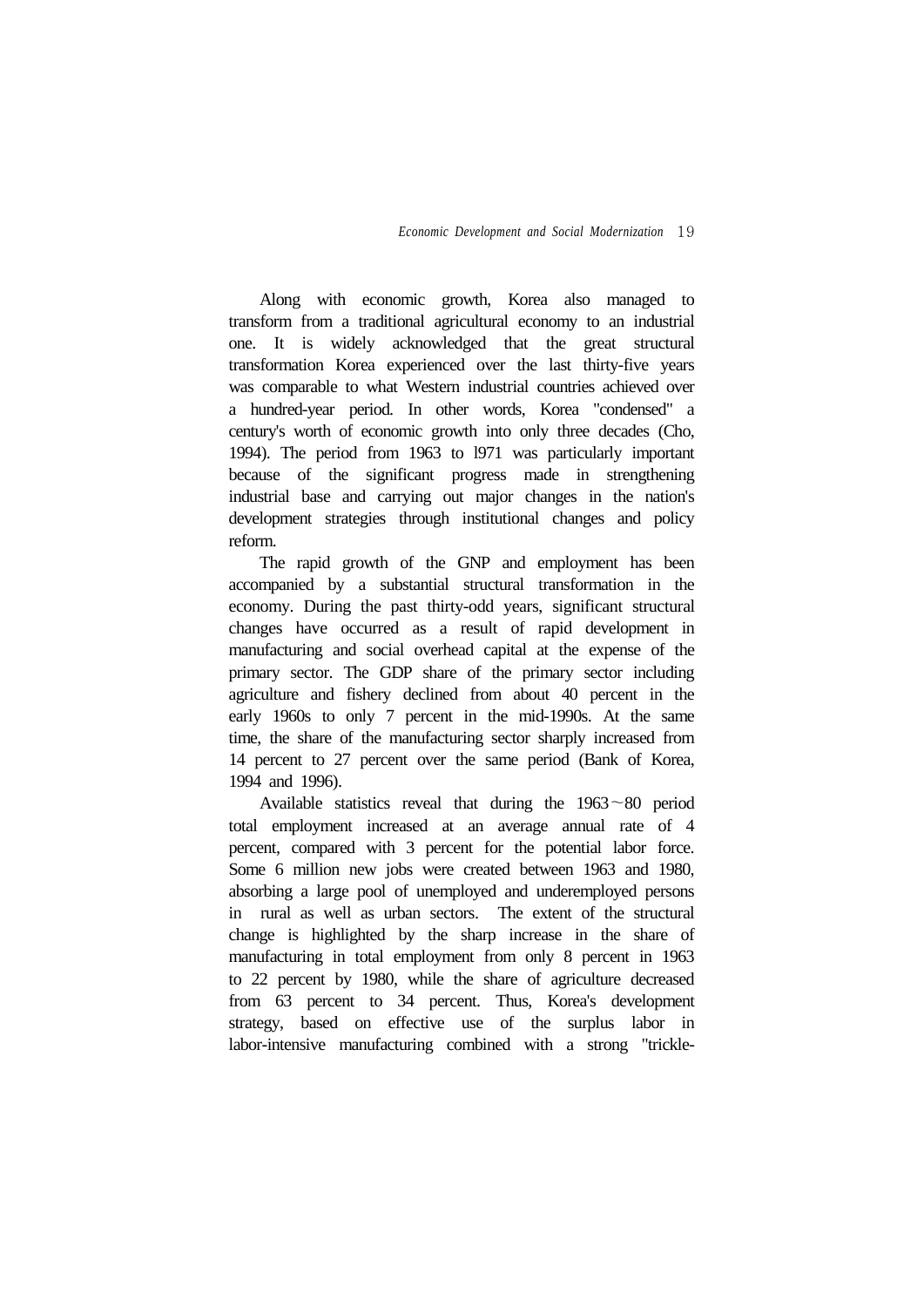Along with economic growth, Korea also managed to transform from a traditional agricultural economy to an industrial one. It is widely acknowledged that the great structural transformation Korea experienced over the last thirty-five years was comparable to what Western industrial countries achieved over a hundred-year period. In other words, Korea "condensed" a century's worth of economic growth into only three decades (Cho, 1994). The period from 1963 to l971 was particularly important because of the significant progress made in strengthening industrial base and carrying out major changes in the nation's development strategies through institutional changes and policy reform.

The rapid growth of the GNP and employment has been accompanied by a substantial structural transformation in the economy. During the past thirty-odd years, significant structural changes have occurred as a result of rapid development in manufacturing and social overhead capital at the expense of the primary sector. The GDP share of the primary sector including agriculture and fishery declined from about 40 percent in the early 1960s to only 7 percent in the mid-1990s. At the same time, the share of the manufacturing sector sharply increased from 14 percent to 27 percent over the same period (Bank of Korea, 1994 and 1996).

Available statistics reveal that during the 1963～80 period total employment increased at an average annual rate of 4 percent, compared with 3 percent for the potential labor force. Some 6 million new jobs were created between 1963 and 1980, absorbing a large pool of unemployed and underemployed persons in rural as well as urban sectors. The extent of the structural change is highlighted by the sharp increase in the share of manufacturing in total employment from only 8 percent in 1963 to 22 percent by 1980, while the share of agriculture decreased from 63 percent to 34 percent. Thus, Korea's development strategy, based on effective use of the surplus labor in labor-intensive manufacturing combined with a strong "trickle-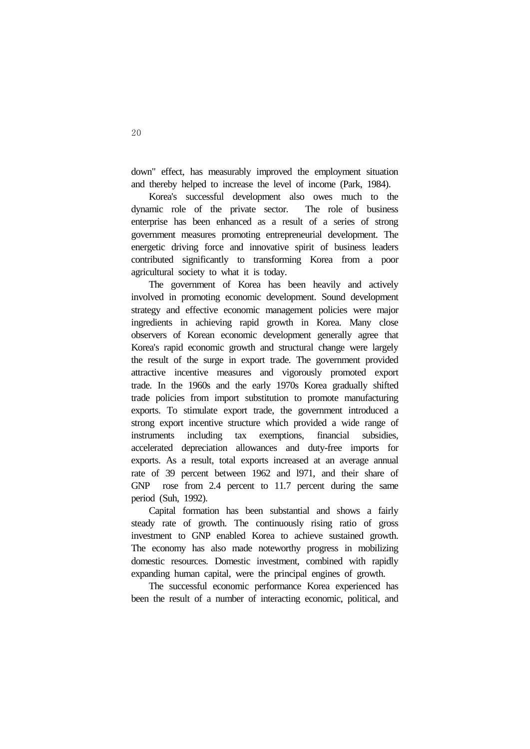down" effect, has measurably improved the employment situation and thereby helped to increase the level of income (Park, 1984).

Korea's successful development also owes much to the dynamic role of the private sector. The role of business enterprise has been enhanced as a result of a series of strong government measures promoting entrepreneurial development. The energetic driving force and innovative spirit of business leaders contributed significantly to transforming Korea from a poor agricultural society to what it is today.

The government of Korea has been heavily and actively involved in promoting economic development. Sound development strategy and effective economic management policies were major ingredients in achieving rapid growth in Korea. Many close observers of Korean economic development generally agree that Korea's rapid economic growth and structural change were largely the result of the surge in export trade. The government provided attractive incentive measures and vigorously promoted export trade. In the 1960s and the early 1970s Korea gradually shifted trade policies from import substitution to promote manufacturing exports. To stimulate export trade, the government introduced a strong export incentive structure which provided a wide range of instruments including tax exemptions, financial subsidies, accelerated depreciation allowances and duty-free imports for exports. As a result, total exports increased at an average annual rate of 39 percent between 1962 and l971, and their share of GNP rose from 2.4 percent to 11.7 percent during the same period (Suh, 1992).

Capital formation has been substantial and shows a fairly steady rate of growth. The continuously rising ratio of gross investment to GNP enabled Korea to achieve sustained growth. The economy has also made noteworthy progress in mobilizing domestic resources. Domestic investment, combined with rapidly expanding human capital, were the principal engines of growth.

The successful economic performance Korea experienced has been the result of a number of interacting economic, political, and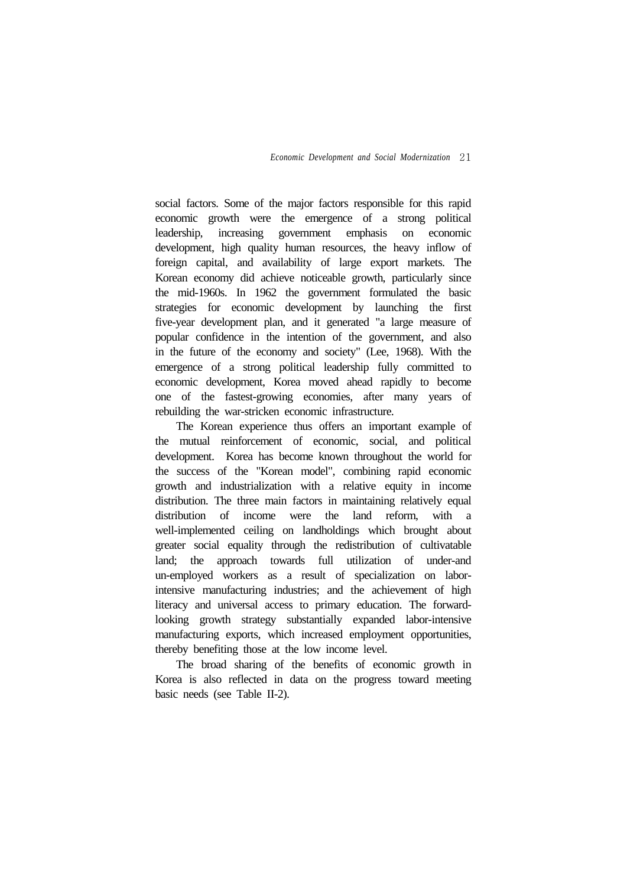social factors. Some of the major factors responsible for this rapid economic growth were the emergence of a strong political leadership, increasing government emphasis on economic development, high quality human resources, the heavy inflow of foreign capital, and availability of large export markets. The Korean economy did achieve noticeable growth, particularly since the mid-1960s. In 1962 the government formulated the basic strategies for economic development by launching the first five-year development plan, and it generated "a large measure of popular confidence in the intention of the government, and also in the future of the economy and society" (Lee, 1968). With the emergence of a strong political leadership fully committed to economic development, Korea moved ahead rapidly to become one of the fastest-growing economies, after many years of rebuilding the war-stricken economic infrastructure.

The Korean experience thus offers an important example of the mutual reinforcement of economic, social, and political development. Korea has become known throughout the world for the success of the "Korean model", combining rapid economic growth and industrialization with a relative equity in income distribution. The three main factors in maintaining relatively equal distribution of income were the land reform, with a well-implemented ceiling on landholdings which brought about greater social equality through the redistribution of cultivatable land; the approach towards full utilization of under-and un-employed workers as a result of specialization on labor-intensive manufacturing industries; and the achievement of high literacy and universal access to primary education. The forward-looking growth strategy substantially expanded labor-intensive manufacturing exports, which increased employment opportunities, thereby benefiting those at the low income level.

The broad sharing of the benefits of economic growth in Korea is also reflected in data on the progress toward meeting basic needs (see Table II-2).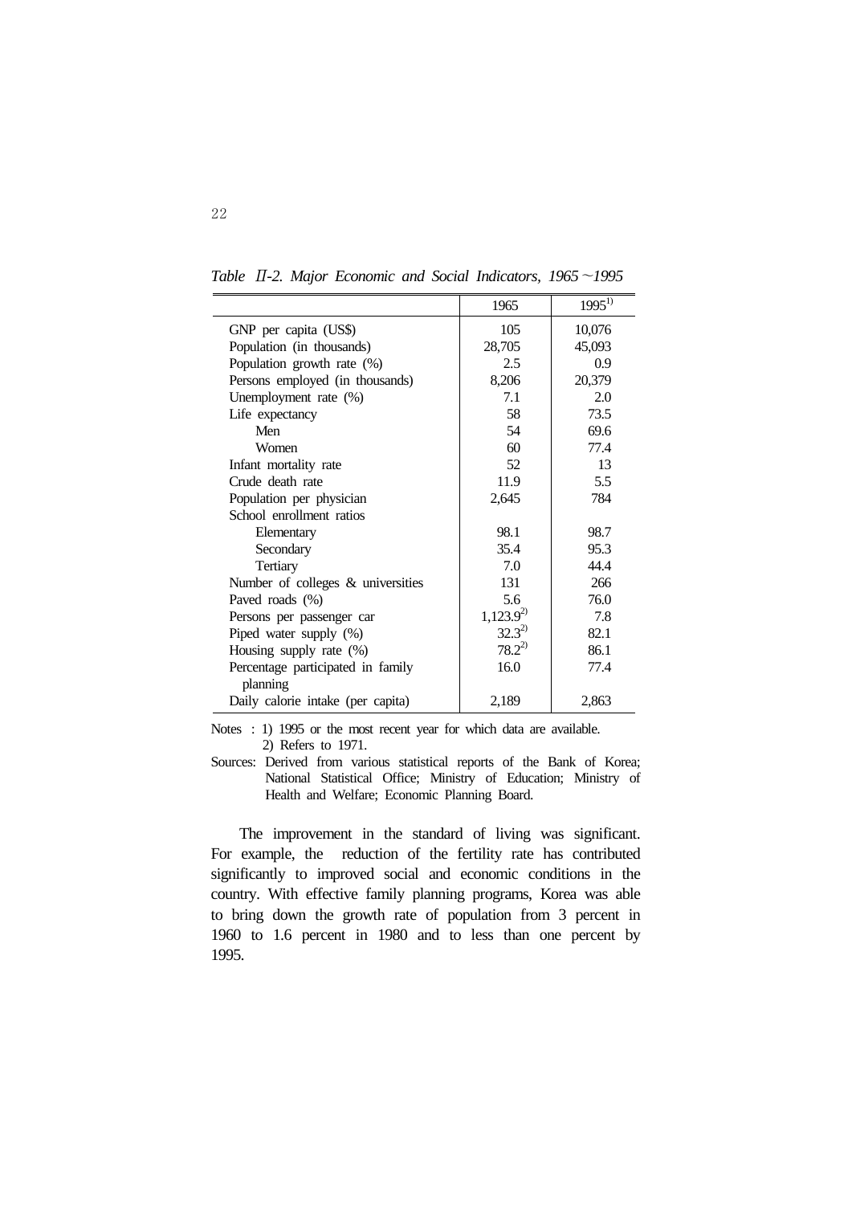*Table II-2. Major Economic and Social Indicators, 1965～1995*

| | 1965 | 1995[1] |
|---|---|---|
| GNP per capita (US$) | 105 | 10,076 |
| Population (in thousands) | 28,705 | 45,093 |
| Population growth rate (%) | 2.5 | 0.9 |
| Persons employed (in thousands) | 8,206 | 20,379 |
| Unemployment rate (%) | 7.1 | 2.0 |
| Life expectancy | 58 | 73.5 |
| Men | 54 | 69.6 |
| Women | 60 | 77.4 |
| Infant mortality rate | 52 | 13 |
| Crude death rate | 11.9 | 5.5 |
| Population per physician | 2,645 | 784 |
| School enrollment ratios | | |
| Elementary | 98.1 | 98.7 |
| Secondary | 35.4 | 95.3 |
| Tertiary | 7.0 | 44.4 |
| Number of colleges & universities | 131 | 266 |
| Paved roads (%) | 5.6 | 76.0 |
| Persons per passenger car | 1,123.9[2] | 7.8 |
| Piped water supply (%) | 32.3[2] | 82.1 |
| Housing supply rate (%) | 78.2[2] | 86.1 |
| Percentage participated in family planning | 16.0 | 77.4 |
| Daily calorie intake (per capita) | 2,189 | 2,863 |

Notes : 1) 1995 or the most recent year for which data are available.
2) Refers to 1971.

Sources: Derived from various statistical reports of the Bank of Korea; National Statistical Office; Ministry of Education; Ministry of Health and Welfare; Economic Planning Board.

The improvement in the standard of living was significant. For example, the reduction of the fertility rate has contributed significantly to improved social and economic conditions in the country. With effective family planning programs, Korea was able to bring down the growth rate of population from 3 percent in 1960 to 1.6 percent in 1980 and to less than one percent by 1995.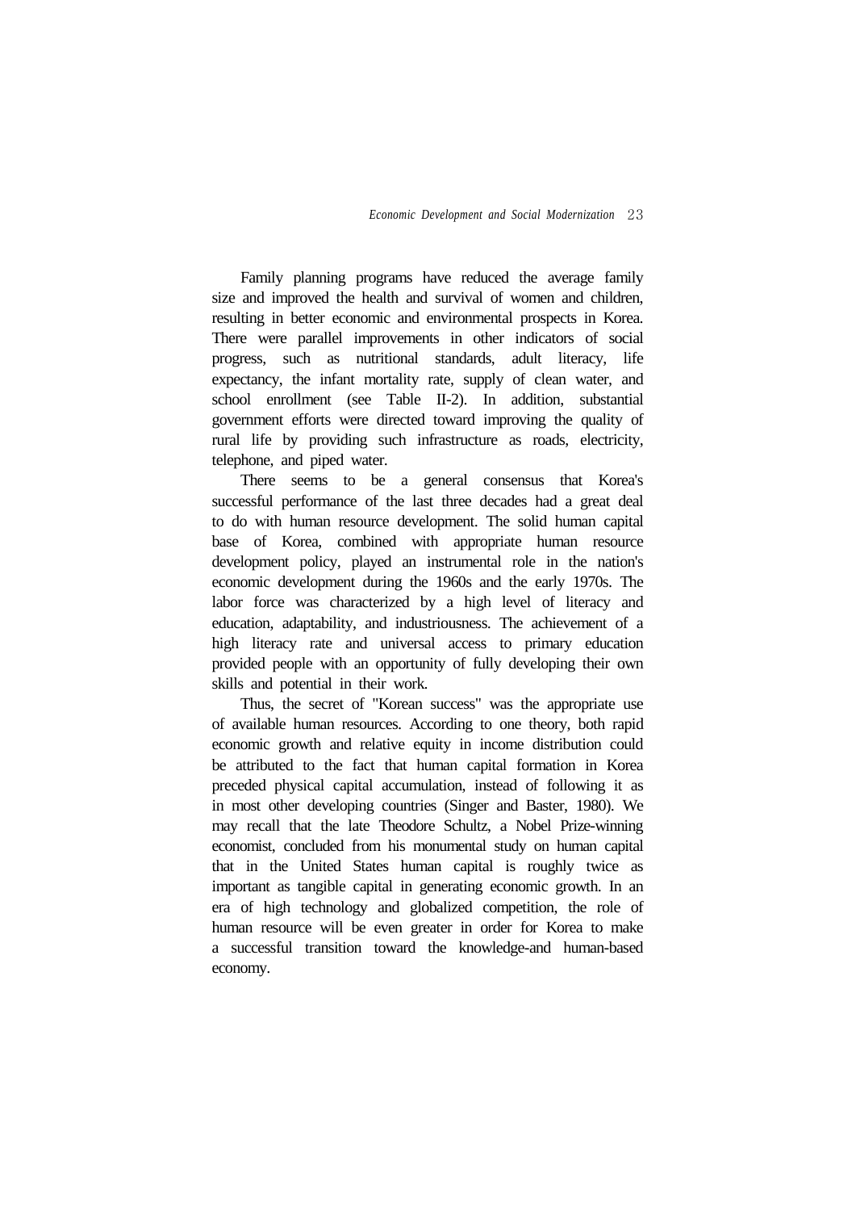Family planning programs have reduced the average family size and improved the health and survival of women and children, resulting in better economic and environmental prospects in Korea. There were parallel improvements in other indicators of social progress, such as nutritional standards, adult literacy, life expectancy, the infant mortality rate, supply of clean water, and school enrollment (see Table II-2). In addition, substantial government efforts were directed toward improving the quality of rural life by providing such infrastructure as roads, electricity, telephone, and piped water.

There seems to be a general consensus that Korea's successful performance of the last three decades had a great deal to do with human resource development. The solid human capital base of Korea, combined with appropriate human resource development policy, played an instrumental role in the nation's economic development during the 1960s and the early 1970s. The labor force was characterized by a high level of literacy and education, adaptability, and industriousness. The achievement of a high literacy rate and universal access to primary education provided people with an opportunity of fully developing their own skills and potential in their work.

Thus, the secret of "Korean success" was the appropriate use of available human resources. According to one theory, both rapid economic growth and relative equity in income distribution could be attributed to the fact that human capital formation in Korea preceded physical capital accumulation, instead of following it as in most other developing countries (Singer and Baster, 1980). We may recall that the late Theodore Schultz, a Nobel Prize-winning economist, concluded from his monumental study on human capital that in the United States human capital is roughly twice as important as tangible capital in generating economic growth. In an era of high technology and globalized competition, the role of human resource will be even greater in order for Korea to make a successful transition toward the knowledge-and human-based economy.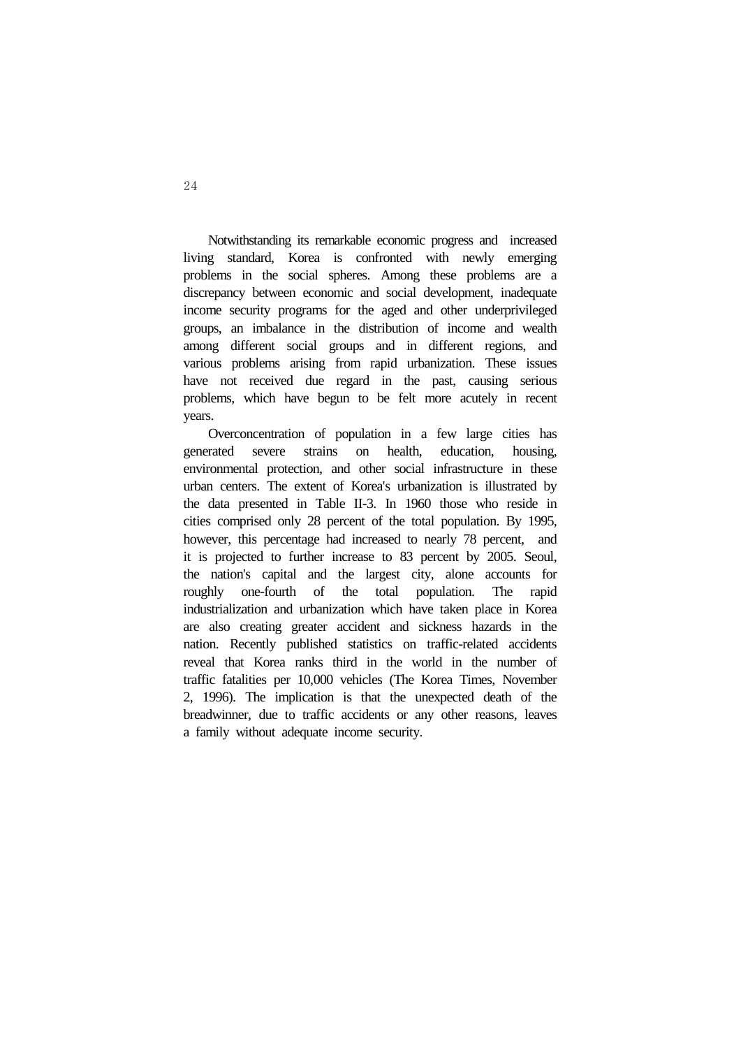Notwithstanding its remarkable economic progress and increased living standard, Korea is confronted with newly emerging problems in the social spheres. Among these problems are a discrepancy between economic and social development, inadequate income security programs for the aged and other underprivileged groups, an imbalance in the distribution of income and wealth among different social groups and in different regions, and various problems arising from rapid urbanization. These issues have not received due regard in the past, causing serious problems, which have begun to be felt more acutely in recent years.

Overconcentration of population in a few large cities has generated severe strains on health, education, housing, environmental protection, and other social infrastructure in these urban centers. The extent of Korea's urbanization is illustrated by the data presented in Table II-3. In 1960 those who reside in cities comprised only 28 percent of the total population. By 1995, however, this percentage had increased to nearly 78 percent, and it is projected to further increase to 83 percent by 2005. Seoul, the nation's capital and the largest city, alone accounts for roughly one-fourth of the total population. The rapid industrialization and urbanization which have taken place in Korea are also creating greater accident and sickness hazards in the nation. Recently published statistics on traffic-related accidents reveal that Korea ranks third in the world in the number of traffic fatalities per 10,000 vehicles (The Korea Times, November 2, 1996). The implication is that the unexpected death of the breadwinner, due to traffic accidents or any other reasons, leaves a family without adequate income security.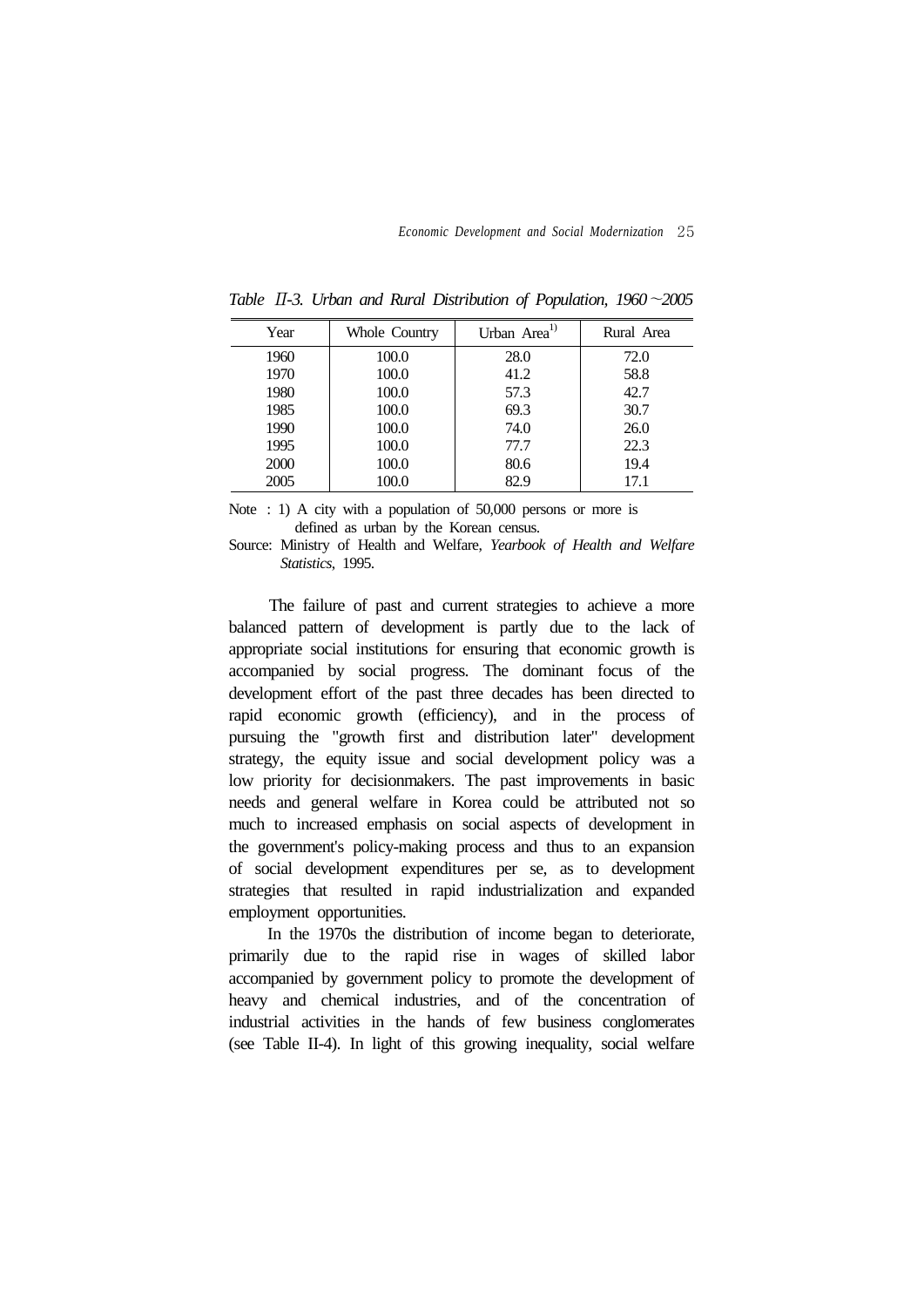*Table II-3. Urban and Rural Distribution of Population, 1960~2005*

| Year | Whole Country | Urban Area[1)] | Rural Area |
|---|---|---|---|
| 1960 | 100.0 | 28.0 | 72.0 |
| 1970 | 100.0 | 41.2 | 58.8 |
| 1980 | 100.0 | 57.3 | 42.7 |
| 1985 | 100.0 | 69.3 | 30.7 |
| 1990 | 100.0 | 74.0 | 26.0 |
| 1995 | 100.0 | 77.7 | 22.3 |
| 2000 | 100.0 | 80.6 | 19.4 |
| 2005 | 100.0 | 82.9 | 17.1 |

Note : 1) A city with a population of 50,000 persons or more is defined as urban by the Korean census.

Source: Ministry of Health and Welfare, *Yearbook of Health and Welfare Statistics*, 1995.

The failure of past and current strategies to achieve a more balanced pattern of development is partly due to the lack of appropriate social institutions for ensuring that economic growth is accompanied by social progress. The dominant focus of the development effort of the past three decades has been directed to rapid economic growth (efficiency), and in the process of pursuing the "growth first and distribution later" development strategy, the equity issue and social development policy was a low priority for decisionmakers. The past improvements in basic needs and general welfare in Korea could be attributed not so much to increased emphasis on social aspects of development in the government's policy-making process and thus to an expansion of social development expenditures per se, as to development strategies that resulted in rapid industrialization and expanded employment opportunities.

In the 1970s the distribution of income began to deteriorate, primarily due to the rapid rise in wages of skilled labor accompanied by government policy to promote the development of heavy and chemical industries, and of the concentration of industrial activities in the hands of few business conglomerates (see Table II-4). In light of this growing inequality, social welfare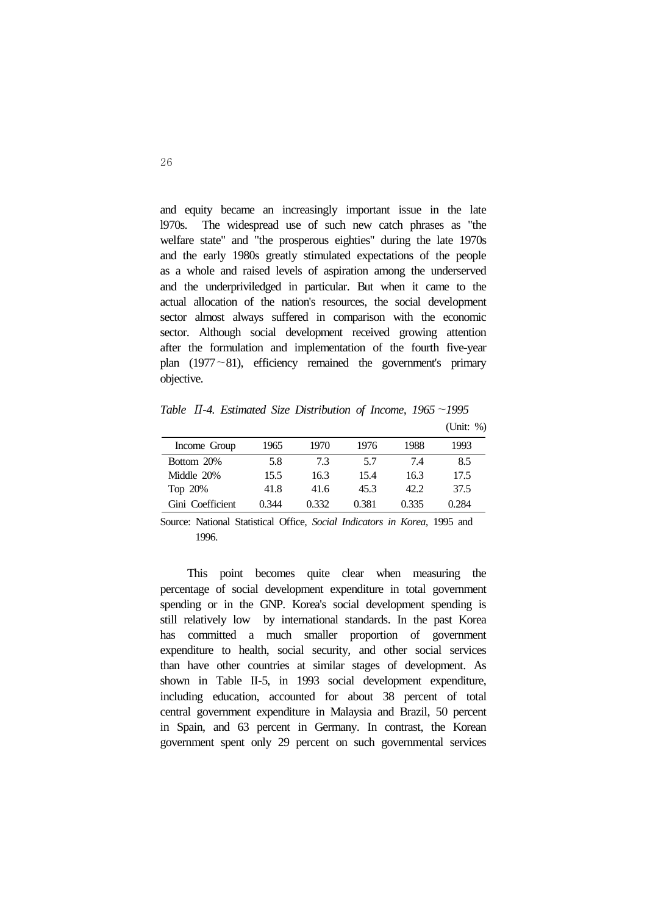and equity became an increasingly important issue in the late l970s. The widespread use of such new catch phrases as "the welfare state" and "the prosperous eighties" during the late 1970s and the early 1980s greatly stimulated expectations of the people as a whole and raised levels of aspiration among the underserved and the underpriviledged in particular. But when it came to the actual allocation of the nation's resources, the social development sector almost always suffered in comparison with the economic sector. Although social development received growing attention after the formulation and implementation of the fourth five-year plan (1977～81), efficiency remained the government's primary objective.

*Table Ⅱ-4. Estimated Size Distribution of Income, 1965～1995*

(Unit: %)

| Income Group | 1965 | 1970 | 1976 | 1988 | 1993 |
|---|---|---|---|---|---|
| Bottom 20% | 5.8 | 7.3 | 5.7 | 7.4 | 8.5 |
| Middle 20% | 15.5 | 16.3 | 15.4 | 16.3 | 17.5 |
| Top 20% | 41.8 | 41.6 | 45.3 | 42.2 | 37.5 |
| Gini Coefficient | 0.344 | 0.332 | 0.381 | 0.335 | 0.284 |

Source: National Statistical Office, *Social Indicators in Korea,* 1995 and 1996.

This point becomes quite clear when measuring the percentage of social development expenditure in total government spending or in the GNP. Korea's social development spending is still relatively low by international standards. In the past Korea has committed a much smaller proportion of government expenditure to health, social security, and other social services than have other countries at similar stages of development. As shown in Table II-5, in 1993 social development expenditure, including education, accounted for about 38 percent of total central government expenditure in Malaysia and Brazil, 50 percent in Spain, and 63 percent in Germany. In contrast, the Korean government spent only 29 percent on such governmental services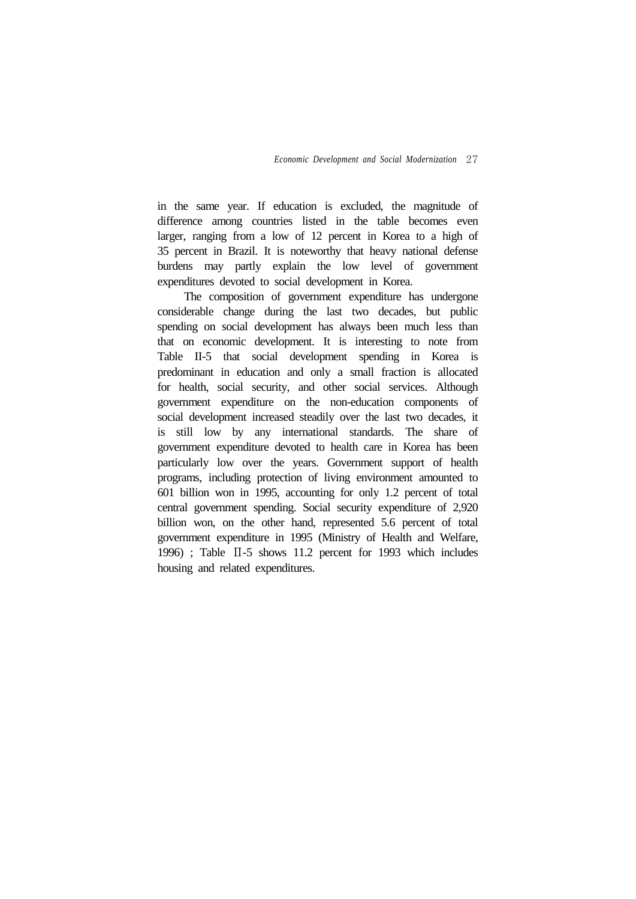in the same year. If education is excluded, the magnitude of difference among countries listed in the table becomes even larger, ranging from a low of 12 percent in Korea to a high of 35 percent in Brazil. It is noteworthy that heavy national defense burdens may partly explain the low level of government expenditures devoted to social development in Korea.

The composition of government expenditure has undergone considerable change during the last two decades, but public spending on social development has always been much less than that on economic development. It is interesting to note from Table II-5 that social development spending in Korea is predominant in education and only a small fraction is allocated for health, social security, and other social services. Although government expenditure on the non-education components of social development increased steadily over the last two decades, it is still low by any international standards. The share of government expenditure devoted to health care in Korea has been particularly low over the years. Government support of health programs, including protection of living environment amounted to 601 billion won in 1995, accounting for only 1.2 percent of total central government spending. Social security expenditure of 2,920 billion won, on the other hand, represented 5.6 percent of total government expenditure in 1995 (Ministry of Health and Welfare, 1996) ; Table Ⅱ-5 shows 11.2 percent for 1993 which includes housing and related expenditures.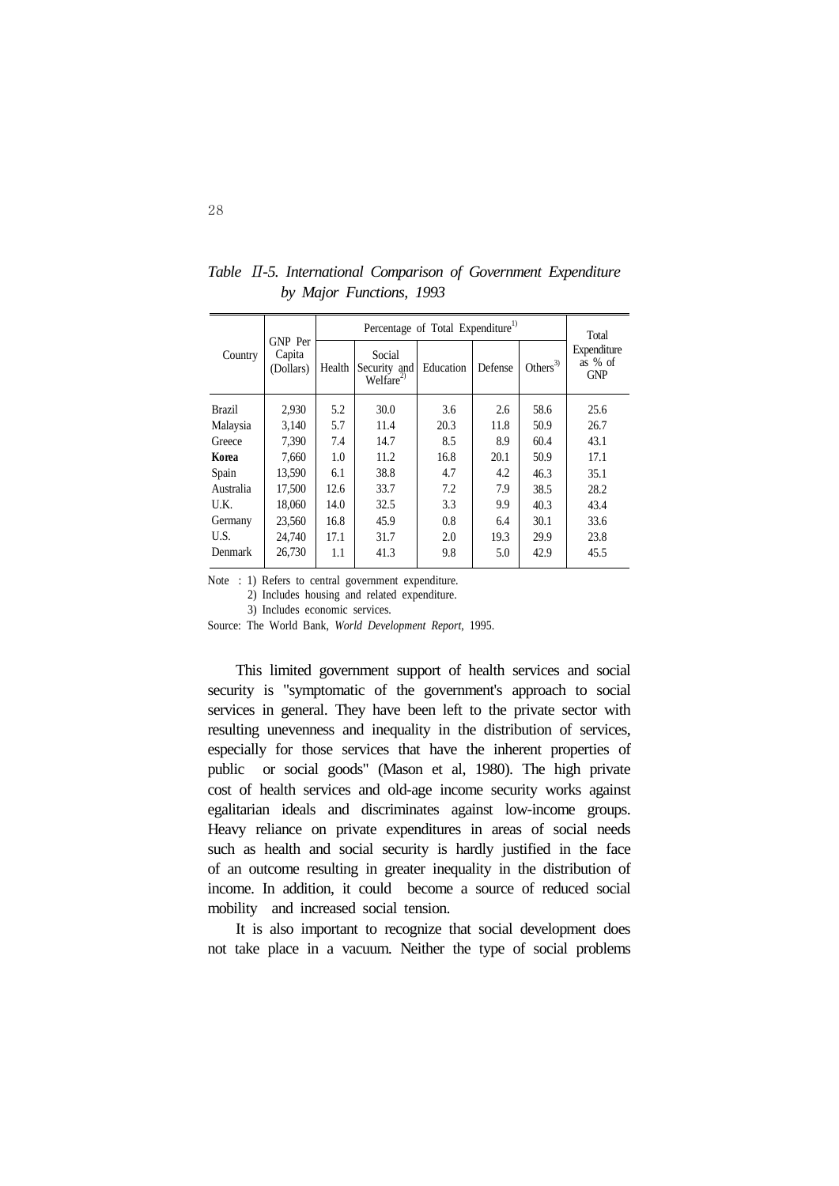*Table II-5. International Comparison of Government Expenditure by Major Functions, 1993*

| Country | GNP Per Capita (Dollars) | Percentage of Total Expenditure[1] | | | | | Total Expenditure as % of GNP |
|---|---|---|---|---|---|---|---|
| | | Health | Social Security and Welfare[2] | Education | Defense | Others[3] | |
| Brazil | 2,930 | 5.2 | 30.0 | 3.6 | 2.6 | 58.6 | 25.6 |
| Malaysia | 3,140 | 5.7 | 11.4 | 20.3 | 11.8 | 50.9 | 26.7 |
| Greece | 7,390 | 7.4 | 14.7 | 8.5 | 8.9 | 60.4 | 43.1 |
| **Korea** | 7,660 | 1.0 | 11.2 | 16.8 | 20.1 | 50.9 | 17.1 |
| Spain | 13,590 | 6.1 | 38.8 | 4.7 | 4.2 | 46.3 | 35.1 |
| Australia | 17,500 | 12.6 | 33.7 | 7.2 | 7.9 | 38.5 | 28.2 |
| U.K. | 18,060 | 14.0 | 32.5 | 3.3 | 9.9 | 40.3 | 43.4 |
| Germany | 23,560 | 16.8 | 45.9 | 0.8 | 6.4 | 30.1 | 33.6 |
| U.S. | 24,740 | 17.1 | 31.7 | 2.0 | 19.3 | 29.9 | 23.8 |
| Denmark | 26,730 | 1.1 | 41.3 | 9.8 | 5.0 | 42.9 | 45.5 |

Note : 1) Refers to central government expenditure.
2) Includes housing and related expenditure.
3) Includes economic services.

Source: The World Bank, *World Development Report*, 1995.

This limited government support of health services and social security is "symptomatic of the government's approach to social services in general. They have been left to the private sector with resulting unevenness and inequality in the distribution of services, especially for those services that have the inherent properties of public or social goods" (Mason et al, 1980). The high private cost of health services and old-age income security works against egalitarian ideals and discriminates against low-income groups. Heavy reliance on private expenditures in areas of social needs such as health and social security is hardly justified in the face of an outcome resulting in greater inequality in the distribution of income. In addition, it could become a source of reduced social mobility and increased social tension.

It is also important to recognize that social development does not take place in a vacuum. Neither the type of social problems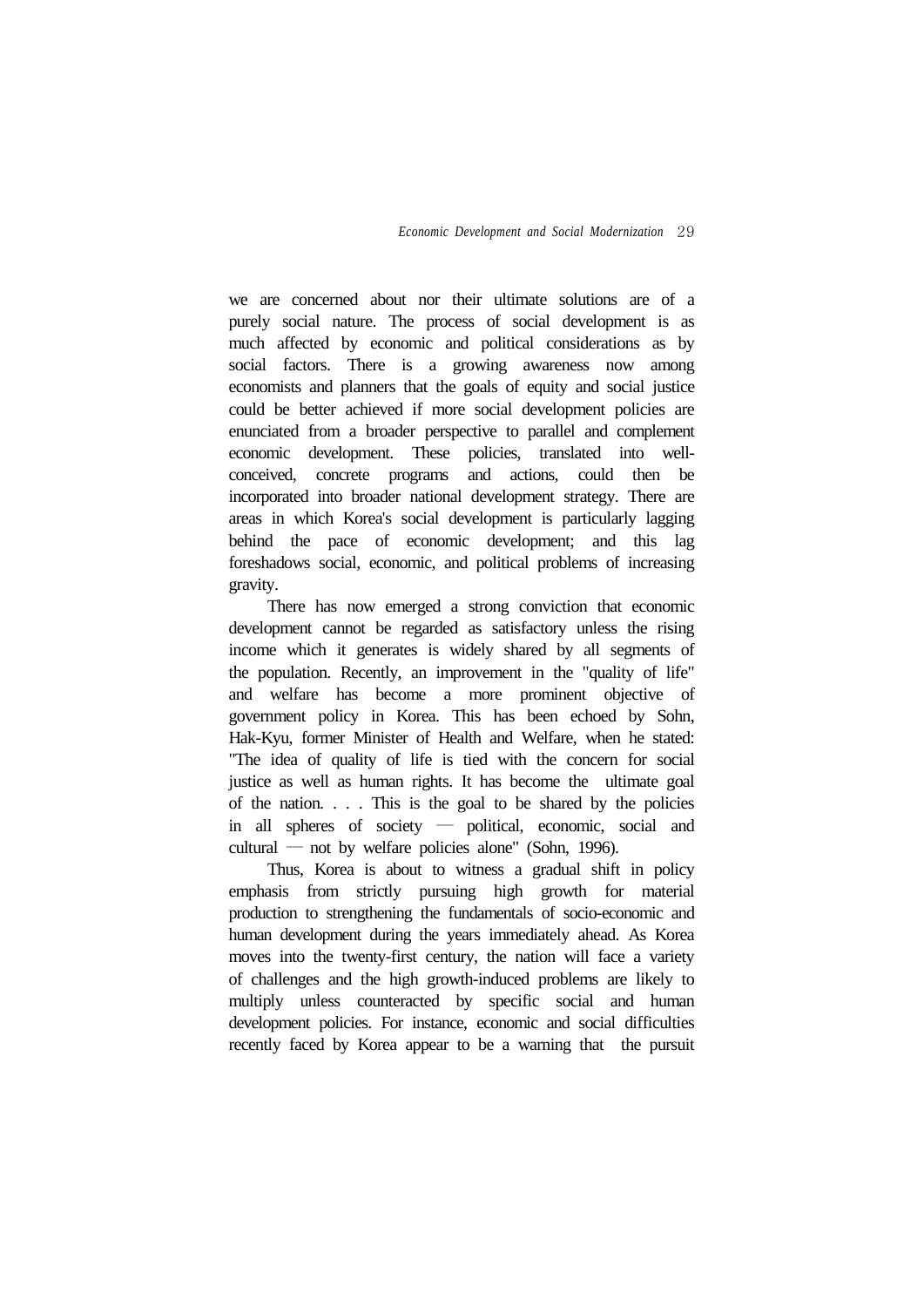we are concerned about nor their ultimate solutions are of a purely social nature. The process of social development is as much affected by economic and political considerations as by social factors. There is a growing awareness now among economists and planners that the goals of equity and social justice could be better achieved if more social development policies are enunciated from a broader perspective to parallel and complement economic development. These policies, translated into well-conceived, concrete programs and actions, could then be incorporated into broader national development strategy. There are areas in which Korea's social development is particularly lagging behind the pace of economic development; and this lag foreshadows social, economic, and political problems of increasing gravity.

There has now emerged a strong conviction that economic development cannot be regarded as satisfactory unless the rising income which it generates is widely shared by all segments of the population. Recently, an improvement in the "quality of life" and welfare has become a more prominent objective of government policy in Korea. This has been echoed by Sohn, Hak-Kyu, former Minister of Health and Welfare, when he stated: "The idea of quality of life is tied with the concern for social justice as well as human rights. It has become the ultimate goal of the nation. . . . This is the goal to be shared by the policies in all spheres of society — political, economic, social and cultural — not by welfare policies alone" (Sohn, 1996).

Thus, Korea is about to witness a gradual shift in policy emphasis from strictly pursuing high growth for material production to strengthening the fundamentals of socio-economic and human development during the years immediately ahead. As Korea moves into the twenty-first century, the nation will face a variety of challenges and the high growth-induced problems are likely to multiply unless counteracted by specific social and human development policies. For instance, economic and social difficulties recently faced by Korea appear to be a warning that the pursuit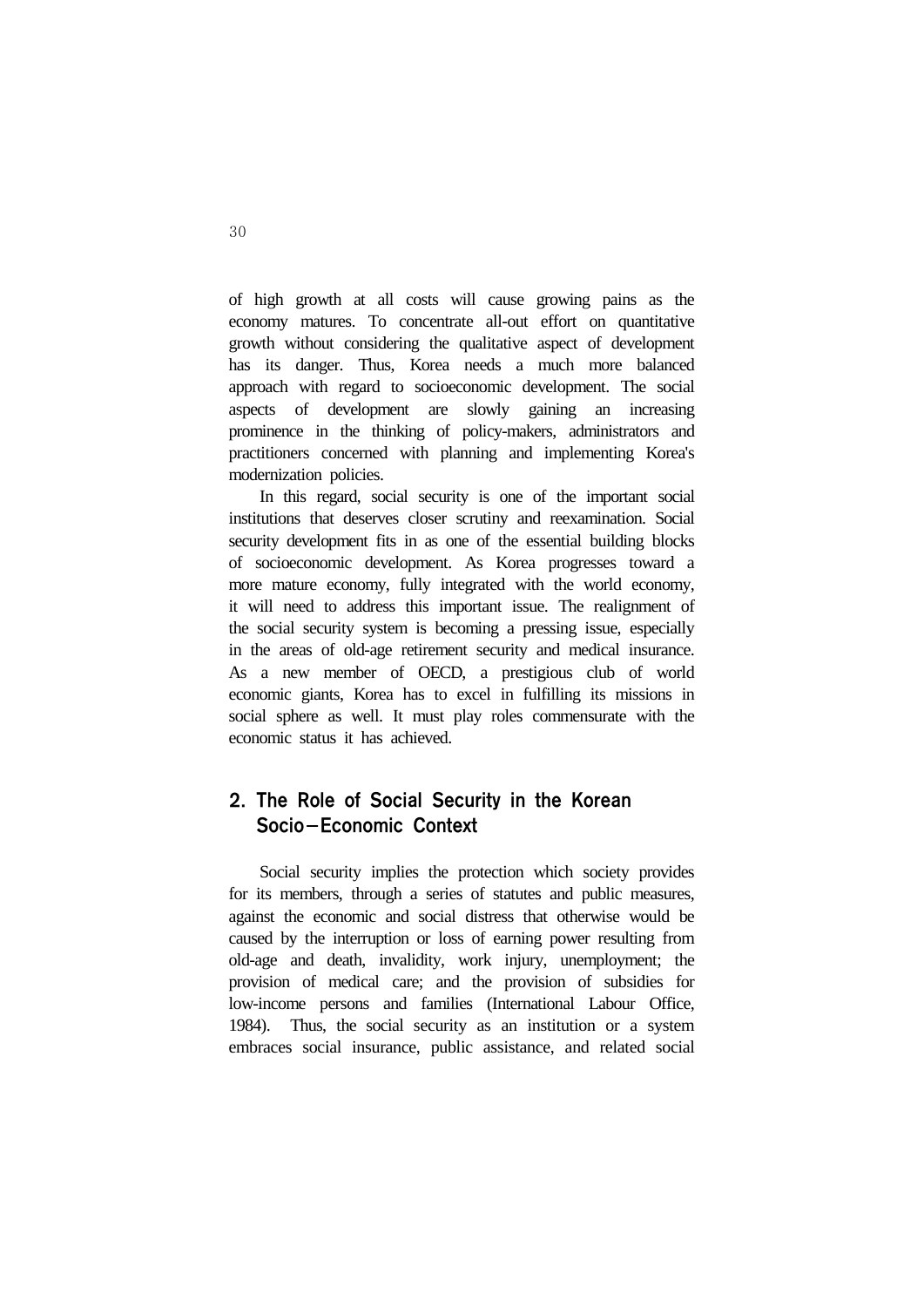of high growth at all costs will cause growing pains as the economy matures. To concentrate all-out effort on quantitative growth without considering the qualitative aspect of development has its danger. Thus, Korea needs a much more balanced approach with regard to socioeconomic development. The social aspects of development are slowly gaining an increasing prominence in the thinking of policy-makers, administrators and practitioners concerned with planning and implementing Korea's modernization policies.

In this regard, social security is one of the important social institutions that deserves closer scrutiny and reexamination. Social security development fits in as one of the essential building blocks of socioeconomic development. As Korea progresses toward a more mature economy, fully integrated with the world economy, it will need to address this important issue. The realignment of the social security system is becoming a pressing issue, especially in the areas of old-age retirement security and medical insurance. As a new member of OECD, a prestigious club of world economic giants, Korea has to excel in fulfilling its missions in social sphere as well. It must play roles commensurate with the economic status it has achieved.

## 2. The Role of Social Security in the Korean Socio-Economic Context

Social security implies the protection which society provides for its members, through a series of statutes and public measures, against the economic and social distress that otherwise would be caused by the interruption or loss of earning power resulting from old-age and death, invalidity, work injury, unemployment; the provision of medical care; and the provision of subsidies for low-income persons and families (International Labour Office, 1984). Thus, the social security as an institution or a system embraces social insurance, public assistance, and related social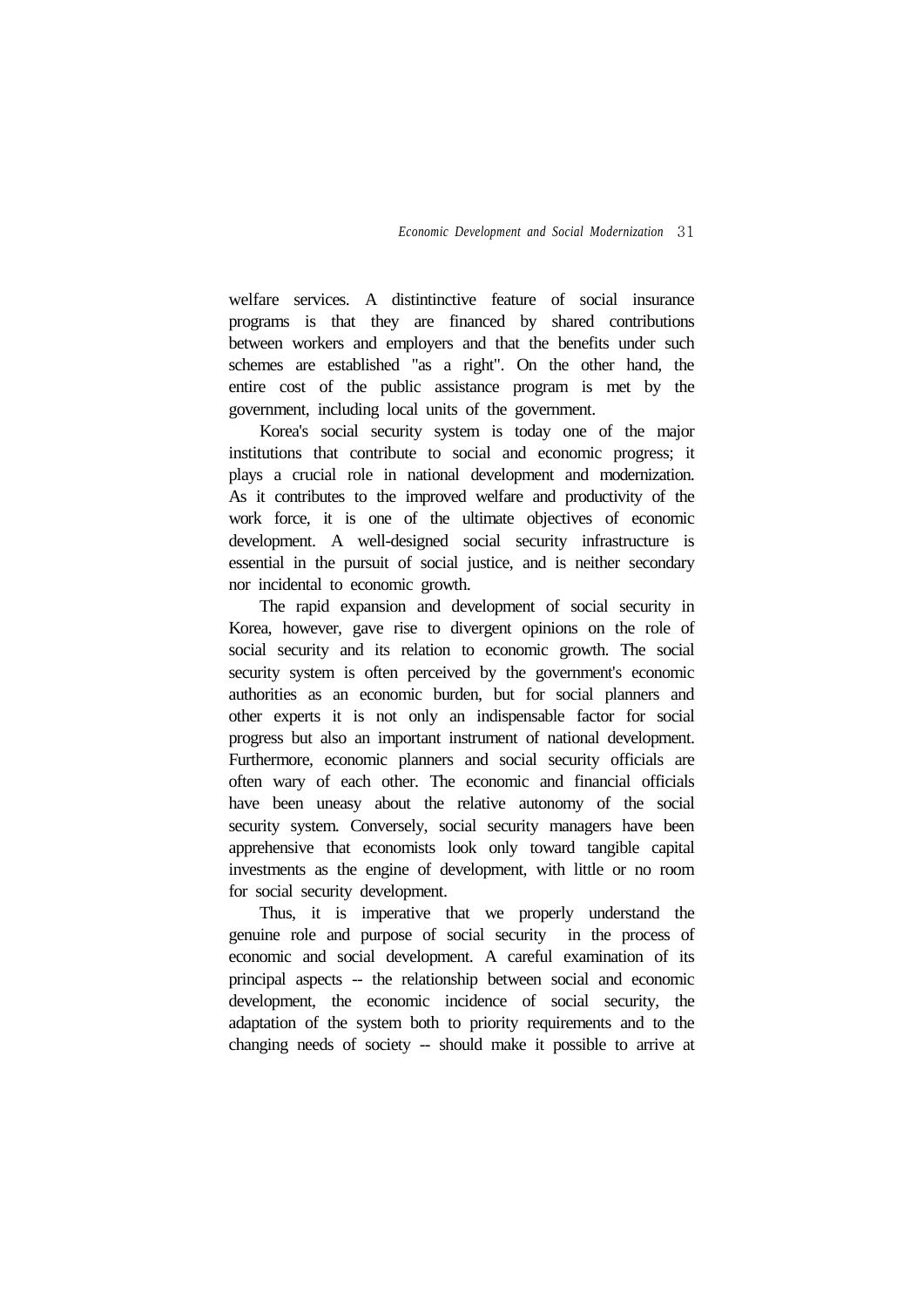welfare services. A distintinctive feature of social insurance programs is that they are financed by shared contributions between workers and employers and that the benefits under such schemes are established "as a right". On the other hand, the entire cost of the public assistance program is met by the government, including local units of the government.

Korea's social security system is today one of the major institutions that contribute to social and economic progress; it plays a crucial role in national development and modernization. As it contributes to the improved welfare and productivity of the work force, it is one of the ultimate objectives of economic development. A well-designed social security infrastructure is essential in the pursuit of social justice, and is neither secondary nor incidental to economic growth.

The rapid expansion and development of social security in Korea, however, gave rise to divergent opinions on the role of social security and its relation to economic growth. The social security system is often perceived by the government's economic authorities as an economic burden, but for social planners and other experts it is not only an indispensable factor for social progress but also an important instrument of national development. Furthermore, economic planners and social security officials are often wary of each other. The economic and financial officials have been uneasy about the relative autonomy of the social security system. Conversely, social security managers have been apprehensive that economists look only toward tangible capital investments as the engine of development, with little or no room for social security development.

Thus, it is imperative that we properly understand the genuine role and purpose of social security in the process of economic and social development. A careful examination of its principal aspects -- the relationship between social and economic development, the economic incidence of social security, the adaptation of the system both to priority requirements and to the changing needs of society -- should make it possible to arrive at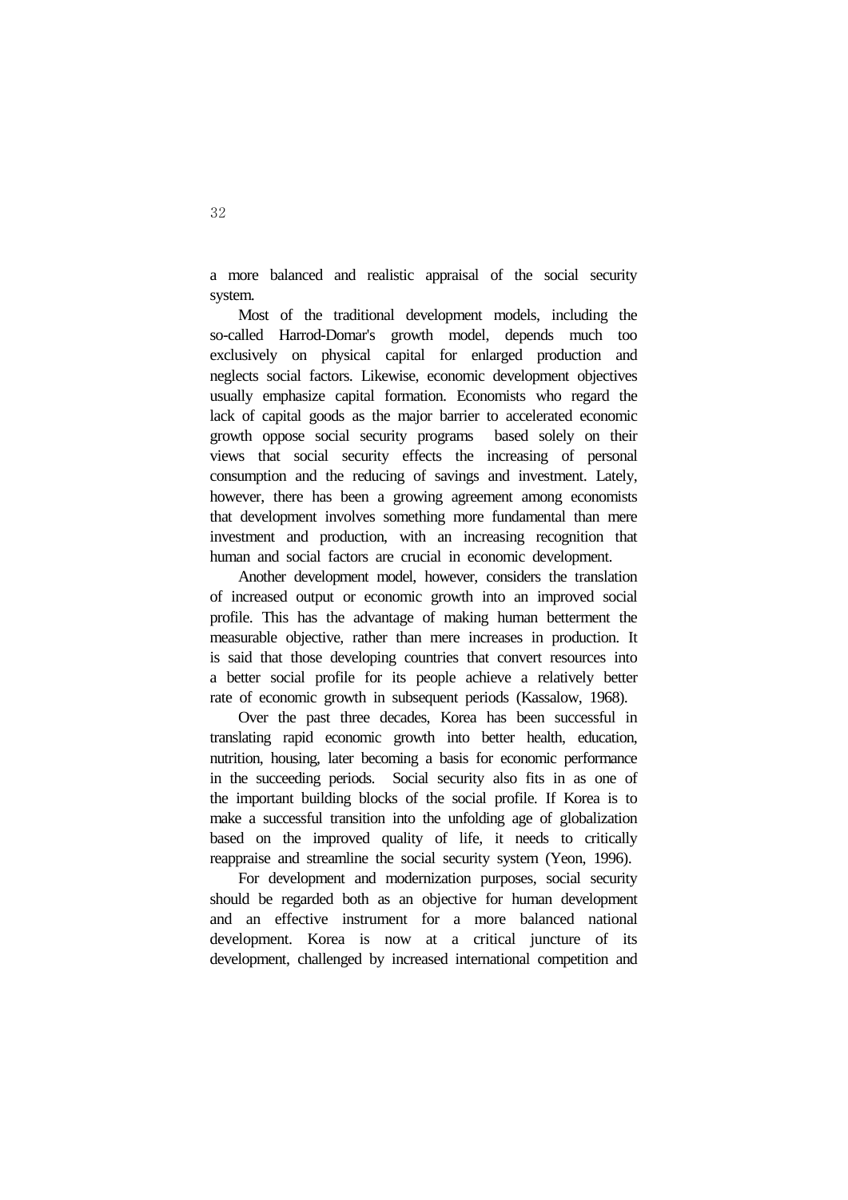a more balanced and realistic appraisal of the social security system.

Most of the traditional development models, including the so-called Harrod-Domar's growth model, depends much too exclusively on physical capital for enlarged production and neglects social factors. Likewise, economic development objectives usually emphasize capital formation. Economists who regard the lack of capital goods as the major barrier to accelerated economic growth oppose social security programs based solely on their views that social security effects the increasing of personal consumption and the reducing of savings and investment. Lately, however, there has been a growing agreement among economists that development involves something more fundamental than mere investment and production, with an increasing recognition that human and social factors are crucial in economic development.

Another development model, however, considers the translation of increased output or economic growth into an improved social profile. This has the advantage of making human betterment the measurable objective, rather than mere increases in production. It is said that those developing countries that convert resources into a better social profile for its people achieve a relatively better rate of economic growth in subsequent periods (Kassalow, 1968).

Over the past three decades, Korea has been successful in translating rapid economic growth into better health, education, nutrition, housing, later becoming a basis for economic performance in the succeeding periods. Social security also fits in as one of the important building blocks of the social profile. If Korea is to make a successful transition into the unfolding age of globalization based on the improved quality of life, it needs to critically reappraise and streamline the social security system (Yeon, 1996).

For development and modernization purposes, social security should be regarded both as an objective for human development and an effective instrument for a more balanced national development. Korea is now at a critical juncture of its development, challenged by increased international competition and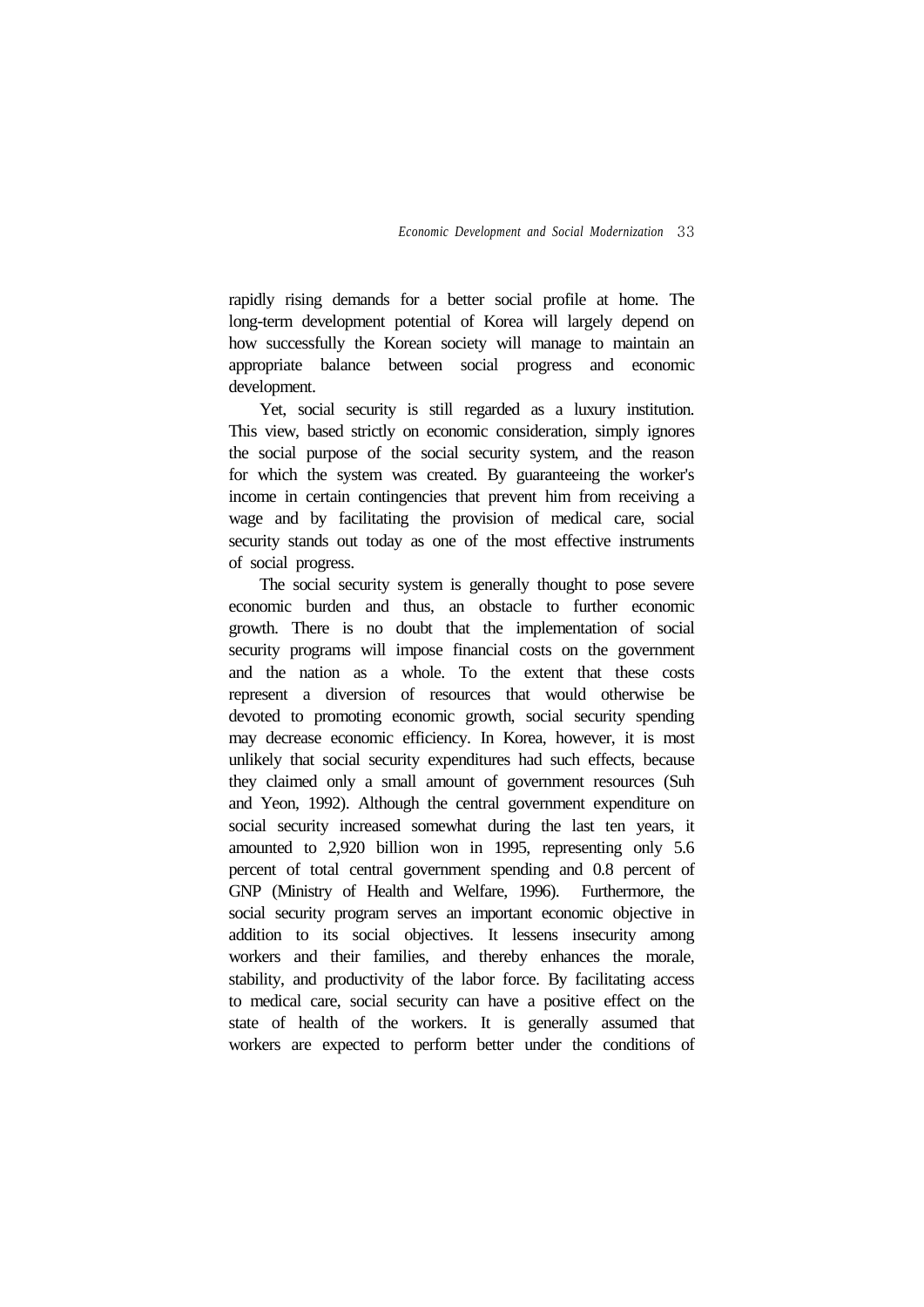rapidly rising demands for a better social profile at home. The long-term development potential of Korea will largely depend on how successfully the Korean society will manage to maintain an appropriate balance between social progress and economic development.

Yet, social security is still regarded as a luxury institution. This view, based strictly on economic consideration, simply ignores the social purpose of the social security system, and the reason for which the system was created. By guaranteeing the worker's income in certain contingencies that prevent him from receiving a wage and by facilitating the provision of medical care, social security stands out today as one of the most effective instruments of social progress.

The social security system is generally thought to pose severe economic burden and thus, an obstacle to further economic growth. There is no doubt that the implementation of social security programs will impose financial costs on the government and the nation as a whole. To the extent that these costs represent a diversion of resources that would otherwise be devoted to promoting economic growth, social security spending may decrease economic efficiency. In Korea, however, it is most unlikely that social security expenditures had such effects, because they claimed only a small amount of government resources (Suh and Yeon, 1992). Although the central government expenditure on social security increased somewhat during the last ten years, it amounted to 2,920 billion won in 1995, representing only 5.6 percent of total central government spending and 0.8 percent of GNP (Ministry of Health and Welfare, 1996). Furthermore, the social security program serves an important economic objective in addition to its social objectives. It lessens insecurity among workers and their families, and thereby enhances the morale, stability, and productivity of the labor force. By facilitating access to medical care, social security can have a positive effect on the state of health of the workers. It is generally assumed that workers are expected to perform better under the conditions of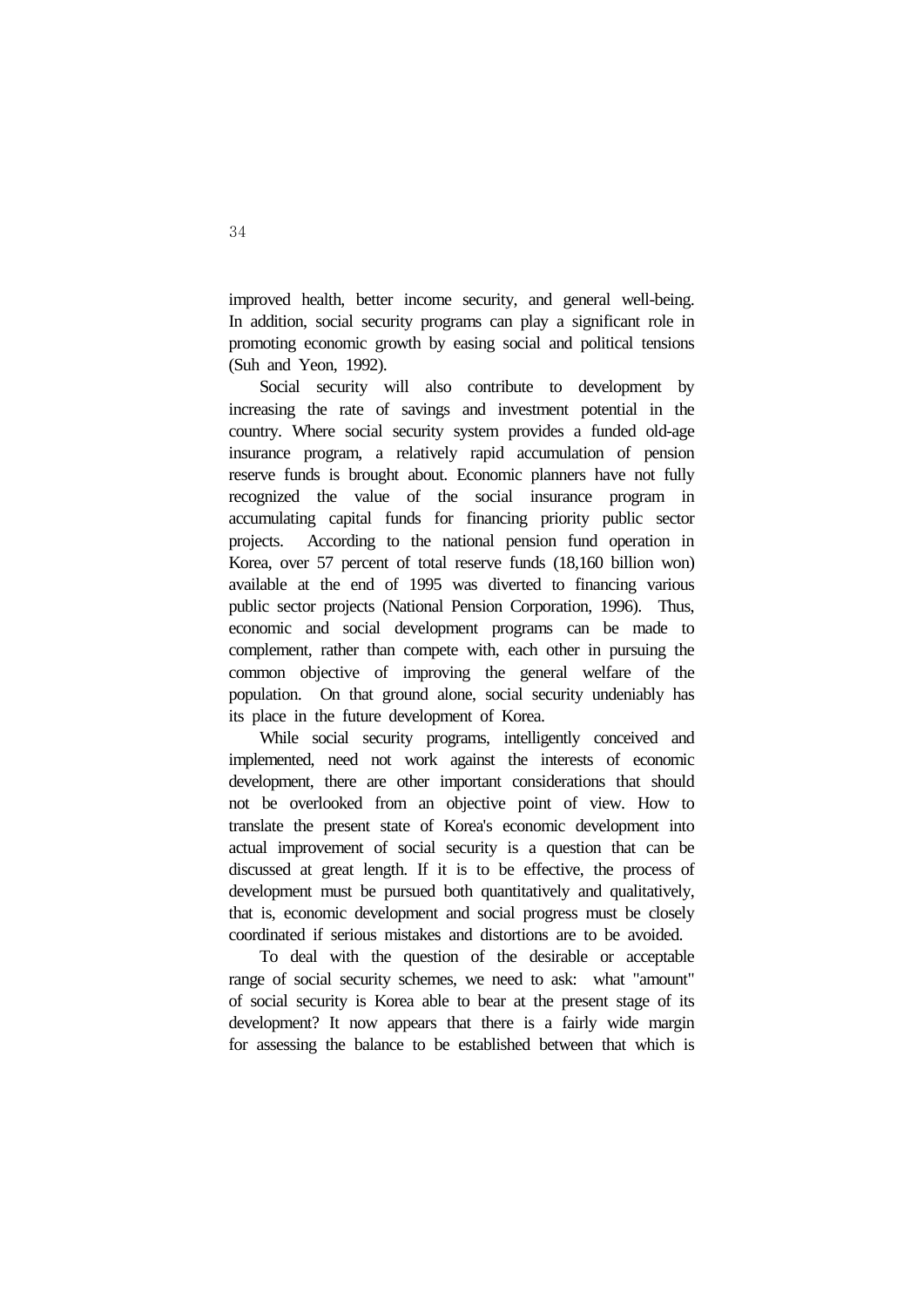improved health, better income security, and general well-being. In addition, social security programs can play a significant role in promoting economic growth by easing social and political tensions (Suh and Yeon, 1992).

Social security will also contribute to development by increasing the rate of savings and investment potential in the country. Where social security system provides a funded old-age insurance program, a relatively rapid accumulation of pension reserve funds is brought about. Economic planners have not fully recognized the value of the social insurance program in accumulating capital funds for financing priority public sector projects. According to the national pension fund operation in Korea, over 57 percent of total reserve funds (18,160 billion won) available at the end of 1995 was diverted to financing various public sector projects (National Pension Corporation, 1996). Thus, economic and social development programs can be made to complement, rather than compete with, each other in pursuing the common objective of improving the general welfare of the population. On that ground alone, social security undeniably has its place in the future development of Korea.

While social security programs, intelligently conceived and implemented, need not work against the interests of economic development, there are other important considerations that should not be overlooked from an objective point of view. How to translate the present state of Korea's economic development into actual improvement of social security is a question that can be discussed at great length. If it is to be effective, the process of development must be pursued both quantitatively and qualitatively, that is, economic development and social progress must be closely coordinated if serious mistakes and distortions are to be avoided.

To deal with the question of the desirable or acceptable range of social security schemes, we need to ask: what "amount" of social security is Korea able to bear at the present stage of its development? It now appears that there is a fairly wide margin for assessing the balance to be established between that which is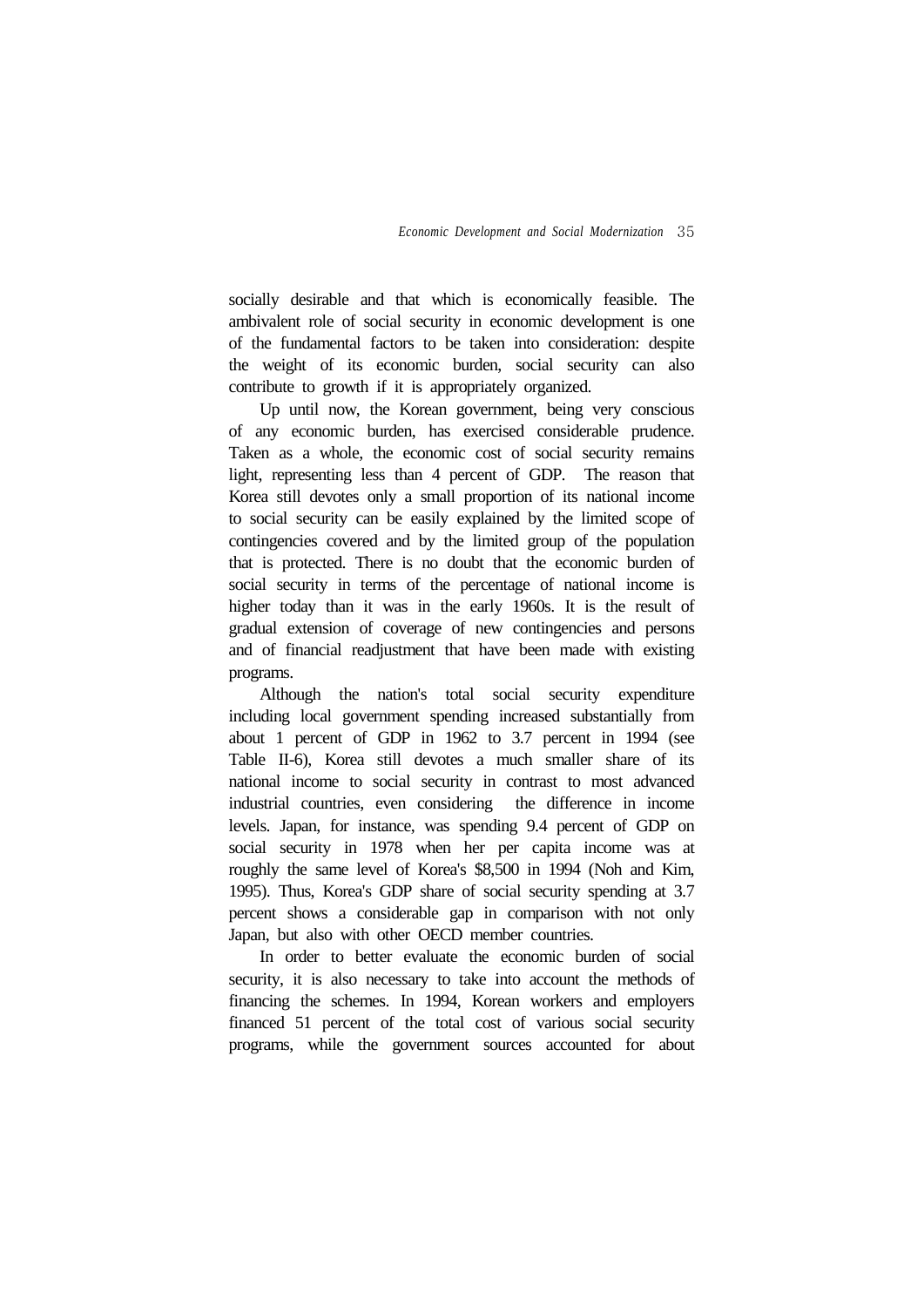socially desirable and that which is economically feasible. The ambivalent role of social security in economic development is one of the fundamental factors to be taken into consideration: despite the weight of its economic burden, social security can also contribute to growth if it is appropriately organized.

Up until now, the Korean government, being very conscious of any economic burden, has exercised considerable prudence. Taken as a whole, the economic cost of social security remains light, representing less than 4 percent of GDP. The reason that Korea still devotes only a small proportion of its national income to social security can be easily explained by the limited scope of contingencies covered and by the limited group of the population that is protected. There is no doubt that the economic burden of social security in terms of the percentage of national income is higher today than it was in the early 1960s. It is the result of gradual extension of coverage of new contingencies and persons and of financial readjustment that have been made with existing programs.

Although the nation's total social security expenditure including local government spending increased substantially from about 1 percent of GDP in 1962 to 3.7 percent in 1994 (see Table II-6), Korea still devotes a much smaller share of its national income to social security in contrast to most advanced industrial countries, even considering the difference in income levels. Japan, for instance, was spending 9.4 percent of GDP on social security in 1978 when her per capita income was at roughly the same level of Korea's $8,500 in 1994 (Noh and Kim, 1995). Thus, Korea's GDP share of social security spending at 3.7 percent shows a considerable gap in comparison with not only Japan, but also with other OECD member countries.

In order to better evaluate the economic burden of social security, it is also necessary to take into account the methods of financing the schemes. In 1994, Korean workers and employers financed 51 percent of the total cost of various social security programs, while the government sources accounted for about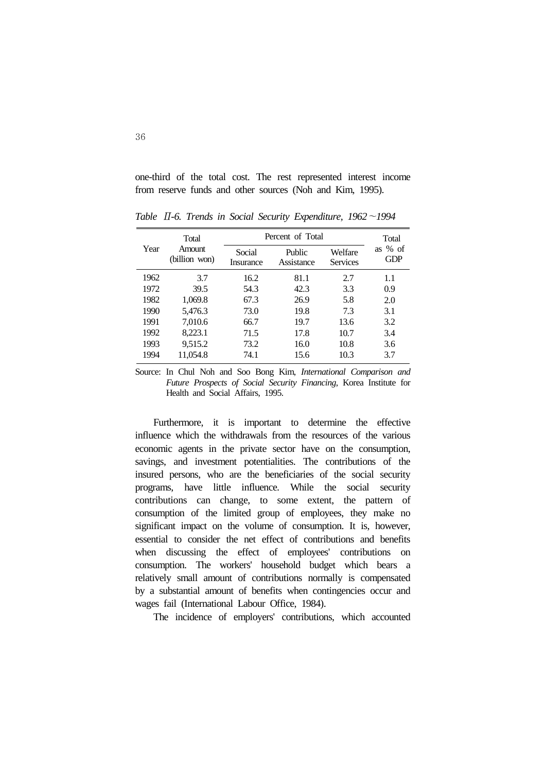one-third of the total cost. The rest represented interest income from reserve funds and other sources (Noh and Kim, 1995).

*Table Ⅱ-6. Trends in Social Security Expenditure, 1962~1994*

| Year | Total Amount (billion won) | Percent of Total | | | Total as % of GDP |
|---|---|---|---|---|---|
| | | Social Insurance | Public Assistance | Welfare Services | |
| 1962 | 3.7 | 16.2 | 81.1 | 2.7 | 1.1 |
| 1972 | 39.5 | 54.3 | 42.3 | 3.3 | 0.9 |
| 1982 | 1,069.8 | 67.3 | 26.9 | 5.8 | 2.0 |
| 1990 | 5,476.3 | 73.0 | 19.8 | 7.3 | 3.1 |
| 1991 | 7,010.6 | 66.7 | 19.7 | 13.6 | 3.2 |
| 1992 | 8,223.1 | 71.5 | 17.8 | 10.7 | 3.4 |
| 1993 | 9,515.2 | 73.2 | 16.0 | 10.8 | 3.6 |
| 1994 | 11,054.8 | 74.1 | 15.6 | 10.3 | 3.7 |

Source: In Chul Noh and Soo Bong Kim, *International Comparison and Future Prospects of Social Security Financing*, Korea Institute for Health and Social Affairs, 1995.

Furthermore, it is important to determine the effective influence which the withdrawals from the resources of the various economic agents in the private sector have on the consumption, savings, and investment potentialities. The contributions of the insured persons, who are the beneficiaries of the social security programs, have little influence. While the social security contributions can change, to some extent, the pattern of consumption of the limited group of employees, they make no significant impact on the volume of consumption. It is, however, essential to consider the net effect of contributions and benefits when discussing the effect of employees' contributions on consumption. The workers' household budget which bears a relatively small amount of contributions normally is compensated by a substantial amount of benefits when contingencies occur and wages fail (International Labour Office, 1984).

The incidence of employers' contributions, which accounted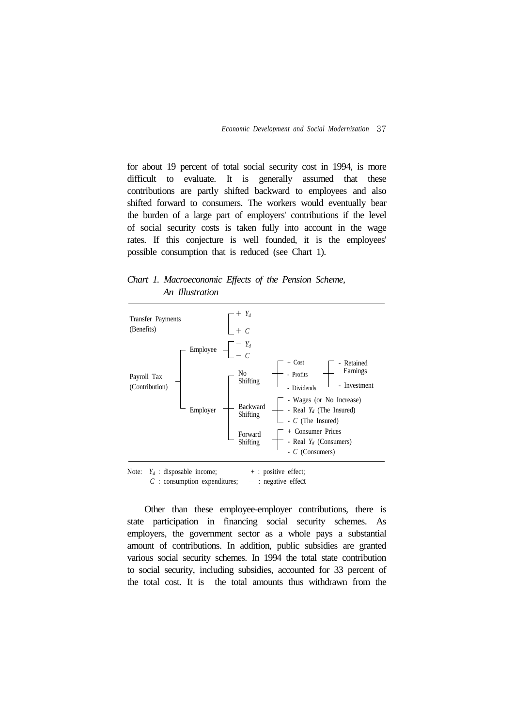for about 19 percent of total social security cost in 1994, is more difficult to evaluate. It is generally assumed that these contributions are partly shifted backward to employees and also shifted forward to consumers. The workers would eventually bear the burden of a large part of employers' contributions if the level of social security costs is taken fully into account in the wage rates. If this conjecture is well founded, it is the employees' possible consumption that is reduced (see Chart 1).

*Chart 1. Macroeconomic Effects of the Pension Scheme, An Illustration*

- Transfer Payments (Benefits)
  - $+ Y_d$
  - $+ C$
- Payroll Tax (Contribution)
  - Employee
    - $- Y_d$
    - $- C$
  - Employer
    - No Shifting
      - + Cost
      - - Profits
        - - Retained Earnings
        - - Investment
      - - Dividends
    - Backward Shifting
      - - Wages (or No Increase)
      - - Real $Y_d$ (The Insured)
      - - $C$ (The Insured)
    - Forward Shifting
      - + Consumer Prices
      - - Real $Y_d$ (Consumers)
      - - $C$ (Consumers)

Note: $Y_d$ : disposable income; + : positive effect;
$C$ : consumption expenditures; − : negative effect

Other than these employee-employer contributions, there is state participation in financing social security schemes. As employers, the government sector as a whole pays a substantial amount of contributions. In addition, public subsidies are granted various social security schemes. In 1994 the total state contribution to social security, including subsidies, accounted for 33 percent of the total cost. It is the total amounts thus withdrawn from the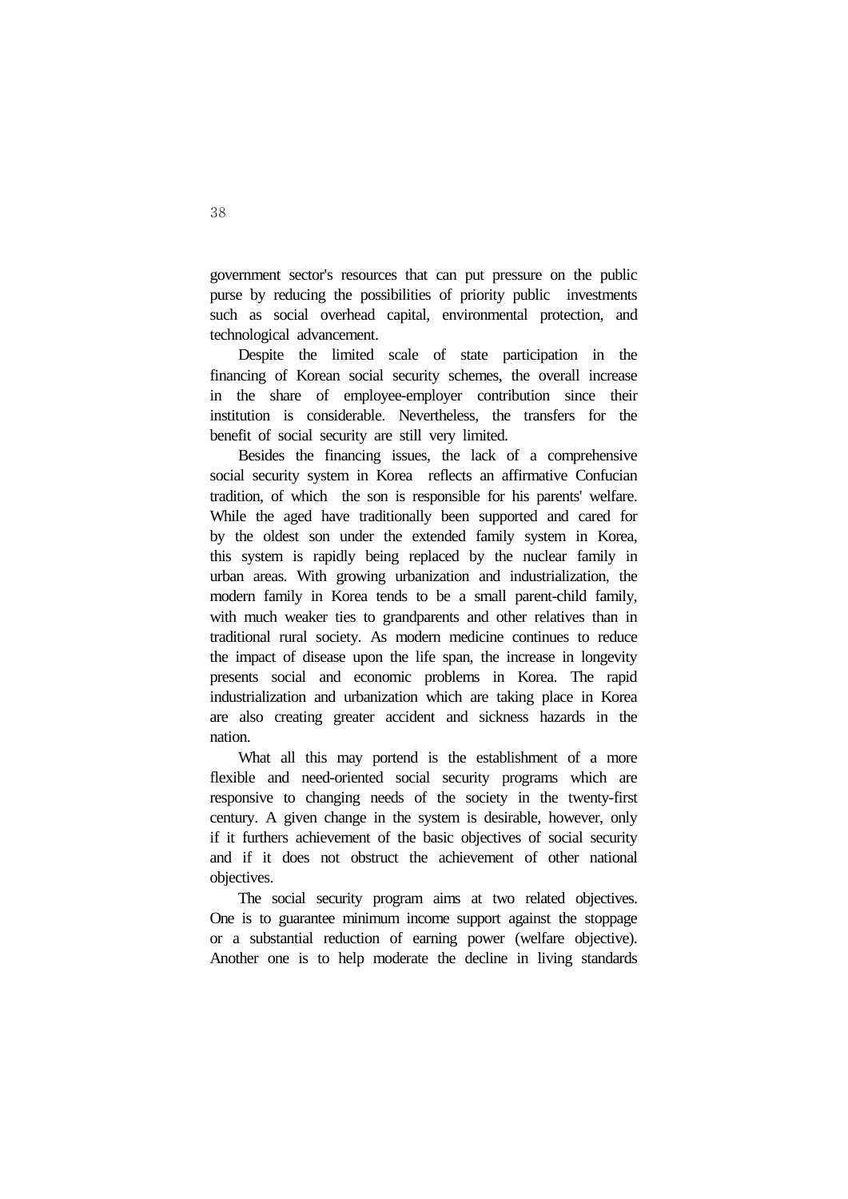government sector's resources that can put pressure on the public purse by reducing the possibilities of priority public investments such as social overhead capital, environmental protection, and technological advancement.

Despite the limited scale of state participation in the financing of Korean social security schemes, the overall increase in the share of employee-employer contribution since their institution is considerable. Nevertheless, the transfers for the benefit of social security are still very limited.

Besides the financing issues, the lack of a comprehensive social security system in Korea reflects an affirmative Confucian tradition, of which the son is responsible for his parents' welfare. While the aged have traditionally been supported and cared for by the oldest son under the extended family system in Korea, this system is rapidly being replaced by the nuclear family in urban areas. With growing urbanization and industrialization, the modern family in Korea tends to be a small parent-child family, with much weaker ties to grandparents and other relatives than in traditional rural society. As modern medicine continues to reduce the impact of disease upon the life span, the increase in longevity presents social and economic problems in Korea. The rapid industrialization and urbanization which are taking place in Korea are also creating greater accident and sickness hazards in the nation.

What all this may portend is the establishment of a more flexible and need-oriented social security programs which are responsive to changing needs of the society in the twenty-first century. A given change in the system is desirable, however, only if it furthers achievement of the basic objectives of social security and if it does not obstruct the achievement of other national objectives.

The social security program aims at two related objectives. One is to guarantee minimum income support against the stoppage or a substantial reduction of earning power (welfare objective). Another one is to help moderate the decline in living standards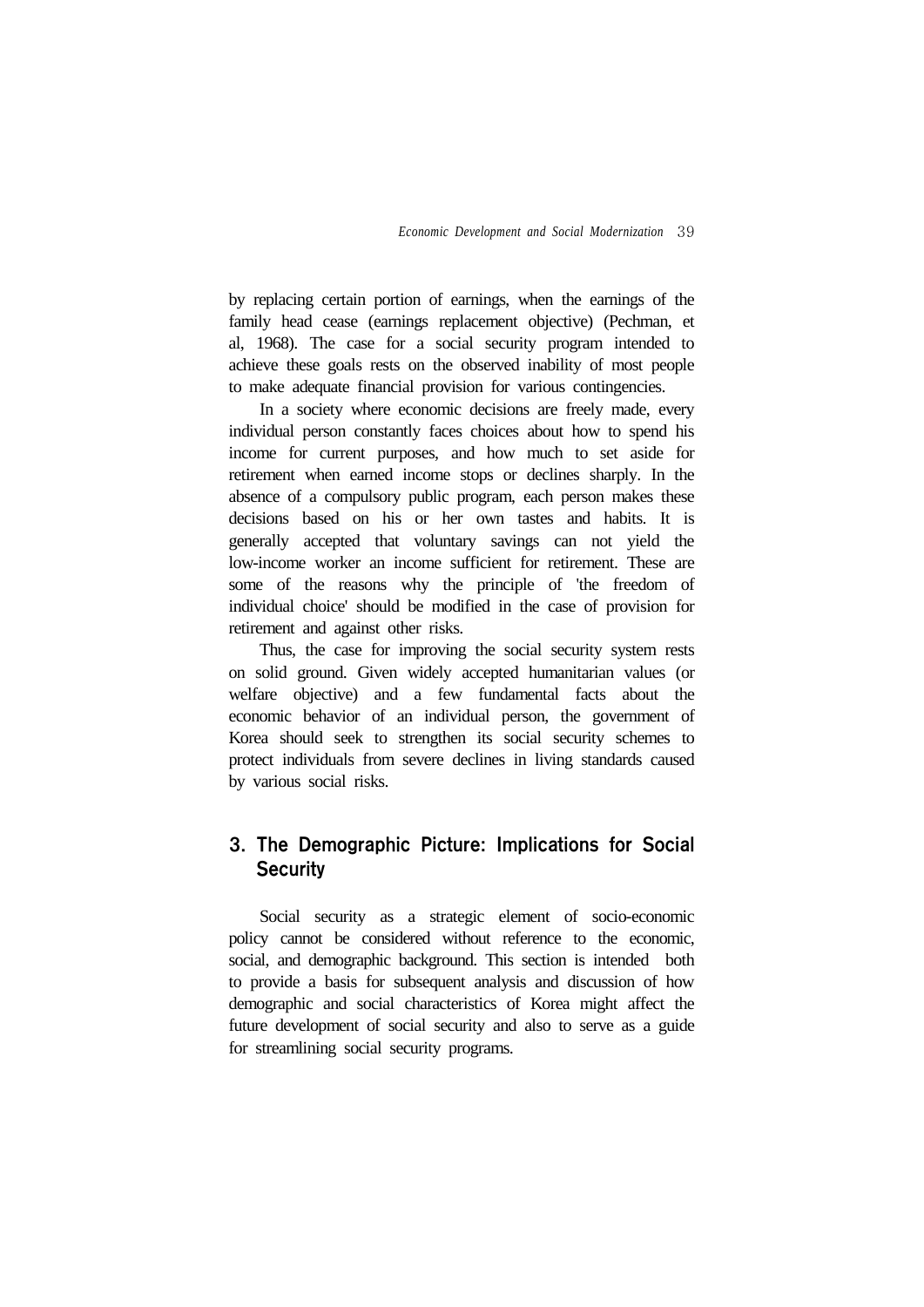by replacing certain portion of earnings, when the earnings of the family head cease (earnings replacement objective) (Pechman, et al, 1968). The case for a social security program intended to achieve these goals rests on the observed inability of most people to make adequate financial provision for various contingencies.

In a society where economic decisions are freely made, every individual person constantly faces choices about how to spend his income for current purposes, and how much to set aside for retirement when earned income stops or declines sharply. In the absence of a compulsory public program, each person makes these decisions based on his or her own tastes and habits. It is generally accepted that voluntary savings can not yield the low-income worker an income sufficient for retirement. These are some of the reasons why the principle of 'the freedom of individual choice' should be modified in the case of provision for retirement and against other risks.

Thus, the case for improving the social security system rests on solid ground. Given widely accepted humanitarian values (or welfare objective) and a few fundamental facts about the economic behavior of an individual person, the government of Korea should seek to strengthen its social security schemes to protect individuals from severe declines in living standards caused by various social risks.

## 3. The Demographic Picture: Implications for Social Security

Social security as a strategic element of socio-economic policy cannot be considered without reference to the economic, social, and demographic background. This section is intended both to provide a basis for subsequent analysis and discussion of how demographic and social characteristics of Korea might affect the future development of social security and also to serve as a guide for streamlining social security programs.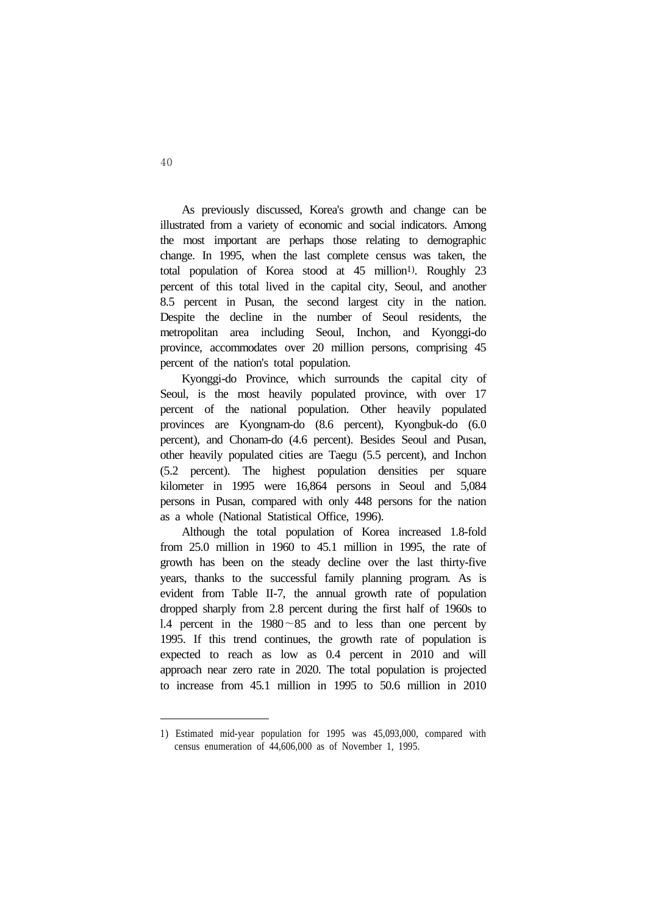As previously discussed, Korea's growth and change can be illustrated from a variety of economic and social indicators. Among the most important are perhaps those relating to demographic change. In 1995, when the last complete census was taken, the total population of Korea stood at 45 million[1]. Roughly 23 percent of this total lived in the capital city, Seoul, and another 8.5 percent in Pusan, the second largest city in the nation. Despite the decline in the number of Seoul residents, the metropolitan area including Seoul, Inchon, and Kyonggi-do province, accommodates over 20 million persons, comprising 45 percent of the nation's total population.

Kyonggi-do Province, which surrounds the capital city of Seoul, is the most heavily populated province, with over 17 percent of the national population. Other heavily populated provinces are Kyongnam-do (8.6 percent), Kyongbuk-do (6.0 percent), and Chonam-do (4.6 percent). Besides Seoul and Pusan, other heavily populated cities are Taegu (5.5 percent), and Inchon (5.2 percent). The highest population densities per square kilometer in 1995 were 16,864 persons in Seoul and 5,084 persons in Pusan, compared with only 448 persons for the nation as a whole (National Statistical Office, 1996).

Although the total population of Korea increased 1.8-fold from 25.0 million in 1960 to 45.1 million in 1995, the rate of growth has been on the steady decline over the last thirty-five years, thanks to the successful family planning program. As is evident from Table II-7, the annual growth rate of population dropped sharply from 2.8 percent during the first half of 1960s to l.4 percent in the 1980～85 and to less than one percent by 1995. If this trend continues, the growth rate of population is expected to reach as low as 0.4 percent in 2010 and will approach near zero rate in 2020. The total population is projected to increase from 45.1 million in 1995 to 50.6 million in 2010

---

1) Estimated mid-year population for 1995 was 45,093,000, compared with census enumeration of 44,606,000 as of November 1, 1995.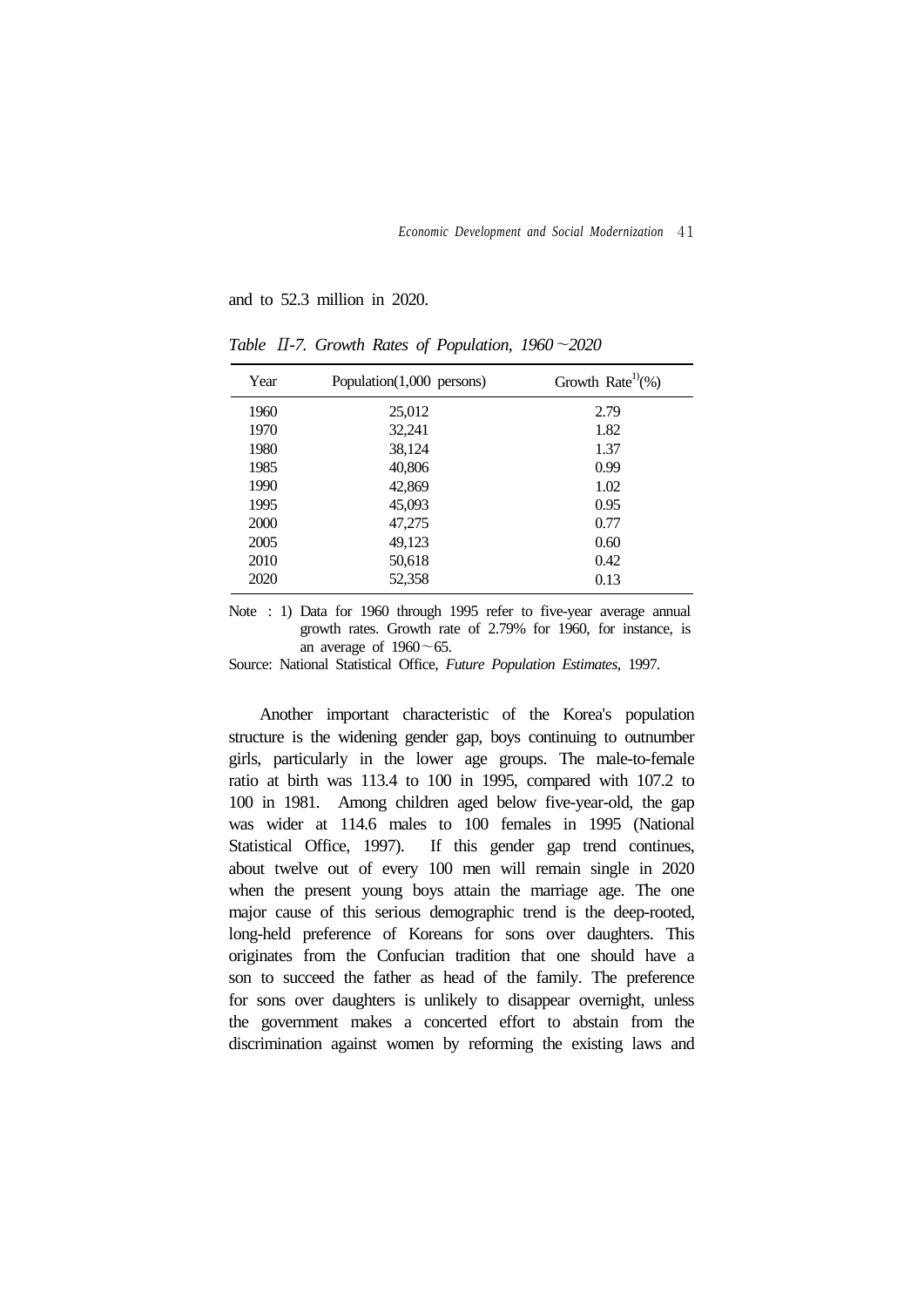and to 52.3 million in 2020.

*Table II-7. Growth Rates of Population, 1960～2020*

| Year | Population(1,000 persons) | Growth Rate[1](%) |
|---|---|---|
| 1960 | 25,012 | 2.79 |
| 1970 | 32,241 | 1.82 |
| 1980 | 38,124 | 1.37 |
| 1985 | 40,806 | 0.99 |
| 1990 | 42,869 | 1.02 |
| 1995 | 45,093 | 0.95 |
| 2000 | 47,275 | 0.77 |
| 2005 | 49,123 | 0.60 |
| 2010 | 50,618 | 0.42 |
| 2020 | 52,358 | 0.13 |

Note : 1) Data for 1960 through 1995 refer to five-year average annual growth rates. Growth rate of 2.79% for 1960, for instance, is an average of 1960～65.

Source: National Statistical Office, *Future Population Estimates*, 1997.

Another important characteristic of the Korea's population structure is the widening gender gap, boys continuing to outnumber girls, particularly in the lower age groups. The male-to-female ratio at birth was 113.4 to 100 in 1995, compared with 107.2 to 100 in 1981. Among children aged below five-year-old, the gap was wider at 114.6 males to 100 females in 1995 (National Statistical Office, 1997). If this gender gap trend continues, about twelve out of every 100 men will remain single in 2020 when the present young boys attain the marriage age. The one major cause of this serious demographic trend is the deep-rooted, long-held preference of Koreans for sons over daughters. This originates from the Confucian tradition that one should have a son to succeed the father as head of the family. The preference for sons over daughters is unlikely to disappear overnight, unless the government makes a concerted effort to abstain from the discrimination against women by reforming the existing laws and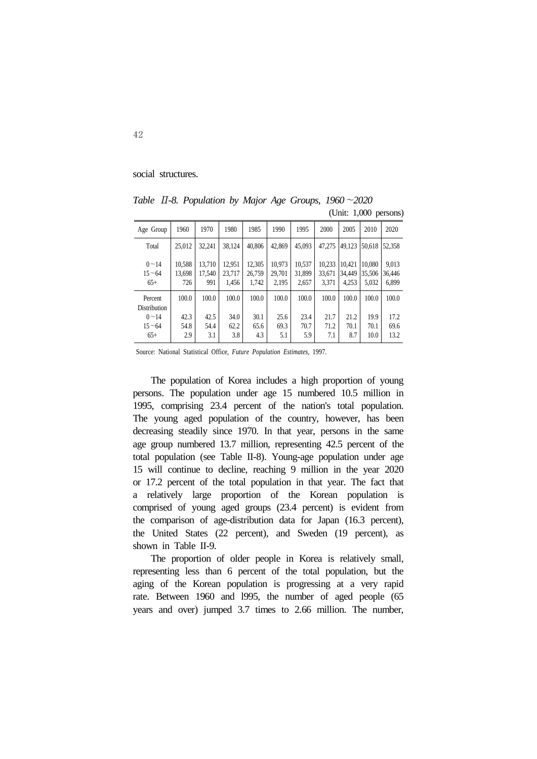social structures.

*Table Ⅱ-8. Population by Major Age Groups, 1960～2020*

(Unit: 1,000 persons)

| Age Group | 1960 | 1970 | 1980 | 1985 | 1990 | 1995 | 2000 | 2005 | 2010 | 2020 |
|---|---|---|---|---|---|---|---|---|---|---|
| Total | 25,012 | 32,241 | 38,124 | 40,806 | 42,869 | 45,093 | 47,275 | 49,123 | 50,618 | 52,358 |
| 0～14 | 10,588 | 13,710 | 12,951 | 12,305 | 10,973 | 10,537 | 10,233 | 10,421 | 10,080 | 9,013 |
| 15～64 | 13,698 | 17,540 | 23,717 | 26,759 | 29,701 | 31,899 | 33,671 | 34,449 | 35,506 | 36,446 |
| 65+ | 726 | 991 | 1,456 | 1,742 | 2,195 | 2,657 | 3,371 | 4,253 | 5,032 | 6,899 |
| Percent Distribution | 100.0 | 100.0 | 100.0 | 100.0 | 100.0 | 100.0 | 100.0 | 100.0 | 100.0 | 100.0 |
| 0～14 | 42.3 | 42.5 | 34.0 | 30.1 | 25.6 | 23.4 | 21.7 | 21.2 | 19.9 | 17.2 |
| 15～64 | 54.8 | 54.4 | 62.2 | 65.6 | 69.3 | 70.7 | 71.2 | 70.1 | 70.1 | 69.6 |
| 65+ | 2.9 | 3.1 | 3.8 | 4.3 | 5.1 | 5.9 | 7.1 | 8.7 | 10.0 | 13.2 |

Source: National Statistical Office, *Future Population Estimates*, 1997.

The population of Korea includes a high proportion of young persons. The population under age 15 numbered 10.5 million in 1995, comprising 23.4 percent of the nation's total population. The young aged population of the country, however, has been decreasing steadily since 1970. In that year, persons in the same age group numbered 13.7 million, representing 42.5 percent of the total population (see Table II-8). Young-age population under age 15 will continue to decline, reaching 9 million in the year 2020 or 17.2 percent of the total population in that year. The fact that a relatively large proportion of the Korean population is comprised of young aged groups (23.4 percent) is evident from the comparison of age-distribution data for Japan (16.3 percent), the United States (22 percent), and Sweden (19 percent), as shown in Table II-9.

The proportion of older people in Korea is relatively small, representing less than 6 percent of the total population, but the aging of the Korean population is progressing at a very rapid rate. Between 1960 and l995, the number of aged people (65 years and over) jumped 3.7 times to 2.66 million. The number,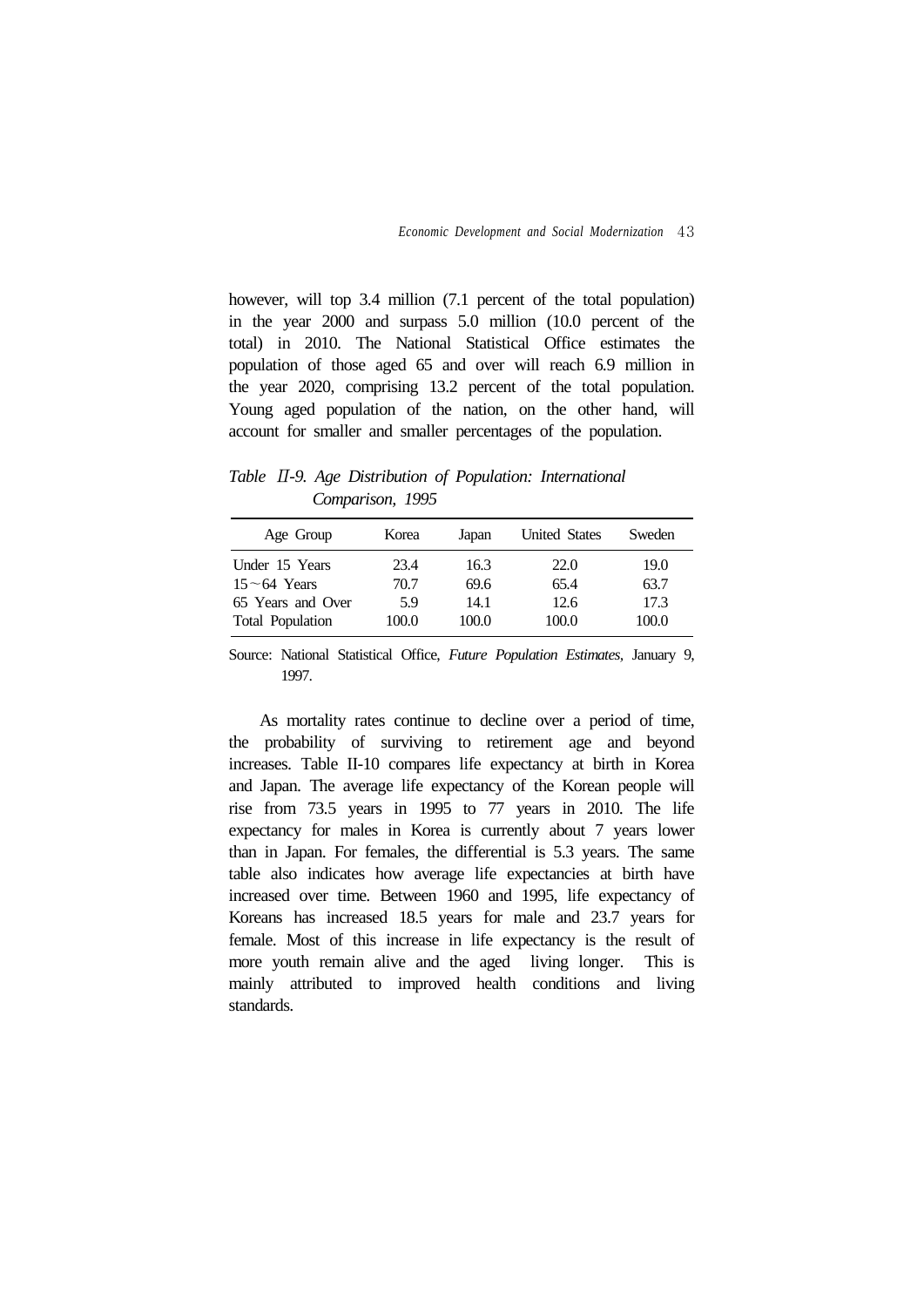however, will top 3.4 million (7.1 percent of the total population) in the year 2000 and surpass 5.0 million (10.0 percent of the total) in 2010. The National Statistical Office estimates the population of those aged 65 and over will reach 6.9 million in the year 2020, comprising 13.2 percent of the total population. Young aged population of the nation, on the other hand, will account for smaller and smaller percentages of the population.

*Table Ⅱ-9. Age Distribution of Population: International Comparison, 1995*

| Age Group | Korea | Japan | United States | Sweden |
|---|---|---|---|---|
| Under 15 Years | 23.4 | 16.3 | 22.0 | 19.0 |
| 15～64 Years | 70.7 | 69.6 | 65.4 | 63.7 |
| 65 Years and Over | 5.9 | 14.1 | 12.6 | 17.3 |
| Total Population | 100.0 | 100.0 | 100.0 | 100.0 |

Source: National Statistical Office, *Future Population Estimates*, January 9, 1997.

As mortality rates continue to decline over a period of time, the probability of surviving to retirement age and beyond increases. Table II-10 compares life expectancy at birth in Korea and Japan. The average life expectancy of the Korean people will rise from 73.5 years in 1995 to 77 years in 2010. The life expectancy for males in Korea is currently about 7 years lower than in Japan. For females, the differential is 5.3 years. The same table also indicates how average life expectancies at birth have increased over time. Between 1960 and 1995, life expectancy of Koreans has increased 18.5 years for male and 23.7 years for female. Most of this increase in life expectancy is the result of more youth remain alive and the aged living longer. This is mainly attributed to improved health conditions and living standards.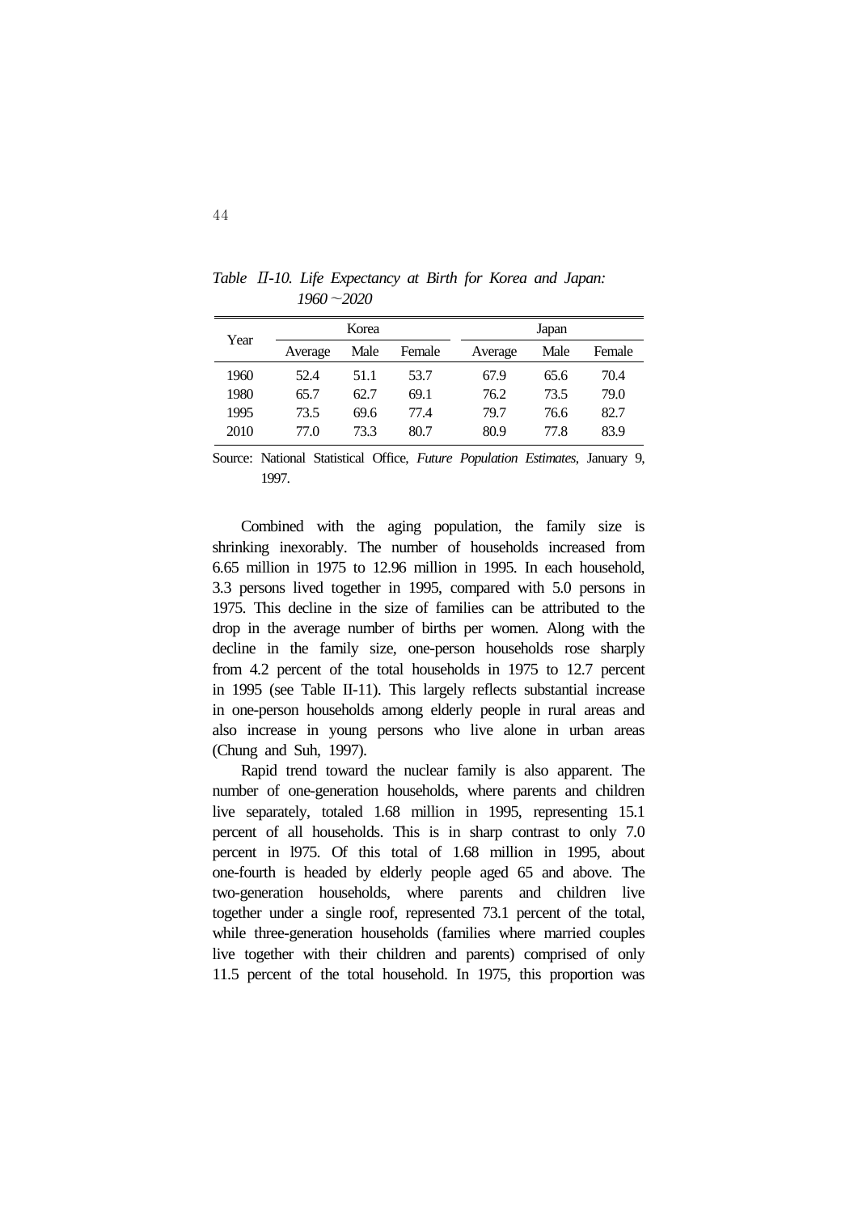*Table II-10. Life Expectancy at Birth for Korea and Japan: 1960~2020*

| Year | Korea | | | Japan | | |
|---|---|---|---|---|---|---|
| | Average | Male | Female | Average | Male | Female |
| 1960 | 52.4 | 51.1 | 53.7 | 67.9 | 65.6 | 70.4 |
| 1980 | 65.7 | 62.7 | 69.1 | 76.2 | 73.5 | 79.0 |
| 1995 | 73.5 | 69.6 | 77.4 | 79.7 | 76.6 | 82.7 |
| 2010 | 77.0 | 73.3 | 80.7 | 80.9 | 77.8 | 83.9 |

Source: National Statistical Office, *Future Population Estimates*, January 9, 1997.

Combined with the aging population, the family size is shrinking inexorably. The number of households increased from 6.65 million in 1975 to 12.96 million in 1995. In each household, 3.3 persons lived together in 1995, compared with 5.0 persons in 1975. This decline in the size of families can be attributed to the drop in the average number of births per women. Along with the decline in the family size, one-person households rose sharply from 4.2 percent of the total households in 1975 to 12.7 percent in 1995 (see Table II-11). This largely reflects substantial increase in one-person households among elderly people in rural areas and also increase in young persons who live alone in urban areas (Chung and Suh, 1997).

Rapid trend toward the nuclear family is also apparent. The number of one-generation households, where parents and children live separately, totaled 1.68 million in 1995, representing 15.1 percent of all households. This is in sharp contrast to only 7.0 percent in l975. Of this total of 1.68 million in 1995, about one-fourth is headed by elderly people aged 65 and above. The two-generation households, where parents and children live together under a single roof, represented 73.1 percent of the total, while three-generation households (families where married couples live together with their children and parents) comprised of only 11.5 percent of the total household. In 1975, this proportion was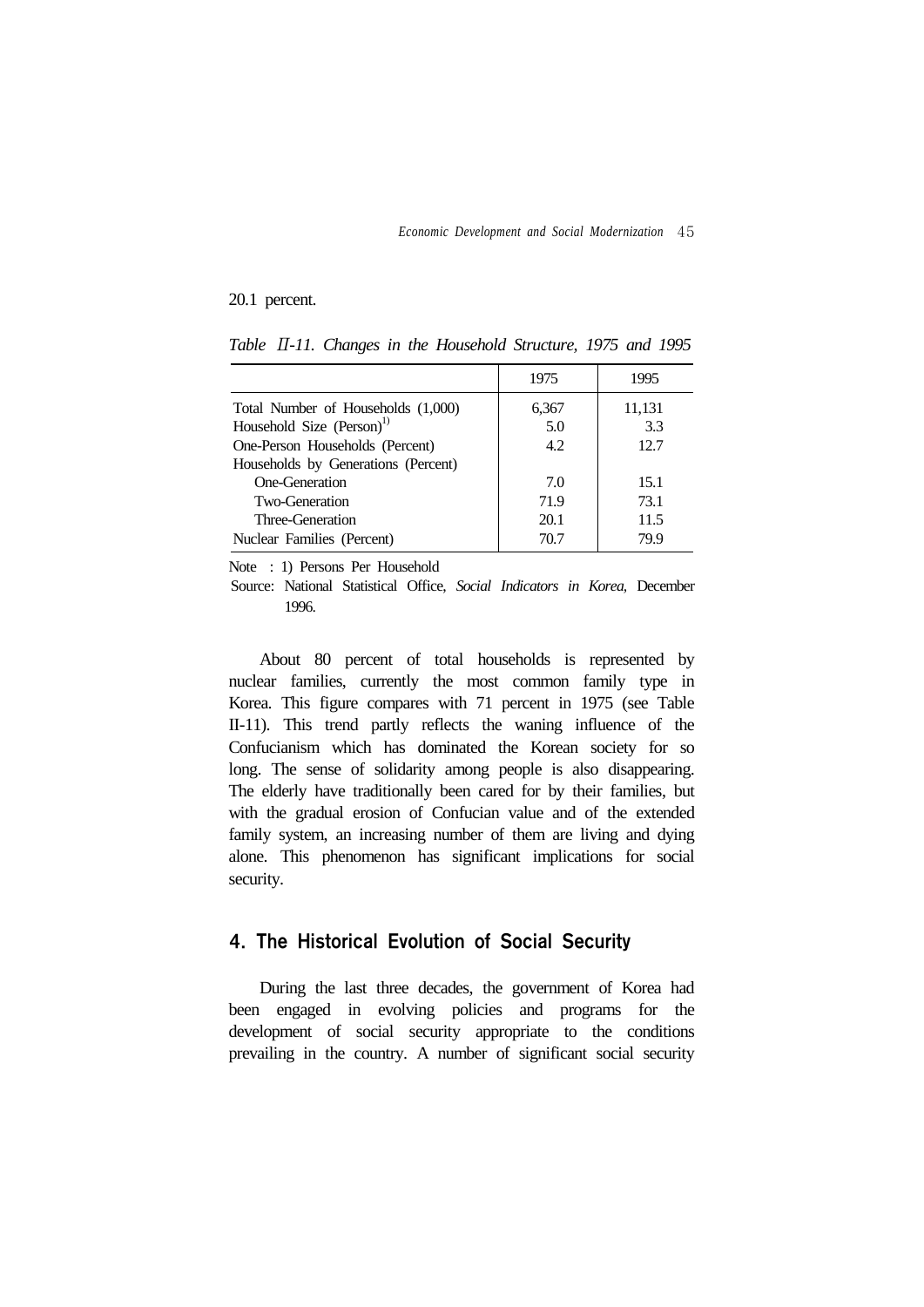20.1 percent.

*Table II-11. Changes in the Household Structure, 1975 and 1995*

| | 1975 | 1995 |
|---|---|---|
| Total Number of Households (1,000) | 6,367 | 11,131 |
| Household Size (Person)[1] | 5.0 | 3.3 |
| One-Person Households (Percent) | 4.2 | 12.7 |
| Households by Generations (Percent) | | |
| One-Generation | 7.0 | 15.1 |
| Two-Generation | 71.9 | 73.1 |
| Three-Generation | 20.1 | 11.5 |
| Nuclear Families (Percent) | 70.7 | 79.9 |

Note : 1) Persons Per Household

Source: National Statistical Office, *Social Indicators in Korea,* December 1996.

About 80 percent of total households is represented by nuclear families, currently the most common family type in Korea. This figure compares with 71 percent in 1975 (see Table II-11). This trend partly reflects the waning influence of the Confucianism which has dominated the Korean society for so long. The sense of solidarity among people is also disappearing. The elderly have traditionally been cared for by their families, but with the gradual erosion of Confucian value and of the extended family system, an increasing number of them are living and dying alone. This phenomenon has significant implications for social security.

## 4. The Historical Evolution of Social Security

During the last three decades, the government of Korea had been engaged in evolving policies and programs for the development of social security appropriate to the conditions prevailing in the country. A number of significant social security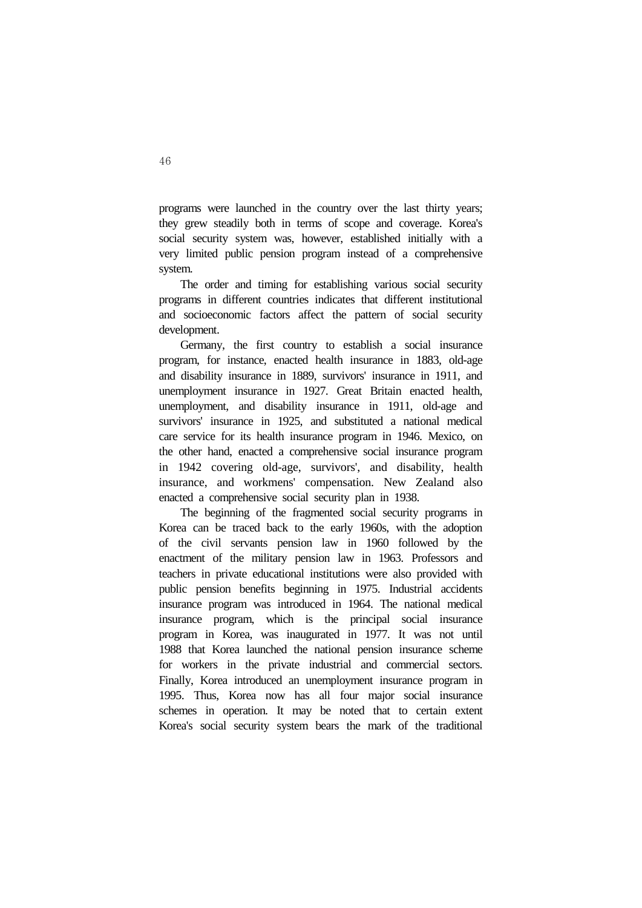programs were launched in the country over the last thirty years; they grew steadily both in terms of scope and coverage. Korea's social security system was, however, established initially with a very limited public pension program instead of a comprehensive system.

The order and timing for establishing various social security programs in different countries indicates that different institutional and socioeconomic factors affect the pattern of social security development.

Germany, the first country to establish a social insurance program, for instance, enacted health insurance in 1883, old-age and disability insurance in 1889, survivors' insurance in 1911, and unemployment insurance in 1927. Great Britain enacted health, unemployment, and disability insurance in 1911, old-age and survivors' insurance in 1925, and substituted a national medical care service for its health insurance program in 1946. Mexico, on the other hand, enacted a comprehensive social insurance program in 1942 covering old-age, survivors', and disability, health insurance, and workmens' compensation. New Zealand also enacted a comprehensive social security plan in 1938.

The beginning of the fragmented social security programs in Korea can be traced back to the early 1960s, with the adoption of the civil servants pension law in 1960 followed by the enactment of the military pension law in 1963. Professors and teachers in private educational institutions were also provided with public pension benefits beginning in 1975. Industrial accidents insurance program was introduced in 1964. The national medical insurance program, which is the principal social insurance program in Korea, was inaugurated in 1977. It was not until 1988 that Korea launched the national pension insurance scheme for workers in the private industrial and commercial sectors. Finally, Korea introduced an unemployment insurance program in 1995. Thus, Korea now has all four major social insurance schemes in operation. It may be noted that to certain extent Korea's social security system bears the mark of the traditional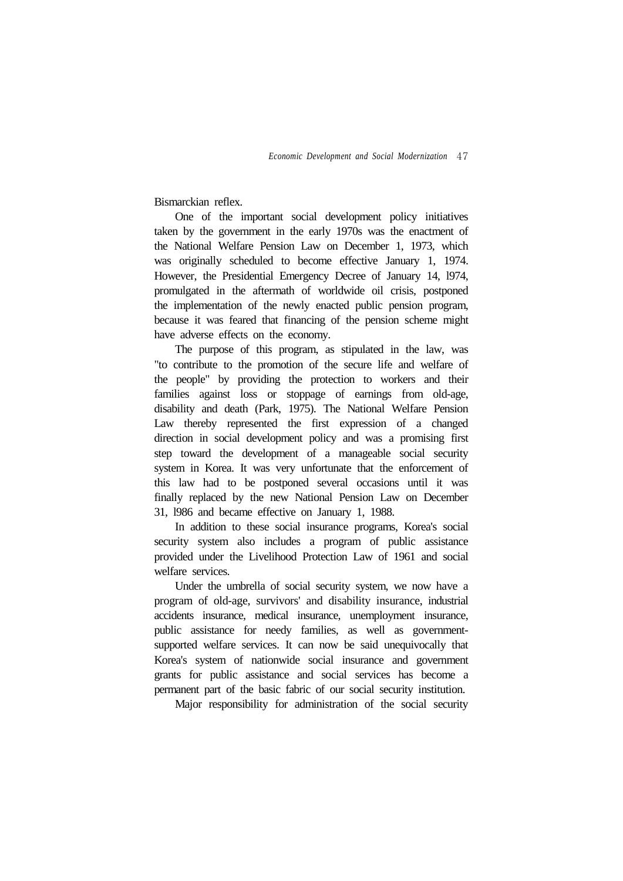Bismarckian reflex.

One of the important social development policy initiatives taken by the government in the early 1970s was the enactment of the National Welfare Pension Law on December 1, 1973, which was originally scheduled to become effective January 1, 1974. However, the Presidential Emergency Decree of January 14, l974, promulgated in the aftermath of worldwide oil crisis, postponed the implementation of the newly enacted public pension program, because it was feared that financing of the pension scheme might have adverse effects on the economy.

The purpose of this program, as stipulated in the law, was "to contribute to the promotion of the secure life and welfare of the people" by providing the protection to workers and their families against loss or stoppage of earnings from old-age, disability and death (Park, 1975). The National Welfare Pension Law thereby represented the first expression of a changed direction in social development policy and was a promising first step toward the development of a manageable social security system in Korea. It was very unfortunate that the enforcement of this law had to be postponed several occasions until it was finally replaced by the new National Pension Law on December 31, l986 and became effective on January 1, 1988.

In addition to these social insurance programs, Korea's social security system also includes a program of public assistance provided under the Livelihood Protection Law of 1961 and social welfare services.

Under the umbrella of social security system, we now have a program of old-age, survivors' and disability insurance, industrial accidents insurance, medical insurance, unemployment insurance, public assistance for needy families, as well as government-supported welfare services. It can now be said unequivocally that Korea's system of nationwide social insurance and government grants for public assistance and social services has become a permanent part of the basic fabric of our social security institution.

Major responsibility for administration of the social security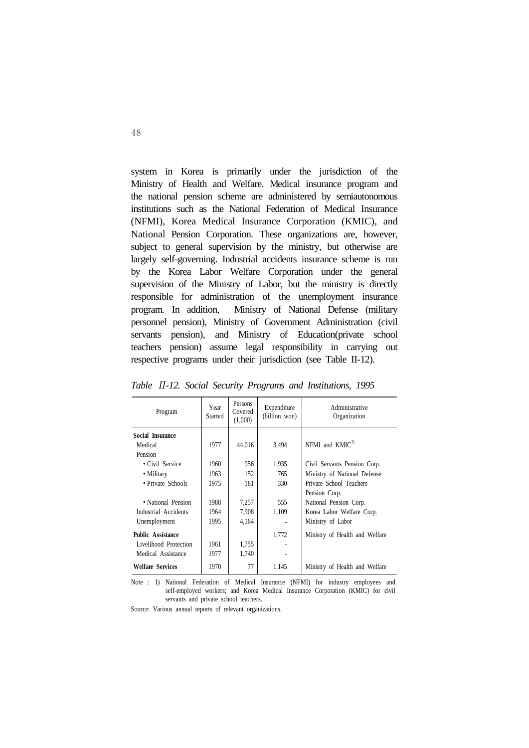system in Korea is primarily under the jurisdiction of the Ministry of Health and Welfare. Medical insurance program and the national pension scheme are administered by semiautonomous institutions such as the National Federation of Medical Insurance (NFMI), Korea Medical Insurance Corporation (KMIC), and National Pension Corporation. These organizations are, however, subject to general supervision by the ministry, but otherwise are largely self-governing. Industrial accidents insurance scheme is run by the Korea Labor Welfare Corporation under the general supervision of the Ministry of Labor, but the ministry is directly responsible for administration of the unemployment insurance program. In addition, Ministry of National Defense (military personnel pension), Ministry of Government Administration (civil servants pension), and Ministry of Education(private school teachers pension) assume legal responsibility in carrying out respective programs under their jurisdiction (see Table II-12).

*Table II-12. Social Security Programs and Institutions, 1995*

| Program | Year Started | Persons Covered (1,000) | Expenditure (billion won) | Administrative Organization |
|---|---|---|---|---|
| **Social Insurance** | | | | |
| Medical | 1977 | 44,016 | 3,494 | NFMI and KMIC[1] |
| Pension | | | | |
| • Civil Service | 1960 | 956 | 1,935 | Civil Servants Pension Corp. |
| • Military | 1963 | 152 | 765 | Ministry of National Defense |
| • Private Schools | 1975 | 181 | 330 | Private School Teachers Pension Corp. |
| • National Pension | 1988 | 7,257 | 555 | National Pension Corp. |
| Industrial Accidents | 1964 | 7,908 | 1,109 | Korea Labor Welfare Corp. |
| Unemployment | 1995 | 4,164 | - | Ministry of Labor |
| **Public Assistance** | | | 1,772 | Ministry of Health and Welfare |
| Livelihood Protection | 1961 | 1,755 | - | |
| Medical Assistance | 1977 | 1,740 | - | |
| **Welfare Services** | 1970 | 77 | 1,145 | Ministry of Health and Welfare |

Note : 1) National Federation of Medical Insurance (NFMI) for industry employees and self-employed workers; and Korea Medical Insurance Corporation (KMIC) for civil servants and private school teachers.

Source: Various annual reports of relevant organizations.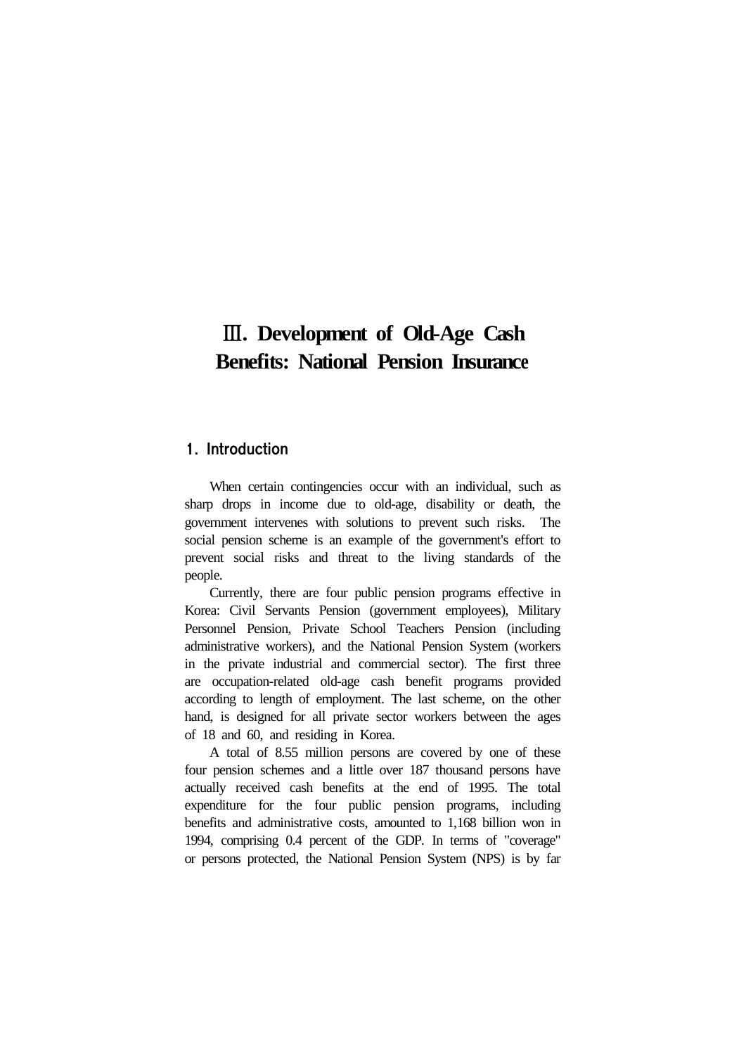# Ⅲ. Development of Old-Age Cash Benefits: National Pension Insurance

## 1. Introduction

When certain contingencies occur with an individual, such as sharp drops in income due to old-age, disability or death, the government intervenes with solutions to prevent such risks. The social pension scheme is an example of the government's effort to prevent social risks and threat to the living standards of the people.

Currently, there are four public pension programs effective in Korea: Civil Servants Pension (government employees), Military Personnel Pension, Private School Teachers Pension (including administrative workers), and the National Pension System (workers in the private industrial and commercial sector). The first three are occupation-related old-age cash benefit programs provided according to length of employment. The last scheme, on the other hand, is designed for all private sector workers between the ages of 18 and 60, and residing in Korea.

A total of 8.55 million persons are covered by one of these four pension schemes and a little over 187 thousand persons have actually received cash benefits at the end of 1995. The total expenditure for the four public pension programs, including benefits and administrative costs, amounted to 1,168 billion won in 1994, comprising 0.4 percent of the GDP. In terms of "coverage" or persons protected, the National Pension System (NPS) is by far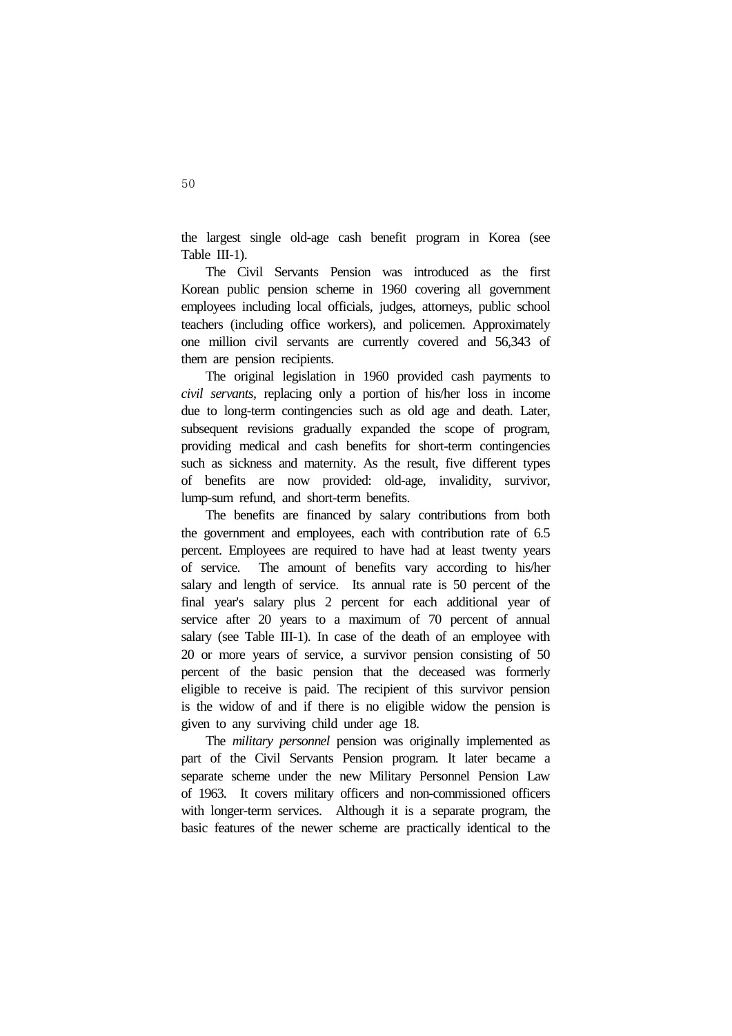the largest single old-age cash benefit program in Korea (see Table III-1).

The Civil Servants Pension was introduced as the first Korean public pension scheme in 1960 covering all government employees including local officials, judges, attorneys, public school teachers (including office workers), and policemen. Approximately one million civil servants are currently covered and 56,343 of them are pension recipients.

The original legislation in 1960 provided cash payments to *civil servants*, replacing only a portion of his/her loss in income due to long-term contingencies such as old age and death. Later, subsequent revisions gradually expanded the scope of program, providing medical and cash benefits for short-term contingencies such as sickness and maternity. As the result, five different types of benefits are now provided: old-age, invalidity, survivor, lump-sum refund, and short-term benefits.

The benefits are financed by salary contributions from both the government and employees, each with contribution rate of 6.5 percent. Employees are required to have had at least twenty years of service. The amount of benefits vary according to his/her salary and length of service. Its annual rate is 50 percent of the final year's salary plus 2 percent for each additional year of service after 20 years to a maximum of 70 percent of annual salary (see Table III-1). In case of the death of an employee with 20 or more years of service, a survivor pension consisting of 50 percent of the basic pension that the deceased was formerly eligible to receive is paid. The recipient of this survivor pension is the widow of and if there is no eligible widow the pension is given to any surviving child under age 18.

The *military personnel* pension was originally implemented as part of the Civil Servants Pension program. It later became a separate scheme under the new Military Personnel Pension Law of 1963. It covers military officers and non-commissioned officers with longer-term services. Although it is a separate program, the basic features of the newer scheme are practically identical to the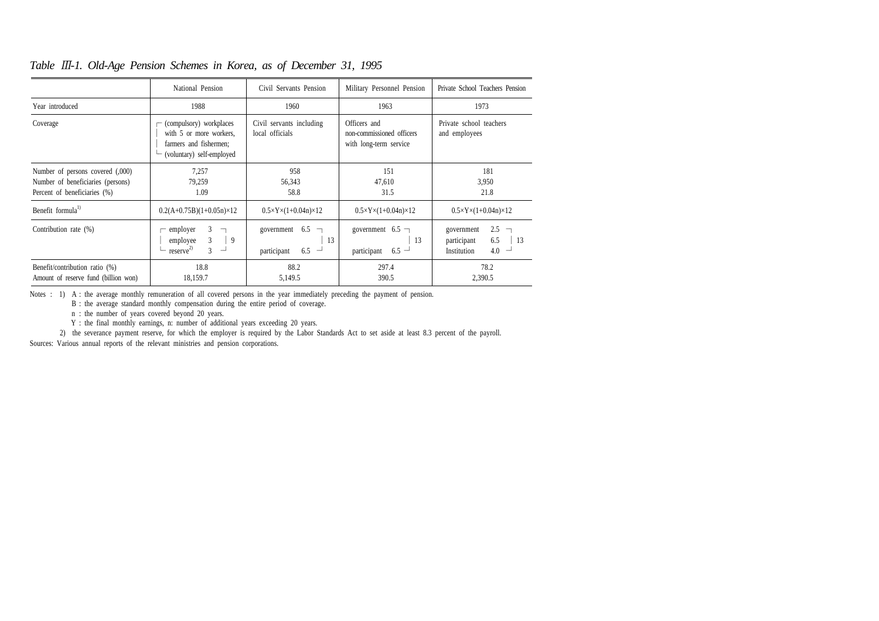*Table Ⅲ-1. Old-Age Pension Schemes in Korea, as of December 31, 1995*

| | National Pension | Civil Servants Pension | Military Personnel Pension | Private School Teachers Pension |
|---|---|---|---|---|
| Year introduced | 1988 | 1960 | 1963 | 1973 |
| Coverage | (compulsory) workplaces with 5 or more workers, farmers and fishermen; (voluntary) self-employed | Civil servants including local officials | Officers and non-commissioned officers with long-term service | Private school teachers and employees |
| Number of persons covered (,000)<br>Number of beneficiaries (persons)<br>Percent of beneficiaries (%) | 7,257<br>79,259<br>1.09 | 958<br>56,343<br>58.8 | 151<br>47,610<br>31.5 | 181<br>3,950<br>21.8 |
| Benefit formula[1] | $0.2(A+0.75B)(1+0.05n)\times12$ | $0.5\times Y\times(1+0.04n)\times12$ | $0.5\times Y\times(1+0.04n)\times12$ | $0.5\times Y\times(1+0.04n)\times12$ |
| Contribution rate (%) | employer 3, employee 3, reserve[2] 3 = 9 | government 6.5, participant 6.5 = 13 | government 6.5, participant 6.5 = 13 | government 2.5, participant 6.5, Institution 4.0 = 13 |
| Benefit/contribution ratio (%)<br>Amount of reserve fund (billion won) | 18.8<br>18,159.7 | 88.2<br>5,149.5 | 297.4<br>390.5 | 78.2<br>2,390.5 |

Notes : 1) A : the average monthly remuneration of all covered persons in the year immediately preceding the payment of pension.
B : the average standard monthly compensation during the entire period of coverage.
n : the number of years covered beyond 20 years.
Y : the final monthly earnings, n: number of additional years exceeding 20 years.
2) the severance payment reserve, for which the employer is required by the Labor Standards Act to set aside at least 8.3 percent of the payroll.

Sources: Various annual reports of the relevant ministries and pension corporations.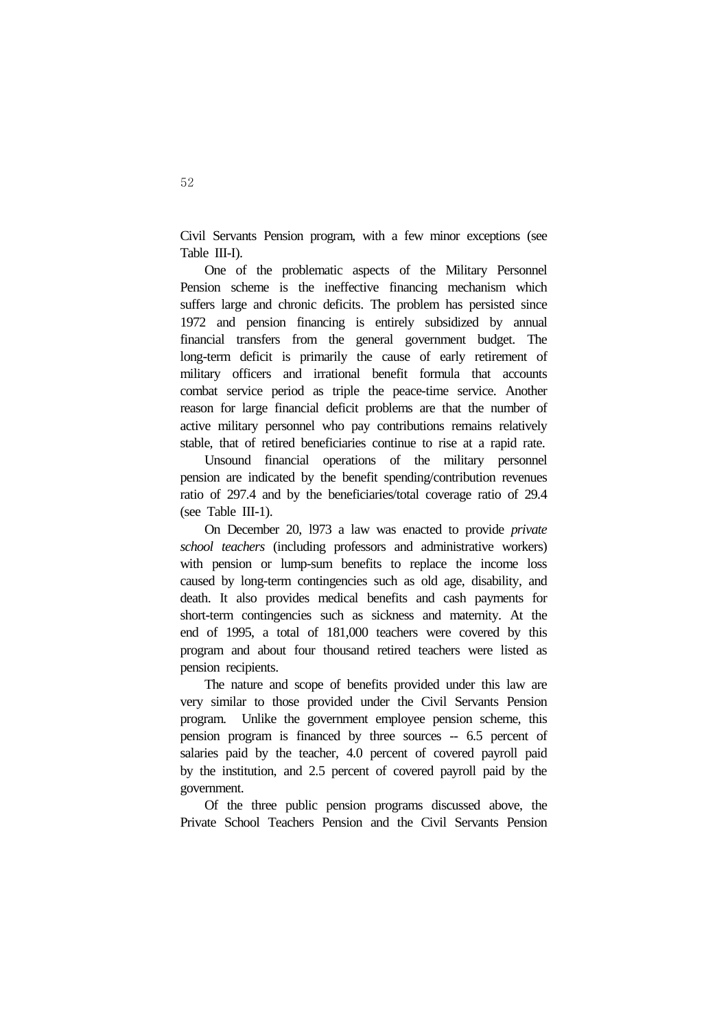Civil Servants Pension program, with a few minor exceptions (see Table III-I).

One of the problematic aspects of the Military Personnel Pension scheme is the ineffective financing mechanism which suffers large and chronic deficits. The problem has persisted since 1972 and pension financing is entirely subsidized by annual financial transfers from the general government budget. The long-term deficit is primarily the cause of early retirement of military officers and irrational benefit formula that accounts combat service period as triple the peace-time service. Another reason for large financial deficit problems are that the number of active military personnel who pay contributions remains relatively stable, that of retired beneficiaries continue to rise at a rapid rate.

Unsound financial operations of the military personnel pension are indicated by the benefit spending/contribution revenues ratio of 297.4 and by the beneficiaries/total coverage ratio of 29.4 (see Table III-1).

On December 20, l973 a law was enacted to provide *private school teachers* (including professors and administrative workers) with pension or lump-sum benefits to replace the income loss caused by long-term contingencies such as old age, disability, and death. It also provides medical benefits and cash payments for short-term contingencies such as sickness and maternity. At the end of 1995, a total of 181,000 teachers were covered by this program and about four thousand retired teachers were listed as pension recipients.

The nature and scope of benefits provided under this law are very similar to those provided under the Civil Servants Pension program. Unlike the government employee pension scheme, this pension program is financed by three sources -- 6.5 percent of salaries paid by the teacher, 4.0 percent of covered payroll paid by the institution, and 2.5 percent of covered payroll paid by the government.

Of the three public pension programs discussed above, the Private School Teachers Pension and the Civil Servants Pension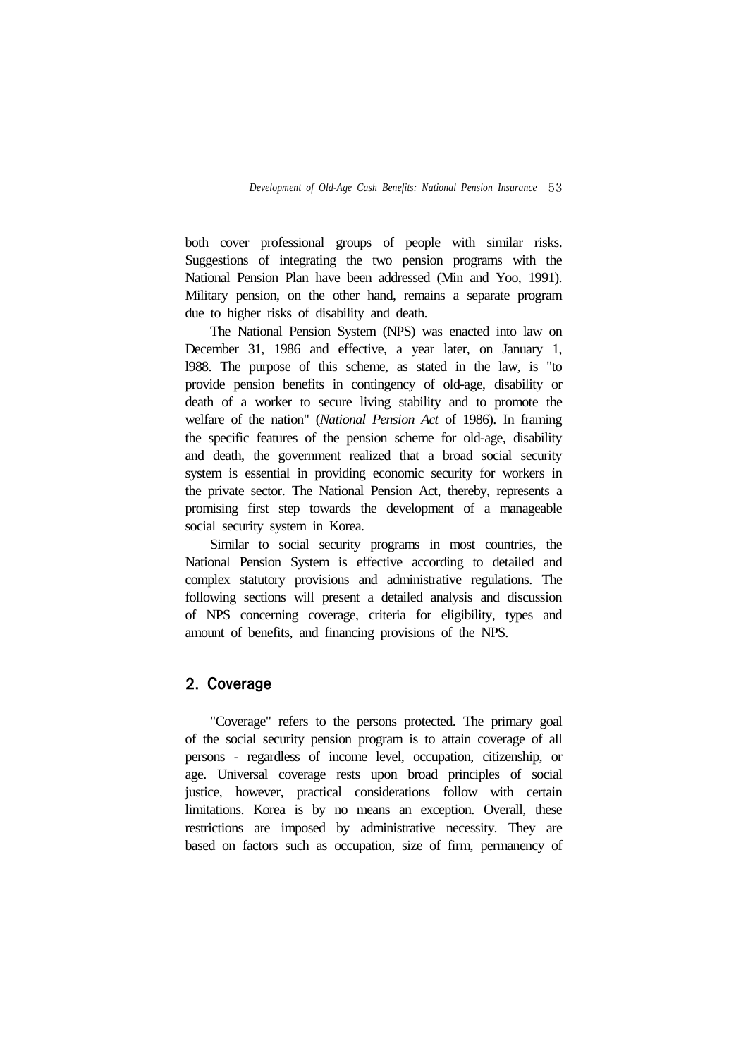both cover professional groups of people with similar risks. Suggestions of integrating the two pension programs with the National Pension Plan have been addressed (Min and Yoo, 1991). Military pension, on the other hand, remains a separate program due to higher risks of disability and death.

The National Pension System (NPS) was enacted into law on December 31, 1986 and effective, a year later, on January 1, l988. The purpose of this scheme, as stated in the law, is "to provide pension benefits in contingency of old-age, disability or death of a worker to secure living stability and to promote the welfare of the nation" (*National Pension Act* of 1986). In framing the specific features of the pension scheme for old-age, disability and death, the government realized that a broad social security system is essential in providing economic security for workers in the private sector. The National Pension Act, thereby, represents a promising first step towards the development of a manageable social security system in Korea.

Similar to social security programs in most countries, the National Pension System is effective according to detailed and complex statutory provisions and administrative regulations. The following sections will present a detailed analysis and discussion of NPS concerning coverage, criteria for eligibility, types and amount of benefits, and financing provisions of the NPS.

## 2. Coverage

"Coverage" refers to the persons protected. The primary goal of the social security pension program is to attain coverage of all persons - regardless of income level, occupation, citizenship, or age. Universal coverage rests upon broad principles of social justice, however, practical considerations follow with certain limitations. Korea is by no means an exception. Overall, these restrictions are imposed by administrative necessity. They are based on factors such as occupation, size of firm, permanency of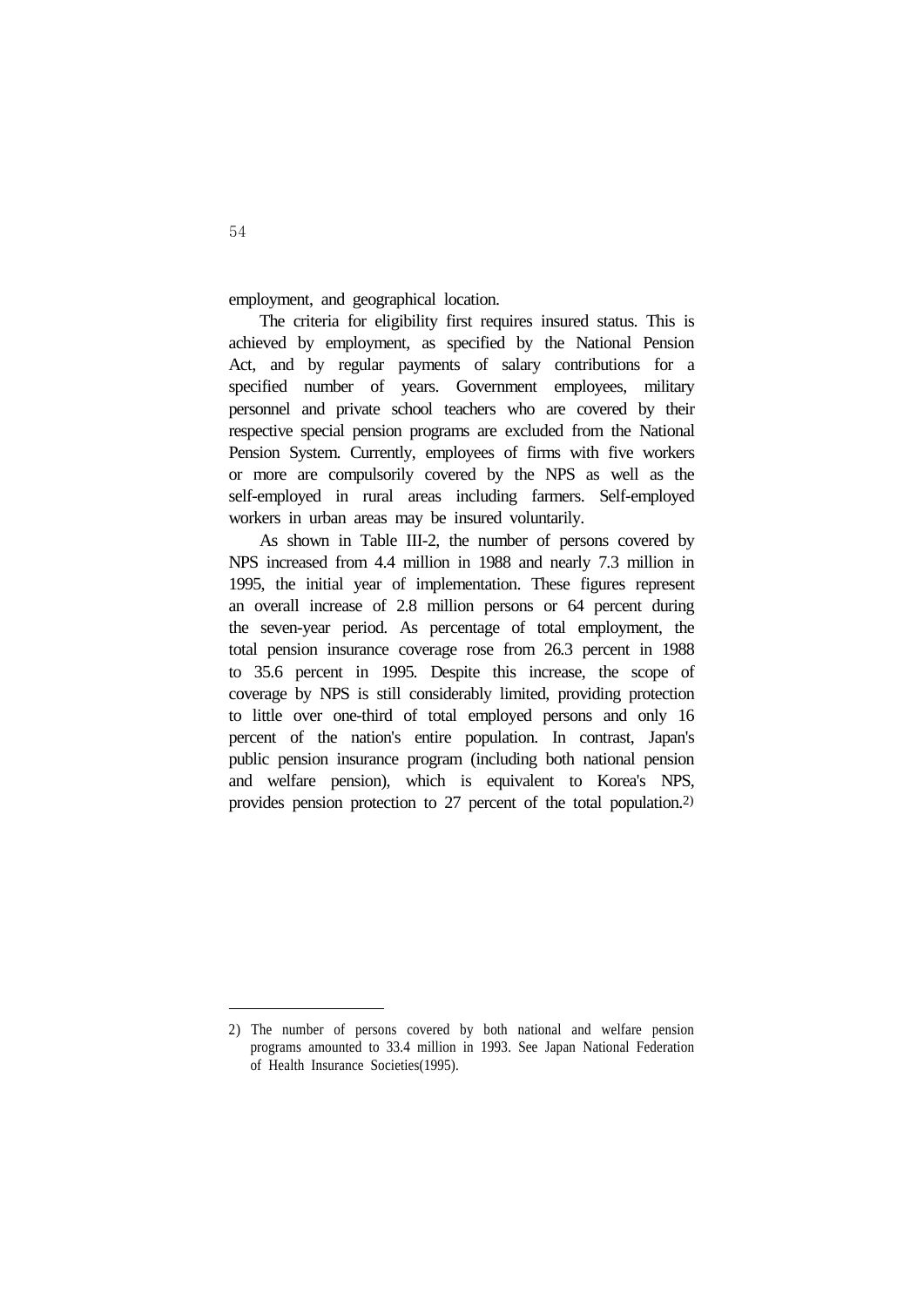employment, and geographical location.

The criteria for eligibility first requires insured status. This is achieved by employment, as specified by the National Pension Act, and by regular payments of salary contributions for a specified number of years. Government employees, military personnel and private school teachers who are covered by their respective special pension programs are excluded from the National Pension System. Currently, employees of firms with five workers or more are compulsorily covered by the NPS as well as the self-employed in rural areas including farmers. Self-employed workers in urban areas may be insured voluntarily.

As shown in Table III-2, the number of persons covered by NPS increased from 4.4 million in 1988 and nearly 7.3 million in 1995, the initial year of implementation. These figures represent an overall increase of 2.8 million persons or 64 percent during the seven-year period. As percentage of total employment, the total pension insurance coverage rose from 26.3 percent in 1988 to 35.6 percent in 1995. Despite this increase, the scope of coverage by NPS is still considerably limited, providing protection to little over one-third of total employed persons and only 16 percent of the nation's entire population. In contrast, Japan's public pension insurance program (including both national pension and welfare pension), which is equivalent to Korea's NPS, provides pension protection to 27 percent of the total population.[2)]

---

2) The number of persons covered by both national and welfare pension programs amounted to 33.4 million in 1993. See Japan National Federation of Health Insurance Societies(1995).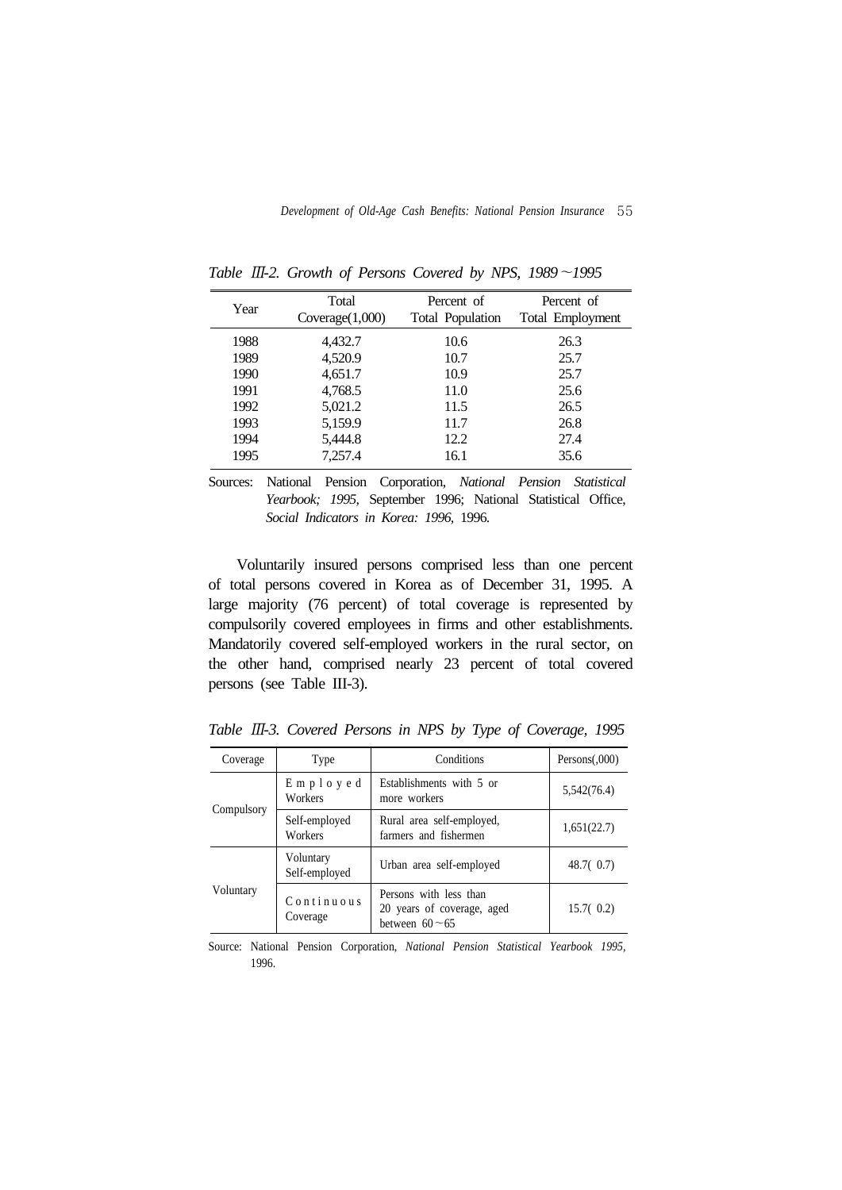*Table Ⅲ-2. Growth of Persons Covered by NPS, 1989～1995*

| Year | Total Coverage(1,000) | Percent of Total Population | Percent of Total Employment |
|---|---|---|---|
| 1988 | 4,432.7 | 10.6 | 26.3 |
| 1989 | 4,520.9 | 10.7 | 25.7 |
| 1990 | 4,651.7 | 10.9 | 25.7 |
| 1991 | 4,768.5 | 11.0 | 25.6 |
| 1992 | 5,021.2 | 11.5 | 26.5 |
| 1993 | 5,159.9 | 11.7 | 26.8 |
| 1994 | 5,444.8 | 12.2 | 27.4 |
| 1995 | 7,257.4 | 16.1 | 35.6 |

Sources: National Pension Corporation, *National Pension Statistical Yearbook; 1995,* September 1996; National Statistical Office, *Social Indicators in Korea: 1996,* 1996.

Voluntarily insured persons comprised less than one percent of total persons covered in Korea as of December 31, 1995. A large majority (76 percent) of total coverage is represented by compulsorily covered employees in firms and other establishments. Mandatorily covered self-employed workers in the rural sector, on the other hand, comprised nearly 23 percent of total covered persons (see Table III-3).

*Table Ⅲ-3. Covered Persons in NPS by Type of Coverage, 1995*

| Coverage | Type | Conditions | Persons(,000) |
|---|---|---|---|
| Compulsory | Employed Workers | Establishments with 5 or more workers | 5,542(76.4) |
| | Self-employed Workers | Rural area self-employed, farmers and fishermen | 1,651(22.7) |
| Voluntary | Voluntary Self-employed | Urban area self-employed | 48.7( 0.7) |
| | Continuous Coverage | Persons with less than 20 years of coverage, aged between 60～65 | 15.7( 0.2) |

Source: National Pension Corporation, *National Pension Statistical Yearbook 1995,* 1996.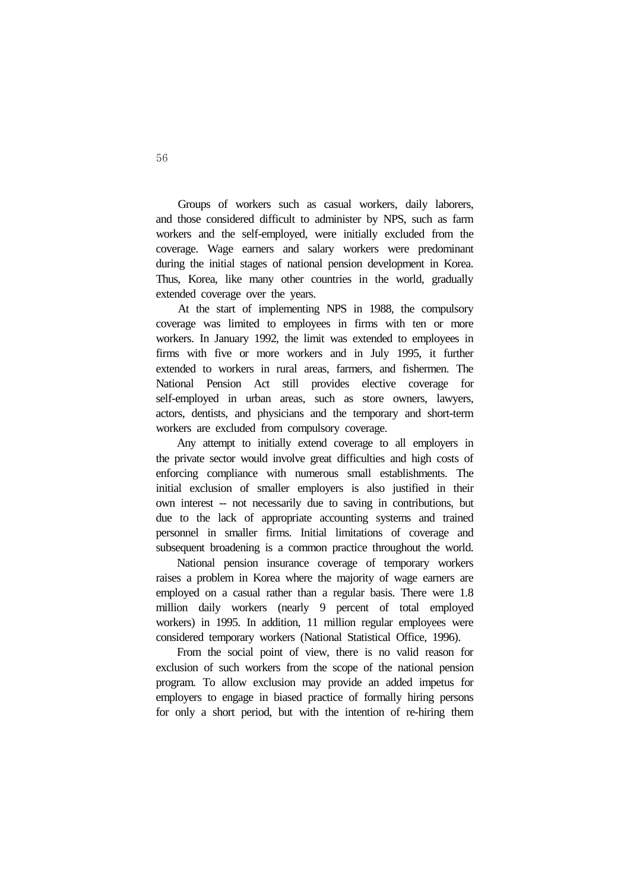Groups of workers such as casual workers, daily laborers, and those considered difficult to administer by NPS, such as farm workers and the self-employed, were initially excluded from the coverage. Wage earners and salary workers were predominant during the initial stages of national pension development in Korea. Thus, Korea, like many other countries in the world, gradually extended coverage over the years.

At the start of implementing NPS in 1988, the compulsory coverage was limited to employees in firms with ten or more workers. In January 1992, the limit was extended to employees in firms with five or more workers and in July 1995, it further extended to workers in rural areas, farmers, and fishermen. The National Pension Act still provides elective coverage for self-employed in urban areas, such as store owners, lawyers, actors, dentists, and physicians and the temporary and short-term workers are excluded from compulsory coverage.

Any attempt to initially extend coverage to all employers in the private sector would involve great difficulties and high costs of enforcing compliance with numerous small establishments. The initial exclusion of smaller employers is also justified in their own interest -- not necessarily due to saving in contributions, but due to the lack of appropriate accounting systems and trained personnel in smaller firms. Initial limitations of coverage and subsequent broadening is a common practice throughout the world.

National pension insurance coverage of temporary workers raises a problem in Korea where the majority of wage earners are employed on a casual rather than a regular basis. There were 1.8 million daily workers (nearly 9 percent of total employed workers) in 1995. In addition, 11 million regular employees were considered temporary workers (National Statistical Office, 1996).

From the social point of view, there is no valid reason for exclusion of such workers from the scope of the national pension program. To allow exclusion may provide an added impetus for employers to engage in biased practice of formally hiring persons for only a short period, but with the intention of re-hiring them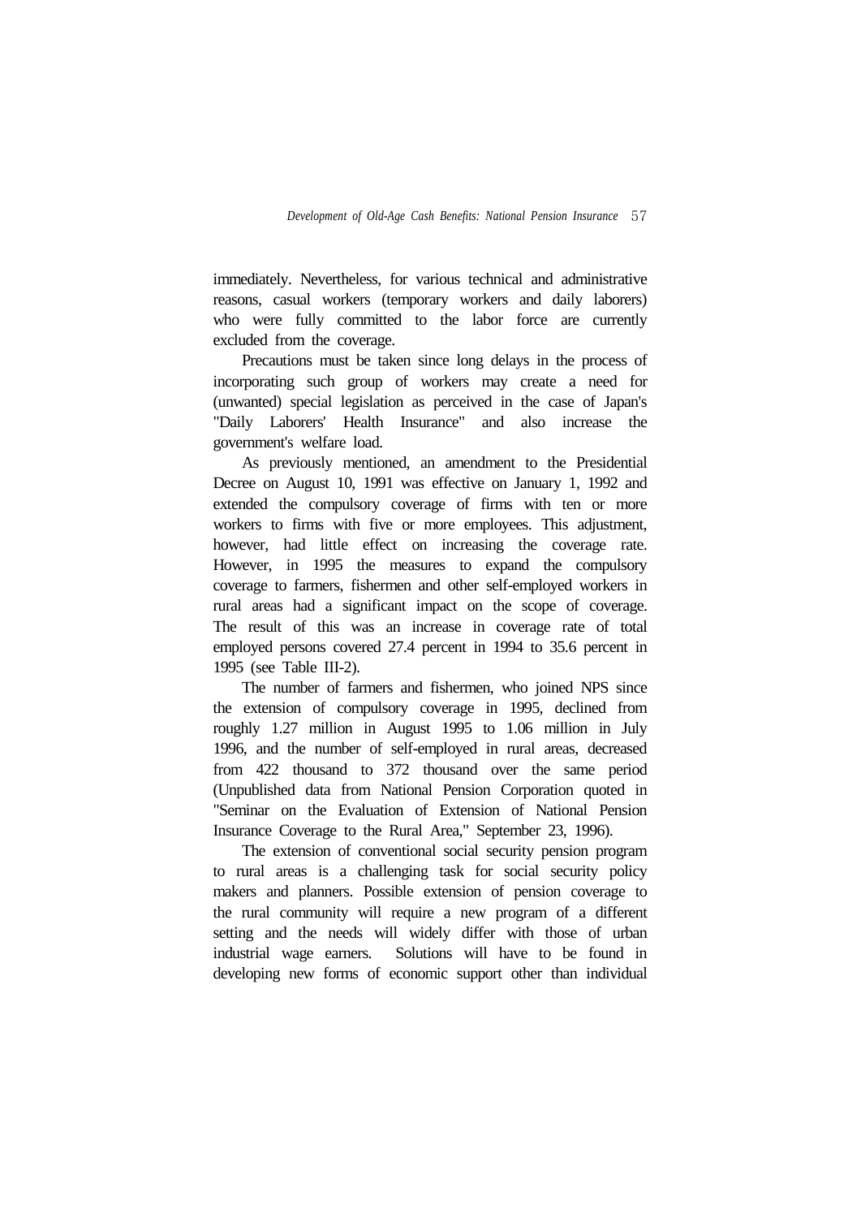immediately. Nevertheless, for various technical and administrative reasons, casual workers (temporary workers and daily laborers) who were fully committed to the labor force are currently excluded from the coverage.

Precautions must be taken since long delays in the process of incorporating such group of workers may create a need for (unwanted) special legislation as perceived in the case of Japan's "Daily Laborers' Health Insurance" and also increase the government's welfare load.

As previously mentioned, an amendment to the Presidential Decree on August 10, 1991 was effective on January 1, 1992 and extended the compulsory coverage of firms with ten or more workers to firms with five or more employees. This adjustment, however, had little effect on increasing the coverage rate. However, in 1995 the measures to expand the compulsory coverage to farmers, fishermen and other self-employed workers in rural areas had a significant impact on the scope of coverage. The result of this was an increase in coverage rate of total employed persons covered 27.4 percent in 1994 to 35.6 percent in 1995 (see Table III-2).

The number of farmers and fishermen, who joined NPS since the extension of compulsory coverage in 1995, declined from roughly 1.27 million in August 1995 to 1.06 million in July 1996, and the number of self-employed in rural areas, decreased from 422 thousand to 372 thousand over the same period (Unpublished data from National Pension Corporation quoted in "Seminar on the Evaluation of Extension of National Pension Insurance Coverage to the Rural Area," September 23, 1996).

The extension of conventional social security pension program to rural areas is a challenging task for social security policy makers and planners. Possible extension of pension coverage to the rural community will require a new program of a different setting and the needs will widely differ with those of urban industrial wage earners. Solutions will have to be found in developing new forms of economic support other than individual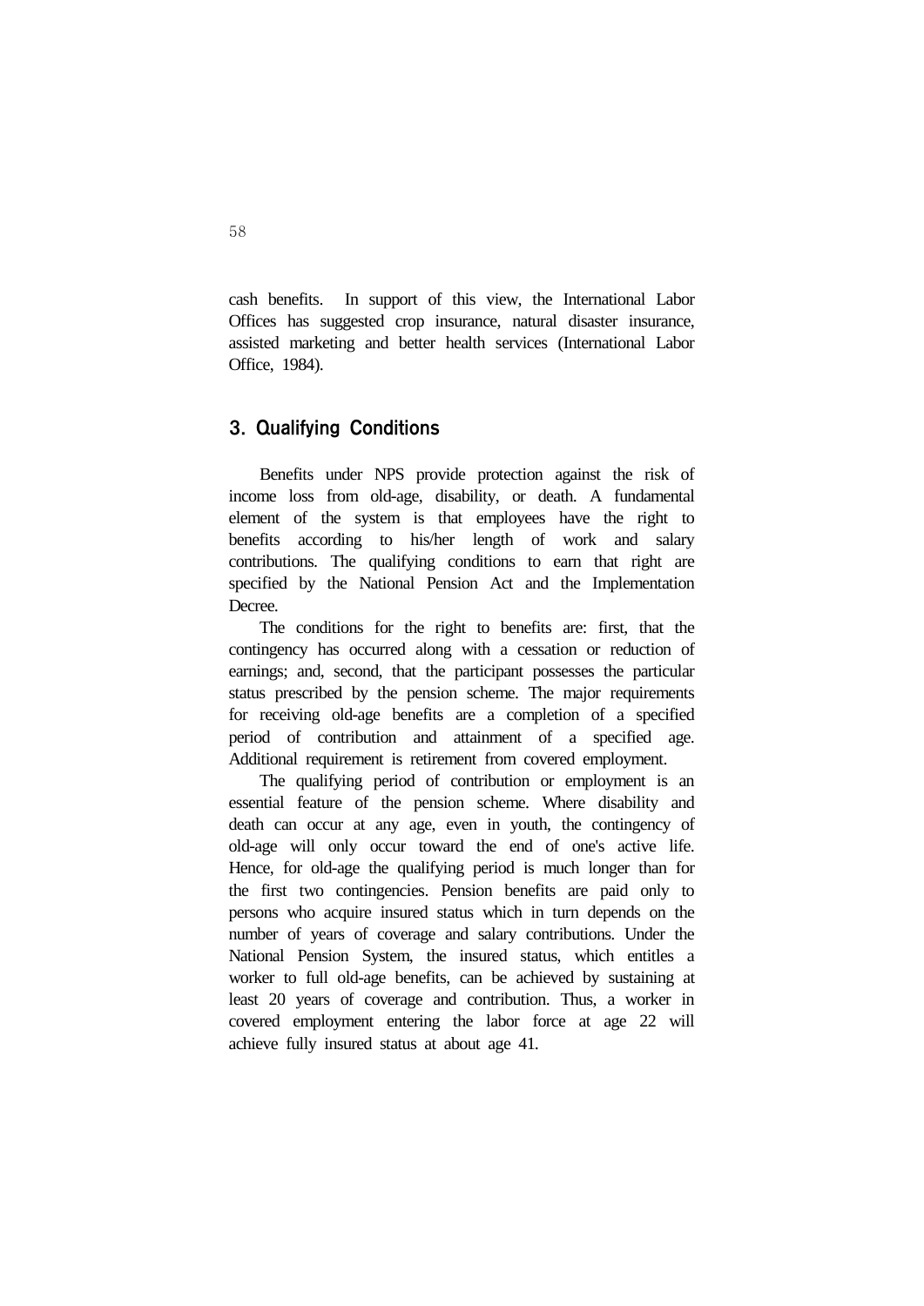cash benefits. In support of this view, the International Labor Offices has suggested crop insurance, natural disaster insurance, assisted marketing and better health services (International Labor Office, 1984).

## 3. Qualifying Conditions

Benefits under NPS provide protection against the risk of income loss from old-age, disability, or death. A fundamental element of the system is that employees have the right to benefits according to his/her length of work and salary contributions. The qualifying conditions to earn that right are specified by the National Pension Act and the Implementation Decree.

The conditions for the right to benefits are: first, that the contingency has occurred along with a cessation or reduction of earnings; and, second, that the participant possesses the particular status prescribed by the pension scheme. The major requirements for receiving old-age benefits are a completion of a specified period of contribution and attainment of a specified age. Additional requirement is retirement from covered employment.

The qualifying period of contribution or employment is an essential feature of the pension scheme. Where disability and death can occur at any age, even in youth, the contingency of old-age will only occur toward the end of one's active life. Hence, for old-age the qualifying period is much longer than for the first two contingencies. Pension benefits are paid only to persons who acquire insured status which in turn depends on the number of years of coverage and salary contributions. Under the National Pension System, the insured status, which entitles a worker to full old-age benefits, can be achieved by sustaining at least 20 years of coverage and contribution. Thus, a worker in covered employment entering the labor force at age 22 will achieve fully insured status at about age 41.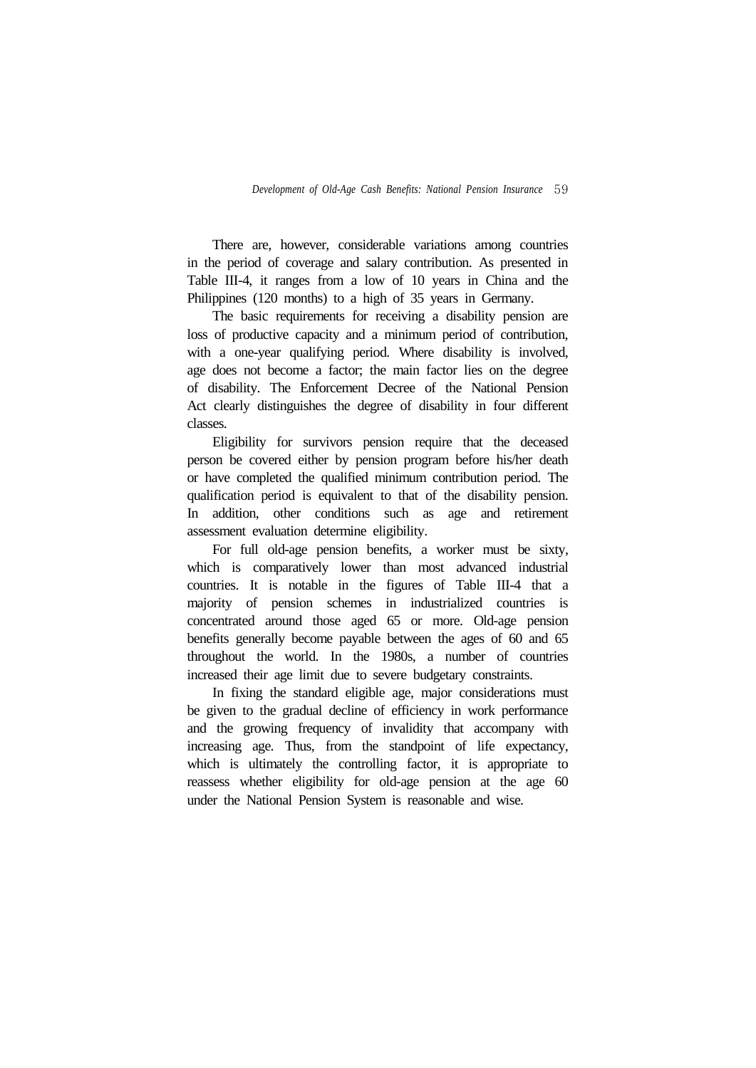There are, however, considerable variations among countries in the period of coverage and salary contribution. As presented in Table III-4, it ranges from a low of 10 years in China and the Philippines (120 months) to a high of 35 years in Germany.

The basic requirements for receiving a disability pension are loss of productive capacity and a minimum period of contribution, with a one-year qualifying period. Where disability is involved, age does not become a factor; the main factor lies on the degree of disability. The Enforcement Decree of the National Pension Act clearly distinguishes the degree of disability in four different classes.

Eligibility for survivors pension require that the deceased person be covered either by pension program before his/her death or have completed the qualified minimum contribution period. The qualification period is equivalent to that of the disability pension. In addition, other conditions such as age and retirement assessment evaluation determine eligibility.

For full old-age pension benefits, a worker must be sixty, which is comparatively lower than most advanced industrial countries. It is notable in the figures of Table III-4 that a majority of pension schemes in industrialized countries is concentrated around those aged 65 or more. Old-age pension benefits generally become payable between the ages of 60 and 65 throughout the world. In the 1980s, a number of countries increased their age limit due to severe budgetary constraints.

In fixing the standard eligible age, major considerations must be given to the gradual decline of efficiency in work performance and the growing frequency of invalidity that accompany with increasing age. Thus, from the standpoint of life expectancy, which is ultimately the controlling factor, it is appropriate to reassess whether eligibility for old-age pension at the age 60 under the National Pension System is reasonable and wise.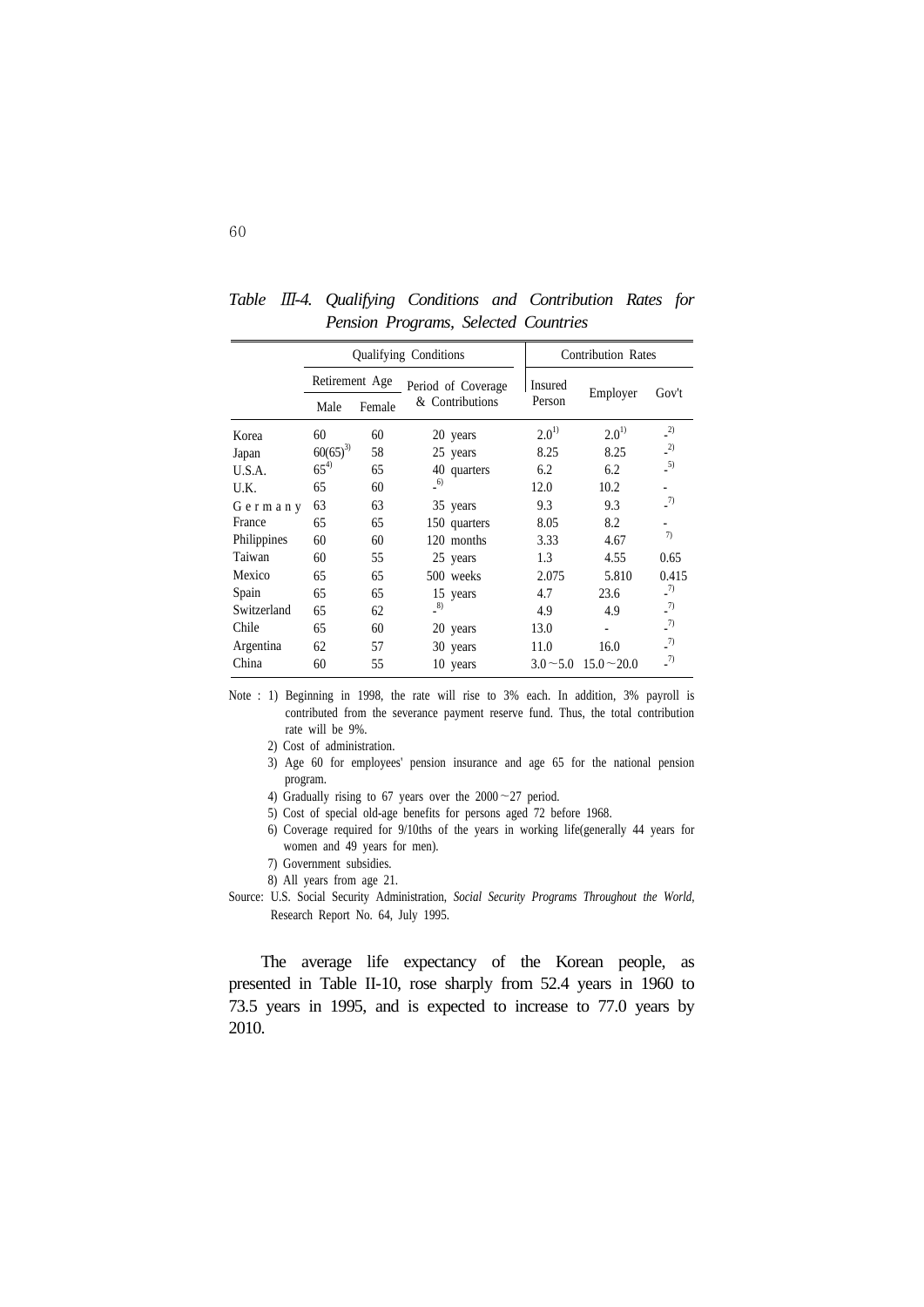*Table Ⅲ-4. Qualifying Conditions and Contribution Rates for Pension Programs, Selected Countries*

| | Qualifying Conditions | | | Contribution Rates | | |
|---|---|---|---|---|---|---|
| | Retirement Age | | Period of Coverage & Contributions | Insured Person | Employer | Gov't |
| | Male | Female | | | | |
| Korea | 60 | 60 | 20 years | 2.0[1)] | 2.0[1)] | -[2)] |
| Japan | 60(65)[3)] | 58 | 25 years | 8.25 | 8.25 | -[2)] |
| U.S.A. | 65[4)] | 65 | 40 quarters | 6.2 | 6.2 | -[5)] |
| U.K. | 65 | 60 | -[6)] | 12.0 | 10.2 | - |
| Germany | 63 | 63 | 35 years | 9.3 | 9.3 | -[7)] |
| France | 65 | 65 | 150 quarters | 8.05 | 8.2 | - |
| Philippines | 60 | 60 | 120 months | 3.33 | 4.67 | [7)] |
| Taiwan | 60 | 55 | 25 years | 1.3 | 4.55 | 0.65 |
| Mexico | 65 | 65 | 500 weeks | 2.075 | 5.810 | 0.415 |
| Spain | 65 | 65 | 15 years | 4.7 | 23.6 | -[7)] |
| Switzerland | 65 | 62 | -[8)] | 4.9 | 4.9 | -[7)] |
| Chile | 65 | 60 | 20 years | 13.0 | - | -[7)] |
| Argentina | 62 | 57 | 30 years | 11.0 | 16.0 | -[7)] |
| China | 60 | 55 | 10 years | 3.0～5.0 | 15.0～20.0 | -[7)] |

Note : 1) Beginning in 1998, the rate will rise to 3% each. In addition, 3% payroll is contributed from the severance payment reserve fund. Thus, the total contribution rate will be 9%.

2) Cost of administration.

3) Age 60 for employees' pension insurance and age 65 for the national pension program.

4) Gradually rising to 67 years over the 2000～27 period.

5) Cost of special old-age benefits for persons aged 72 before 1968.

6) Coverage required for 9/10ths of the years in working life(generally 44 years for women and 49 years for men).

7) Government subsidies.

8) All years from age 21.

Source: U.S. Social Security Administration, *Social Security Programs Throughout the World*, Research Report No. 64, July 1995.

The average life expectancy of the Korean people, as presented in Table II-10, rose sharply from 52.4 years in 1960 to 73.5 years in 1995, and is expected to increase to 77.0 years by 2010.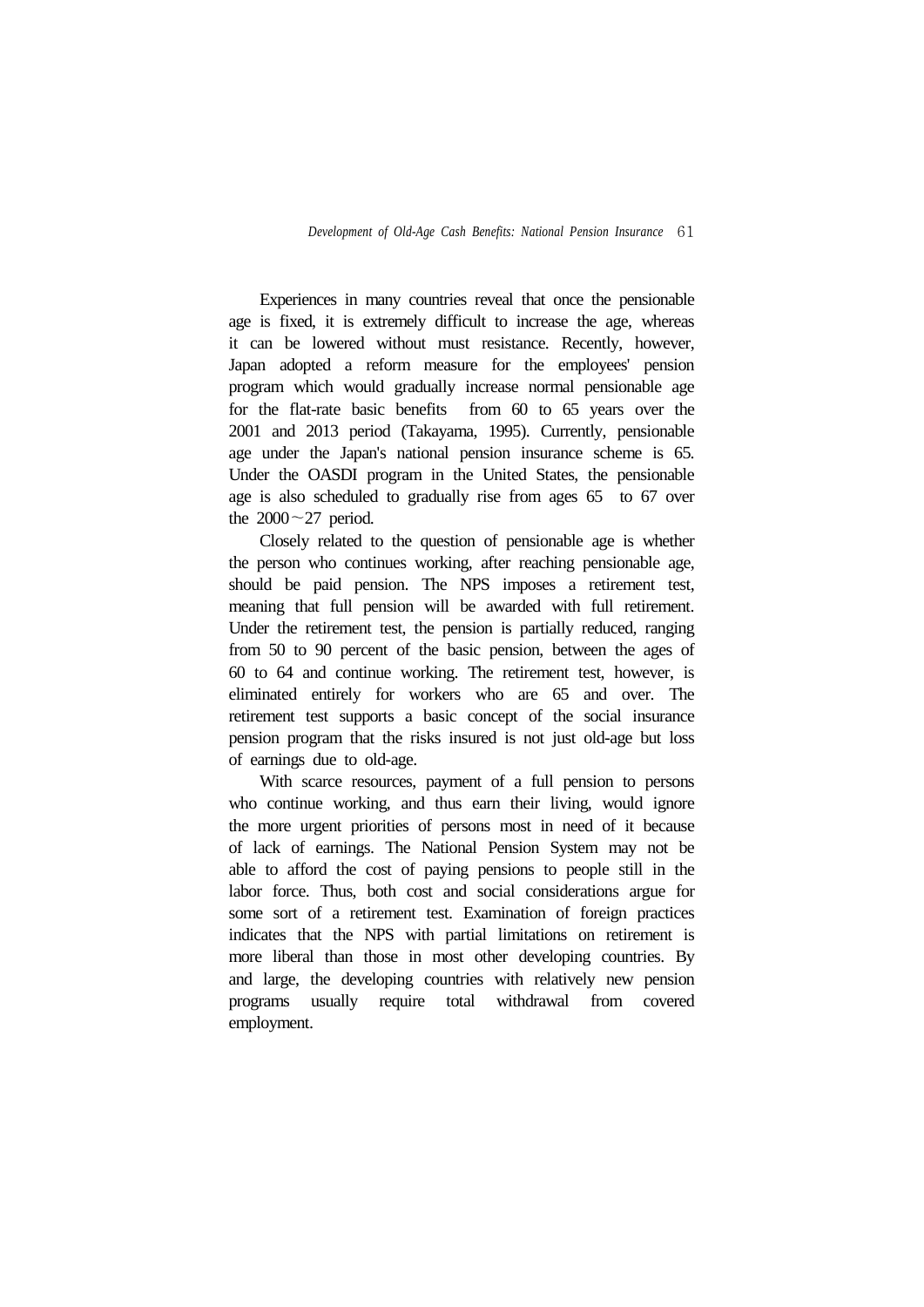Experiences in many countries reveal that once the pensionable age is fixed, it is extremely difficult to increase the age, whereas it can be lowered without must resistance. Recently, however, Japan adopted a reform measure for the employees' pension program which would gradually increase normal pensionable age for the flat-rate basic benefits from 60 to 65 years over the 2001 and 2013 period (Takayama, 1995). Currently, pensionable age under the Japan's national pension insurance scheme is 65. Under the OASDI program in the United States, the pensionable age is also scheduled to gradually rise from ages 65 to 67 over the 2000～27 period.

Closely related to the question of pensionable age is whether the person who continues working, after reaching pensionable age, should be paid pension. The NPS imposes a retirement test, meaning that full pension will be awarded with full retirement. Under the retirement test, the pension is partially reduced, ranging from 50 to 90 percent of the basic pension, between the ages of 60 to 64 and continue working. The retirement test, however, is eliminated entirely for workers who are 65 and over. The retirement test supports a basic concept of the social insurance pension program that the risks insured is not just old-age but loss of earnings due to old-age.

With scarce resources, payment of a full pension to persons who continue working, and thus earn their living, would ignore the more urgent priorities of persons most in need of it because of lack of earnings. The National Pension System may not be able to afford the cost of paying pensions to people still in the labor force. Thus, both cost and social considerations argue for some sort of a retirement test. Examination of foreign practices indicates that the NPS with partial limitations on retirement is more liberal than those in most other developing countries. By and large, the developing countries with relatively new pension programs usually require total withdrawal from covered employment.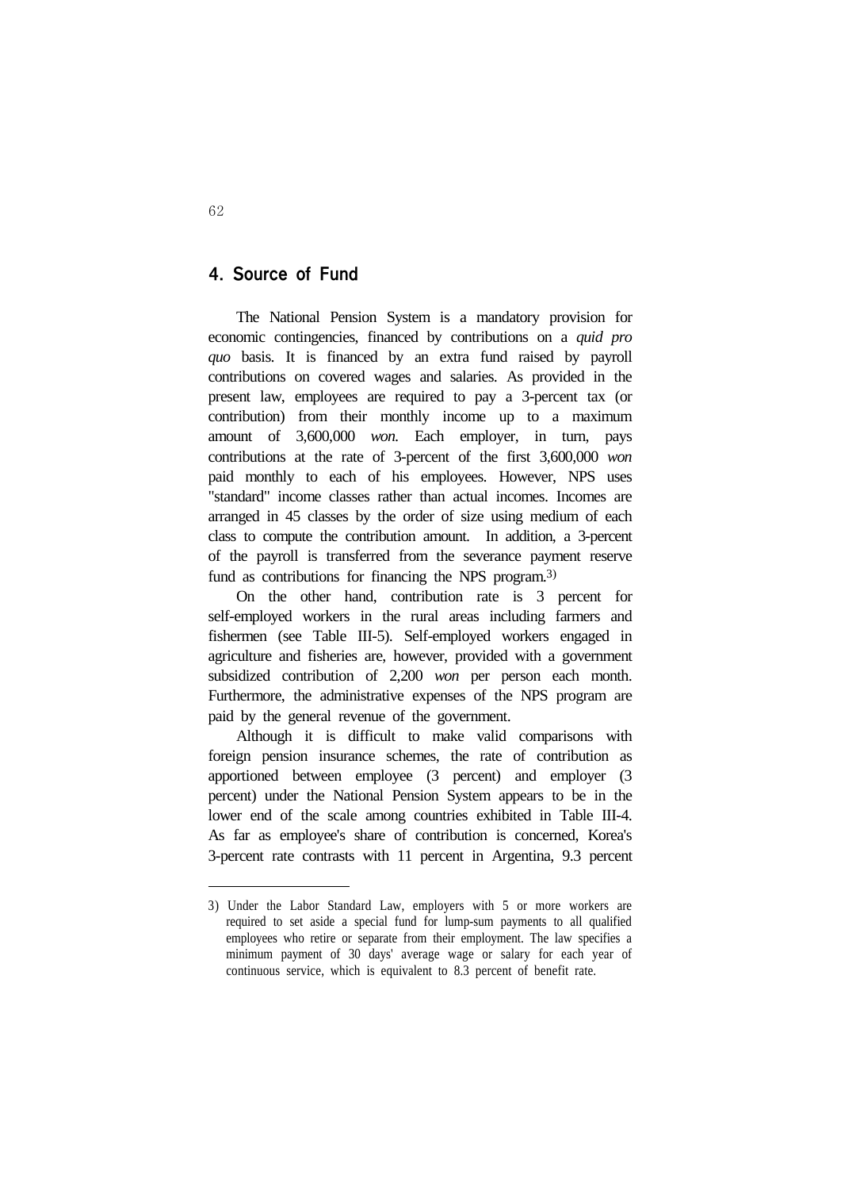## 4. Source of Fund

The National Pension System is a mandatory provision for economic contingencies, financed by contributions on a *quid pro quo* basis. It is financed by an extra fund raised by payroll contributions on covered wages and salaries. As provided in the present law, employees are required to pay a 3-percent tax (or contribution) from their monthly income up to a maximum amount of 3,600,000 *won*. Each employer, in turn, pays contributions at the rate of 3-percent of the first 3,600,000 *won* paid monthly to each of his employees. However, NPS uses "standard" income classes rather than actual incomes. Incomes are arranged in 45 classes by the order of size using medium of each class to compute the contribution amount. In addition, a 3-percent of the payroll is transferred from the severance payment reserve fund as contributions for financing the NPS program.[3)]

On the other hand, contribution rate is 3 percent for self-employed workers in the rural areas including farmers and fishermen (see Table III-5). Self-employed workers engaged in agriculture and fisheries are, however, provided with a government subsidized contribution of 2,200 *won* per person each month. Furthermore, the administrative expenses of the NPS program are paid by the general revenue of the government.

Although it is difficult to make valid comparisons with foreign pension insurance schemes, the rate of contribution as apportioned between employee (3 percent) and employer (3 percent) under the National Pension System appears to be in the lower end of the scale among countries exhibited in Table III-4. As far as employee's share of contribution is concerned, Korea's 3-percent rate contrasts with 11 percent in Argentina, 9.3 percent

---

3) Under the Labor Standard Law, employers with 5 or more workers are required to set aside a special fund for lump-sum payments to all qualified employees who retire or separate from their employment. The law specifies a minimum payment of 30 days' average wage or salary for each year of continuous service, which is equivalent to 8.3 percent of benefit rate.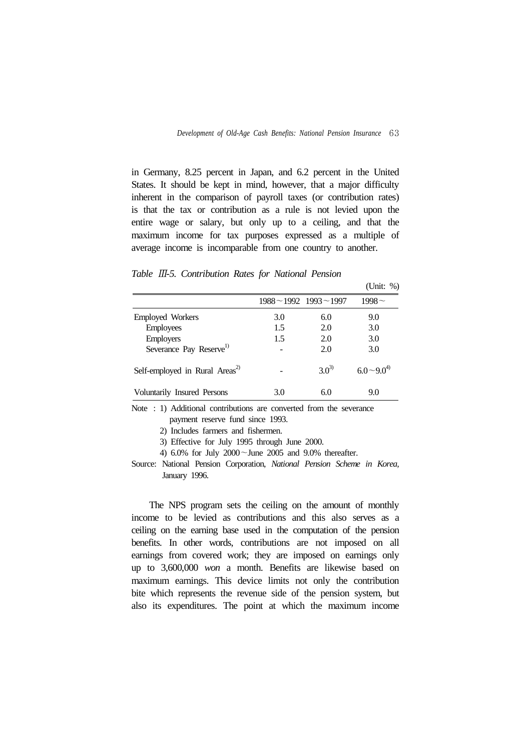in Germany, 8.25 percent in Japan, and 6.2 percent in the United States. It should be kept in mind, however, that a major difficulty inherent in the comparison of payroll taxes (or contribution rates) is that the tax or contribution as a rule is not levied upon the entire wage or salary, but only up to a ceiling, and that the maximum income for tax purposes expressed as a multiple of average income is incomparable from one country to another.

*Table Ⅲ-5. Contribution Rates for National Pension*

(Unit: %)

| | 1988～1992 | 1993～1997 | 1998～ |
|---|---|---|---|
| Employed Workers | 3.0 | 6.0 | 9.0 |
| Employees | 1.5 | 2.0 | 3.0 |
| Employers | 1.5 | 2.0 | 3.0 |
| Severance Pay Reserve[1] | - | 2.0 | 3.0 |
| Self-employed in Rural Areas[2] | - | 3.0[3] | 6.0～9.0[4] |
| Voluntarily Insured Persons | 3.0 | 6.0 | 9.0 |

Note : 1) Additional contributions are converted from the severance payment reserve fund since 1993.
2) Includes farmers and fishermen.
3) Effective for July 1995 through June 2000.
4) 6.0% for July 2000～June 2005 and 9.0% thereafter.

Source: National Pension Corporation, *National Pension Scheme in Korea,* January 1996.

The NPS program sets the ceiling on the amount of monthly income to be levied as contributions and this also serves as a ceiling on the earning base used in the computation of the pension benefits. In other words, contributions are not imposed on all earnings from covered work; they are imposed on earnings only up to 3,600,000 *won* a month. Benefits are likewise based on maximum earnings. This device limits not only the contribution bite which represents the revenue side of the pension system, but also its expenditures. The point at which the maximum income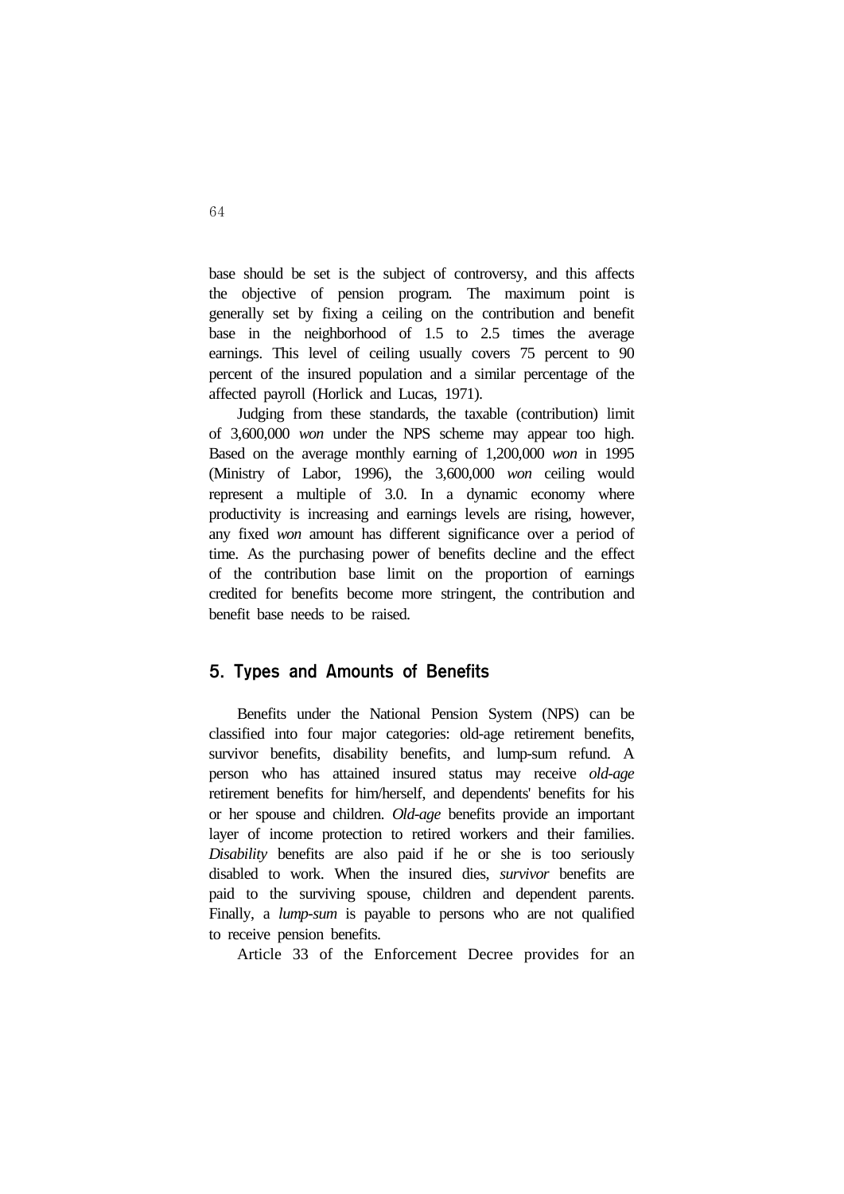base should be set is the subject of controversy, and this affects the objective of pension program. The maximum point is generally set by fixing a ceiling on the contribution and benefit base in the neighborhood of 1.5 to 2.5 times the average earnings. This level of ceiling usually covers 75 percent to 90 percent of the insured population and a similar percentage of the affected payroll (Horlick and Lucas, 1971).

Judging from these standards, the taxable (contribution) limit of 3,600,000 *won* under the NPS scheme may appear too high. Based on the average monthly earning of 1,200,000 *won* in 1995 (Ministry of Labor, 1996), the 3,600,000 *won* ceiling would represent a multiple of 3.0. In a dynamic economy where productivity is increasing and earnings levels are rising, however, any fixed *won* amount has different significance over a period of time. As the purchasing power of benefits decline and the effect of the contribution base limit on the proportion of earnings credited for benefits become more stringent, the contribution and benefit base needs to be raised.

## 5. Types and Amounts of Benefits

Benefits under the National Pension System (NPS) can be classified into four major categories: old-age retirement benefits, survivor benefits, disability benefits, and lump-sum refund. A person who has attained insured status may receive *old-age* retirement benefits for him/herself, and dependents' benefits for his or her spouse and children. *Old-age* benefits provide an important layer of income protection to retired workers and their families. *Disability* benefits are also paid if he or she is too seriously disabled to work. When the insured dies, *survivor* benefits are paid to the surviving spouse, children and dependent parents. Finally, a *lump-sum* is payable to persons who are not qualified to receive pension benefits.

Article 33 of the Enforcement Decree provides for an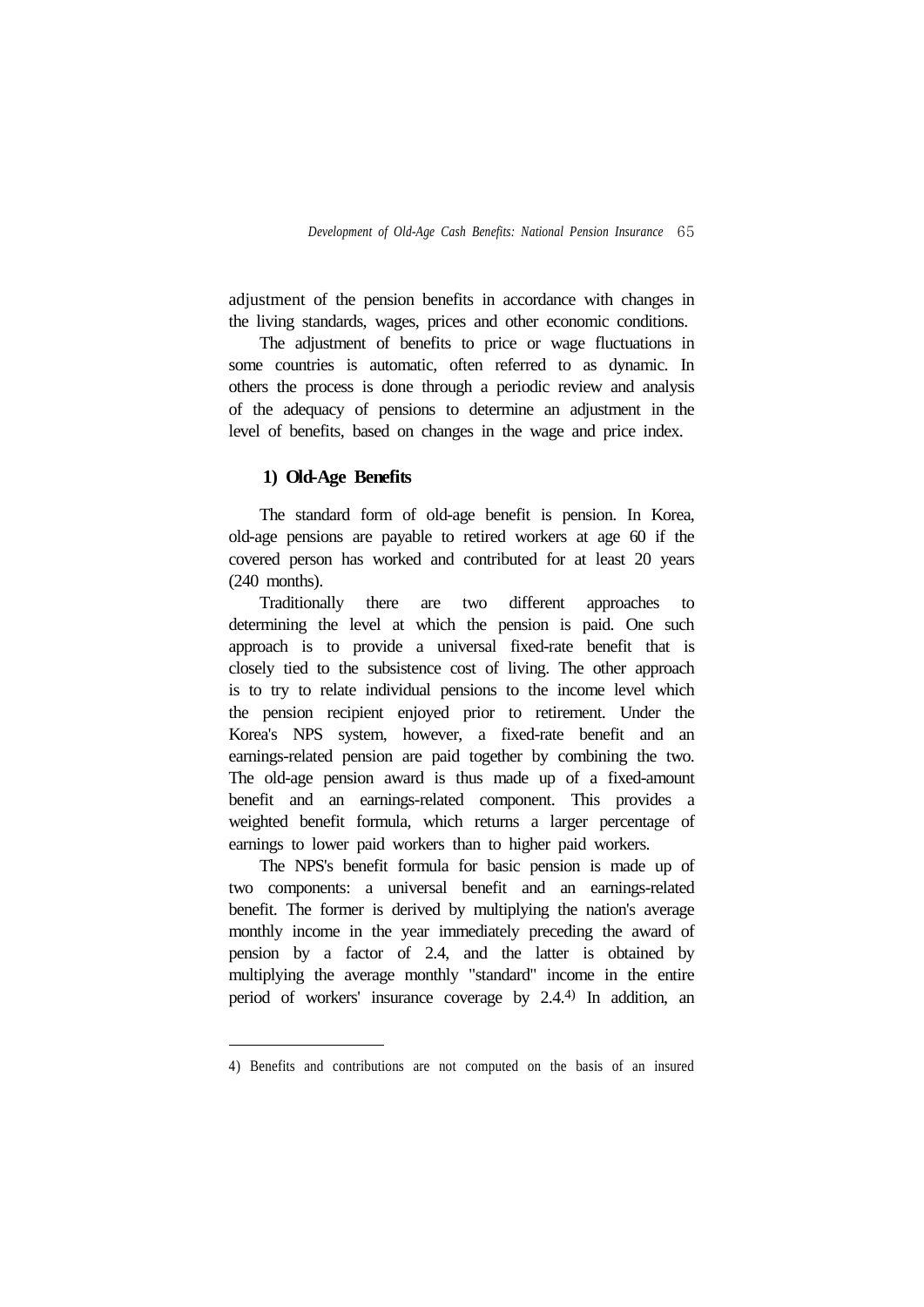adjustment of the pension benefits in accordance with changes in the living standards, wages, prices and other economic conditions.

The adjustment of benefits to price or wage fluctuations in some countries is automatic, often referred to as dynamic. In others the process is done through a periodic review and analysis of the adequacy of pensions to determine an adjustment in the level of benefits, based on changes in the wage and price index.

### 1) Old-Age Benefits

The standard form of old-age benefit is pension. In Korea, old-age pensions are payable to retired workers at age 60 if the covered person has worked and contributed for at least 20 years (240 months).

Traditionally there are two different approaches to determining the level at which the pension is paid. One such approach is to provide a universal fixed-rate benefit that is closely tied to the subsistence cost of living. The other approach is to try to relate individual pensions to the income level which the pension recipient enjoyed prior to retirement. Under the Korea's NPS system, however, a fixed-rate benefit and an earnings-related pension are paid together by combining the two. The old-age pension award is thus made up of a fixed-amount benefit and an earnings-related component. This provides a weighted benefit formula, which returns a larger percentage of earnings to lower paid workers than to higher paid workers.

The NPS's benefit formula for basic pension is made up of two components: a universal benefit and an earnings-related benefit. The former is derived by multiplying the nation's average monthly income in the year immediately preceding the award of pension by a factor of 2.4, and the latter is obtained by multiplying the average monthly "standard" income in the entire period of workers' insurance coverage by 2.4.[4] In addition, an

---

4) Benefits and contributions are not computed on the basis of an insured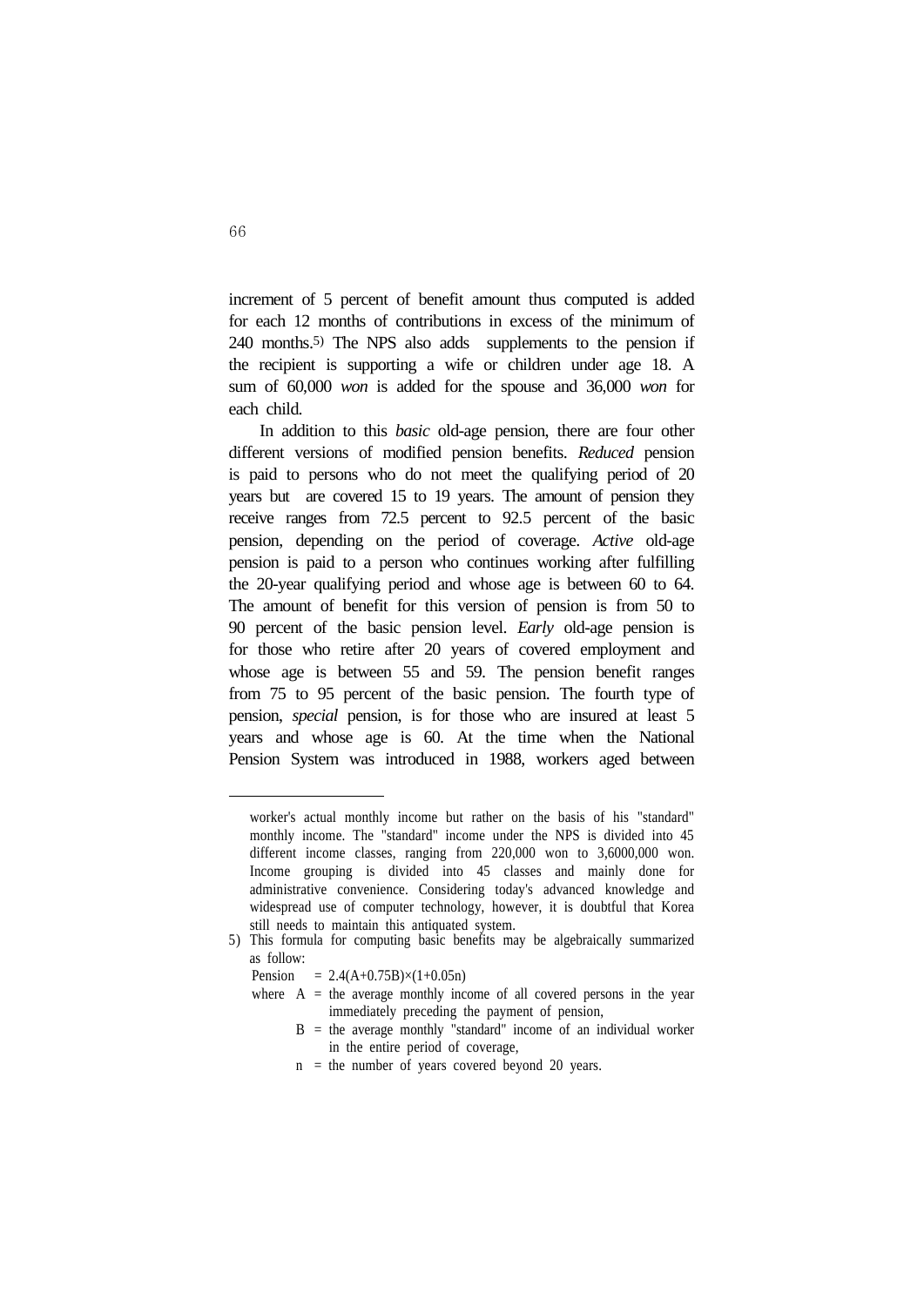increment of 5 percent of benefit amount thus computed is added for each 12 months of contributions in excess of the minimum of 240 months.[5] The NPS also adds supplements to the pension if the recipient is supporting a wife or children under age 18. A sum of 60,000 *won* is added for the spouse and 36,000 *won* for each child.

In addition to this *basic* old-age pension, there are four other different versions of modified pension benefits. *Reduced* pension is paid to persons who do not meet the qualifying period of 20 years but are covered 15 to 19 years. The amount of pension they receive ranges from 72.5 percent to 92.5 percent of the basic pension, depending on the period of coverage. *Active* old-age pension is paid to a person who continues working after fulfilling the 20-year qualifying period and whose age is between 60 to 64. The amount of benefit for this version of pension is from 50 to 90 percent of the basic pension level. *Early* old-age pension is for those who retire after 20 years of covered employment and whose age is between 55 and 59. The pension benefit ranges from 75 to 95 percent of the basic pension. The fourth type of pension, *special* pension, is for those who are insured at least 5 years and whose age is 60. At the time when the National Pension System was introduced in 1988, workers aged between

---

worker's actual monthly income but rather on the basis of his "standard" monthly income. The "standard" income under the NPS is divided into 45 different income classes, ranging from 220,000 won to 3,6000,000 won. Income grouping is divided into 45 classes and mainly done for administrative convenience. Considering today's advanced knowledge and widespread use of computer technology, however, it is doubtful that Korea still needs to maintain this antiquated system.

5) This formula for computing basic benefits may be algebraically summarized as follow:

$$\text{Pension} = 2.4(A+0.75B)\times(1+0.05n)$$

where $A$ = the average monthly income of all covered persons in the year immediately preceding the payment of pension,

$B$ = the average monthly "standard" income of an individual worker in the entire period of coverage,

$n$ = the number of years covered beyond 20 years.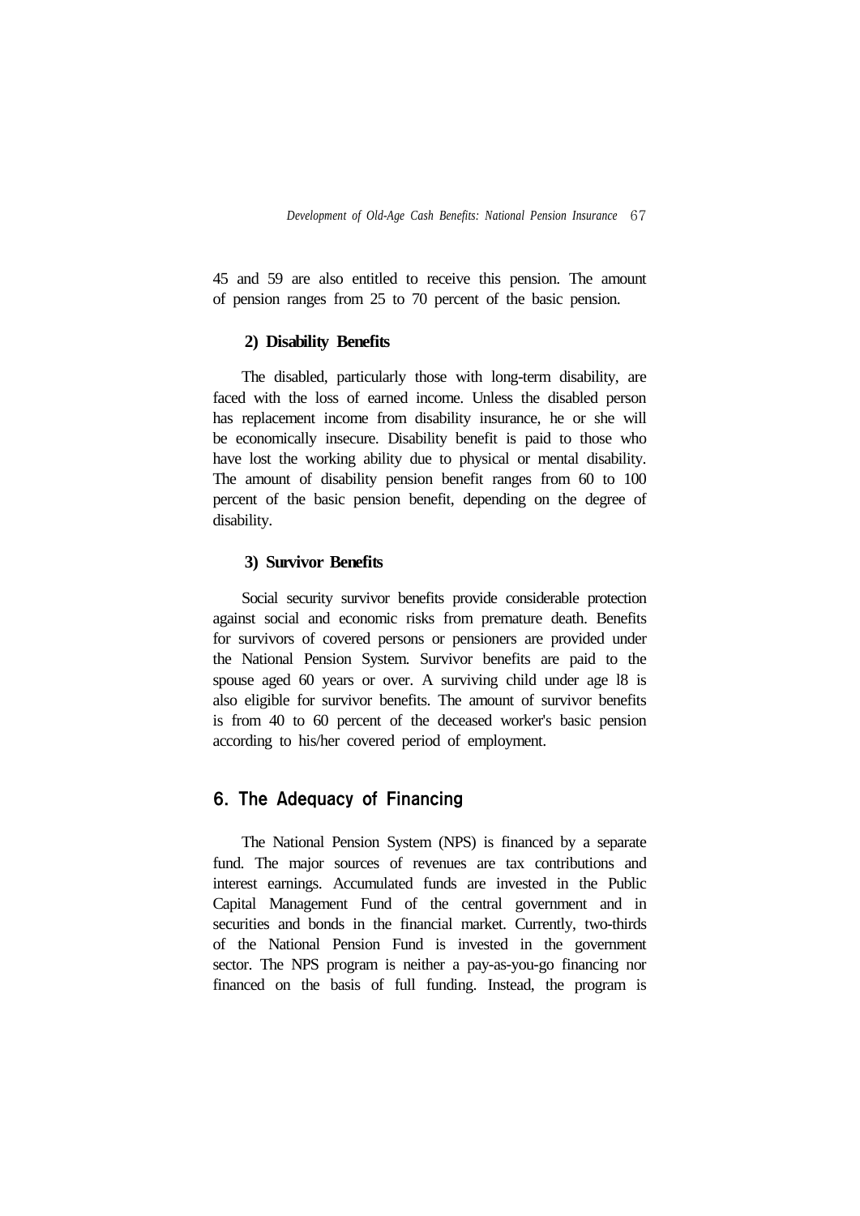45 and 59 are also entitled to receive this pension. The amount of pension ranges from 25 to 70 percent of the basic pension.

#### 2) Disability Benefits

The disabled, particularly those with long-term disability, are faced with the loss of earned income. Unless the disabled person has replacement income from disability insurance, he or she will be economically insecure. Disability benefit is paid to those who have lost the working ability due to physical or mental disability. The amount of disability pension benefit ranges from 60 to 100 percent of the basic pension benefit, depending on the degree of disability.

#### 3) Survivor Benefits

Social security survivor benefits provide considerable protection against social and economic risks from premature death. Benefits for survivors of covered persons or pensioners are provided under the National Pension System. Survivor benefits are paid to the spouse aged 60 years or over. A surviving child under age l8 is also eligible for survivor benefits. The amount of survivor benefits is from 40 to 60 percent of the deceased worker's basic pension according to his/her covered period of employment.

## 6. The Adequacy of Financing

The National Pension System (NPS) is financed by a separate fund. The major sources of revenues are tax contributions and interest earnings. Accumulated funds are invested in the Public Capital Management Fund of the central government and in securities and bonds in the financial market. Currently, two-thirds of the National Pension Fund is invested in the government sector. The NPS program is neither a pay-as-you-go financing nor financed on the basis of full funding. Instead, the program is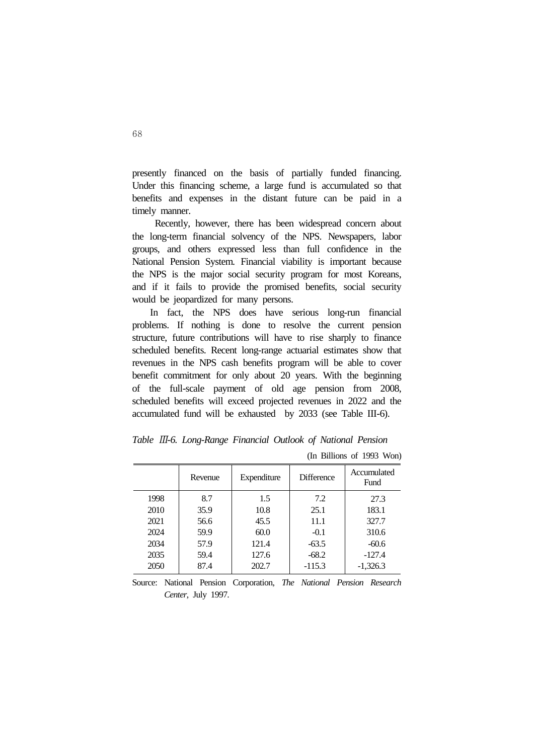presently financed on the basis of partially funded financing. Under this financing scheme, a large fund is accumulated so that benefits and expenses in the distant future can be paid in a timely manner.

Recently, however, there has been widespread concern about the long-term financial solvency of the NPS. Newspapers, labor groups, and others expressed less than full confidence in the National Pension System. Financial viability is important because the NPS is the major social security program for most Koreans, and if it fails to provide the promised benefits, social security would be jeopardized for many persons.

In fact, the NPS does have serious long-run financial problems. If nothing is done to resolve the current pension structure, future contributions will have to rise sharply to finance scheduled benefits. Recent long-range actuarial estimates show that revenues in the NPS cash benefits program will be able to cover benefit commitment for only about 20 years. With the beginning of the full-scale payment of old age pension from 2008, scheduled benefits will exceed projected revenues in 2022 and the accumulated fund will be exhausted by 2033 (see Table III-6).

*Table Ⅲ-6. Long-Range Financial Outlook of National Pension*

(In Billions of 1993 Won)

| | Revenue | Expenditure | Difference | Accumulated Fund |
|---|---|---|---|---|
| 1998 | 8.7 | 1.5 | 7.2 | 27.3 |
| 2010 | 35.9 | 10.8 | 25.1 | 183.1 |
| 2021 | 56.6 | 45.5 | 11.1 | 327.7 |
| 2024 | 59.9 | 60.0 | -0.1 | 310.6 |
| 2034 | 57.9 | 121.4 | -63.5 | -60.6 |
| 2035 | 59.4 | 127.6 | -68.2 | -127.4 |
| 2050 | 87.4 | 202.7 | -115.3 | -1,326.3 |

Source: National Pension Corporation, *The National Pension Research Center*, July 1997.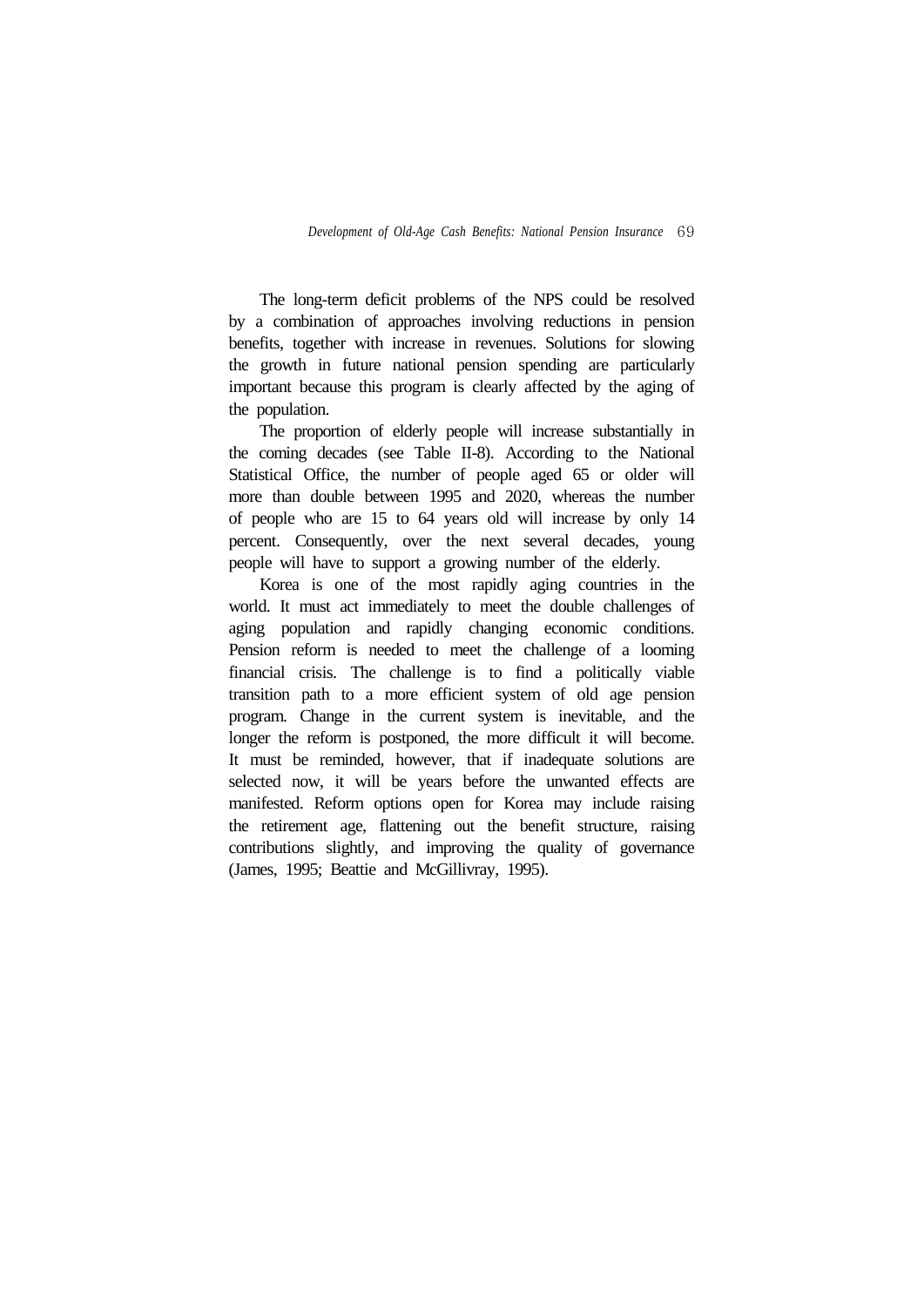The long-term deficit problems of the NPS could be resolved by a combination of approaches involving reductions in pension benefits, together with increase in revenues. Solutions for slowing the growth in future national pension spending are particularly important because this program is clearly affected by the aging of the population.

The proportion of elderly people will increase substantially in the coming decades (see Table II-8). According to the National Statistical Office, the number of people aged 65 or older will more than double between 1995 and 2020, whereas the number of people who are 15 to 64 years old will increase by only 14 percent. Consequently, over the next several decades, young people will have to support a growing number of the elderly.

Korea is one of the most rapidly aging countries in the world. It must act immediately to meet the double challenges of aging population and rapidly changing economic conditions. Pension reform is needed to meet the challenge of a looming financial crisis. The challenge is to find a politically viable transition path to a more efficient system of old age pension program. Change in the current system is inevitable, and the longer the reform is postponed, the more difficult it will become. It must be reminded, however, that if inadequate solutions are selected now, it will be years before the unwanted effects are manifested. Reform options open for Korea may include raising the retirement age, flattening out the benefit structure, raising contributions slightly, and improving the quality of governance (James, 1995; Beattie and McGillivray, 1995).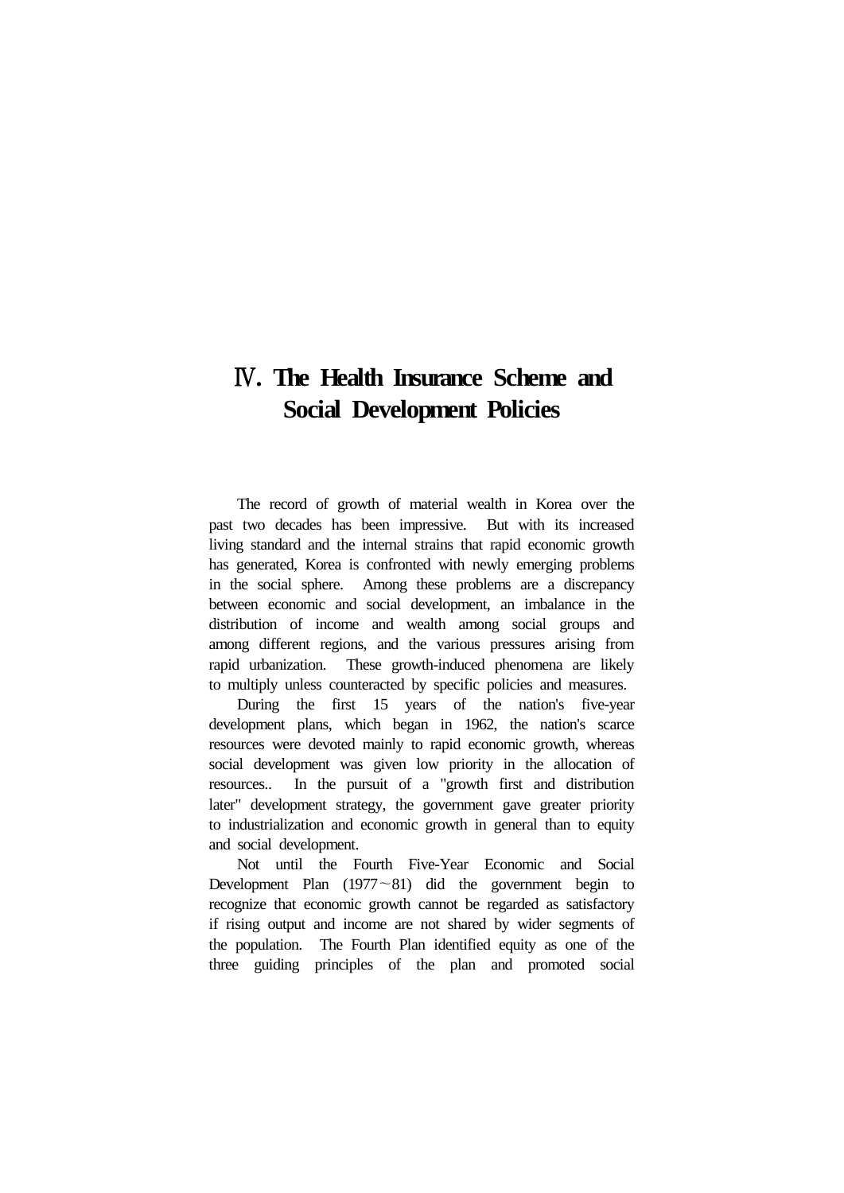# Ⅳ. The Health Insurance Scheme and Social Development Policies

The record of growth of material wealth in Korea over the past two decades has been impressive. But with its increased living standard and the internal strains that rapid economic growth has generated, Korea is confronted with newly emerging problems in the social sphere. Among these problems are a discrepancy between economic and social development, an imbalance in the distribution of income and wealth among social groups and among different regions, and the various pressures arising from rapid urbanization. These growth-induced phenomena are likely to multiply unless counteracted by specific policies and measures.

During the first 15 years of the nation's five-year development plans, which began in 1962, the nation's scarce resources were devoted mainly to rapid economic growth, whereas social development was given low priority in the allocation of resources.. In the pursuit of a "growth first and distribution later" development strategy, the government gave greater priority to industrialization and economic growth in general than to equity and social development.

Not until the Fourth Five-Year Economic and Social Development Plan (1977~81) did the government begin to recognize that economic growth cannot be regarded as satisfactory if rising output and income are not shared by wider segments of the population. The Fourth Plan identified equity as one of the three guiding principles of the plan and promoted social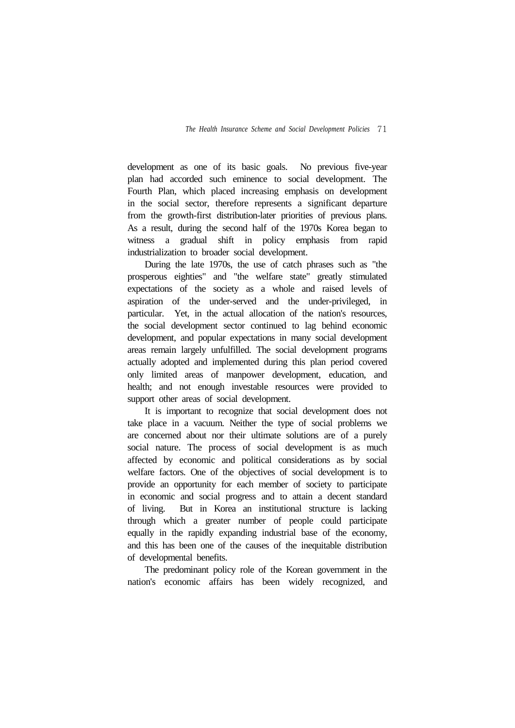development as one of its basic goals. No previous five-year plan had accorded such eminence to social development. The Fourth Plan, which placed increasing emphasis on development in the social sector, therefore represents a significant departure from the growth-first distribution-later priorities of previous plans. As a result, during the second half of the 1970s Korea began to witness a gradual shift in policy emphasis from rapid industrialization to broader social development.

During the late 1970s, the use of catch phrases such as "the prosperous eighties" and "the welfare state" greatly stimulated expectations of the society as a whole and raised levels of aspiration of the under-served and the under-privileged, in particular. Yet, in the actual allocation of the nation's resources, the social development sector continued to lag behind economic development, and popular expectations in many social development areas remain largely unfulfilled. The social development programs actually adopted and implemented during this plan period covered only limited areas of manpower development, education, and health; and not enough investable resources were provided to support other areas of social development.

It is important to recognize that social development does not take place in a vacuum. Neither the type of social problems we are concerned about nor their ultimate solutions are of a purely social nature. The process of social development is as much affected by economic and political considerations as by social welfare factors. One of the objectives of social development is to provide an opportunity for each member of society to participate in economic and social progress and to attain a decent standard of living. But in Korea an institutional structure is lacking through which a greater number of people could participate equally in the rapidly expanding industrial base of the economy, and this has been one of the causes of the inequitable distribution of developmental benefits.

The predominant policy role of the Korean government in the nation's economic affairs has been widely recognized, and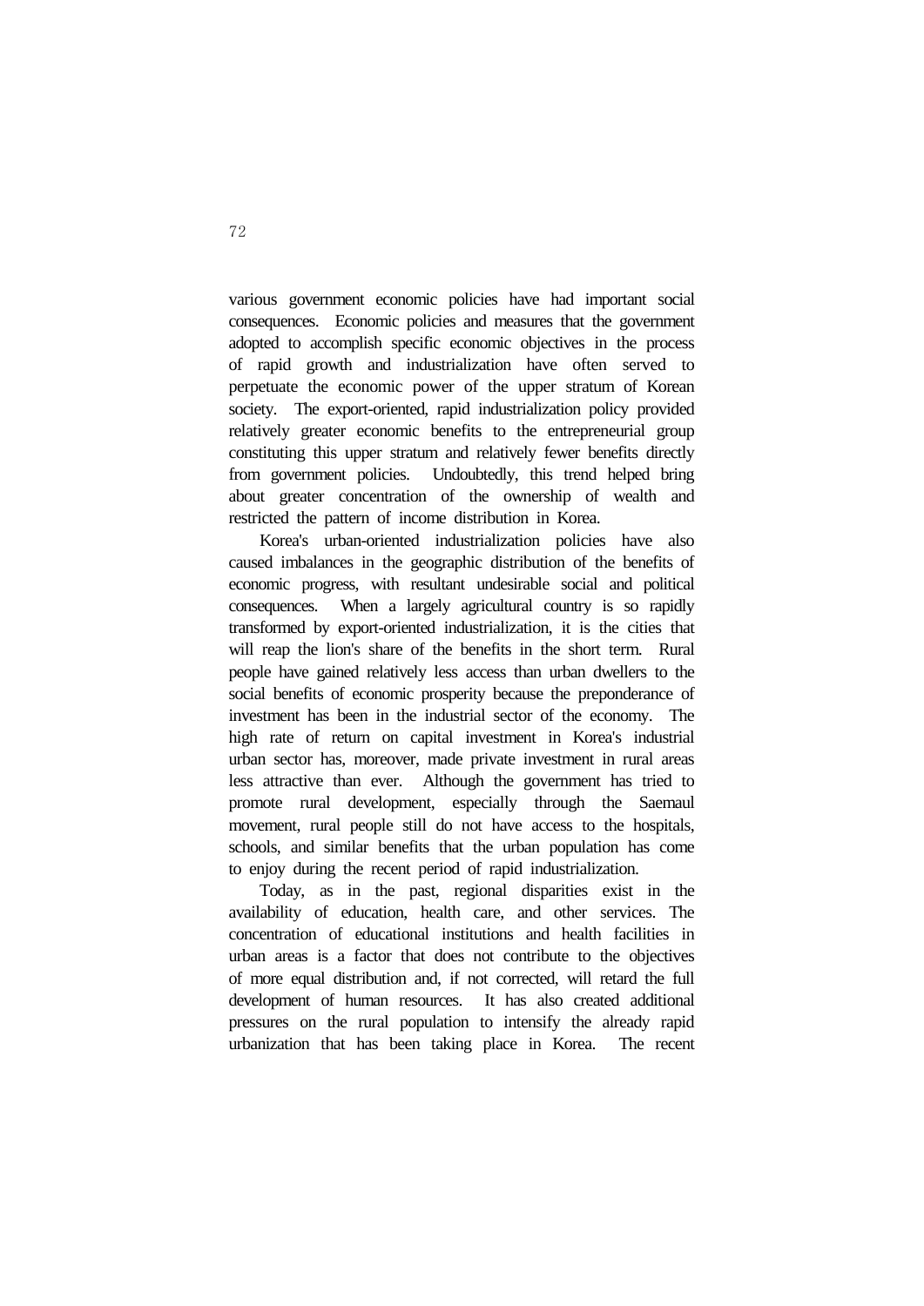various government economic policies have had important social consequences. Economic policies and measures that the government adopted to accomplish specific economic objectives in the process of rapid growth and industrialization have often served to perpetuate the economic power of the upper stratum of Korean society. The export-oriented, rapid industrialization policy provided relatively greater economic benefits to the entrepreneurial group constituting this upper stratum and relatively fewer benefits directly from government policies. Undoubtedly, this trend helped bring about greater concentration of the ownership of wealth and restricted the pattern of income distribution in Korea.

Korea's urban-oriented industrialization policies have also caused imbalances in the geographic distribution of the benefits of economic progress, with resultant undesirable social and political consequences. When a largely agricultural country is so rapidly transformed by export-oriented industrialization, it is the cities that will reap the lion's share of the benefits in the short term. Rural people have gained relatively less access than urban dwellers to the social benefits of economic prosperity because the preponderance of investment has been in the industrial sector of the economy. The high rate of return on capital investment in Korea's industrial urban sector has, moreover, made private investment in rural areas less attractive than ever. Although the government has tried to promote rural development, especially through the Saemaul movement, rural people still do not have access to the hospitals, schools, and similar benefits that the urban population has come to enjoy during the recent period of rapid industrialization.

Today, as in the past, regional disparities exist in the availability of education, health care, and other services. The concentration of educational institutions and health facilities in urban areas is a factor that does not contribute to the objectives of more equal distribution and, if not corrected, will retard the full development of human resources. It has also created additional pressures on the rural population to intensify the already rapid urbanization that has been taking place in Korea. The recent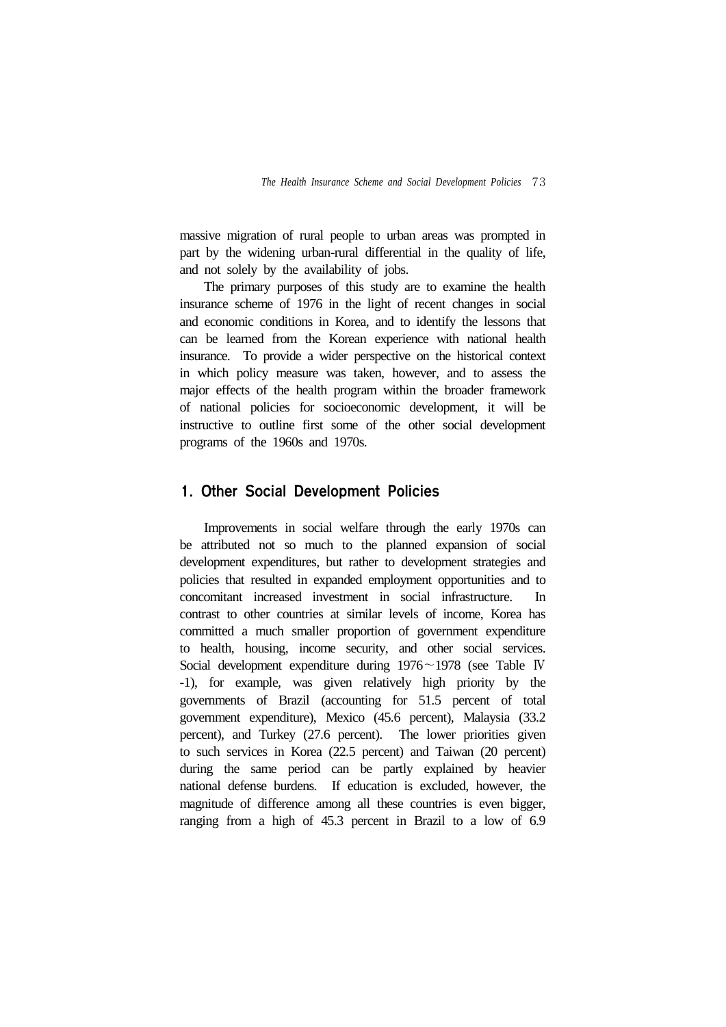massive migration of rural people to urban areas was prompted in part by the widening urban-rural differential in the quality of life, and not solely by the availability of jobs.

The primary purposes of this study are to examine the health insurance scheme of 1976 in the light of recent changes in social and economic conditions in Korea, and to identify the lessons that can be learned from the Korean experience with national health insurance. To provide a wider perspective on the historical context in which policy measure was taken, however, and to assess the major effects of the health program within the broader framework of national policies for socioeconomic development, it will be instructive to outline first some of the other social development programs of the 1960s and 1970s.

## 1. Other Social Development Policies

Improvements in social welfare through the early 1970s can be attributed not so much to the planned expansion of social development expenditures, but rather to development strategies and policies that resulted in expanded employment opportunities and to concomitant increased investment in social infrastructure. In contrast to other countries at similar levels of income, Korea has committed a much smaller proportion of government expenditure to health, housing, income security, and other social services. Social development expenditure during 1976～1978 (see Table Ⅳ-1), for example, was given relatively high priority by the governments of Brazil (accounting for 51.5 percent of total government expenditure), Mexico (45.6 percent), Malaysia (33.2 percent), and Turkey (27.6 percent). The lower priorities given to such services in Korea (22.5 percent) and Taiwan (20 percent) during the same period can be partly explained by heavier national defense burdens. If education is excluded, however, the magnitude of difference among all these countries is even bigger, ranging from a high of 45.3 percent in Brazil to a low of 6.9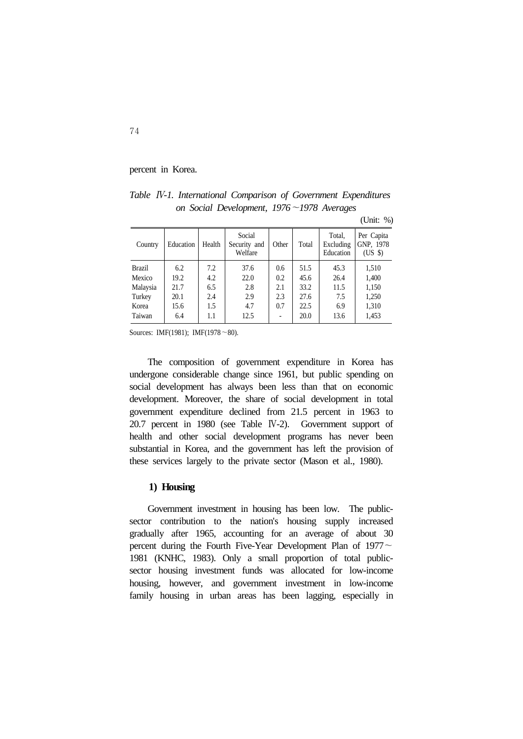percent in Korea.

*Table* Ⅳ*-1. International Comparison of Government Expenditures on Social Development, 1976～1978 Averages*

(Unit: %)

| Country | Education | Health | Social Security and Welfare | Other | Total | Total, Excluding Education | Per Capita GNP, 1978 (US $) |
|---|---|---|---|---|---|---|---|
| Brazil | 6.2 | 7.2 | 37.6 | 0.6 | 51.5 | 45.3 | 1,510 |
| Mexico | 19.2 | 4.2 | 22.0 | 0.2 | 45.6 | 26.4 | 1,400 |
| Malaysia | 21.7 | 6.5 | 2.8 | 2.1 | 33.2 | 11.5 | 1,150 |
| Turkey | 20.1 | 2.4 | 2.9 | 2.3 | 27.6 | 7.5 | 1,250 |
| Korea | 15.6 | 1.5 | 4.7 | 0.7 | 22.5 | 6.9 | 1,310 |
| Taiwan | 6.4 | 1.1 | 12.5 | - | 20.0 | 13.6 | 1,453 |

Sources: IMF(1981); IMF(1978～80).

The composition of government expenditure in Korea has undergone considerable change since 1961, but public spending on social development has always been less than that on economic development. Moreover, the share of social development in total government expenditure declined from 21.5 percent in 1963 to 20.7 percent in 1980 (see Table Ⅳ-2). Government support of health and other social development programs has never been substantial in Korea, and the government has left the provision of these services largely to the private sector (Mason et al., 1980).

### 1) Housing

Government investment in housing has been low. The public-sector contribution to the nation's housing supply increased gradually after 1965, accounting for an average of about 30 percent during the Fourth Five-Year Development Plan of 1977～1981 (KNHC, 1983). Only a small proportion of total public-sector housing investment funds was allocated for low-income housing, however, and government investment in low-income family housing in urban areas has been lagging, especially in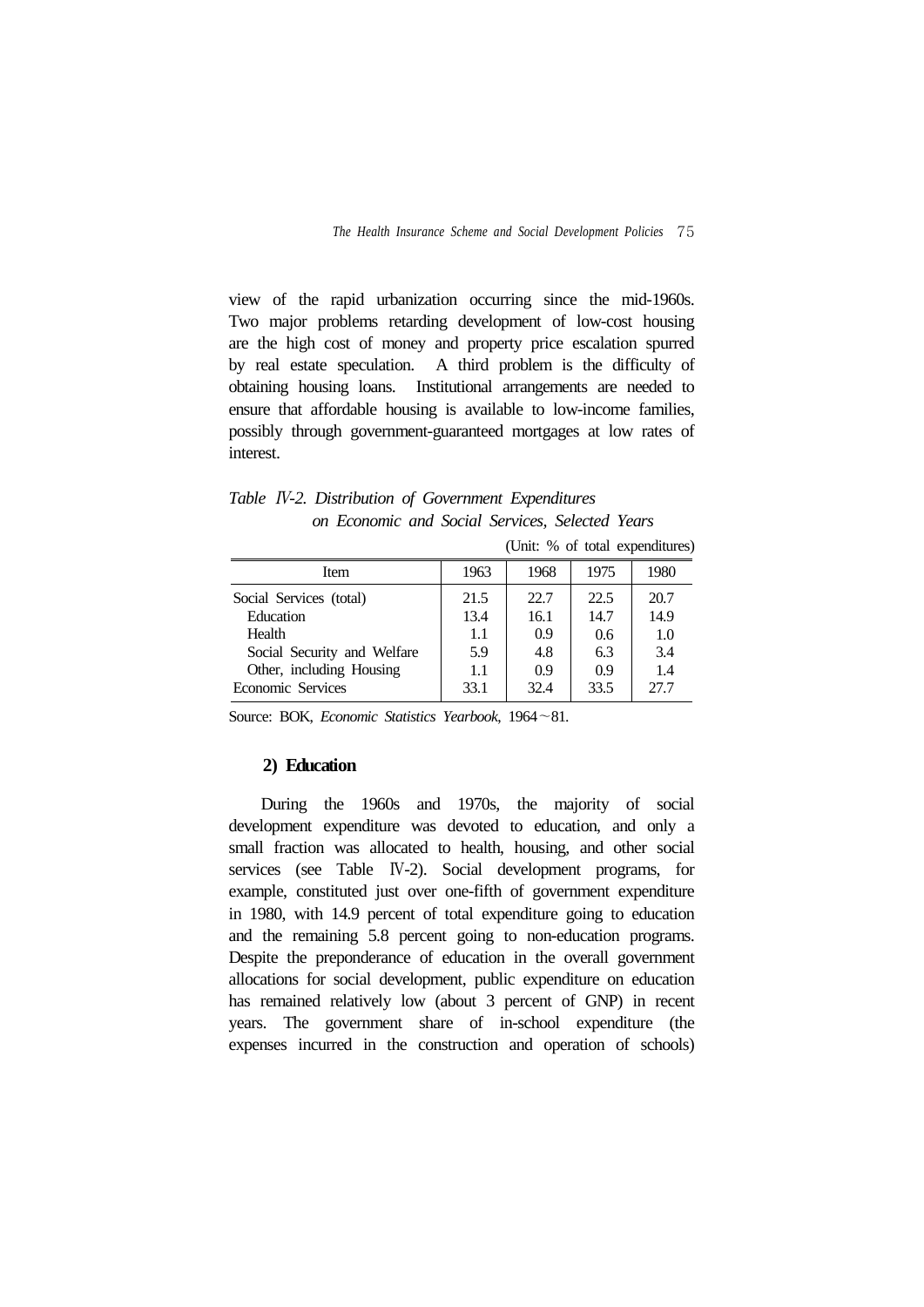view of the rapid urbanization occurring since the mid-1960s. Two major problems retarding development of low-cost housing are the high cost of money and property price escalation spurred by real estate speculation. A third problem is the difficulty of obtaining housing loans. Institutional arrangements are needed to ensure that affordable housing is available to low-income families, possibly through government-guaranteed mortgages at low rates of interest.

*Table Ⅳ-2. Distribution of Government Expenditures on Economic and Social Services, Selected Years*

(Unit: % of total expenditures)

| Item | 1963 | 1968 | 1975 | 1980 |
|---|---|---|---|---|
| Social Services (total) | 21.5 | 22.7 | 22.5 | 20.7 |
| Education | 13.4 | 16.1 | 14.7 | 14.9 |
| Health | 1.1 | 0.9 | 0.6 | 1.0 |
| Social Security and Welfare | 5.9 | 4.8 | 6.3 | 3.4 |
| Other, including Housing | 1.1 | 0.9 | 0.9 | 1.4 |
| Economic Services | 33.1 | 32.4 | 33.5 | 27.7 |

Source: BOK, *Economic Statistics Yearbook*, 1964～81.

### 2) Education

During the 1960s and 1970s, the majority of social development expenditure was devoted to education, and only a small fraction was allocated to health, housing, and other social services (see Table Ⅳ-2). Social development programs, for example, constituted just over one-fifth of government expenditure in 1980, with 14.9 percent of total expenditure going to education and the remaining 5.8 percent going to non-education programs. Despite the preponderance of education in the overall government allocations for social development, public expenditure on education has remained relatively low (about 3 percent of GNP) in recent years. The government share of in-school expenditure (the expenses incurred in the construction and operation of schools)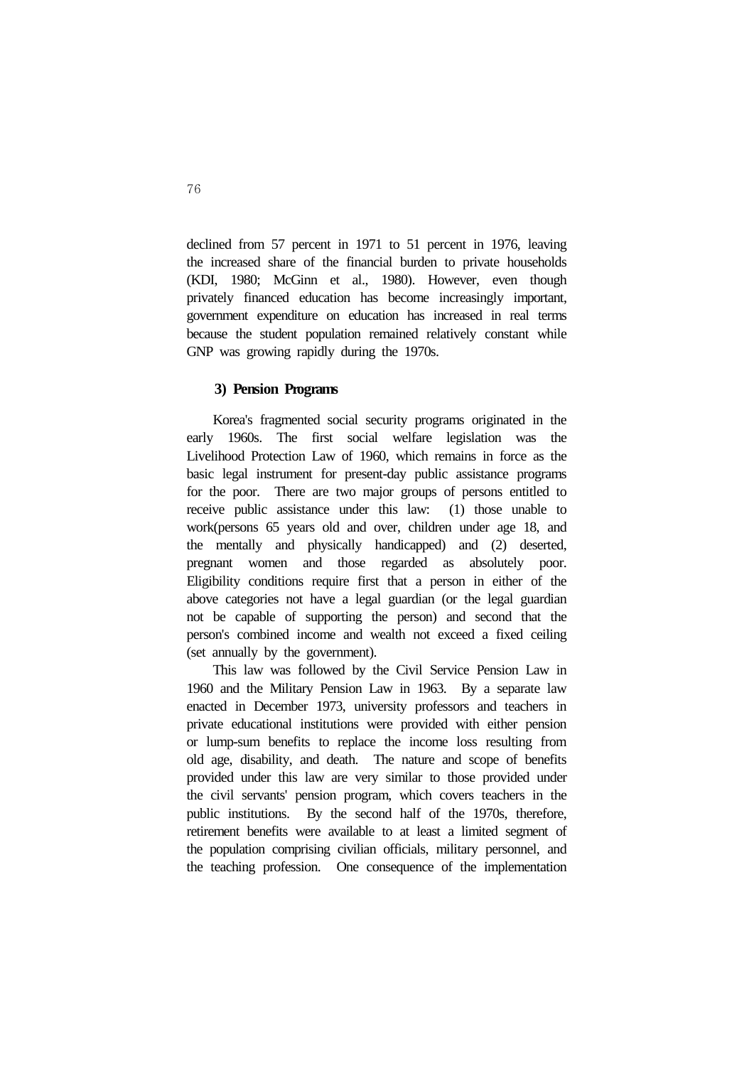declined from 57 percent in 1971 to 51 percent in 1976, leaving the increased share of the financial burden to private households (KDI, 1980; McGinn et al., 1980). However, even though privately financed education has become increasingly important, government expenditure on education has increased in real terms because the student population remained relatively constant while GNP was growing rapidly during the 1970s.

### 3) Pension Programs

Korea's fragmented social security programs originated in the early 1960s. The first social welfare legislation was the Livelihood Protection Law of 1960, which remains in force as the basic legal instrument for present-day public assistance programs for the poor. There are two major groups of persons entitled to receive public assistance under this law: (1) those unable to work(persons 65 years old and over, children under age 18, and the mentally and physically handicapped) and (2) deserted, pregnant women and those regarded as absolutely poor. Eligibility conditions require first that a person in either of the above categories not have a legal guardian (or the legal guardian not be capable of supporting the person) and second that the person's combined income and wealth not exceed a fixed ceiling (set annually by the government).

This law was followed by the Civil Service Pension Law in 1960 and the Military Pension Law in 1963. By a separate law enacted in December 1973, university professors and teachers in private educational institutions were provided with either pension or lump-sum benefits to replace the income loss resulting from old age, disability, and death. The nature and scope of benefits provided under this law are very similar to those provided under the civil servants' pension program, which covers teachers in the public institutions. By the second half of the 1970s, therefore, retirement benefits were available to at least a limited segment of the population comprising civilian officials, military personnel, and the teaching profession. One consequence of the implementation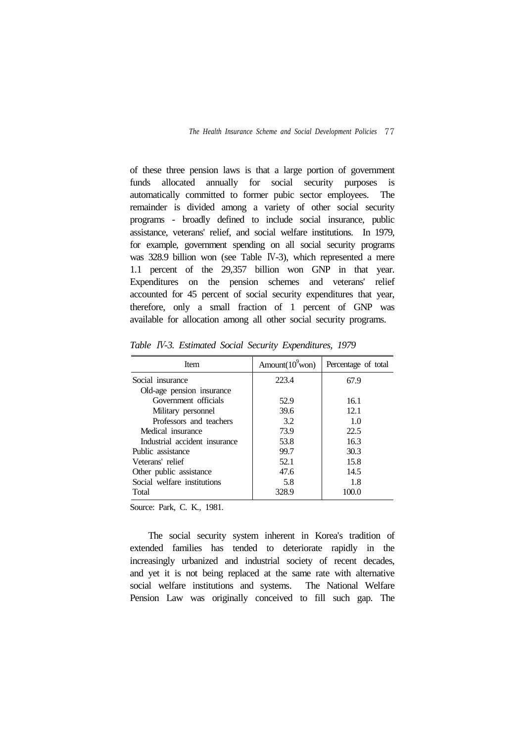of these three pension laws is that a large portion of government funds allocated annually for social security purposes is automatically committed to former pubic sector employees. The remainder is divided among a variety of other social security programs - broadly defined to include social insurance, public assistance, veterans' relief, and social welfare institutions. In 1979, for example, government spending on all social security programs was 328.9 billion won (see Table Ⅳ-3), which represented a mere 1.1 percent of the 29,357 billion won GNP in that year. Expenditures on the pension schemes and veterans' relief accounted for 45 percent of social security expenditures that year, therefore, only a small fraction of 1 percent of GNP was available for allocation among all other social security programs.

*Table Ⅳ-3. Estimated Social Security Expenditures, 1979*

| Item | Amount($10^9$won) | Percentage of total |
|---|---|---|
| Social insurance | 223.4 | 67.9 |
| Old-age pension insurance | | |
| Government officials | 52.9 | 16.1 |
| Military personnel | 39.6 | 12.1 |
| Professors and teachers | 3.2 | 1.0 |
| Medical insurance | 73.9 | 22.5 |
| Industrial accident insurance | 53.8 | 16.3 |
| Public assistance | 99.7 | 30.3 |
| Veterans' relief | 52.1 | 15.8 |
| Other public assistance | 47.6 | 14.5 |
| Social welfare institutions | 5.8 | 1.8 |
| Total | 328.9 | 100.0 |

Source: Park, C. K., 1981.

The social security system inherent in Korea's tradition of extended families has tended to deteriorate rapidly in the increasingly urbanized and industrial society of recent decades, and yet it is not being replaced at the same rate with alternative social welfare institutions and systems. The National Welfare Pension Law was originally conceived to fill such gap. The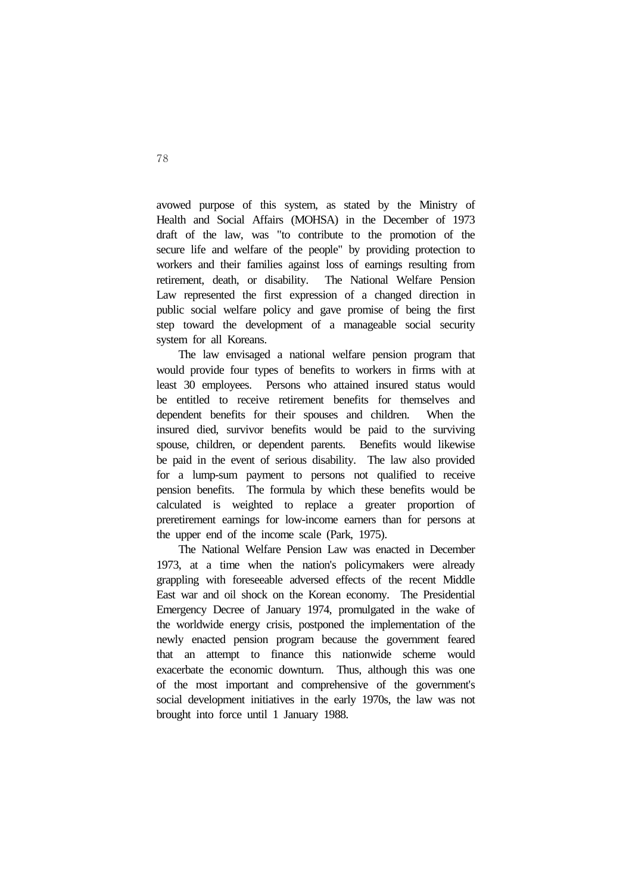avowed purpose of this system, as stated by the Ministry of Health and Social Affairs (MOHSA) in the December of 1973 draft of the law, was "to contribute to the promotion of the secure life and welfare of the people" by providing protection to workers and their families against loss of earnings resulting from retirement, death, or disability. The National Welfare Pension Law represented the first expression of a changed direction in public social welfare policy and gave promise of being the first step toward the development of a manageable social security system for all Koreans.

The law envisaged a national welfare pension program that would provide four types of benefits to workers in firms with at least 30 employees. Persons who attained insured status would be entitled to receive retirement benefits for themselves and dependent benefits for their spouses and children. When the insured died, survivor benefits would be paid to the surviving spouse, children, or dependent parents. Benefits would likewise be paid in the event of serious disability. The law also provided for a lump-sum payment to persons not qualified to receive pension benefits. The formula by which these benefits would be calculated is weighted to replace a greater proportion of preretirement earnings for low-income earners than for persons at the upper end of the income scale (Park, 1975).

The National Welfare Pension Law was enacted in December 1973, at a time when the nation's policymakers were already grappling with foreseeable adversed effects of the recent Middle East war and oil shock on the Korean economy. The Presidential Emergency Decree of January 1974, promulgated in the wake of the worldwide energy crisis, postponed the implementation of the newly enacted pension program because the government feared that an attempt to finance this nationwide scheme would exacerbate the economic downturn. Thus, although this was one of the most important and comprehensive of the government's social development initiatives in the early 1970s, the law was not brought into force until 1 January 1988.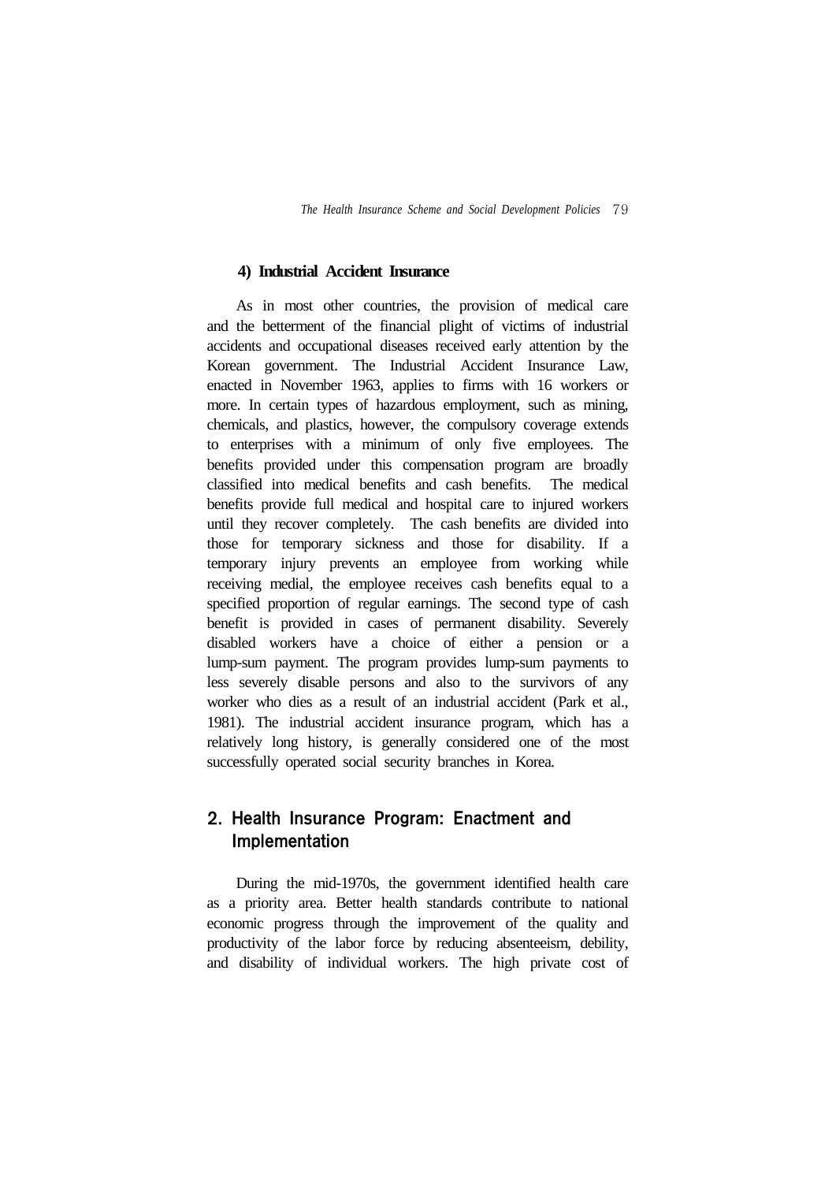#### 4) Industrial Accident Insurance

As in most other countries, the provision of medical care and the betterment of the financial plight of victims of industrial accidents and occupational diseases received early attention by the Korean government. The Industrial Accident Insurance Law, enacted in November 1963, applies to firms with 16 workers or more. In certain types of hazardous employment, such as mining, chemicals, and plastics, however, the compulsory coverage extends to enterprises with a minimum of only five employees. The benefits provided under this compensation program are broadly classified into medical benefits and cash benefits. The medical benefits provide full medical and hospital care to injured workers until they recover completely. The cash benefits are divided into those for temporary sickness and those for disability. If a temporary injury prevents an employee from working while receiving medial, the employee receives cash benefits equal to a specified proportion of regular earnings. The second type of cash benefit is provided in cases of permanent disability. Severely disabled workers have a choice of either a pension or a lump-sum payment. The program provides lump-sum payments to less severely disable persons and also to the survivors of any worker who dies as a result of an industrial accident (Park et al., 1981). The industrial accident insurance program, which has a relatively long history, is generally considered one of the most successfully operated social security branches in Korea.

## 2. Health Insurance Program: Enactment and Implementation

During the mid-1970s, the government identified health care as a priority area. Better health standards contribute to national economic progress through the improvement of the quality and productivity of the labor force by reducing absenteeism, debility, and disability of individual workers. The high private cost of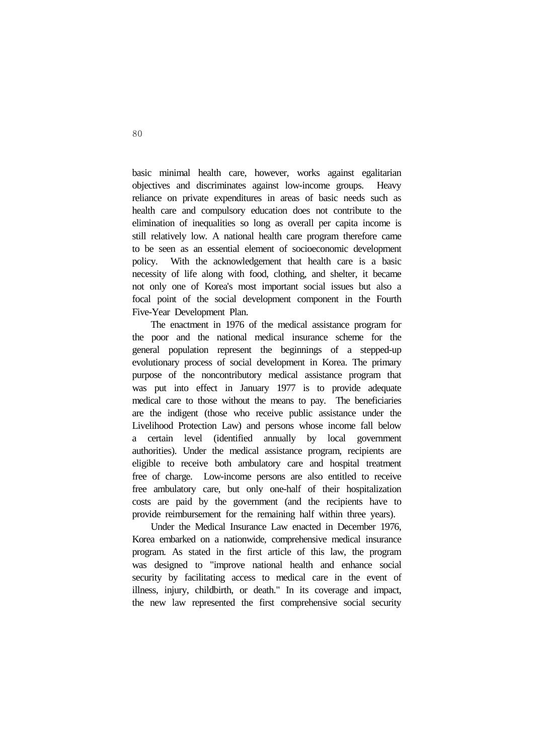basic minimal health care, however, works against egalitarian objectives and discriminates against low-income groups. Heavy reliance on private expenditures in areas of basic needs such as health care and compulsory education does not contribute to the elimination of inequalities so long as overall per capita income is still relatively low. A national health care program therefore came to be seen as an essential element of socioeconomic development policy. With the acknowledgement that health care is a basic necessity of life along with food, clothing, and shelter, it became not only one of Korea's most important social issues but also a focal point of the social development component in the Fourth Five-Year Development Plan.

The enactment in 1976 of the medical assistance program for the poor and the national medical insurance scheme for the general population represent the beginnings of a stepped-up evolutionary process of social development in Korea. The primary purpose of the noncontributory medical assistance program that was put into effect in January 1977 is to provide adequate medical care to those without the means to pay. The beneficiaries are the indigent (those who receive public assistance under the Livelihood Protection Law) and persons whose income fall below a certain level (identified annually by local government authorities). Under the medical assistance program, recipients are eligible to receive both ambulatory care and hospital treatment free of charge. Low-income persons are also entitled to receive free ambulatory care, but only one-half of their hospitalization costs are paid by the government (and the recipients have to provide reimbursement for the remaining half within three years).

Under the Medical Insurance Law enacted in December 1976, Korea embarked on a nationwide, comprehensive medical insurance program. As stated in the first article of this law, the program was designed to "improve national health and enhance social security by facilitating access to medical care in the event of illness, injury, childbirth, or death." In its coverage and impact, the new law represented the first comprehensive social security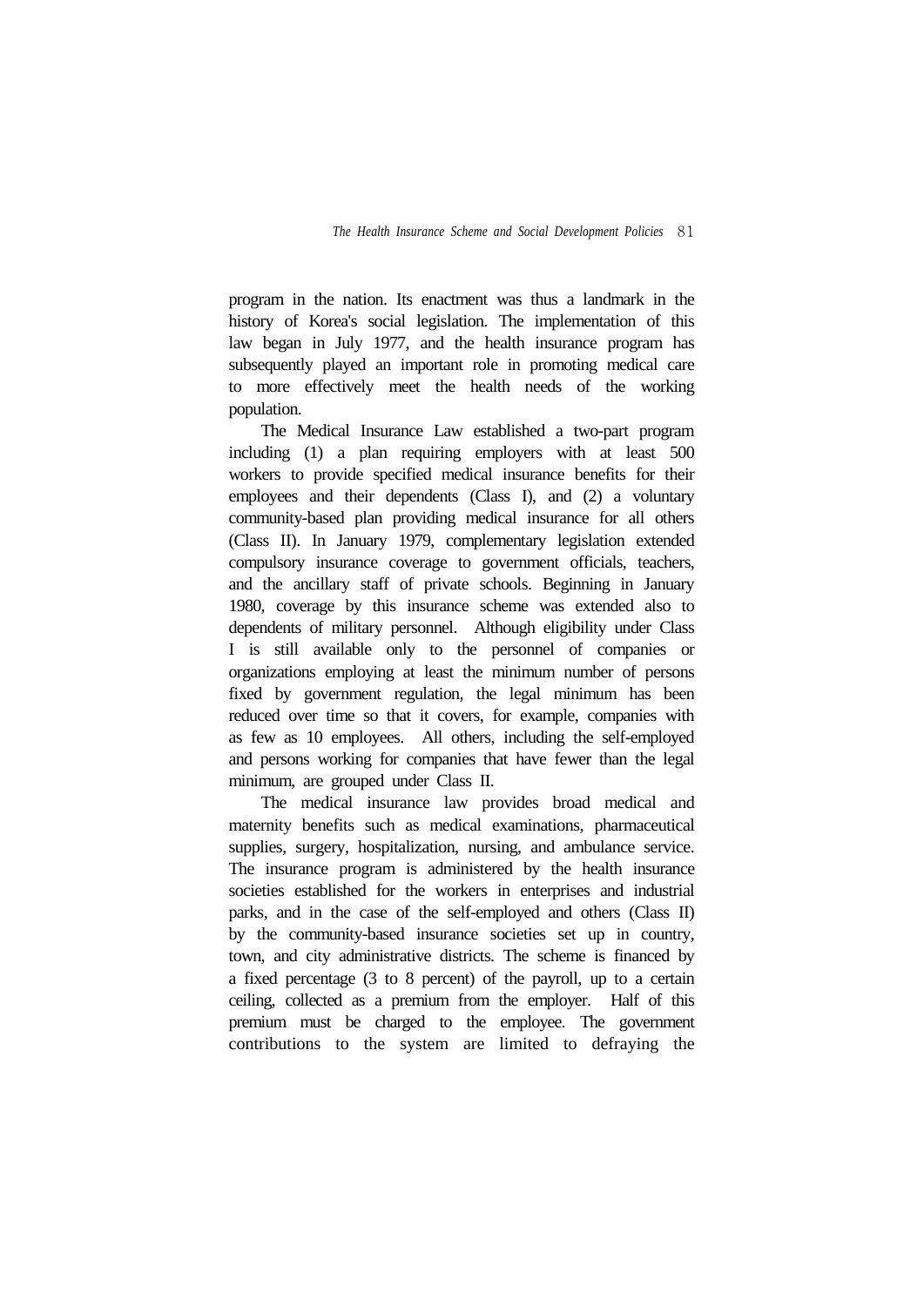program in the nation. Its enactment was thus a landmark in the history of Korea's social legislation. The implementation of this law began in July 1977, and the health insurance program has subsequently played an important role in promoting medical care to more effectively meet the health needs of the working population.

The Medical Insurance Law established a two-part program including (1) a plan requiring employers with at least 500 workers to provide specified medical insurance benefits for their employees and their dependents (Class I), and (2) a voluntary community-based plan providing medical insurance for all others (Class II). In January 1979, complementary legislation extended compulsory insurance coverage to government officials, teachers, and the ancillary staff of private schools. Beginning in January 1980, coverage by this insurance scheme was extended also to dependents of military personnel. Although eligibility under Class I is still available only to the personnel of companies or organizations employing at least the minimum number of persons fixed by government regulation, the legal minimum has been reduced over time so that it covers, for example, companies with as few as 10 employees. All others, including the self-employed and persons working for companies that have fewer than the legal minimum, are grouped under Class II.

The medical insurance law provides broad medical and maternity benefits such as medical examinations, pharmaceutical supplies, surgery, hospitalization, nursing, and ambulance service. The insurance program is administered by the health insurance societies established for the workers in enterprises and industrial parks, and in the case of the self-employed and others (Class II) by the community-based insurance societies set up in country, town, and city administrative districts. The scheme is financed by a fixed percentage (3 to 8 percent) of the payroll, up to a certain ceiling, collected as a premium from the employer. Half of this premium must be charged to the employee. The government contributions to the system are limited to defraying the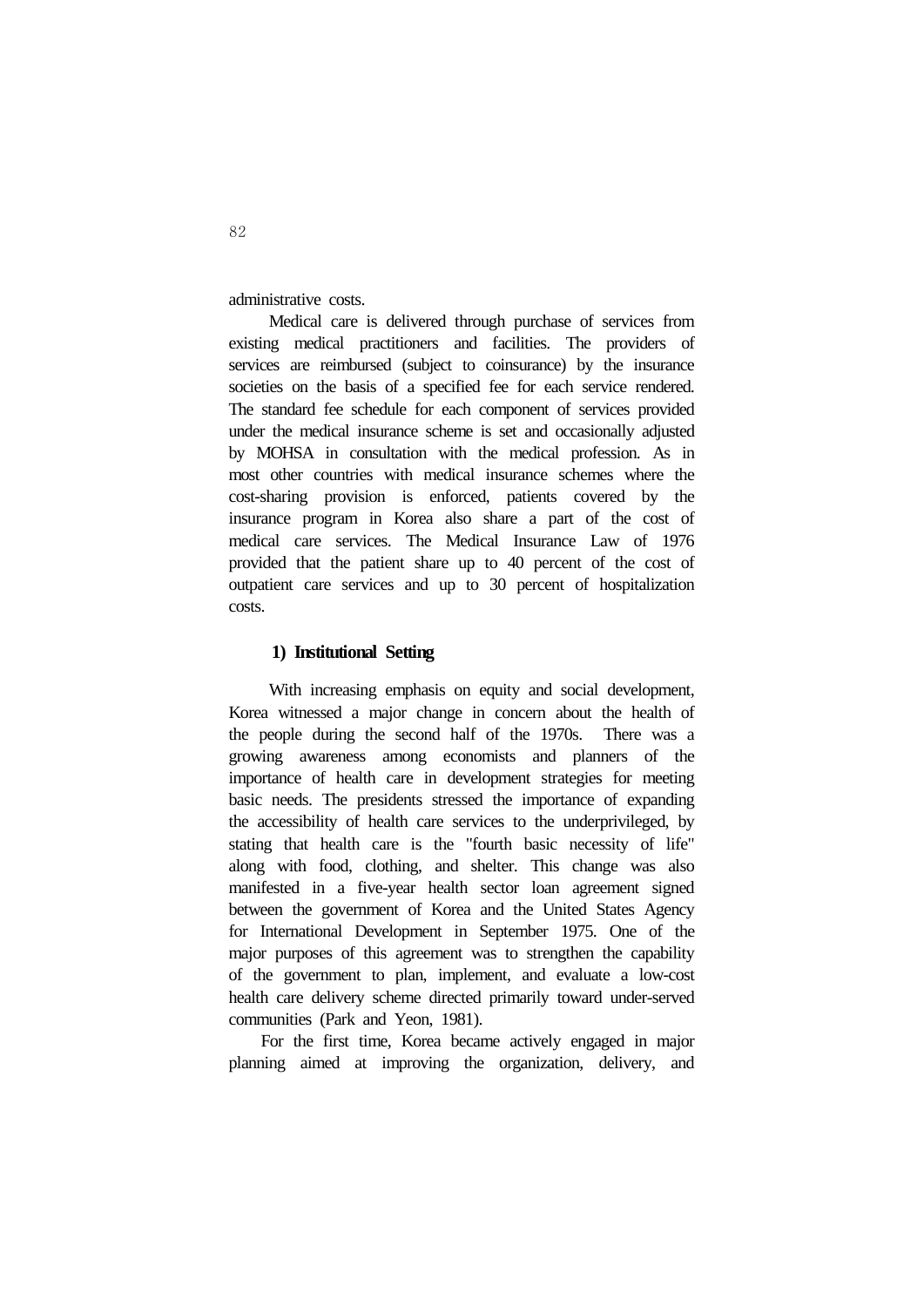administrative costs.

Medical care is delivered through purchase of services from existing medical practitioners and facilities. The providers of services are reimbursed (subject to coinsurance) by the insurance societies on the basis of a specified fee for each service rendered. The standard fee schedule for each component of services provided under the medical insurance scheme is set and occasionally adjusted by MOHSA in consultation with the medical profession. As in most other countries with medical insurance schemes where the cost-sharing provision is enforced, patients covered by the insurance program in Korea also share a part of the cost of medical care services. The Medical Insurance Law of 1976 provided that the patient share up to 40 percent of the cost of outpatient care services and up to 30 percent of hospitalization costs.

### 1) Institutional Setting

With increasing emphasis on equity and social development, Korea witnessed a major change in concern about the health of the people during the second half of the 1970s. There was a growing awareness among economists and planners of the importance of health care in development strategies for meeting basic needs. The presidents stressed the importance of expanding the accessibility of health care services to the underprivileged, by stating that health care is the "fourth basic necessity of life" along with food, clothing, and shelter. This change was also manifested in a five-year health sector loan agreement signed between the government of Korea and the United States Agency for International Development in September 1975. One of the major purposes of this agreement was to strengthen the capability of the government to plan, implement, and evaluate a low-cost health care delivery scheme directed primarily toward under-served communities (Park and Yeon, 1981).

For the first time, Korea became actively engaged in major planning aimed at improving the organization, delivery, and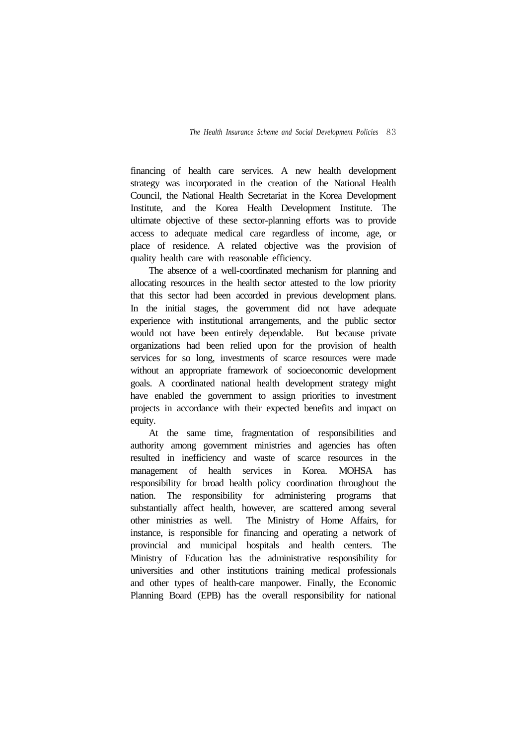financing of health care services. A new health development strategy was incorporated in the creation of the National Health Council, the National Health Secretariat in the Korea Development Institute, and the Korea Health Development Institute. The ultimate objective of these sector-planning efforts was to provide access to adequate medical care regardless of income, age, or place of residence. A related objective was the provision of quality health care with reasonable efficiency.

The absence of a well-coordinated mechanism for planning and allocating resources in the health sector attested to the low priority that this sector had been accorded in previous development plans. In the initial stages, the government did not have adequate experience with institutional arrangements, and the public sector would not have been entirely dependable. But because private organizations had been relied upon for the provision of health services for so long, investments of scarce resources were made without an appropriate framework of socioeconomic development goals. A coordinated national health development strategy might have enabled the government to assign priorities to investment projects in accordance with their expected benefits and impact on equity.

At the same time, fragmentation of responsibilities and authority among government ministries and agencies has often resulted in inefficiency and waste of scarce resources in the management of health services in Korea. MOHSA has responsibility for broad health policy coordination throughout the nation. The responsibility for administering programs that substantially affect health, however, are scattered among several other ministries as well. The Ministry of Home Affairs, for instance, is responsible for financing and operating a network of provincial and municipal hospitals and health centers. The Ministry of Education has the administrative responsibility for universities and other institutions training medical professionals and other types of health-care manpower. Finally, the Economic Planning Board (EPB) has the overall responsibility for national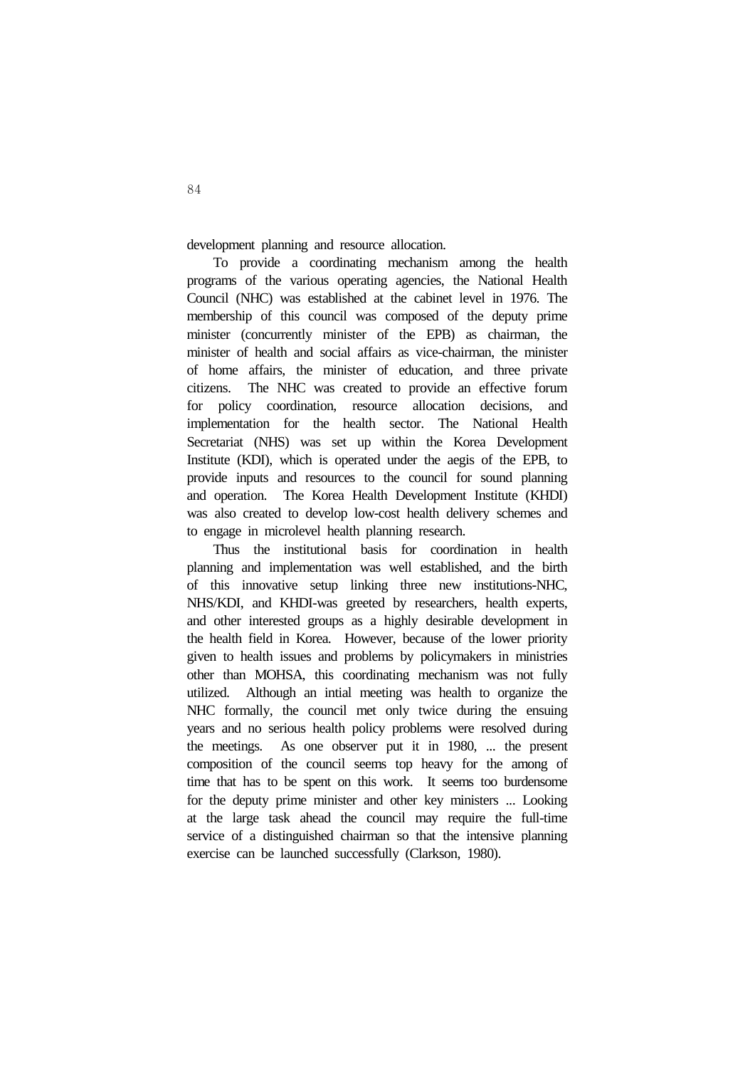development planning and resource allocation.

To provide a coordinating mechanism among the health programs of the various operating agencies, the National Health Council (NHC) was established at the cabinet level in 1976. The membership of this council was composed of the deputy prime minister (concurrently minister of the EPB) as chairman, the minister of health and social affairs as vice-chairman, the minister of home affairs, the minister of education, and three private citizens. The NHC was created to provide an effective forum for policy coordination, resource allocation decisions, and implementation for the health sector. The National Health Secretariat (NHS) was set up within the Korea Development Institute (KDI), which is operated under the aegis of the EPB, to provide inputs and resources to the council for sound planning and operation. The Korea Health Development Institute (KHDI) was also created to develop low-cost health delivery schemes and to engage in microlevel health planning research.

Thus the institutional basis for coordination in health planning and implementation was well established, and the birth of this innovative setup linking three new institutions-NHC, NHS/KDI, and KHDI-was greeted by researchers, health experts, and other interested groups as a highly desirable development in the health field in Korea. However, because of the lower priority given to health issues and problems by policymakers in ministries other than MOHSA, this coordinating mechanism was not fully utilized. Although an intial meeting was health to organize the NHC formally, the council met only twice during the ensuing years and no serious health policy problems were resolved during the meetings. As one observer put it in 1980, ... the present composition of the council seems top heavy for the among of time that has to be spent on this work. It seems too burdensome for the deputy prime minister and other key ministers ... Looking at the large task ahead the council may require the full-time service of a distinguished chairman so that the intensive planning exercise can be launched successfully (Clarkson, 1980).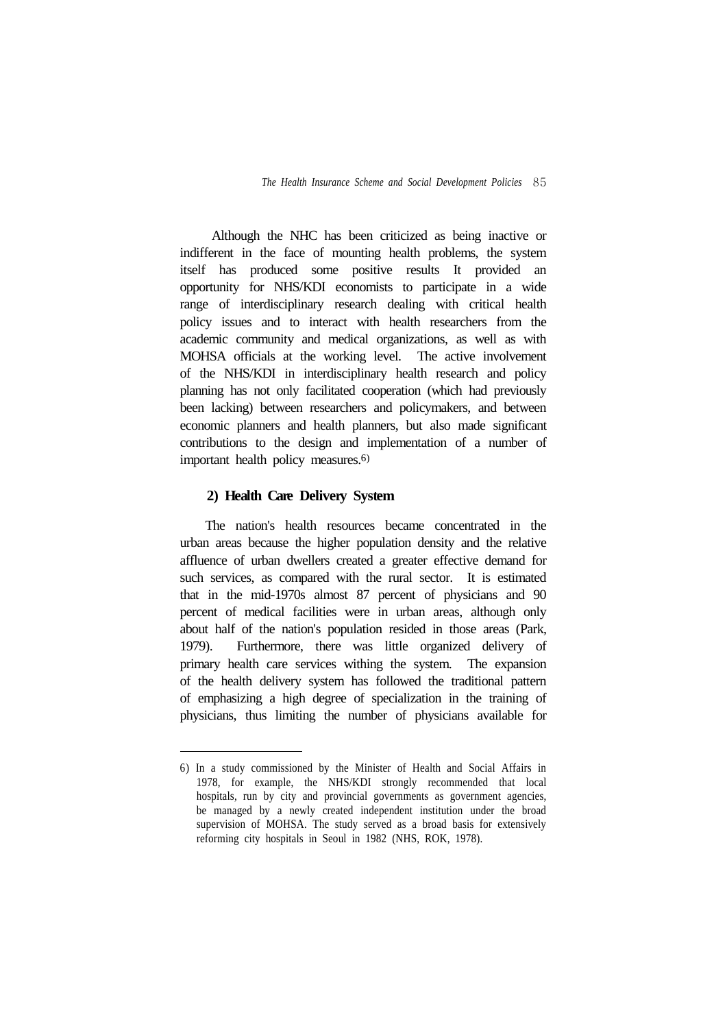Although the NHC has been criticized as being inactive or indifferent in the face of mounting health problems, the system itself has produced some positive results It provided an opportunity for NHS/KDI economists to participate in a wide range of interdisciplinary research dealing with critical health policy issues and to interact with health researchers from the academic community and medical organizations, as well as with MOHSA officials at the working level. The active involvement of the NHS/KDI in interdisciplinary health research and policy planning has not only facilitated cooperation (which had previously been lacking) between researchers and policymakers, and between economic planners and health planners, but also made significant contributions to the design and implementation of a number of important health policy measures.[6)]

### 2) Health Care Delivery System

The nation's health resources became concentrated in the urban areas because the higher population density and the relative affluence of urban dwellers created a greater effective demand for such services, as compared with the rural sector. It is estimated that in the mid-1970s almost 87 percent of physicians and 90 percent of medical facilities were in urban areas, although only about half of the nation's population resided in those areas (Park, 1979). Furthermore, there was little organized delivery of primary health care services withing the system. The expansion of the health delivery system has followed the traditional pattern of emphasizing a high degree of specialization in the training of physicians, thus limiting the number of physicians available for

---

6) In a study commissioned by the Minister of Health and Social Affairs in 1978, for example, the NHS/KDI strongly recommended that local hospitals, run by city and provincial governments as government agencies, be managed by a newly created independent institution under the broad supervision of MOHSA. The study served as a broad basis for extensively reforming city hospitals in Seoul in 1982 (NHS, ROK, 1978).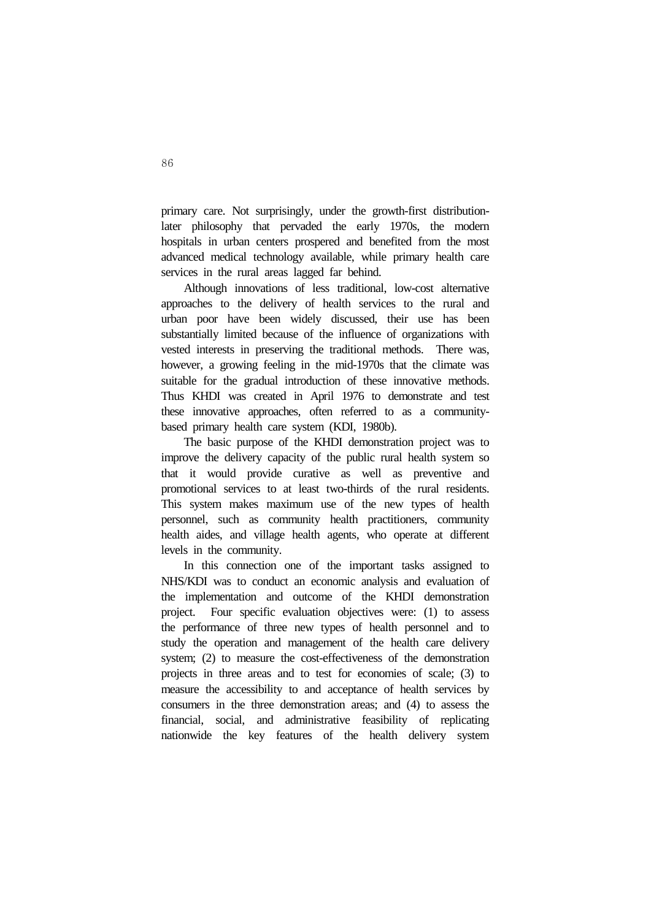primary care. Not surprisingly, under the growth-first distribution-later philosophy that pervaded the early 1970s, the modern hospitals in urban centers prospered and benefited from the most advanced medical technology available, while primary health care services in the rural areas lagged far behind.

Although innovations of less traditional, low-cost alternative approaches to the delivery of health services to the rural and urban poor have been widely discussed, their use has been substantially limited because of the influence of organizations with vested interests in preserving the traditional methods. There was, however, a growing feeling in the mid-1970s that the climate was suitable for the gradual introduction of these innovative methods. Thus KHDI was created in April 1976 to demonstrate and test these innovative approaches, often referred to as a community-based primary health care system (KDI, 1980b).

The basic purpose of the KHDI demonstration project was to improve the delivery capacity of the public rural health system so that it would provide curative as well as preventive and promotional services to at least two-thirds of the rural residents. This system makes maximum use of the new types of health personnel, such as community health practitioners, community health aides, and village health agents, who operate at different levels in the community.

In this connection one of the important tasks assigned to NHS/KDI was to conduct an economic analysis and evaluation of the implementation and outcome of the KHDI demonstration project. Four specific evaluation objectives were: (1) to assess the performance of three new types of health personnel and to study the operation and management of the health care delivery system; (2) to measure the cost-effectiveness of the demonstration projects in three areas and to test for economies of scale; (3) to measure the accessibility to and acceptance of health services by consumers in the three demonstration areas; and (4) to assess the financial, social, and administrative feasibility of replicating nationwide the key features of the health delivery system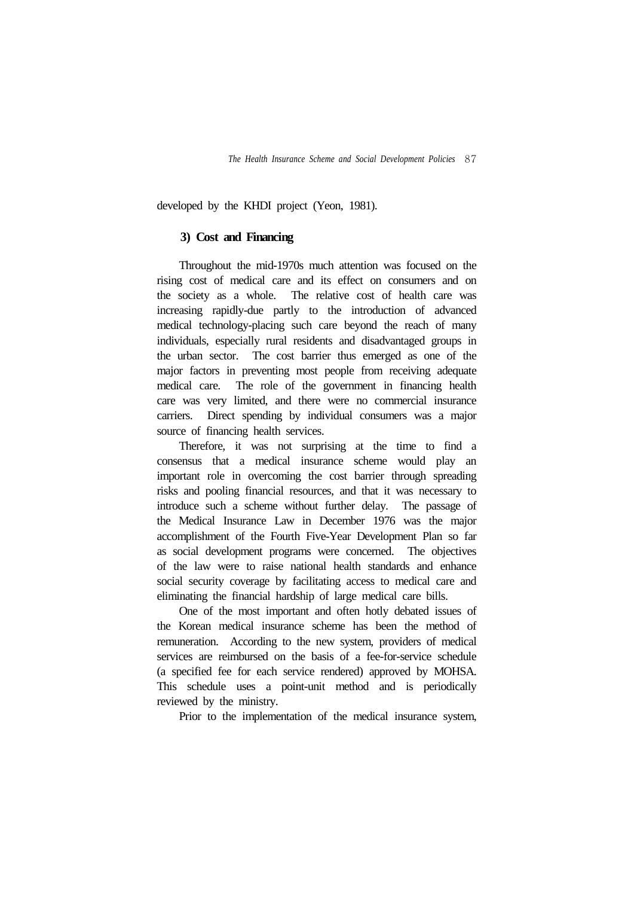developed by the KHDI project (Yeon, 1981).

### 3) Cost and Financing

Throughout the mid-1970s much attention was focused on the rising cost of medical care and its effect on consumers and on the society as a whole. The relative cost of health care was increasing rapidly-due partly to the introduction of advanced medical technology-placing such care beyond the reach of many individuals, especially rural residents and disadvantaged groups in the urban sector. The cost barrier thus emerged as one of the major factors in preventing most people from receiving adequate medical care. The role of the government in financing health care was very limited, and there were no commercial insurance carriers. Direct spending by individual consumers was a major source of financing health services.

Therefore, it was not surprising at the time to find a consensus that a medical insurance scheme would play an important role in overcoming the cost barrier through spreading risks and pooling financial resources, and that it was necessary to introduce such a scheme without further delay. The passage of the Medical Insurance Law in December 1976 was the major accomplishment of the Fourth Five-Year Development Plan so far as social development programs were concerned. The objectives of the law were to raise national health standards and enhance social security coverage by facilitating access to medical care and eliminating the financial hardship of large medical care bills.

One of the most important and often hotly debated issues of the Korean medical insurance scheme has been the method of remuneration. According to the new system, providers of medical services are reimbursed on the basis of a fee-for-service schedule (a specified fee for each service rendered) approved by MOHSA. This schedule uses a point-unit method and is periodically reviewed by the ministry.

Prior to the implementation of the medical insurance system,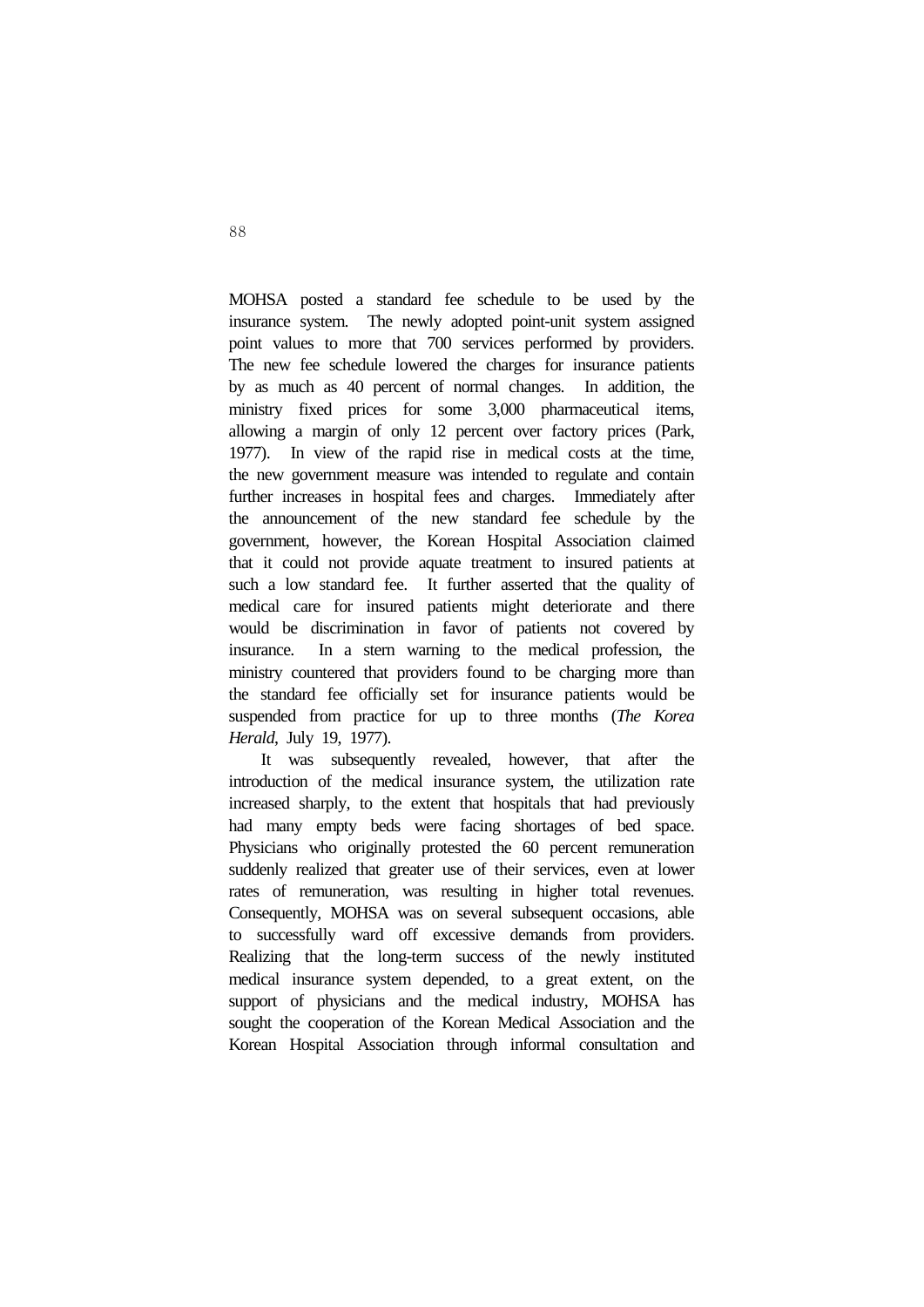MOHSA posted a standard fee schedule to be used by the insurance system. The newly adopted point-unit system assigned point values to more that 700 services performed by providers. The new fee schedule lowered the charges for insurance patients by as much as 40 percent of normal changes. In addition, the ministry fixed prices for some 3,000 pharmaceutical items, allowing a margin of only 12 percent over factory prices (Park, 1977). In view of the rapid rise in medical costs at the time, the new government measure was intended to regulate and contain further increases in hospital fees and charges. Immediately after the announcement of the new standard fee schedule by the government, however, the Korean Hospital Association claimed that it could not provide aquate treatment to insured patients at such a low standard fee. It further asserted that the quality of medical care for insured patients might deteriorate and there would be discrimination in favor of patients not covered by insurance. In a stern warning to the medical profession, the ministry countered that providers found to be charging more than the standard fee officially set for insurance patients would be suspended from practice for up to three months (*The Korea Herald*, July 19, 1977).

It was subsequently revealed, however, that after the introduction of the medical insurance system, the utilization rate increased sharply, to the extent that hospitals that had previously had many empty beds were facing shortages of bed space. Physicians who originally protested the 60 percent remuneration suddenly realized that greater use of their services, even at lower rates of remuneration, was resulting in higher total revenues. Consequently, MOHSA was on several subsequent occasions, able to successfully ward off excessive demands from providers. Realizing that the long-term success of the newly instituted medical insurance system depended, to a great extent, on the support of physicians and the medical industry, MOHSA has sought the cooperation of the Korean Medical Association and the Korean Hospital Association through informal consultation and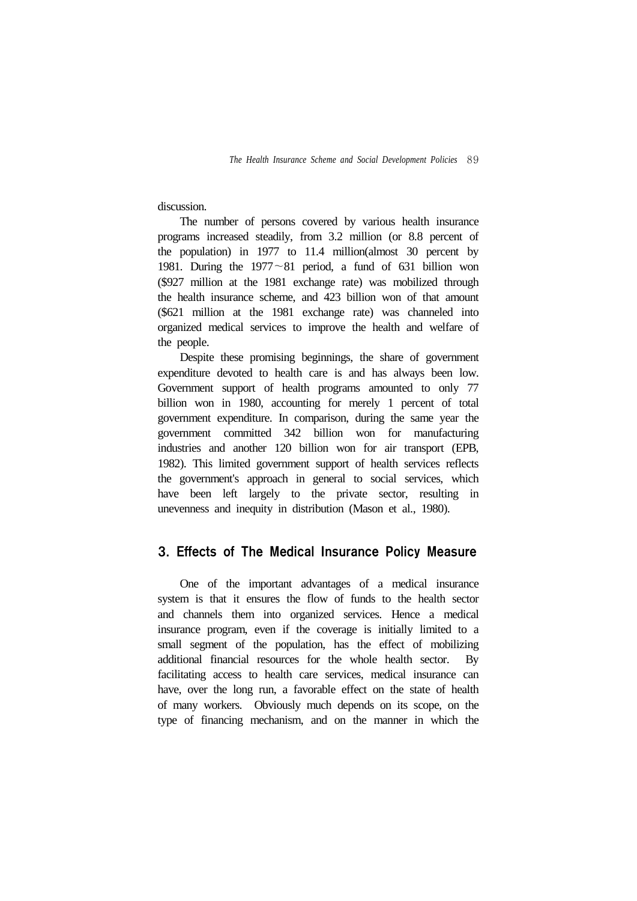discussion.

The number of persons covered by various health insurance programs increased steadily, from 3.2 million (or 8.8 percent of the population) in 1977 to 11.4 million(almost 30 percent by 1981. During the 1977~81 period, a fund of 631 billion won ($927 million at the 1981 exchange rate) was mobilized through the health insurance scheme, and 423 billion won of that amount ($621 million at the 1981 exchange rate) was channeled into organized medical services to improve the health and welfare of the people.

Despite these promising beginnings, the share of government expenditure devoted to health care is and has always been low. Government support of health programs amounted to only 77 billion won in 1980, accounting for merely 1 percent of total government expenditure. In comparison, during the same year the government committed 342 billion won for manufacturing industries and another 120 billion won for air transport (EPB, 1982). This limited government support of health services reflects the government's approach in general to social services, which have been left largely to the private sector, resulting in unevenness and inequity in distribution (Mason et al., 1980).

## 3. Effects of The Medical Insurance Policy Measure

One of the important advantages of a medical insurance system is that it ensures the flow of funds to the health sector and channels them into organized services. Hence a medical insurance program, even if the coverage is initially limited to a small segment of the population, has the effect of mobilizing additional financial resources for the whole health sector. By facilitating access to health care services, medical insurance can have, over the long run, a favorable effect on the state of health of many workers. Obviously much depends on its scope, on the type of financing mechanism, and on the manner in which the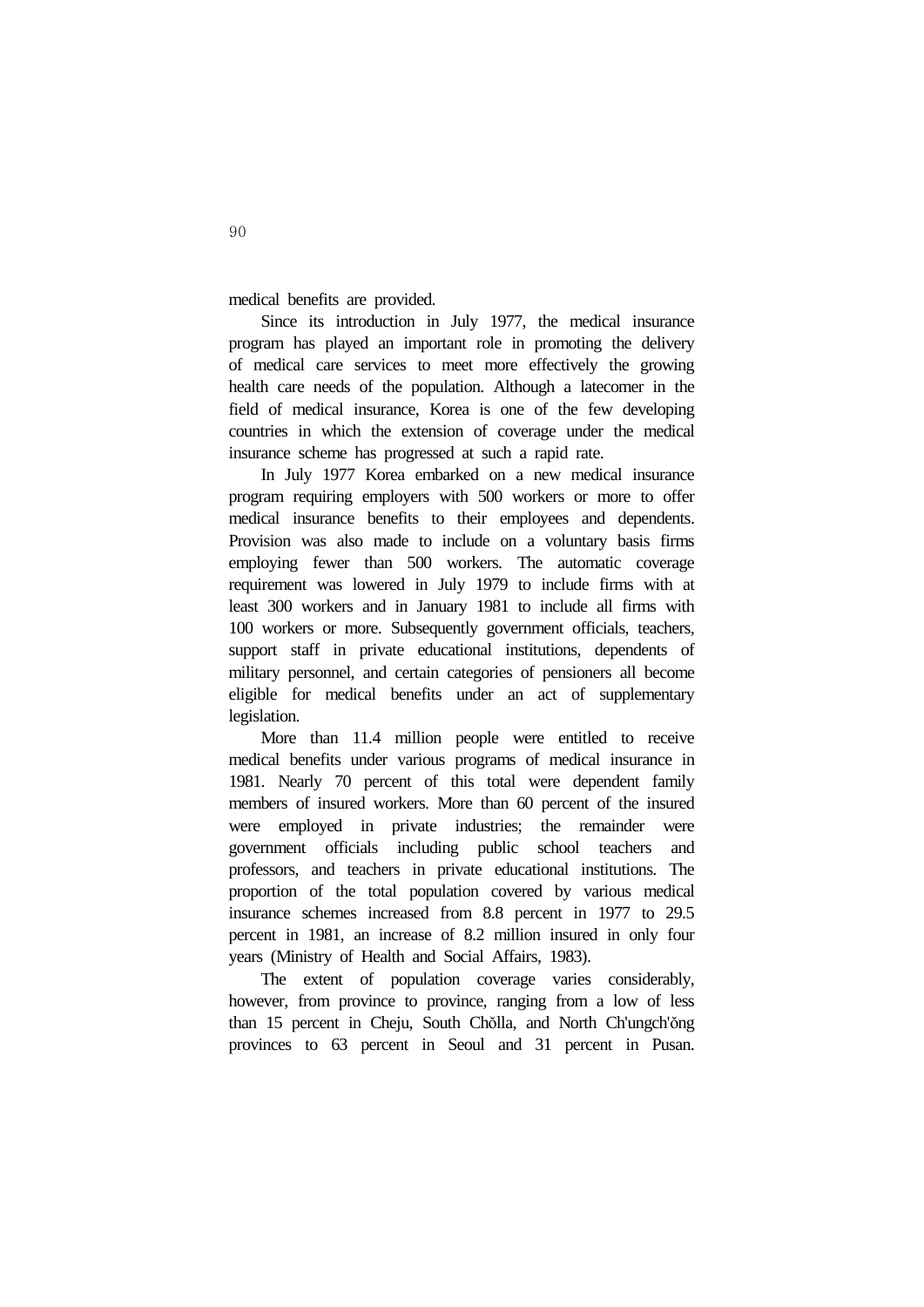medical benefits are provided.

Since its introduction in July 1977, the medical insurance program has played an important role in promoting the delivery of medical care services to meet more effectively the growing health care needs of the population. Although a latecomer in the field of medical insurance, Korea is one of the few developing countries in which the extension of coverage under the medical insurance scheme has progressed at such a rapid rate.

In July 1977 Korea embarked on a new medical insurance program requiring employers with 500 workers or more to offer medical insurance benefits to their employees and dependents. Provision was also made to include on a voluntary basis firms employing fewer than 500 workers. The automatic coverage requirement was lowered in July 1979 to include firms with at least 300 workers and in January 1981 to include all firms with 100 workers or more. Subsequently government officials, teachers, support staff in private educational institutions, dependents of military personnel, and certain categories of pensioners all become eligible for medical benefits under an act of supplementary legislation.

More than 11.4 million people were entitled to receive medical benefits under various programs of medical insurance in 1981. Nearly 70 percent of this total were dependent family members of insured workers. More than 60 percent of the insured were employed in private industries; the remainder were government officials including public school teachers and professors, and teachers in private educational institutions. The proportion of the total population covered by various medical insurance schemes increased from 8.8 percent in 1977 to 29.5 percent in 1981, an increase of 8.2 million insured in only four years (Ministry of Health and Social Affairs, 1983).

The extent of population coverage varies considerably, however, from province to province, ranging from a low of less than 15 percent in Cheju, South Chŏlla, and North Ch'ungch'ŏng provinces to 63 percent in Seoul and 31 percent in Pusan.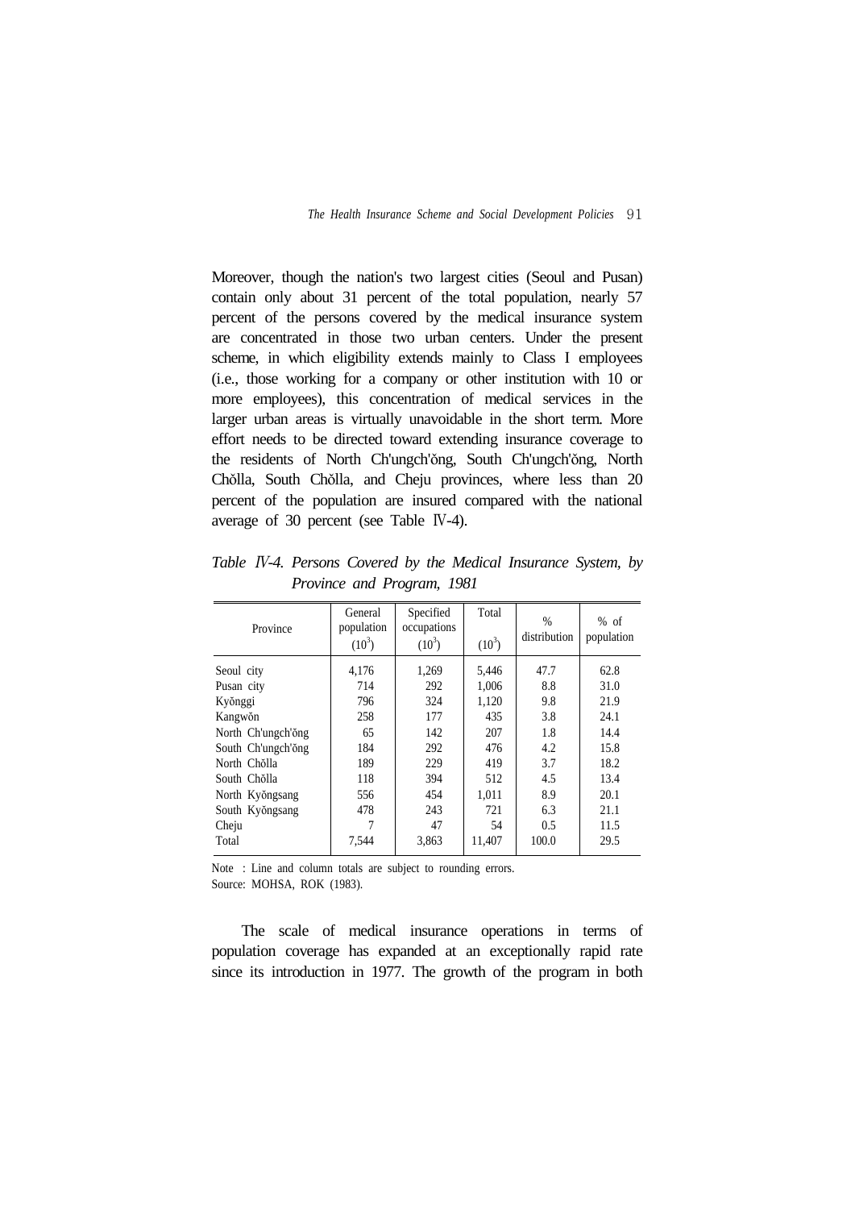Moreover, though the nation's two largest cities (Seoul and Pusan) contain only about 31 percent of the total population, nearly 57 percent of the persons covered by the medical insurance system are concentrated in those two urban centers. Under the present scheme, in which eligibility extends mainly to Class I employees (i.e., those working for a company or other institution with 10 or more employees), this concentration of medical services in the larger urban areas is virtually unavoidable in the short term. More effort needs to be directed toward extending insurance coverage to the residents of North Ch'ungch'ŏng, South Ch'ungch'ŏng, North Chŏlla, South Chŏlla, and Cheju provinces, where less than 20 percent of the population are insured compared with the national average of 30 percent (see Table Ⅳ-4).

*Table Ⅳ-4. Persons Covered by the Medical Insurance System, by Province and Program, 1981*

| Province | General population ($10^3$) | Specified occupations ($10^3$) | Total ($10^3$) | % distribution | % of population |
|---|---|---|---|---|---|
| Seoul city | 4,176 | 1,269 | 5,446 | 47.7 | 62.8 |
| Pusan city | 714 | 292 | 1,006 | 8.8 | 31.0 |
| Kyŏnggi | 796 | 324 | 1,120 | 9.8 | 21.9 |
| Kangwŏn | 258 | 177 | 435 | 3.8 | 24.1 |
| North Ch'ungch'ŏng | 65 | 142 | 207 | 1.8 | 14.4 |
| South Ch'ungch'ŏng | 184 | 292 | 476 | 4.2 | 15.8 |
| North Chŏlla | 189 | 229 | 419 | 3.7 | 18.2 |
| South Chŏlla | 118 | 394 | 512 | 4.5 | 13.4 |
| North Kyŏngsang | 556 | 454 | 1,011 | 8.9 | 20.1 |
| South Kyŏngsang | 478 | 243 | 721 | 6.3 | 21.1 |
| Cheju | 7 | 47 | 54 | 0.5 | 11.5 |
| Total | 7,544 | 3,863 | 11,407 | 100.0 | 29.5 |

Note : Line and column totals are subject to rounding errors.
Source: MOHSA, ROK (1983).

The scale of medical insurance operations in terms of population coverage has expanded at an exceptionally rapid rate since its introduction in 1977. The growth of the program in both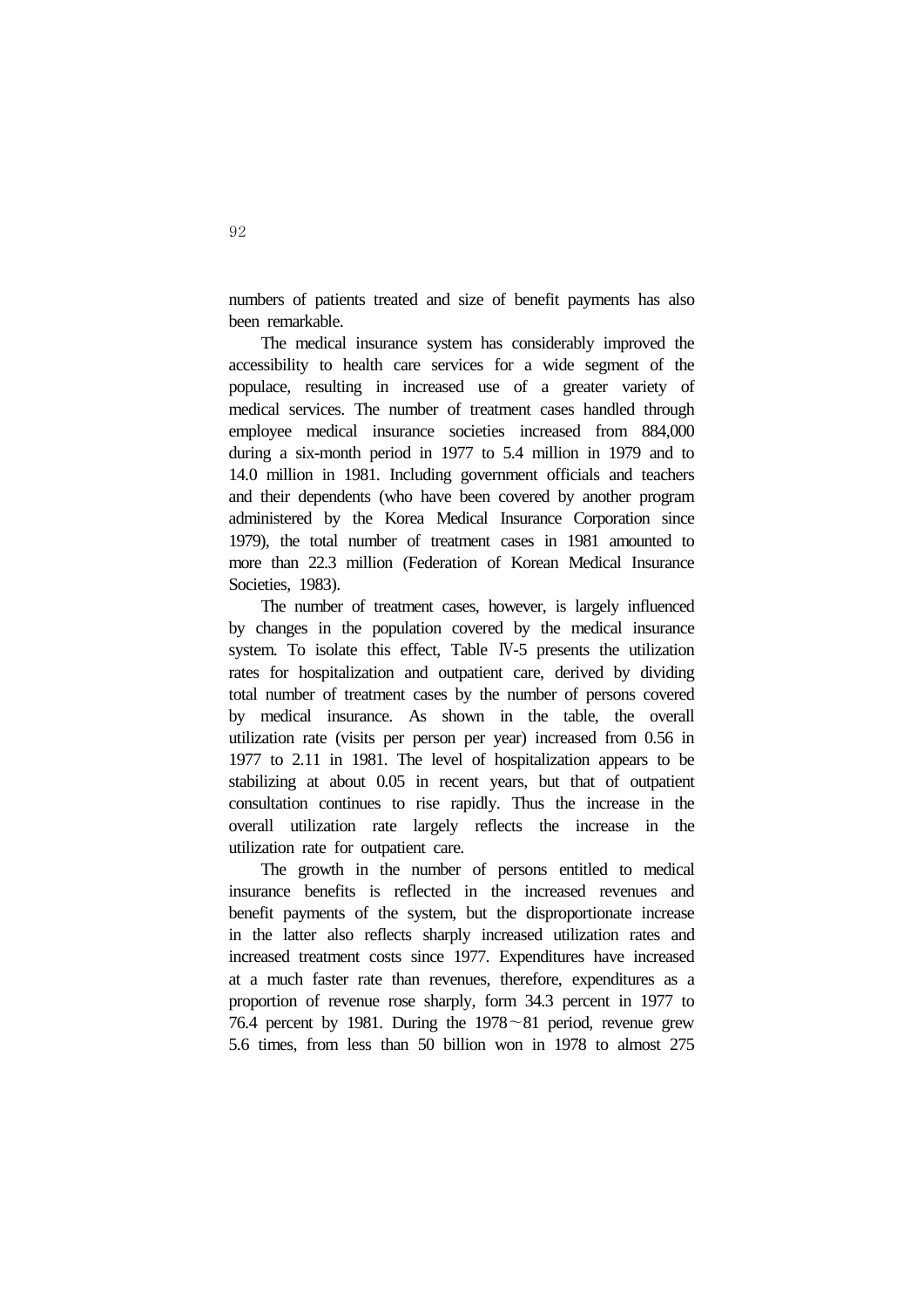numbers of patients treated and size of benefit payments has also been remarkable.

The medical insurance system has considerably improved the accessibility to health care services for a wide segment of the populace, resulting in increased use of a greater variety of medical services. The number of treatment cases handled through employee medical insurance societies increased from 884,000 during a six-month period in 1977 to 5.4 million in 1979 and to 14.0 million in 1981. Including government officials and teachers and their dependents (who have been covered by another program administered by the Korea Medical Insurance Corporation since 1979), the total number of treatment cases in 1981 amounted to more than 22.3 million (Federation of Korean Medical Insurance Societies, 1983).

The number of treatment cases, however, is largely influenced by changes in the population covered by the medical insurance system. To isolate this effect, Table Ⅳ-5 presents the utilization rates for hospitalization and outpatient care, derived by dividing total number of treatment cases by the number of persons covered by medical insurance. As shown in the table, the overall utilization rate (visits per person per year) increased from 0.56 in 1977 to 2.11 in 1981. The level of hospitalization appears to be stabilizing at about 0.05 in recent years, but that of outpatient consultation continues to rise rapidly. Thus the increase in the overall utilization rate largely reflects the increase in the utilization rate for outpatient care.

The growth in the number of persons entitled to medical insurance benefits is reflected in the increased revenues and benefit payments of the system, but the disproportionate increase in the latter also reflects sharply increased utilization rates and increased treatment costs since 1977. Expenditures have increased at a much faster rate than revenues, therefore, expenditures as a proportion of revenue rose sharply, form 34.3 percent in 1977 to 76.4 percent by 1981. During the 1978～81 period, revenue grew 5.6 times, from less than 50 billion won in 1978 to almost 275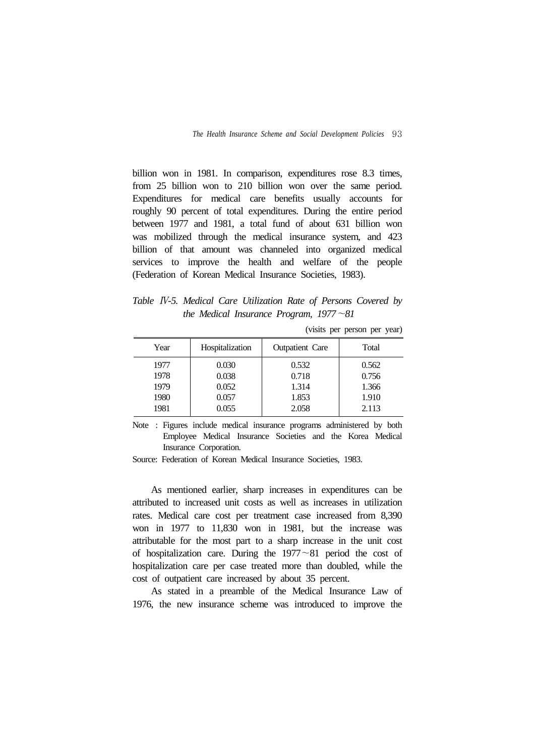billion won in 1981. In comparison, expenditures rose 8.3 times, from 25 billion won to 210 billion won over the same period. Expenditures for medical care benefits usually accounts for roughly 90 percent of total expenditures. During the entire period between 1977 and 1981, a total fund of about 631 billion won was mobilized through the medical insurance system, and 423 billion of that amount was channeled into organized medical services to improve the health and welfare of the people (Federation of Korean Medical Insurance Societies, 1983).

*Table Ⅳ-5. Medical Care Utilization Rate of Persons Covered by the Medical Insurance Program, 1977～81*

(visits per person per year)

| Year | Hospitalization | Outpatient Care | Total |
|---|---|---|---|
| 1977 | 0.030 | 0.532 | 0.562 |
| 1978 | 0.038 | 0.718 | 0.756 |
| 1979 | 0.052 | 1.314 | 1.366 |
| 1980 | 0.057 | 1.853 | 1.910 |
| 1981 | 0.055 | 2.058 | 2.113 |

Note : Figures include medical insurance programs administered by both Employee Medical Insurance Societies and the Korea Medical Insurance Corporation.

Source: Federation of Korean Medical Insurance Societies, 1983.

As mentioned earlier, sharp increases in expenditures can be attributed to increased unit costs as well as increases in utilization rates. Medical care cost per treatment case increased from 8,390 won in 1977 to 11,830 won in 1981, but the increase was attributable for the most part to a sharp increase in the unit cost of hospitalization care. During the 1977～81 period the cost of hospitalization care per case treated more than doubled, while the cost of outpatient care increased by about 35 percent.

As stated in a preamble of the Medical Insurance Law of 1976, the new insurance scheme was introduced to improve the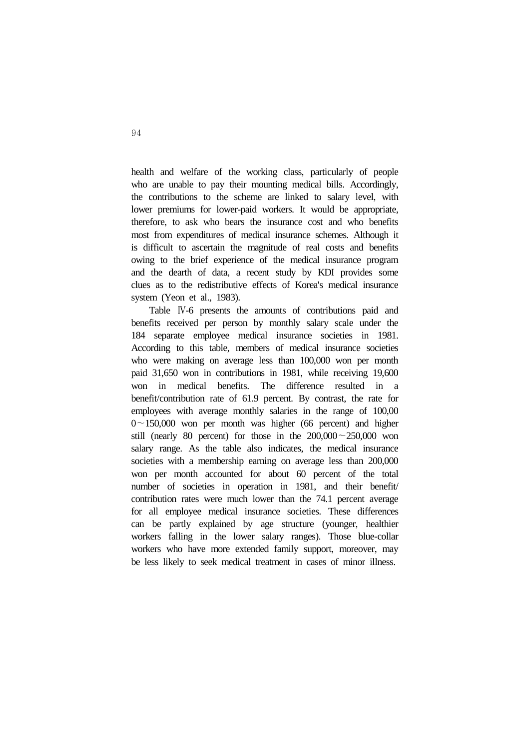health and welfare of the working class, particularly of people who are unable to pay their mounting medical bills. Accordingly, the contributions to the scheme are linked to salary level, with lower premiums for lower-paid workers. It would be appropriate, therefore, to ask who bears the insurance cost and who benefits most from expenditures of medical insurance schemes. Although it is difficult to ascertain the magnitude of real costs and benefits owing to the brief experience of the medical insurance program and the dearth of data, a recent study by KDI provides some clues as to the redistributive effects of Korea's medical insurance system (Yeon et al., 1983).

Table Ⅳ-6 presents the amounts of contributions paid and benefits received per person by monthly salary scale under the 184 separate employee medical insurance societies in 1981. According to this table, members of medical insurance societies who were making on average less than 100,000 won per month paid 31,650 won in contributions in 1981, while receiving 19,600 won in medical benefits. The difference resulted in a benefit/contribution rate of 61.9 percent. By contrast, the rate for employees with average monthly salaries in the range of 100,000~150,000 won per month was higher (66 percent) and higher still (nearly 80 percent) for those in the 200,000~250,000 won salary range. As the table also indicates, the medical insurance societies with a membership earning on average less than 200,000 won per month accounted for about 60 percent of the total number of societies in operation in 1981, and their benefit/contribution rates were much lower than the 74.1 percent average for all employee medical insurance societies. These differences can be partly explained by age structure (younger, healthier workers falling in the lower salary ranges). Those blue-collar workers who have more extended family support, moreover, may be less likely to seek medical treatment in cases of minor illness.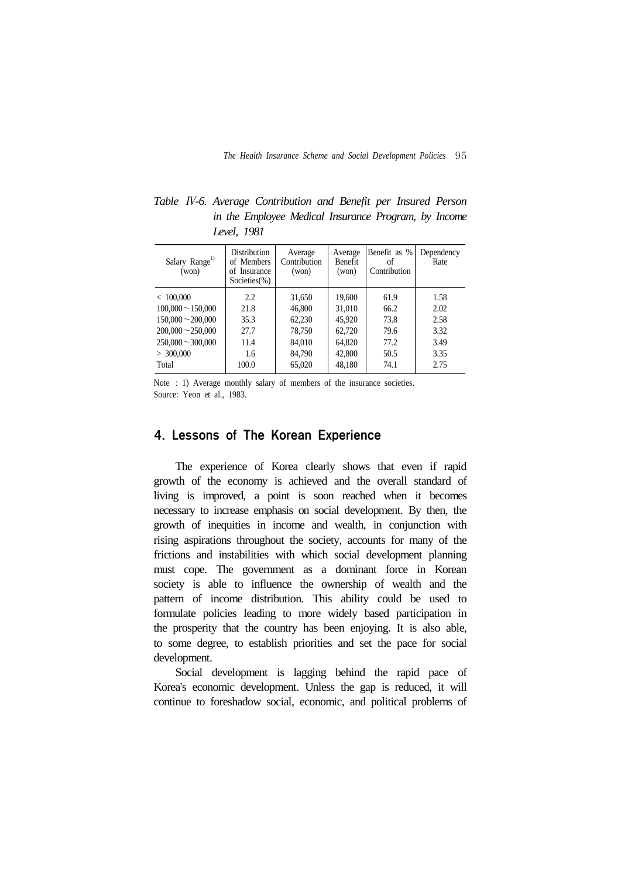*Table* Ⅳ*-6. Average Contribution and Benefit per Insured Person in the Employee Medical Insurance Program, by Income Level, 1981*

| Salary Range[1] (won) | Distribution of Members of Insurance Societies(%) | Average Contribution (won) | Average Benefit (won) | Benefit as % of Contribution | Dependency Rate |
|---|---|---|---|---|---|
| < 100,000 | 2.2 | 31,650 | 19,600 | 61.9 | 1.58 |
| 100,000～150,000 | 21.8 | 46,800 | 31,010 | 66.2 | 2.02 |
| 150,000～200,000 | 35.3 | 62,230 | 45,920 | 73.8 | 2.58 |
| 200,000～250,000 | 27.7 | 78,750 | 62,720 | 79.6 | 3.32 |
| 250,000～300,000 | 11.4 | 84,010 | 64,820 | 77.2 | 3.49 |
| > 300,000 | 1.6 | 84,790 | 42,800 | 50.5 | 3.35 |
| Total | 100.0 | 65,020 | 48,180 | 74.1 | 2.75 |

Note : 1) Average monthly salary of members of the insurance societies.
Source: Yeon et al., 1983.

## 4. Lessons of The Korean Experience

The experience of Korea clearly shows that even if rapid growth of the economy is achieved and the overall standard of living is improved, a point is soon reached when it becomes necessary to increase emphasis on social development. By then, the growth of inequities in income and wealth, in conjunction with rising aspirations throughout the society, accounts for many of the frictions and instabilities with which social development planning must cope. The government as a dominant force in Korean society is able to influence the ownership of wealth and the pattern of income distribution. This ability could be used to formulate policies leading to more widely based participation in the prosperity that the country has been enjoying. It is also able, to some degree, to establish priorities and set the pace for social development.

Social development is lagging behind the rapid pace of Korea's economic development. Unless the gap is reduced, it will continue to foreshadow social, economic, and political problems of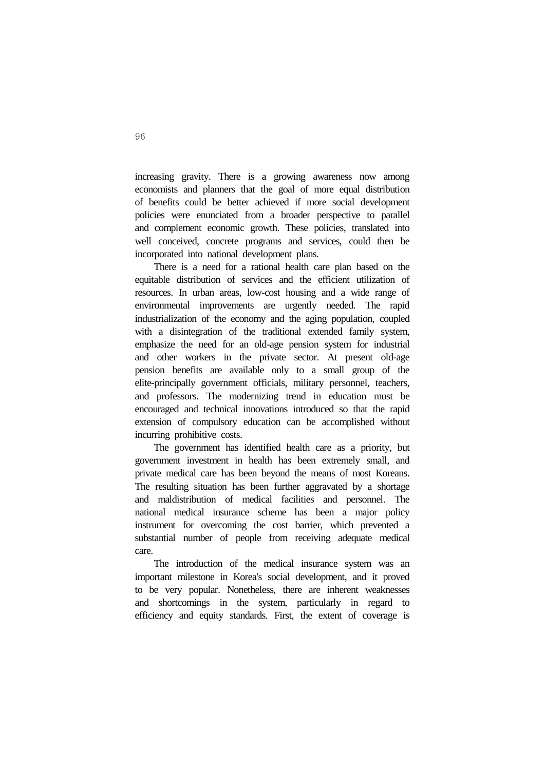increasing gravity. There is a growing awareness now among economists and planners that the goal of more equal distribution of benefits could be better achieved if more social development policies were enunciated from a broader perspective to parallel and complement economic growth. These policies, translated into well conceived, concrete programs and services, could then be incorporated into national development plans.

There is a need for a rational health care plan based on the equitable distribution of services and the efficient utilization of resources. In urban areas, low-cost housing and a wide range of environmental improvements are urgently needed. The rapid industrialization of the economy and the aging population, coupled with a disintegration of the traditional extended family system, emphasize the need for an old-age pension system for industrial and other workers in the private sector. At present old-age pension benefits are available only to a small group of the elite-principally government officials, military personnel, teachers, and professors. The modernizing trend in education must be encouraged and technical innovations introduced so that the rapid extension of compulsory education can be accomplished without incurring prohibitive costs.

The government has identified health care as a priority, but government investment in health has been extremely small, and private medical care has been beyond the means of most Koreans. The resulting situation has been further aggravated by a shortage and maldistribution of medical facilities and personnel. The national medical insurance scheme has been a major policy instrument for overcoming the cost barrier, which prevented a substantial number of people from receiving adequate medical care.

The introduction of the medical insurance system was an important milestone in Korea's social development, and it proved to be very popular. Nonetheless, there are inherent weaknesses and shortcomings in the system, particularly in regard to efficiency and equity standards. First, the extent of coverage is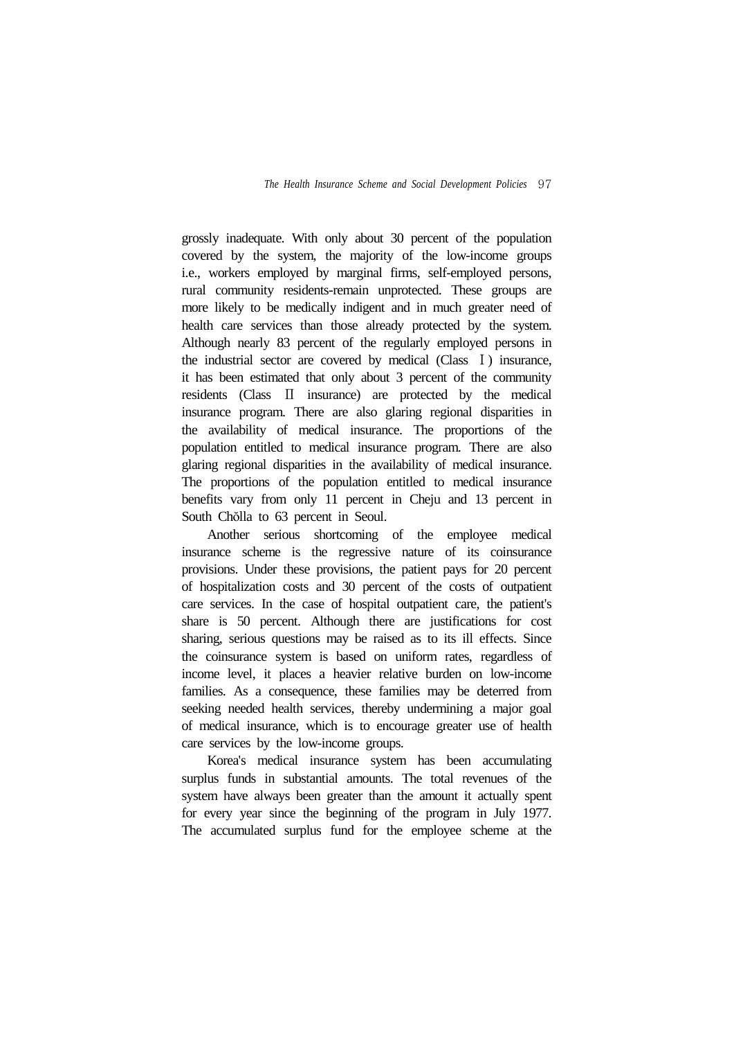grossly inadequate. With only about 30 percent of the population covered by the system, the majority of the low-income groups i.e., workers employed by marginal firms, self-employed persons, rural community residents-remain unprotected. These groups are more likely to be medically indigent and in much greater need of health care services than those already protected by the system. Although nearly 83 percent of the regularly employed persons in the industrial sector are covered by medical (Class Ⅰ) insurance, it has been estimated that only about 3 percent of the community residents (Class Ⅱ insurance) are protected by the medical insurance program. There are also glaring regional disparities in the availability of medical insurance. The proportions of the population entitled to medical insurance program. There are also glaring regional disparities in the availability of medical insurance. The proportions of the population entitled to medical insurance benefits vary from only 11 percent in Cheju and 13 percent in South Chŏlla to 63 percent in Seoul.

Another serious shortcoming of the employee medical insurance scheme is the regressive nature of its coinsurance provisions. Under these provisions, the patient pays for 20 percent of hospitalization costs and 30 percent of the costs of outpatient care services. In the case of hospital outpatient care, the patient's share is 50 percent. Although there are justifications for cost sharing, serious questions may be raised as to its ill effects. Since the coinsurance system is based on uniform rates, regardless of income level, it places a heavier relative burden on low-income families. As a consequence, these families may be deterred from seeking needed health services, thereby undermining a major goal of medical insurance, which is to encourage greater use of health care services by the low-income groups.

Korea's medical insurance system has been accumulating surplus funds in substantial amounts. The total revenues of the system have always been greater than the amount it actually spent for every year since the beginning of the program in July 1977. The accumulated surplus fund for the employee scheme at the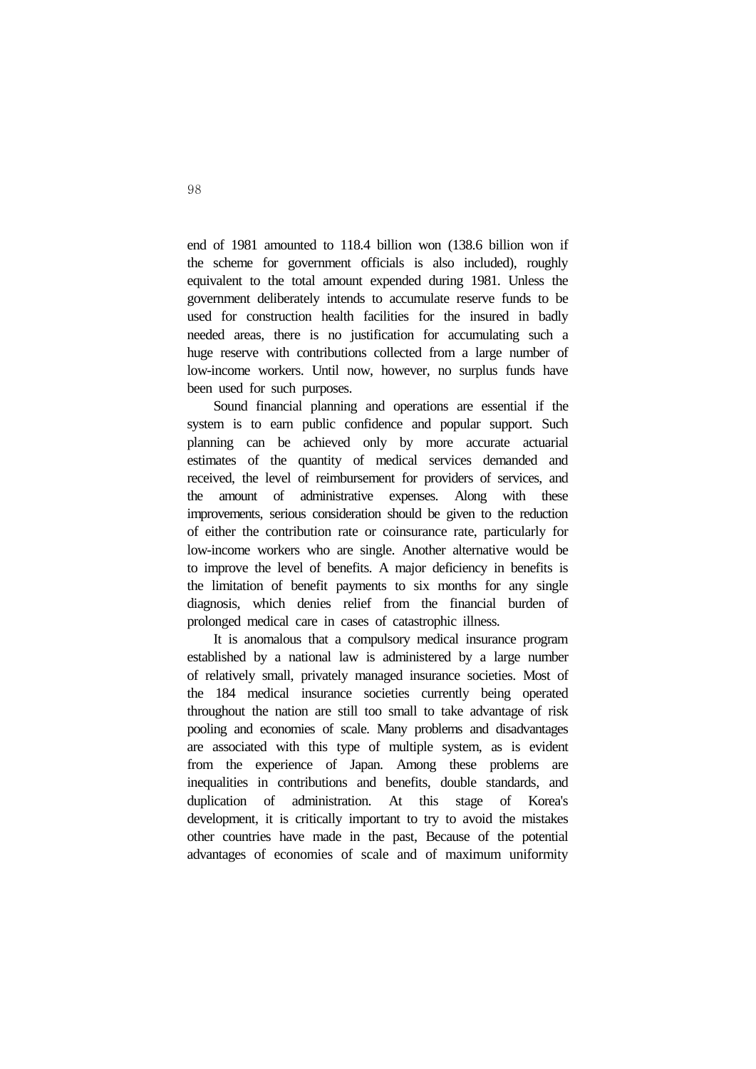end of 1981 amounted to 118.4 billion won (138.6 billion won if the scheme for government officials is also included), roughly equivalent to the total amount expended during 1981. Unless the government deliberately intends to accumulate reserve funds to be used for construction health facilities for the insured in badly needed areas, there is no justification for accumulating such a huge reserve with contributions collected from a large number of low-income workers. Until now, however, no surplus funds have been used for such purposes.

Sound financial planning and operations are essential if the system is to earn public confidence and popular support. Such planning can be achieved only by more accurate actuarial estimates of the quantity of medical services demanded and received, the level of reimbursement for providers of services, and the amount of administrative expenses. Along with these improvements, serious consideration should be given to the reduction of either the contribution rate or coinsurance rate, particularly for low-income workers who are single. Another alternative would be to improve the level of benefits. A major deficiency in benefits is the limitation of benefit payments to six months for any single diagnosis, which denies relief from the financial burden of prolonged medical care in cases of catastrophic illness.

It is anomalous that a compulsory medical insurance program established by a national law is administered by a large number of relatively small, privately managed insurance societies. Most of the 184 medical insurance societies currently being operated throughout the nation are still too small to take advantage of risk pooling and economies of scale. Many problems and disadvantages are associated with this type of multiple system, as is evident from the experience of Japan. Among these problems are inequalities in contributions and benefits, double standards, and duplication of administration. At this stage of Korea's development, it is critically important to try to avoid the mistakes other countries have made in the past, Because of the potential advantages of economies of scale and of maximum uniformity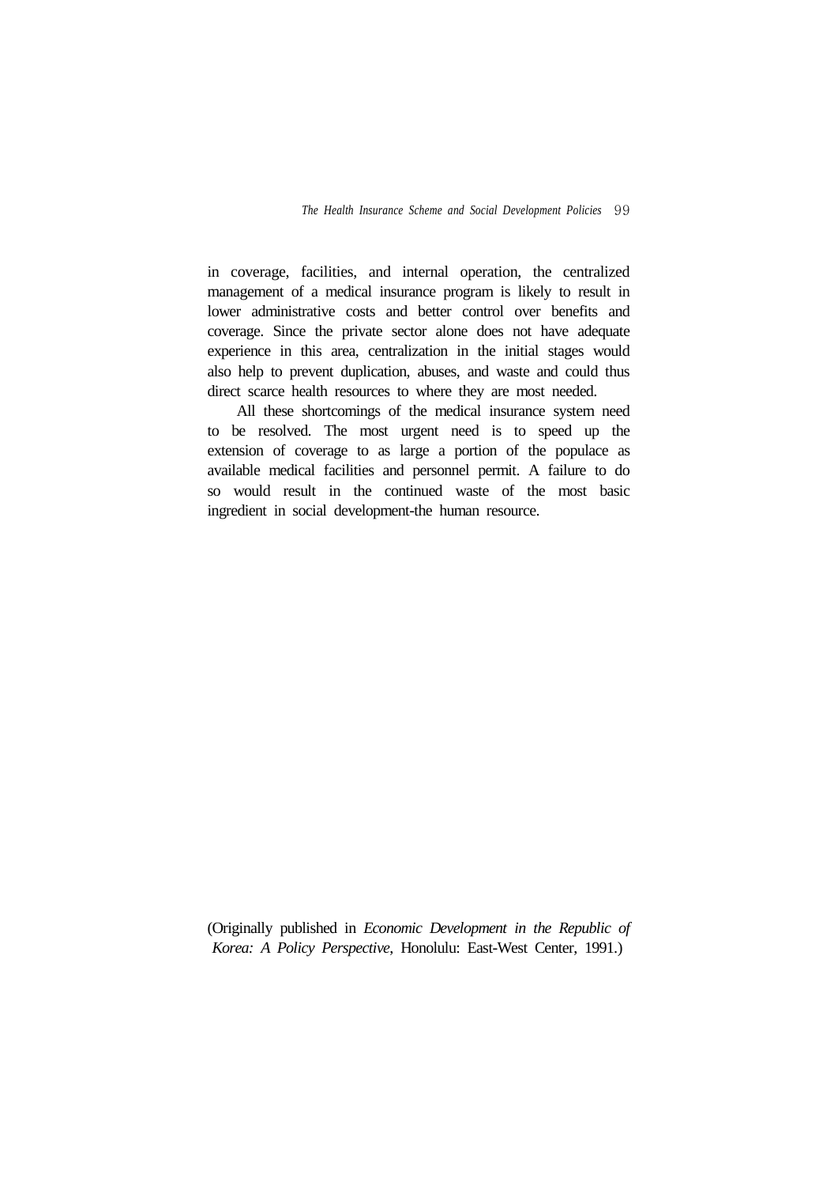in coverage, facilities, and internal operation, the centralized management of a medical insurance program is likely to result in lower administrative costs and better control over benefits and coverage. Since the private sector alone does not have adequate experience in this area, centralization in the initial stages would also help to prevent duplication, abuses, and waste and could thus direct scarce health resources to where they are most needed.

All these shortcomings of the medical insurance system need to be resolved. The most urgent need is to speed up the extension of coverage to as large a portion of the populace as available medical facilities and personnel permit. A failure to do so would result in the continued waste of the most basic ingredient in social development-the human resource.

(Originally published in *Economic Development in the Republic of Korea: A Policy Perspective*, Honolulu: East-West Center, 1991.)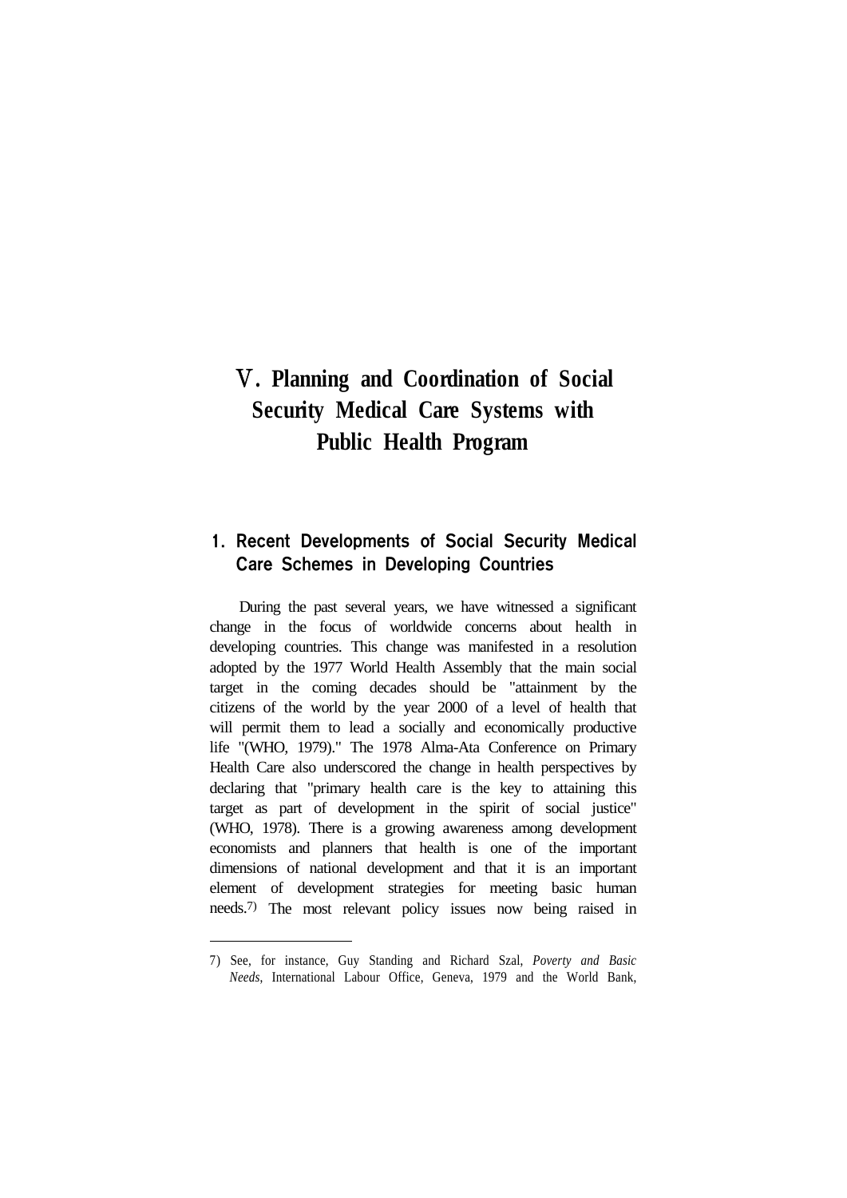# Ⅴ. Planning and Coordination of Social Security Medical Care Systems with Public Health Program

## 1. Recent Developments of Social Security Medical Care Schemes in Developing Countries

During the past several years, we have witnessed a significant change in the focus of worldwide concerns about health in developing countries. This change was manifested in a resolution adopted by the 1977 World Health Assembly that the main social target in the coming decades should be "attainment by the citizens of the world by the year 2000 of a level of health that will permit them to lead a socially and economically productive life "(WHO, 1979)." The 1978 Alma-Ata Conference on Primary Health Care also underscored the change in health perspectives by declaring that "primary health care is the key to attaining this target as part of development in the spirit of social justice" (WHO, 1978). There is a growing awareness among development economists and planners that health is one of the important dimensions of national development and that it is an important element of development strategies for meeting basic human needs.[7] The most relevant policy issues now being raised in

---

7) See, for instance, Guy Standing and Richard Szal, *Poverty and Basic Needs*, International Labour Office, Geneva, 1979 and the World Bank,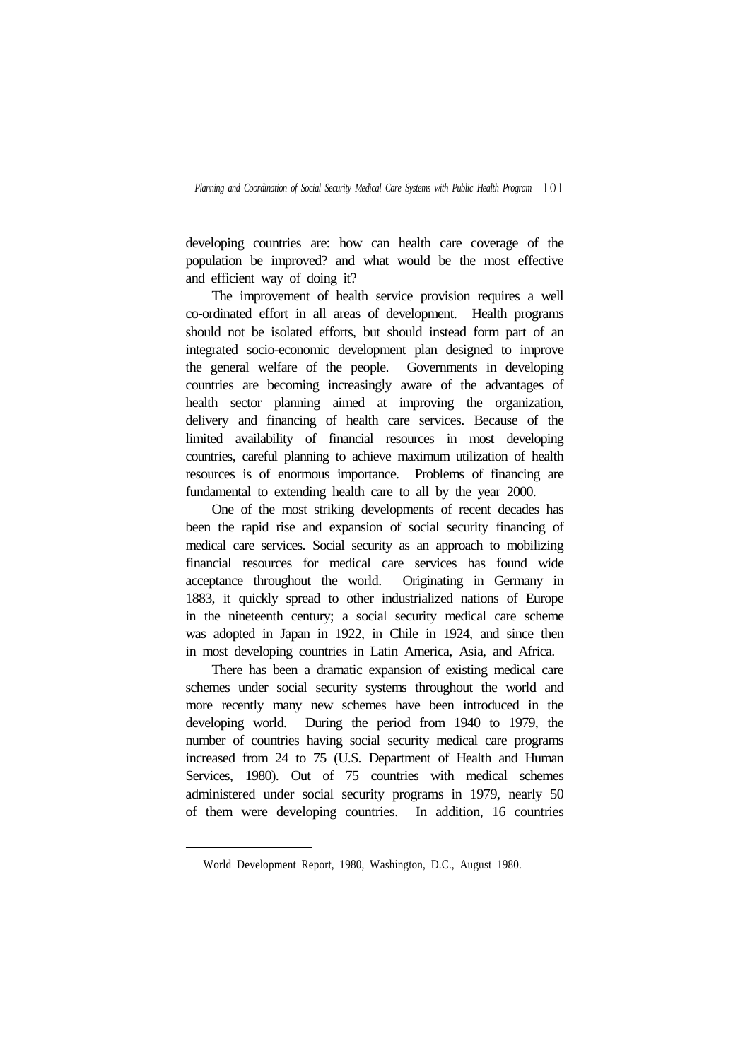developing countries are: how can health care coverage of the population be improved? and what would be the most effective and efficient way of doing it?

The improvement of health service provision requires a well co-ordinated effort in all areas of development. Health programs should not be isolated efforts, but should instead form part of an integrated socio-economic development plan designed to improve the general welfare of the people. Governments in developing countries are becoming increasingly aware of the advantages of health sector planning aimed at improving the organization, delivery and financing of health care services. Because of the limited availability of financial resources in most developing countries, careful planning to achieve maximum utilization of health resources is of enormous importance. Problems of financing are fundamental to extending health care to all by the year 2000.

One of the most striking developments of recent decades has been the rapid rise and expansion of social security financing of medical care services. Social security as an approach to mobilizing financial resources for medical care services has found wide acceptance throughout the world. Originating in Germany in 1883, it quickly spread to other industrialized nations of Europe in the nineteenth century; a social security medical care scheme was adopted in Japan in 1922, in Chile in 1924, and since then in most developing countries in Latin America, Asia, and Africa.

There has been a dramatic expansion of existing medical care schemes under social security systems throughout the world and more recently many new schemes have been introduced in the developing world. During the period from 1940 to 1979, the number of countries having social security medical care programs increased from 24 to 75 (U.S. Department of Health and Human Services, 1980). Out of 75 countries with medical schemes administered under social security programs in 1979, nearly 50 of them were developing countries. In addition, 16 countries

---

World Development Report, 1980, Washington, D.C., August 1980.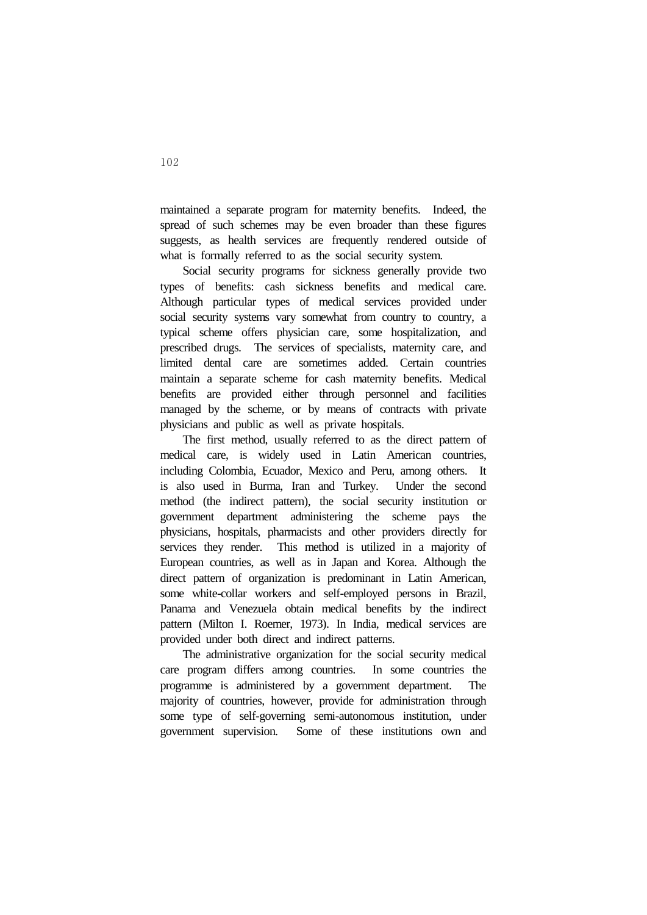maintained a separate program for maternity benefits. Indeed, the spread of such schemes may be even broader than these figures suggests, as health services are frequently rendered outside of what is formally referred to as the social security system.

Social security programs for sickness generally provide two types of benefits: cash sickness benefits and medical care. Although particular types of medical services provided under social security systems vary somewhat from country to country, a typical scheme offers physician care, some hospitalization, and prescribed drugs. The services of specialists, maternity care, and limited dental care are sometimes added. Certain countries maintain a separate scheme for cash maternity benefits. Medical benefits are provided either through personnel and facilities managed by the scheme, or by means of contracts with private physicians and public as well as private hospitals.

The first method, usually referred to as the direct pattern of medical care, is widely used in Latin American countries, including Colombia, Ecuador, Mexico and Peru, among others. It is also used in Burma, Iran and Turkey. Under the second method (the indirect pattern), the social security institution or government department administering the scheme pays the physicians, hospitals, pharmacists and other providers directly for services they render. This method is utilized in a majority of European countries, as well as in Japan and Korea. Although the direct pattern of organization is predominant in Latin American, some white-collar workers and self-employed persons in Brazil, Panama and Venezuela obtain medical benefits by the indirect pattern (Milton I. Roemer, 1973). In India, medical services are provided under both direct and indirect patterns.

The administrative organization for the social security medical care program differs among countries. In some countries the programme is administered by a government department. The majority of countries, however, provide for administration through some type of self-governing semi-autonomous institution, under government supervision. Some of these institutions own and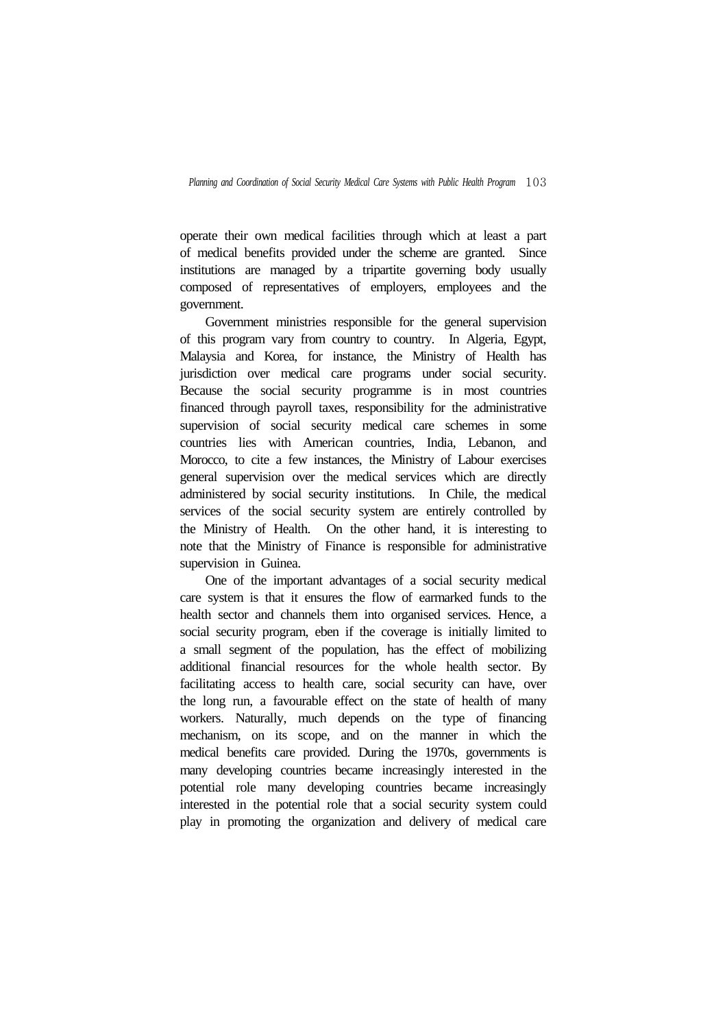operate their own medical facilities through which at least a part of medical benefits provided under the scheme are granted. Since institutions are managed by a tripartite governing body usually composed of representatives of employers, employees and the government.

Government ministries responsible for the general supervision of this program vary from country to country. In Algeria, Egypt, Malaysia and Korea, for instance, the Ministry of Health has jurisdiction over medical care programs under social security. Because the social security programme is in most countries financed through payroll taxes, responsibility for the administrative supervision of social security medical care schemes in some countries lies with American countries, India, Lebanon, and Morocco, to cite a few instances, the Ministry of Labour exercises general supervision over the medical services which are directly administered by social security institutions. In Chile, the medical services of the social security system are entirely controlled by the Ministry of Health. On the other hand, it is interesting to note that the Ministry of Finance is responsible for administrative supervision in Guinea.

One of the important advantages of a social security medical care system is that it ensures the flow of earmarked funds to the health sector and channels them into organised services. Hence, a social security program, eben if the coverage is initially limited to a small segment of the population, has the effect of mobilizing additional financial resources for the whole health sector. By facilitating access to health care, social security can have, over the long run, a favourable effect on the state of health of many workers. Naturally, much depends on the type of financing mechanism, on its scope, and on the manner in which the medical benefits care provided. During the 1970s, governments is many developing countries became increasingly interested in the potential role many developing countries became increasingly interested in the potential role that a social security system could play in promoting the organization and delivery of medical care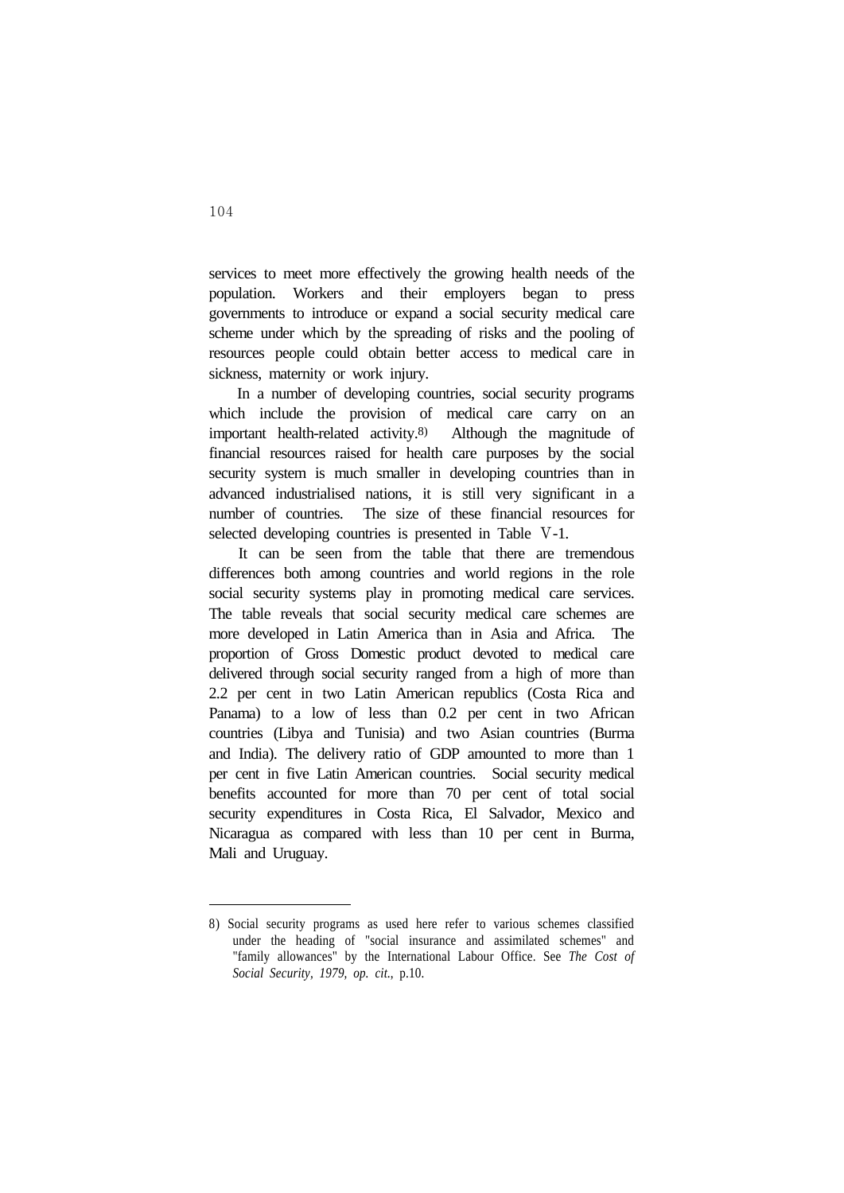services to meet more effectively the growing health needs of the population. Workers and their employers began to press governments to introduce or expand a social security medical care scheme under which by the spreading of risks and the pooling of resources people could obtain better access to medical care in sickness, maternity or work injury.

In a number of developing countries, social security programs which include the provision of medical care carry on an important health-related activity.[8] Although the magnitude of financial resources raised for health care purposes by the social security system is much smaller in developing countries than in advanced industrialised nations, it is still very significant in a number of countries. The size of these financial resources for selected developing countries is presented in Table Ⅴ-1.

It can be seen from the table that there are tremendous differences both among countries and world regions in the role social security systems play in promoting medical care services. The table reveals that social security medical care schemes are more developed in Latin America than in Asia and Africa. The proportion of Gross Domestic product devoted to medical care delivered through social security ranged from a high of more than 2.2 per cent in two Latin American republics (Costa Rica and Panama) to a low of less than 0.2 per cent in two African countries (Libya and Tunisia) and two Asian countries (Burma and India). The delivery ratio of GDP amounted to more than 1 per cent in five Latin American countries. Social security medical benefits accounted for more than 70 per cent of total social security expenditures in Costa Rica, El Salvador, Mexico and Nicaragua as compared with less than 10 per cent in Burma, Mali and Uruguay.

---

8) Social security programs as used here refer to various schemes classified under the heading of "social insurance and assimilated schemes" and "family allowances" by the International Labour Office. See *The Cost of Social Security, 1979, op. cit.,* p.10.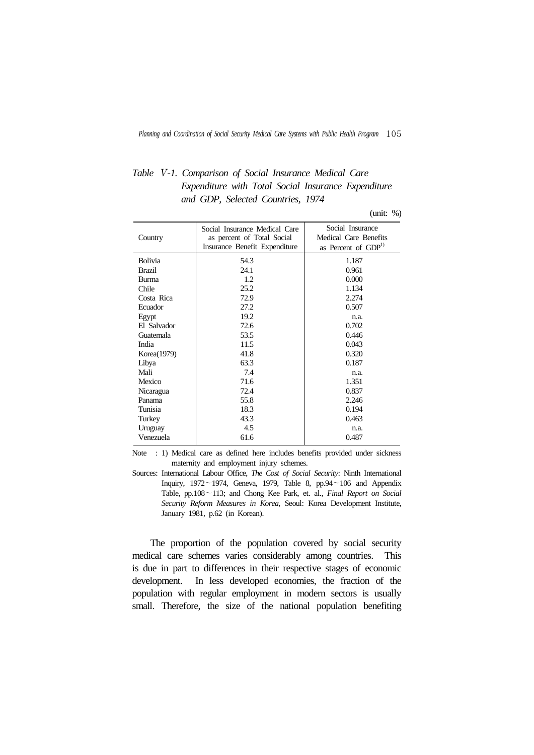*Table* Ⅴ*-1. Comparison of Social Insurance Medical Care Expenditure with Total Social Insurance Expenditure and GDP, Selected Countries, 1974*

(unit: %)

| Country | Social Insurance Medical Care as percent of Total Social Insurance Benefit Expenditure | Social Insurance Medical Care Benefits as Percent of GDP[1)] |
|---|---|---|
| Bolivia | 54.3 | 1.187 |
| Brazil | 24.1 | 0.961 |
| Burma | 1.2 | 0.000 |
| Chile | 25.2 | 1.134 |
| Costa Rica | 72.9 | 2.274 |
| Ecuador | 27.2 | 0.507 |
| Egypt | 19.2 | n.a. |
| El Salvador | 72.6 | 0.702 |
| Guatemala | 53.5 | 0.446 |
| India | 11.5 | 0.043 |
| Korea(1979) | 41.8 | 0.320 |
| Libya | 63.3 | 0.187 |
| Mali | 7.4 | n.a. |
| Mexico | 71.6 | 1.351 |
| Nicaragua | 72.4 | 0.837 |
| Panama | 55.8 | 2.246 |
| Tunisia | 18.3 | 0.194 |
| Turkey | 43.3 | 0.463 |
| Uruguay | 4.5 | n.a. |
| Venezuela | 61.6 | 0.487 |

Note : 1) Medical care as defined here includes benefits provided under sickness maternity and employment injury schemes.

Sources: International Labour Office, *The Cost of Social Security*: Ninth International Inquiry, 1972～1974, Geneva, 1979, Table 8, pp.94～106 and Appendix Table, pp.108～113; and Chong Kee Park, et. al., *Final Report on Social Security Reform Measures in Korea*, Seoul: Korea Development Institute, January 1981, p.62 (in Korean).

The proportion of the population covered by social security medical care schemes varies considerably among countries. This is due in part to differences in their respective stages of economic development. In less developed economies, the fraction of the population with regular employment in modern sectors is usually small. Therefore, the size of the national population benefiting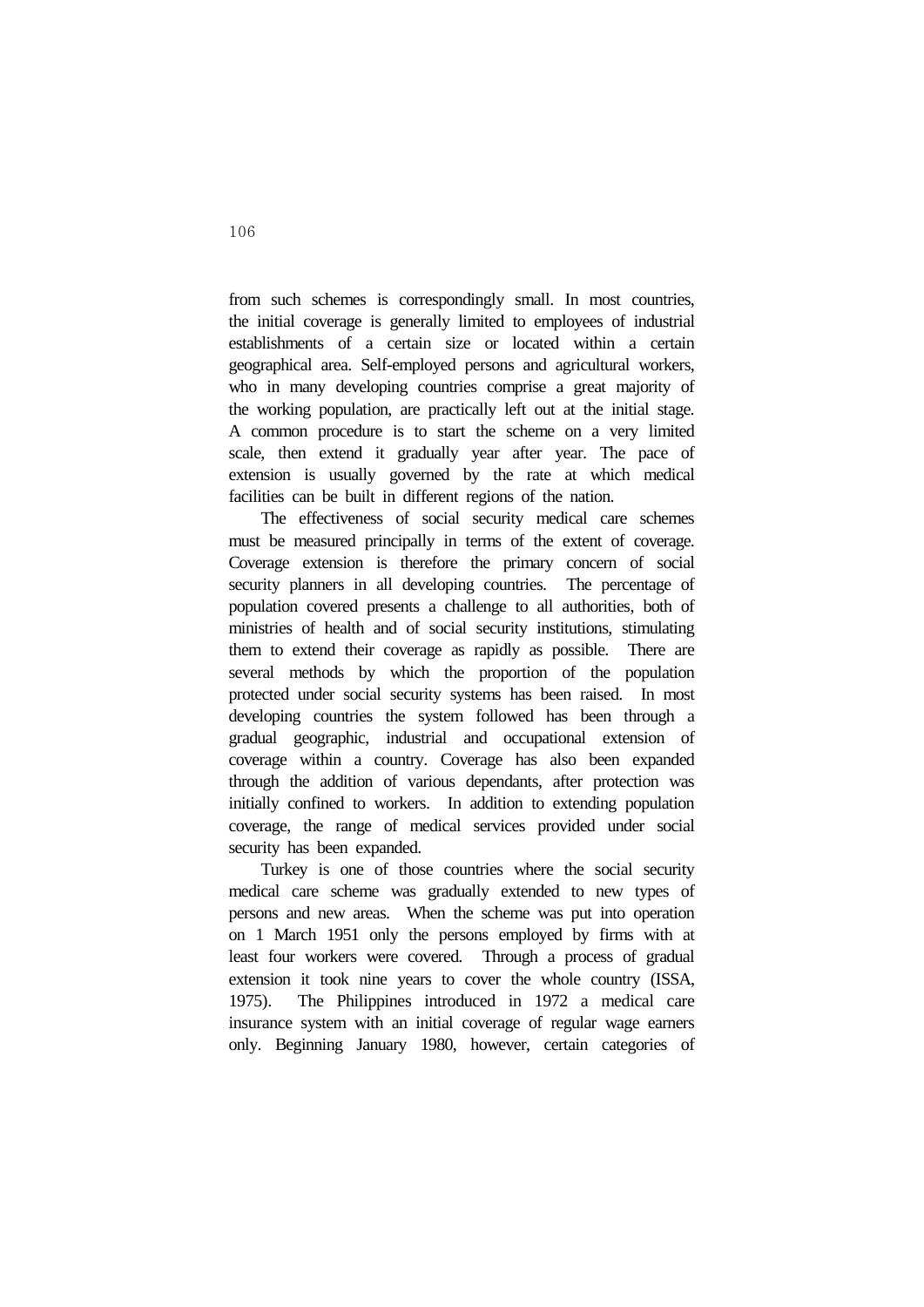from such schemes is correspondingly small. In most countries, the initial coverage is generally limited to employees of industrial establishments of a certain size or located within a certain geographical area. Self-employed persons and agricultural workers, who in many developing countries comprise a great majority of the working population, are practically left out at the initial stage. A common procedure is to start the scheme on a very limited scale, then extend it gradually year after year. The pace of extension is usually governed by the rate at which medical facilities can be built in different regions of the nation.

The effectiveness of social security medical care schemes must be measured principally in terms of the extent of coverage. Coverage extension is therefore the primary concern of social security planners in all developing countries. The percentage of population covered presents a challenge to all authorities, both of ministries of health and of social security institutions, stimulating them to extend their coverage as rapidly as possible. There are several methods by which the proportion of the population protected under social security systems has been raised. In most developing countries the system followed has been through a gradual geographic, industrial and occupational extension of coverage within a country. Coverage has also been expanded through the addition of various dependants, after protection was initially confined to workers. In addition to extending population coverage, the range of medical services provided under social security has been expanded.

Turkey is one of those countries where the social security medical care scheme was gradually extended to new types of persons and new areas. When the scheme was put into operation on 1 March 1951 only the persons employed by firms with at least four workers were covered. Through a process of gradual extension it took nine years to cover the whole country (ISSA, 1975). The Philippines introduced in 1972 a medical care insurance system with an initial coverage of regular wage earners only. Beginning January 1980, however, certain categories of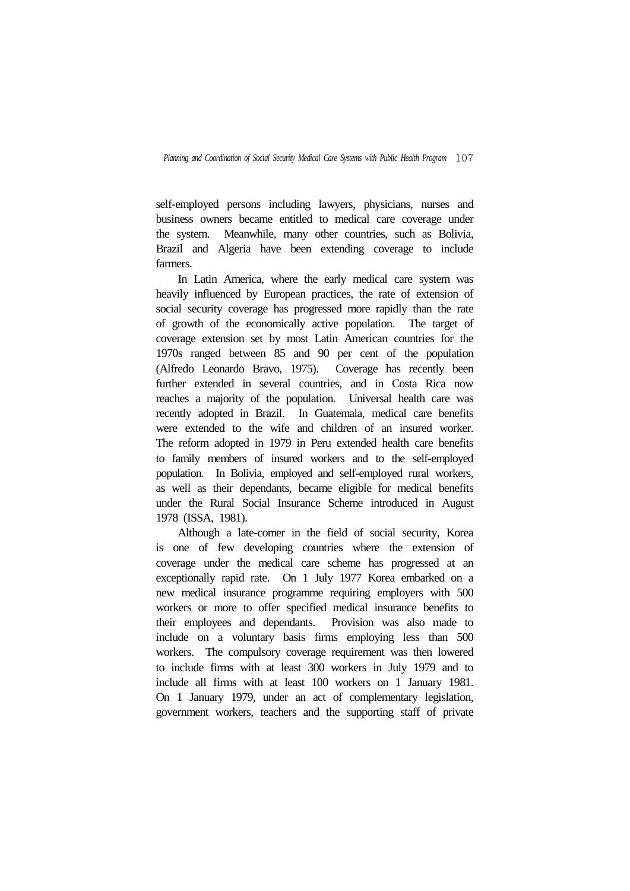self-employed persons including lawyers, physicians, nurses and business owners became entitled to medical care coverage under the system. Meanwhile, many other countries, such as Bolivia, Brazil and Algeria have been extending coverage to include farmers.

In Latin America, where the early medical care system was heavily influenced by European practices, the rate of extension of social security coverage has progressed more rapidly than the rate of growth of the economically active population. The target of coverage extension set by most Latin American countries for the 1970s ranged between 85 and 90 per cent of the population (Alfredo Leonardo Bravo, 1975). Coverage has recently been further extended in several countries, and in Costa Rica now reaches a majority of the population. Universal health care was recently adopted in Brazil. In Guatemala, medical care benefits were extended to the wife and children of an insured worker. The reform adopted in 1979 in Peru extended health care benefits to family members of insured workers and to the self-employed population. In Bolivia, employed and self-employed rural workers, as well as their dependants, became eligible for medical benefits under the Rural Social Insurance Scheme introduced in August 1978 (ISSA, 1981).

Although a late-comer in the field of social security, Korea is one of few developing countries where the extension of coverage under the medical care scheme has progressed at an exceptionally rapid rate. On 1 July 1977 Korea embarked on a new medical insurance programme requiring employers with 500 workers or more to offer specified medical insurance benefits to their employees and dependants. Provision was also made to include on a voluntary basis firms employing less than 500 workers. The compulsory coverage requirement was then lowered to include firms with at least 300 workers in July 1979 and to include all firms with at least 100 workers on 1 January 1981. On 1 January 1979, under an act of complementary legislation, government workers, teachers and the supporting staff of private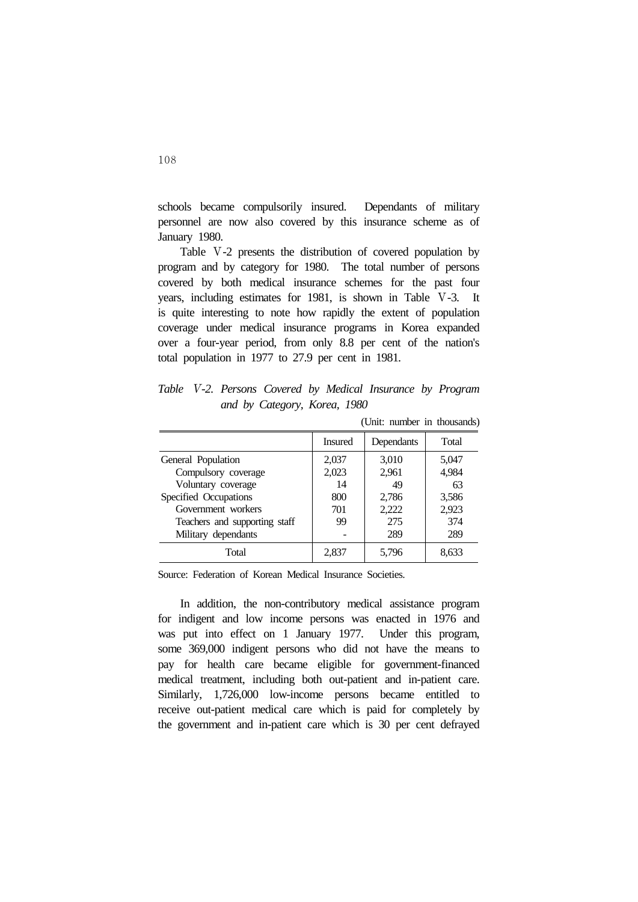schools became compulsorily insured. Dependants of military personnel are now also covered by this insurance scheme as of January 1980.

Table Ⅴ-2 presents the distribution of covered population by program and by category for 1980. The total number of persons covered by both medical insurance schemes for the past four years, including estimates for 1981, is shown in Table Ⅴ-3. It is quite interesting to note how rapidly the extent of population coverage under medical insurance programs in Korea expanded over a four-year period, from only 8.8 per cent of the nation's total population in 1977 to 27.9 per cent in 1981.

*Table Ⅴ-2. Persons Covered by Medical Insurance by Program and by Category, Korea, 1980*

(Unit: number in thousands)

| | Insured | Dependants | Total |
|---|---|---|---|
| General Population | 2,037 | 3,010 | 5,047 |
| Compulsory coverage | 2,023 | 2,961 | 4,984 |
| Voluntary coverage | 14 | 49 | 63 |
| Specified Occupations | 800 | 2,786 | 3,586 |
| Government workers | 701 | 2,222 | 2,923 |
| Teachers and supporting staff | 99 | 275 | 374 |
| Military dependants | - | 289 | 289 |
| Total | 2,837 | 5,796 | 8,633 |

Source: Federation of Korean Medical Insurance Societies.

In addition, the non-contributory medical assistance program for indigent and low income persons was enacted in 1976 and was put into effect on 1 January 1977. Under this program, some 369,000 indigent persons who did not have the means to pay for health care became eligible for government-financed medical treatment, including both out-patient and in-patient care. Similarly, 1,726,000 low-income persons became entitled to receive out-patient medical care which is paid for completely by the government and in-patient care which is 30 per cent defrayed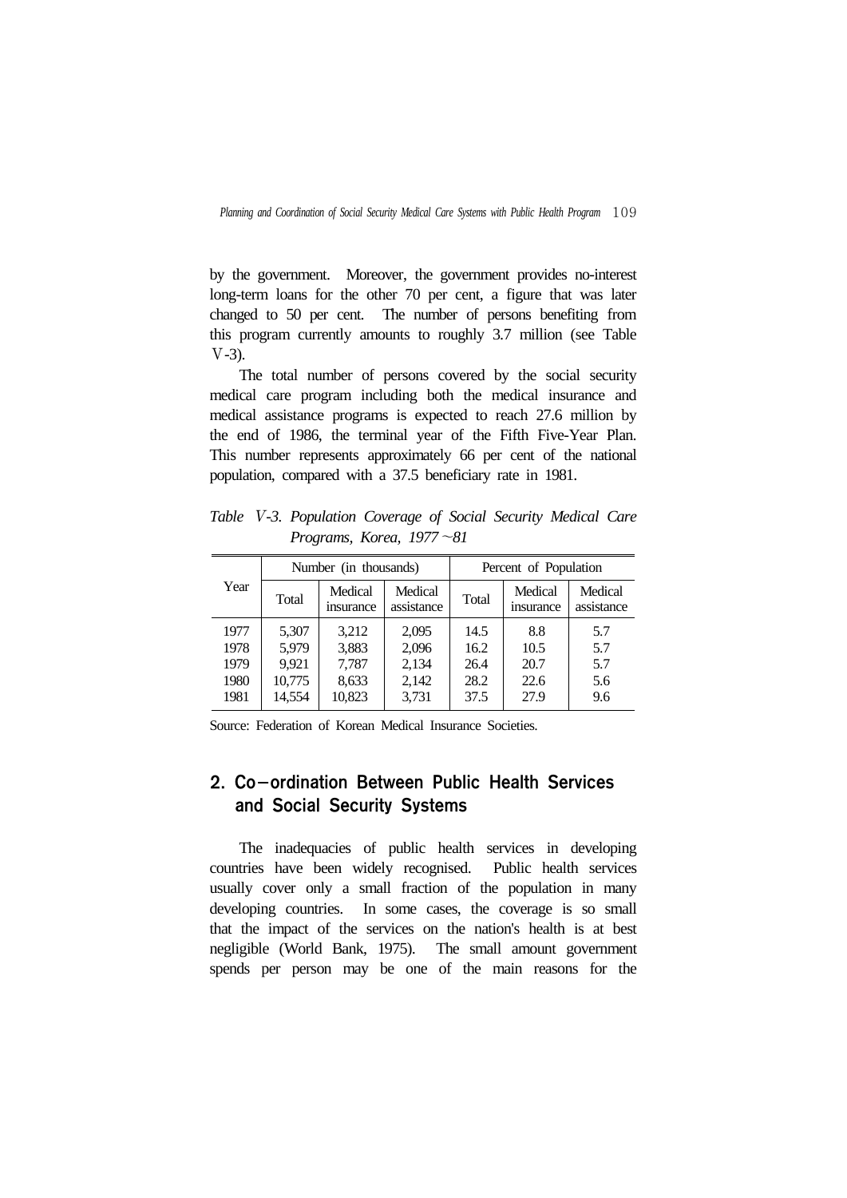by the government. Moreover, the government provides no-interest long-term loans for the other 70 per cent, a figure that was later changed to 50 per cent. The number of persons benefiting from this program currently amounts to roughly 3.7 million (see Table Ⅴ-3).

The total number of persons covered by the social security medical care program including both the medical insurance and medical assistance programs is expected to reach 27.6 million by the end of 1986, the terminal year of the Fifth Five-Year Plan. This number represents approximately 66 per cent of the national population, compared with a 37.5 beneficiary rate in 1981.

*Table Ⅴ-3. Population Coverage of Social Security Medical Care Programs, Korea, 1977~81*

| Year | Number (in thousands) | | | Percent of Population | | |
|---|---|---|---|---|---|---|
| | Total | Medical insurance | Medical assistance | Total | Medical insurance | Medical assistance |
| 1977 | 5,307 | 3,212 | 2,095 | 14.5 | 8.8 | 5.7 |
| 1978 | 5,979 | 3,883 | 2,096 | 16.2 | 10.5 | 5.7 |
| 1979 | 9,921 | 7,787 | 2,134 | 26.4 | 20.7 | 5.7 |
| 1980 | 10,775 | 8,633 | 2,142 | 28.2 | 22.6 | 5.6 |
| 1981 | 14,554 | 10,823 | 3,731 | 37.5 | 27.9 | 9.6 |

Source: Federation of Korean Medical Insurance Societies.

## 2. Co-ordination Between Public Health Services and Social Security Systems

The inadequacies of public health services in developing countries have been widely recognised. Public health services usually cover only a small fraction of the population in many developing countries. In some cases, the coverage is so small that the impact of the services on the nation's health is at best negligible (World Bank, 1975). The small amount government spends per person may be one of the main reasons for the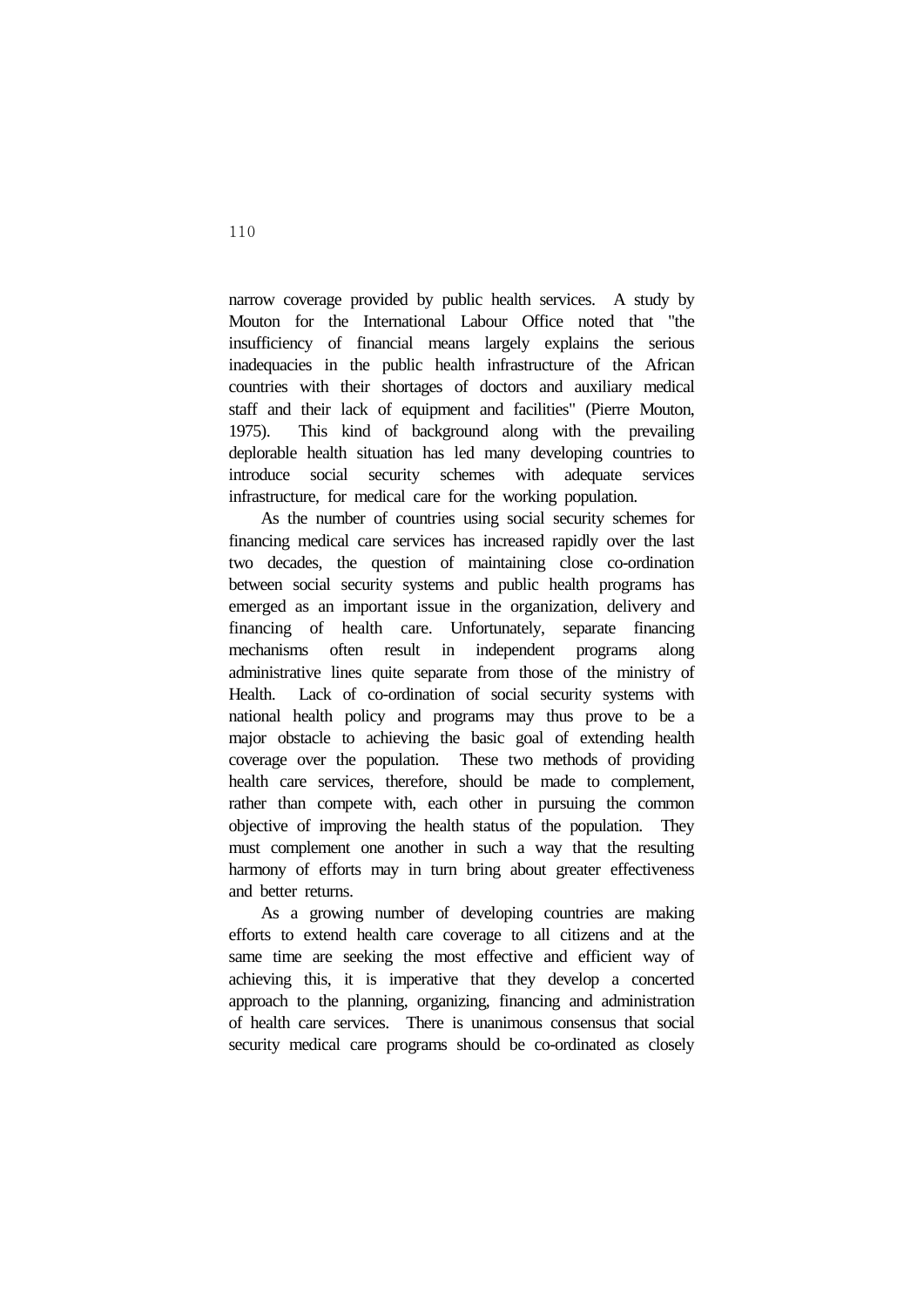narrow coverage provided by public health services. A study by Mouton for the International Labour Office noted that "the insufficiency of financial means largely explains the serious inadequacies in the public health infrastructure of the African countries with their shortages of doctors and auxiliary medical staff and their lack of equipment and facilities" (Pierre Mouton, 1975). This kind of background along with the prevailing deplorable health situation has led many developing countries to introduce social security schemes with adequate services infrastructure, for medical care for the working population.

As the number of countries using social security schemes for financing medical care services has increased rapidly over the last two decades, the question of maintaining close co-ordination between social security systems and public health programs has emerged as an important issue in the organization, delivery and financing of health care. Unfortunately, separate financing mechanisms often result in independent programs along administrative lines quite separate from those of the ministry of Health. Lack of co-ordination of social security systems with national health policy and programs may thus prove to be a major obstacle to achieving the basic goal of extending health coverage over the population. These two methods of providing health care services, therefore, should be made to complement, rather than compete with, each other in pursuing the common objective of improving the health status of the population. They must complement one another in such a way that the resulting harmony of efforts may in turn bring about greater effectiveness and better returns.

As a growing number of developing countries are making efforts to extend health care coverage to all citizens and at the same time are seeking the most effective and efficient way of achieving this, it is imperative that they develop a concerted approach to the planning, organizing, financing and administration of health care services. There is unanimous consensus that social security medical care programs should be co-ordinated as closely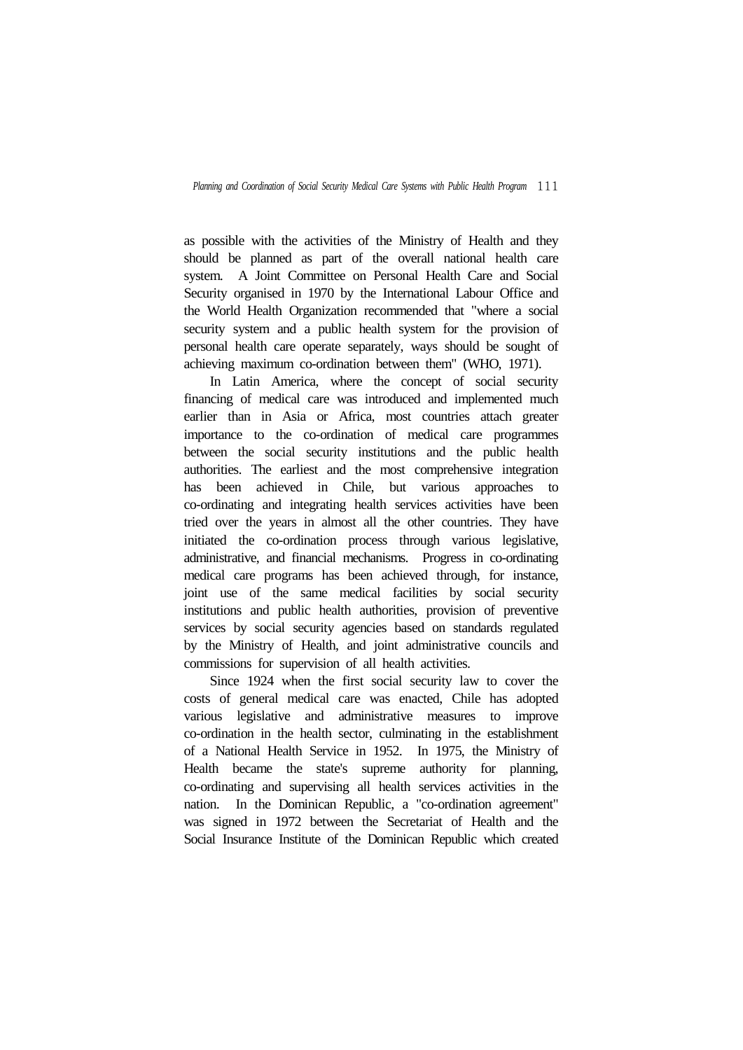as possible with the activities of the Ministry of Health and they should be planned as part of the overall national health care system. A Joint Committee on Personal Health Care and Social Security organised in 1970 by the International Labour Office and the World Health Organization recommended that "where a social security system and a public health system for the provision of personal health care operate separately, ways should be sought of achieving maximum co-ordination between them" (WHO, 1971).

In Latin America, where the concept of social security financing of medical care was introduced and implemented much earlier than in Asia or Africa, most countries attach greater importance to the co-ordination of medical care programmes between the social security institutions and the public health authorities. The earliest and the most comprehensive integration has been achieved in Chile, but various approaches to co-ordinating and integrating health services activities have been tried over the years in almost all the other countries. They have initiated the co-ordination process through various legislative, administrative, and financial mechanisms. Progress in co-ordinating medical care programs has been achieved through, for instance, joint use of the same medical facilities by social security institutions and public health authorities, provision of preventive services by social security agencies based on standards regulated by the Ministry of Health, and joint administrative councils and commissions for supervision of all health activities.

Since 1924 when the first social security law to cover the costs of general medical care was enacted, Chile has adopted various legislative and administrative measures to improve co-ordination in the health sector, culminating in the establishment of a National Health Service in 1952. In 1975, the Ministry of Health became the state's supreme authority for planning, co-ordinating and supervising all health services activities in the nation. In the Dominican Republic, a "co-ordination agreement" was signed in 1972 between the Secretariat of Health and the Social Insurance Institute of the Dominican Republic which created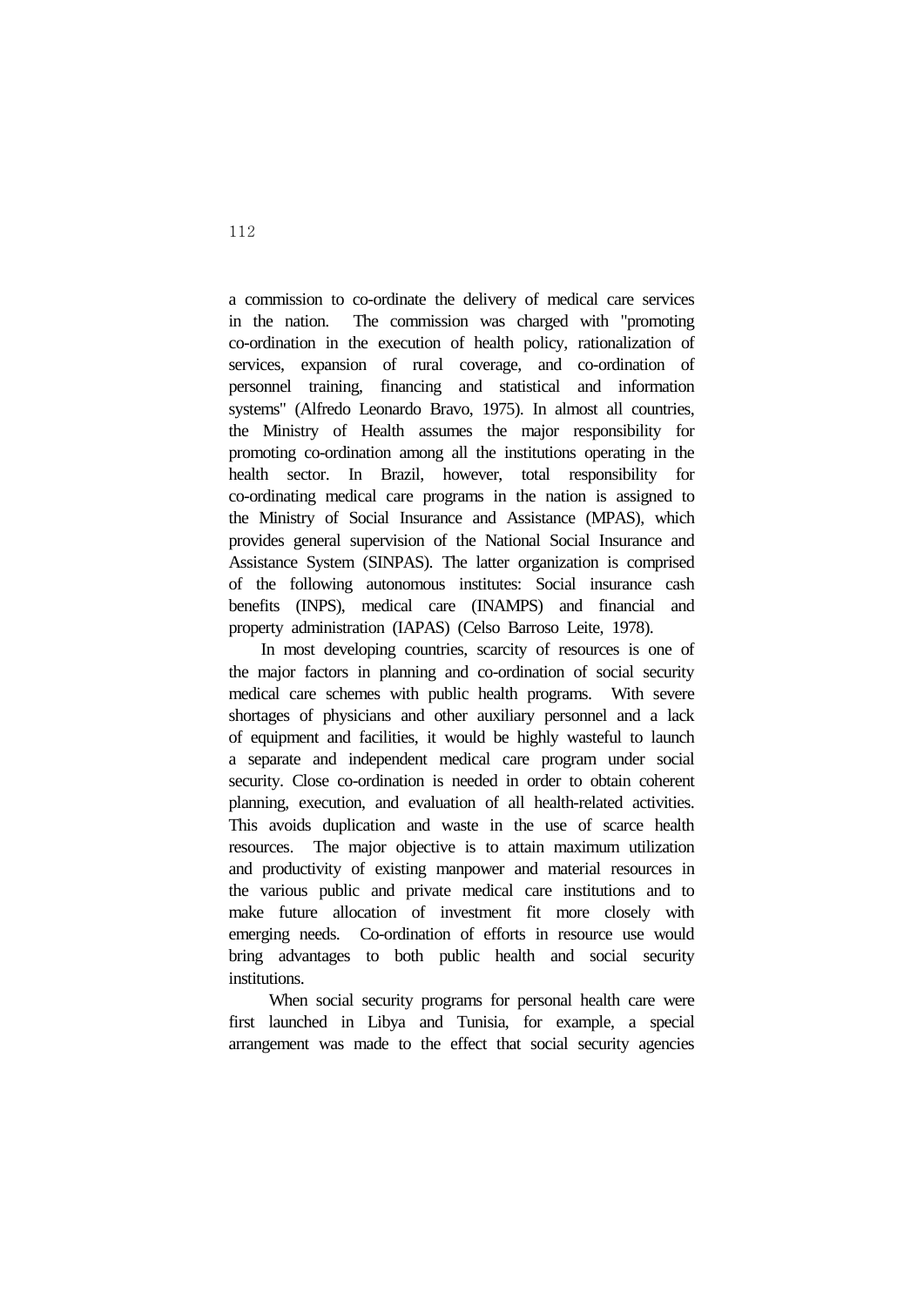a commission to co-ordinate the delivery of medical care services in the nation. The commission was charged with "promoting co-ordination in the execution of health policy, rationalization of services, expansion of rural coverage, and co-ordination of personnel training, financing and statistical and information systems" (Alfredo Leonardo Bravo, 1975). In almost all countries, the Ministry of Health assumes the major responsibility for promoting co-ordination among all the institutions operating in the health sector. In Brazil, however, total responsibility for co-ordinating medical care programs in the nation is assigned to the Ministry of Social Insurance and Assistance (MPAS), which provides general supervision of the National Social Insurance and Assistance System (SINPAS). The latter organization is comprised of the following autonomous institutes: Social insurance cash benefits (INPS), medical care (INAMPS) and financial and property administration (IAPAS) (Celso Barroso Leite, 1978).

In most developing countries, scarcity of resources is one of the major factors in planning and co-ordination of social security medical care schemes with public health programs. With severe shortages of physicians and other auxiliary personnel and a lack of equipment and facilities, it would be highly wasteful to launch a separate and independent medical care program under social security. Close co-ordination is needed in order to obtain coherent planning, execution, and evaluation of all health-related activities. This avoids duplication and waste in the use of scarce health resources. The major objective is to attain maximum utilization and productivity of existing manpower and material resources in the various public and private medical care institutions and to make future allocation of investment fit more closely with emerging needs. Co-ordination of efforts in resource use would bring advantages to both public health and social security institutions.

When social security programs for personal health care were first launched in Libya and Tunisia, for example, a special arrangement was made to the effect that social security agencies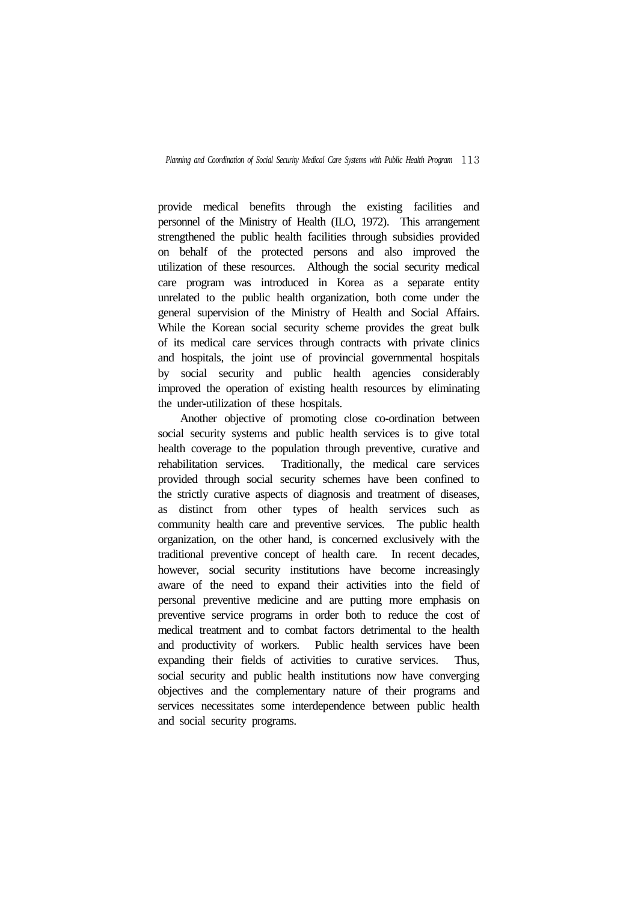provide medical benefits through the existing facilities and personnel of the Ministry of Health (ILO, 1972). This arrangement strengthened the public health facilities through subsidies provided on behalf of the protected persons and also improved the utilization of these resources. Although the social security medical care program was introduced in Korea as a separate entity unrelated to the public health organization, both come under the general supervision of the Ministry of Health and Social Affairs. While the Korean social security scheme provides the great bulk of its medical care services through contracts with private clinics and hospitals, the joint use of provincial governmental hospitals by social security and public health agencies considerably improved the operation of existing health resources by eliminating the under-utilization of these hospitals.

Another objective of promoting close co-ordination between social security systems and public health services is to give total health coverage to the population through preventive, curative and rehabilitation services. Traditionally, the medical care services provided through social security schemes have been confined to the strictly curative aspects of diagnosis and treatment of diseases, as distinct from other types of health services such as community health care and preventive services. The public health organization, on the other hand, is concerned exclusively with the traditional preventive concept of health care. In recent decades, however, social security institutions have become increasingly aware of the need to expand their activities into the field of personal preventive medicine and are putting more emphasis on preventive service programs in order both to reduce the cost of medical treatment and to combat factors detrimental to the health and productivity of workers. Public health services have been expanding their fields of activities to curative services. Thus, social security and public health institutions now have converging objectives and the complementary nature of their programs and services necessitates some interdependence between public health and social security programs.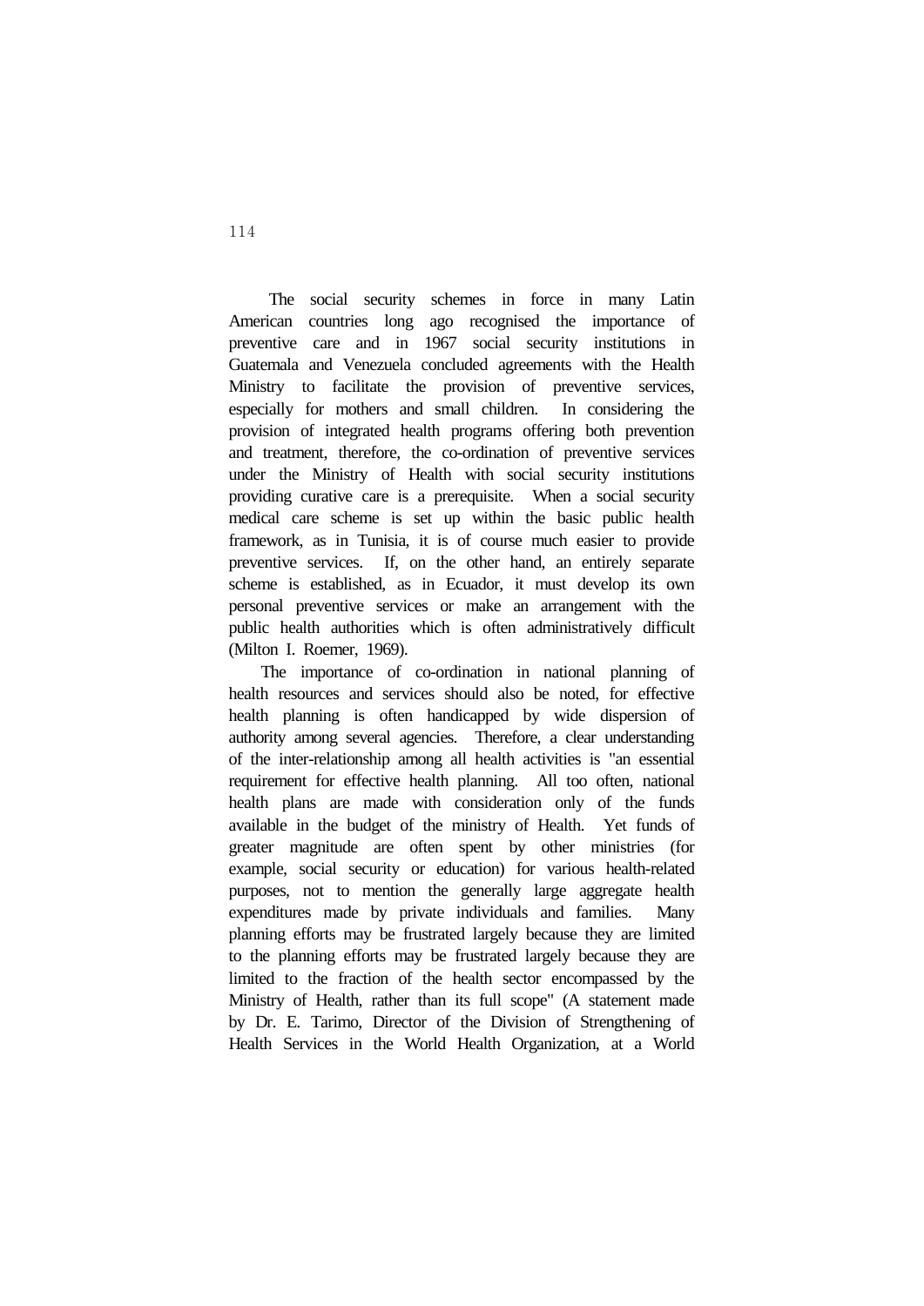The social security schemes in force in many Latin American countries long ago recognised the importance of preventive care and in 1967 social security institutions in Guatemala and Venezuela concluded agreements with the Health Ministry to facilitate the provision of preventive services, especially for mothers and small children. In considering the provision of integrated health programs offering both prevention and treatment, therefore, the co-ordination of preventive services under the Ministry of Health with social security institutions providing curative care is a prerequisite. When a social security medical care scheme is set up within the basic public health framework, as in Tunisia, it is of course much easier to provide preventive services. If, on the other hand, an entirely separate scheme is established, as in Ecuador, it must develop its own personal preventive services or make an arrangement with the public health authorities which is often administratively difficult (Milton I. Roemer, 1969).

The importance of co-ordination in national planning of health resources and services should also be noted, for effective health planning is often handicapped by wide dispersion of authority among several agencies. Therefore, a clear understanding of the inter-relationship among all health activities is "an essential requirement for effective health planning. All too often, national health plans are made with consideration only of the funds available in the budget of the ministry of Health. Yet funds of greater magnitude are often spent by other ministries (for example, social security or education) for various health-related purposes, not to mention the generally large aggregate health expenditures made by private individuals and families. Many planning efforts may be frustrated largely because they are limited to the planning efforts may be frustrated largely because they are limited to the fraction of the health sector encompassed by the Ministry of Health, rather than its full scope" (A statement made by Dr. E. Tarimo, Director of the Division of Strengthening of Health Services in the World Health Organization, at a World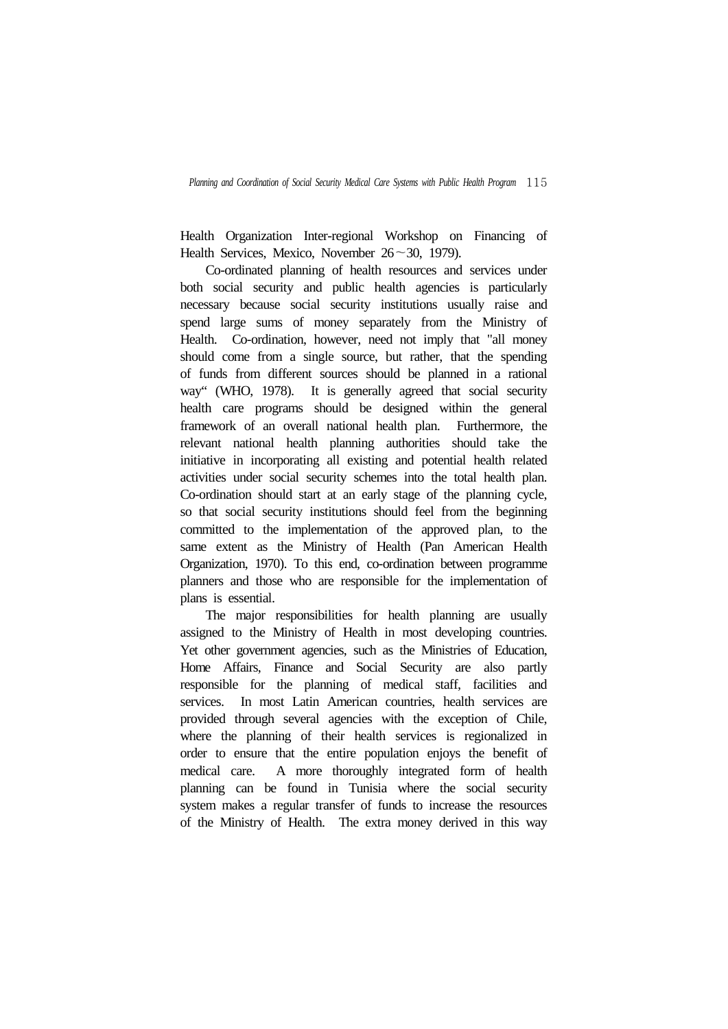Health Organization Inter-regional Workshop on Financing of Health Services, Mexico, November 26～30, 1979).

Co-ordinated planning of health resources and services under both social security and public health agencies is particularly necessary because social security institutions usually raise and spend large sums of money separately from the Ministry of Health. Co-ordination, however, need not imply that "all money should come from a single source, but rather, that the spending of funds from different sources should be planned in a rational way“ (WHO, 1978). It is generally agreed that social security health care programs should be designed within the general framework of an overall national health plan. Furthermore, the relevant national health planning authorities should take the initiative in incorporating all existing and potential health related activities under social security schemes into the total health plan. Co-ordination should start at an early stage of the planning cycle, so that social security institutions should feel from the beginning committed to the implementation of the approved plan, to the same extent as the Ministry of Health (Pan American Health Organization, 1970). To this end, co-ordination between programme planners and those who are responsible for the implementation of plans is essential.

The major responsibilities for health planning are usually assigned to the Ministry of Health in most developing countries. Yet other government agencies, such as the Ministries of Education, Home Affairs, Finance and Social Security are also partly responsible for the planning of medical staff, facilities and services. In most Latin American countries, health services are provided through several agencies with the exception of Chile, where the planning of their health services is regionalized in order to ensure that the entire population enjoys the benefit of medical care. A more thoroughly integrated form of health planning can be found in Tunisia where the social security system makes a regular transfer of funds to increase the resources of the Ministry of Health. The extra money derived in this way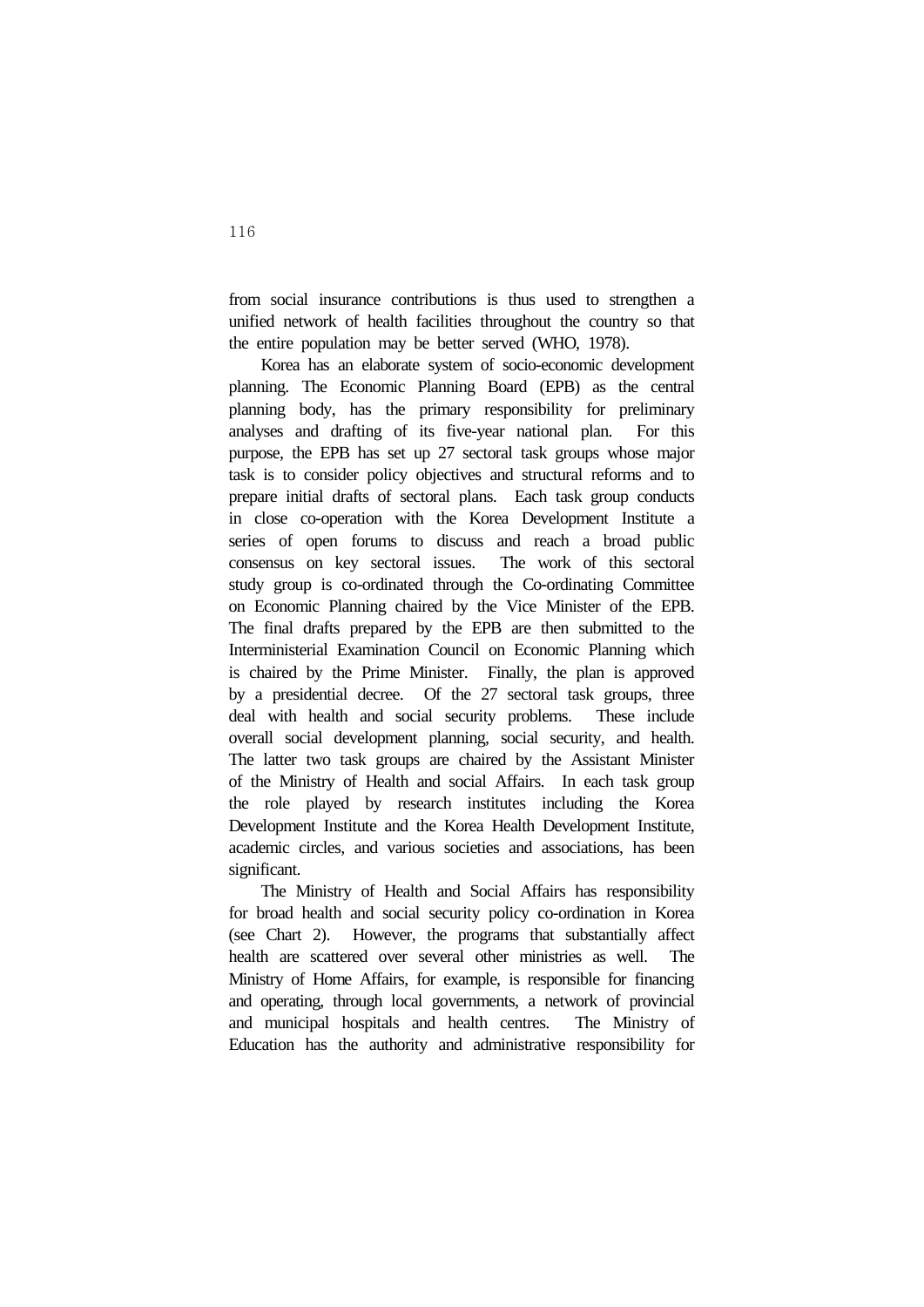from social insurance contributions is thus used to strengthen a unified network of health facilities throughout the country so that the entire population may be better served (WHO, 1978).

Korea has an elaborate system of socio-economic development planning. The Economic Planning Board (EPB) as the central planning body, has the primary responsibility for preliminary analyses and drafting of its five-year national plan. For this purpose, the EPB has set up 27 sectoral task groups whose major task is to consider policy objectives and structural reforms and to prepare initial drafts of sectoral plans. Each task group conducts in close co-operation with the Korea Development Institute a series of open forums to discuss and reach a broad public consensus on key sectoral issues. The work of this sectoral study group is co-ordinated through the Co-ordinating Committee on Economic Planning chaired by the Vice Minister of the EPB. The final drafts prepared by the EPB are then submitted to the Interministerial Examination Council on Economic Planning which is chaired by the Prime Minister. Finally, the plan is approved by a presidential decree. Of the 27 sectoral task groups, three deal with health and social security problems. These include overall social development planning, social security, and health. The latter two task groups are chaired by the Assistant Minister of the Ministry of Health and social Affairs. In each task group the role played by research institutes including the Korea Development Institute and the Korea Health Development Institute, academic circles, and various societies and associations, has been significant.

The Ministry of Health and Social Affairs has responsibility for broad health and social security policy co-ordination in Korea (see Chart 2). However, the programs that substantially affect health are scattered over several other ministries as well. The Ministry of Home Affairs, for example, is responsible for financing and operating, through local governments, a network of provincial and municipal hospitals and health centres. The Ministry of Education has the authority and administrative responsibility for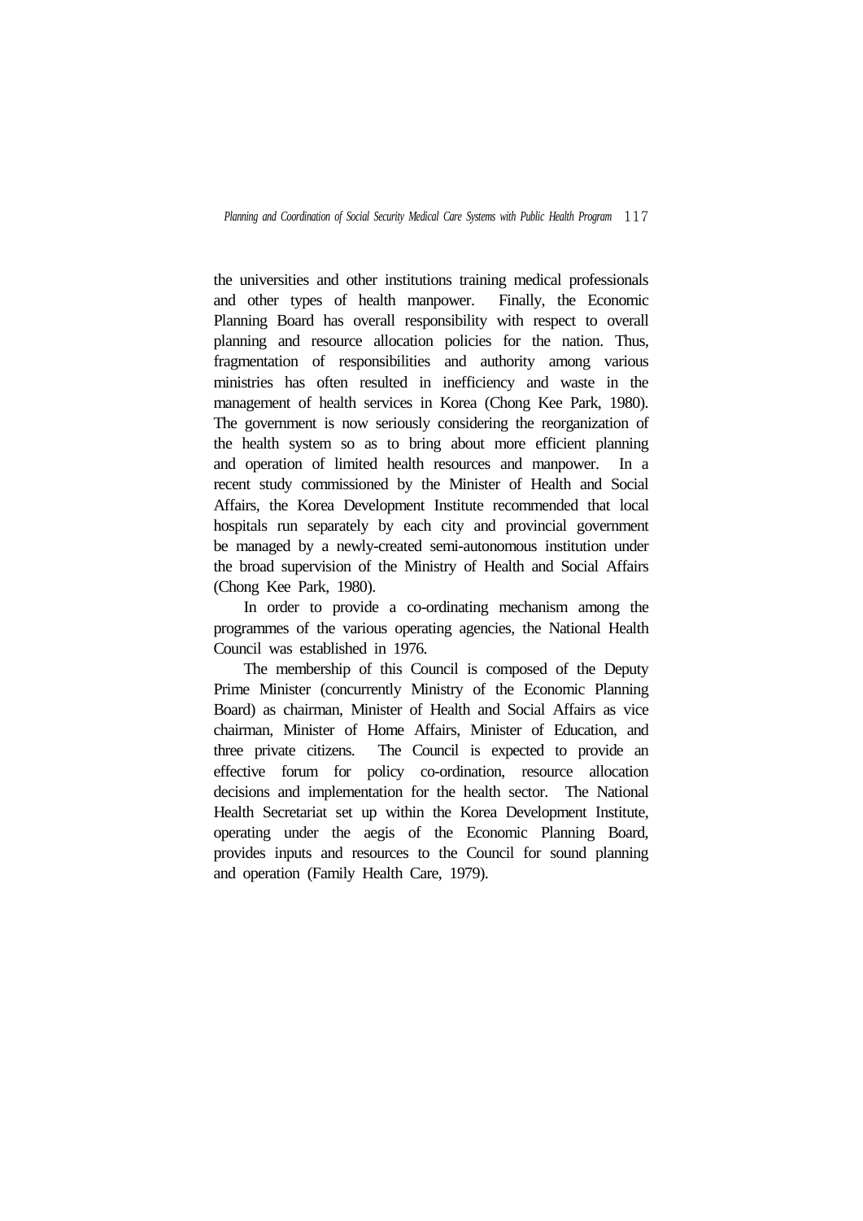the universities and other institutions training medical professionals and other types of health manpower. Finally, the Economic Planning Board has overall responsibility with respect to overall planning and resource allocation policies for the nation. Thus, fragmentation of responsibilities and authority among various ministries has often resulted in inefficiency and waste in the management of health services in Korea (Chong Kee Park, 1980). The government is now seriously considering the reorganization of the health system so as to bring about more efficient planning and operation of limited health resources and manpower. In a recent study commissioned by the Minister of Health and Social Affairs, the Korea Development Institute recommended that local hospitals run separately by each city and provincial government be managed by a newly-created semi-autonomous institution under the broad supervision of the Ministry of Health and Social Affairs (Chong Kee Park, 1980).

In order to provide a co-ordinating mechanism among the programmes of the various operating agencies, the National Health Council was established in 1976.

The membership of this Council is composed of the Deputy Prime Minister (concurrently Ministry of the Economic Planning Board) as chairman, Minister of Health and Social Affairs as vice chairman, Minister of Home Affairs, Minister of Education, and three private citizens. The Council is expected to provide an effective forum for policy co-ordination, resource allocation decisions and implementation for the health sector. The National Health Secretariat set up within the Korea Development Institute, operating under the aegis of the Economic Planning Board, provides inputs and resources to the Council for sound planning and operation (Family Health Care, 1979).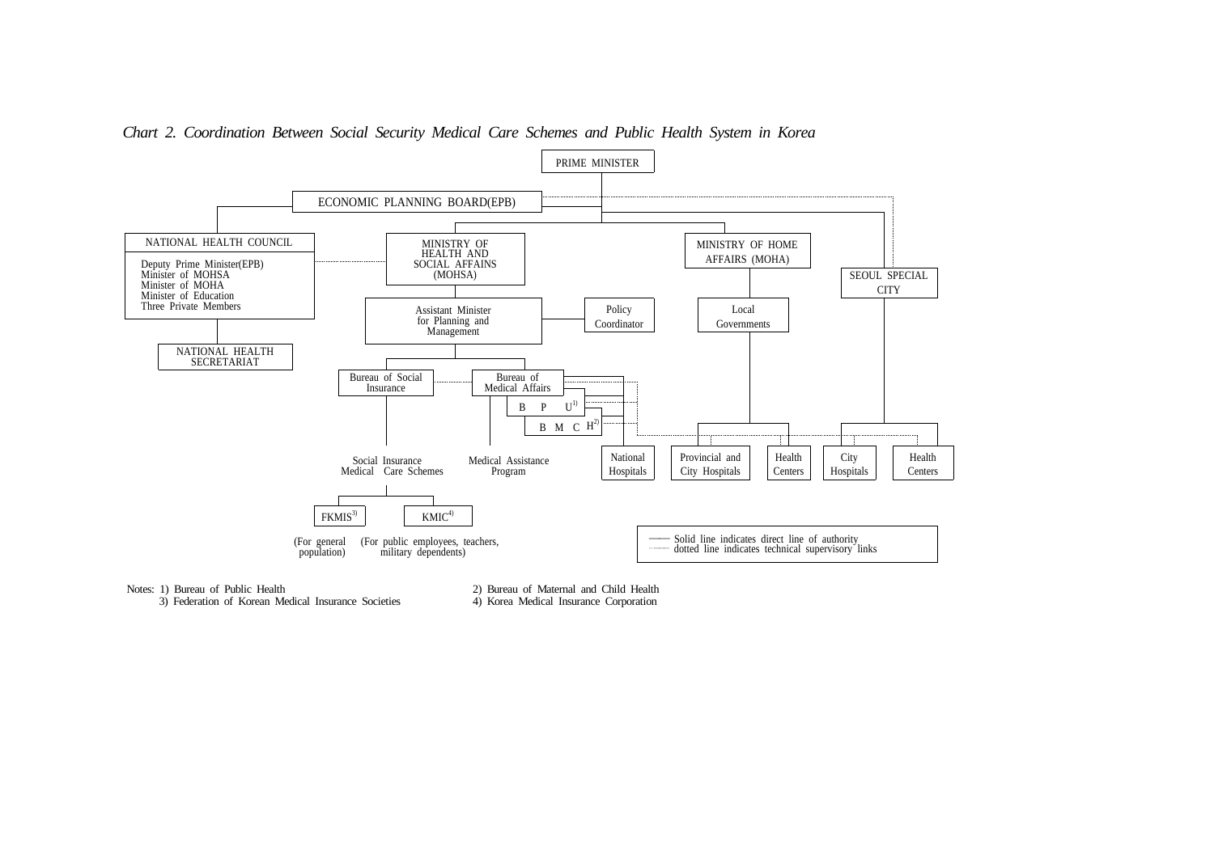*Chart 2. Coordination Between Social Security Medical Care Schemes and Public Health System in Korea*

PRIME MINISTER

ECONOMIC PLANNING BOARD(EPB)

NATIONAL HEALTH COUNCIL

Deputy Prime Minister(EPB)
Minister of MOHSA
Minister of MOHA
Minister of Education
Three Private Members

NATIONAL HEALTH SECRETARIAT

MINISTRY OF HEALTH AND SOCIAL AFFAINS (MOHSA)

Assistant Minister for Planning and Management

Policy Coordinator

MINISTRY OF HOME AFFAIRS (MOHA)

Local Governments

SEOUL SPECIAL CITY

Bureau of Social Insurance

Bureau of Medical Affairs

B P U[1)]

B M C H[2)]

Social Insurance Medical Care Schemes

Medical Assistance Program

National Hospitals

Provincial and City Hospitals

Health Centers

City Hospitals

Health Centers

FKMIS[3)]

KMIC[4)]

(For general population)

(For public employees, teachers, military dependents)

Solid line indicates direct line of authority
dotted line indicates technical supervisory links

Notes: 1) Bureau of Public Health
2) Bureau of Maternal and Child Health
3) Federation of Korean Medical Insurance Societies
4) Korea Medical Insurance Corporation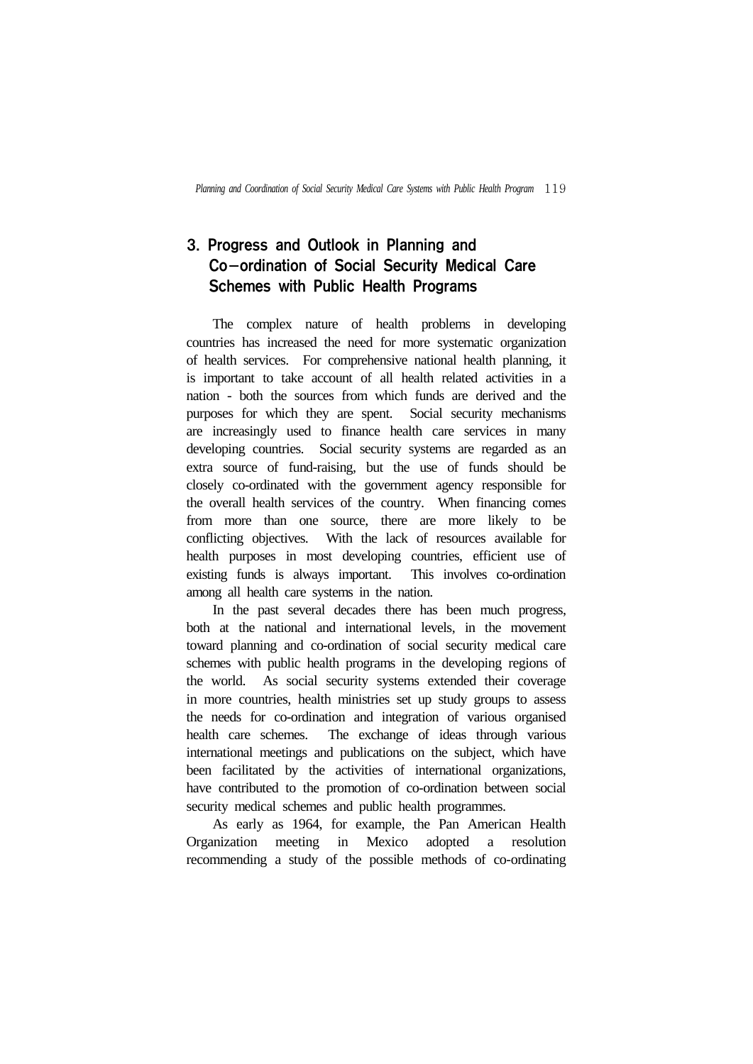## 3. Progress and Outlook in Planning and Co-ordination of Social Security Medical Care Schemes with Public Health Programs

The complex nature of health problems in developing countries has increased the need for more systematic organization of health services. For comprehensive national health planning, it is important to take account of all health related activities in a nation - both the sources from which funds are derived and the purposes for which they are spent. Social security mechanisms are increasingly used to finance health care services in many developing countries. Social security systems are regarded as an extra source of fund-raising, but the use of funds should be closely co-ordinated with the government agency responsible for the overall health services of the country. When financing comes from more than one source, there are more likely to be conflicting objectives. With the lack of resources available for health purposes in most developing countries, efficient use of existing funds is always important. This involves co-ordination among all health care systems in the nation.

In the past several decades there has been much progress, both at the national and international levels, in the movement toward planning and co-ordination of social security medical care schemes with public health programs in the developing regions of the world. As social security systems extended their coverage in more countries, health ministries set up study groups to assess the needs for co-ordination and integration of various organised health care schemes. The exchange of ideas through various international meetings and publications on the subject, which have been facilitated by the activities of international organizations, have contributed to the promotion of co-ordination between social security medical schemes and public health programmes.

As early as 1964, for example, the Pan American Health Organization meeting in Mexico adopted a resolution recommending a study of the possible methods of co-ordinating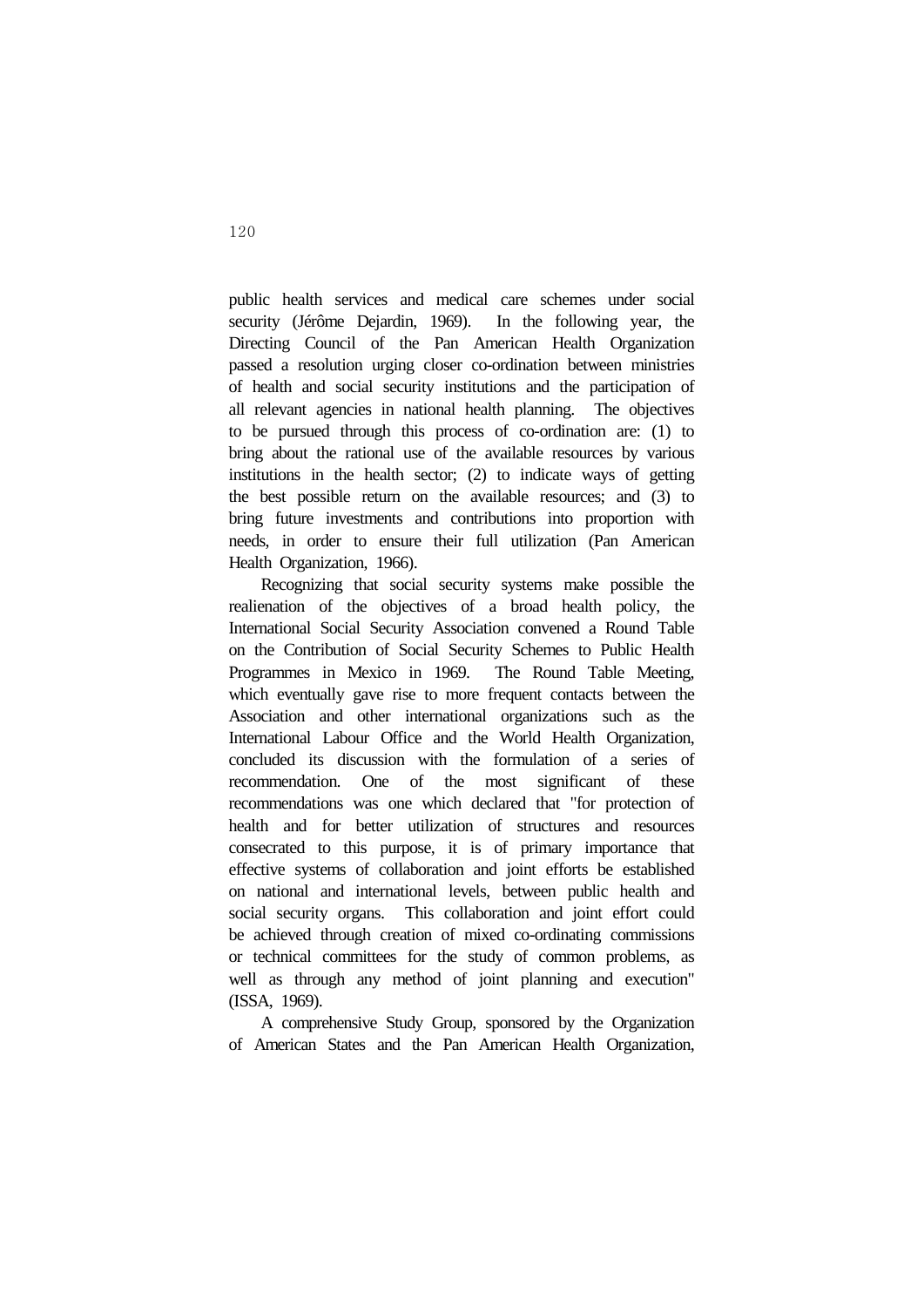public health services and medical care schemes under social security (Jérôme Dejardin, 1969). In the following year, the Directing Council of the Pan American Health Organization passed a resolution urging closer co-ordination between ministries of health and social security institutions and the participation of all relevant agencies in national health planning. The objectives to be pursued through this process of co-ordination are: (1) to bring about the rational use of the available resources by various institutions in the health sector; (2) to indicate ways of getting the best possible return on the available resources; and (3) to bring future investments and contributions into proportion with needs, in order to ensure their full utilization (Pan American Health Organization, 1966).

Recognizing that social security systems make possible the realienation of the objectives of a broad health policy, the International Social Security Association convened a Round Table on the Contribution of Social Security Schemes to Public Health Programmes in Mexico in 1969. The Round Table Meeting, which eventually gave rise to more frequent contacts between the Association and other international organizations such as the International Labour Office and the World Health Organization, concluded its discussion with the formulation of a series of recommendation. One of the most significant of these recommendations was one which declared that "for protection of health and for better utilization of structures and resources consecrated to this purpose, it is of primary importance that effective systems of collaboration and joint efforts be established on national and international levels, between public health and social security organs. This collaboration and joint effort could be achieved through creation of mixed co-ordinating commissions or technical committees for the study of common problems, as well as through any method of joint planning and execution" (ISSA, 1969).

A comprehensive Study Group, sponsored by the Organization of American States and the Pan American Health Organization,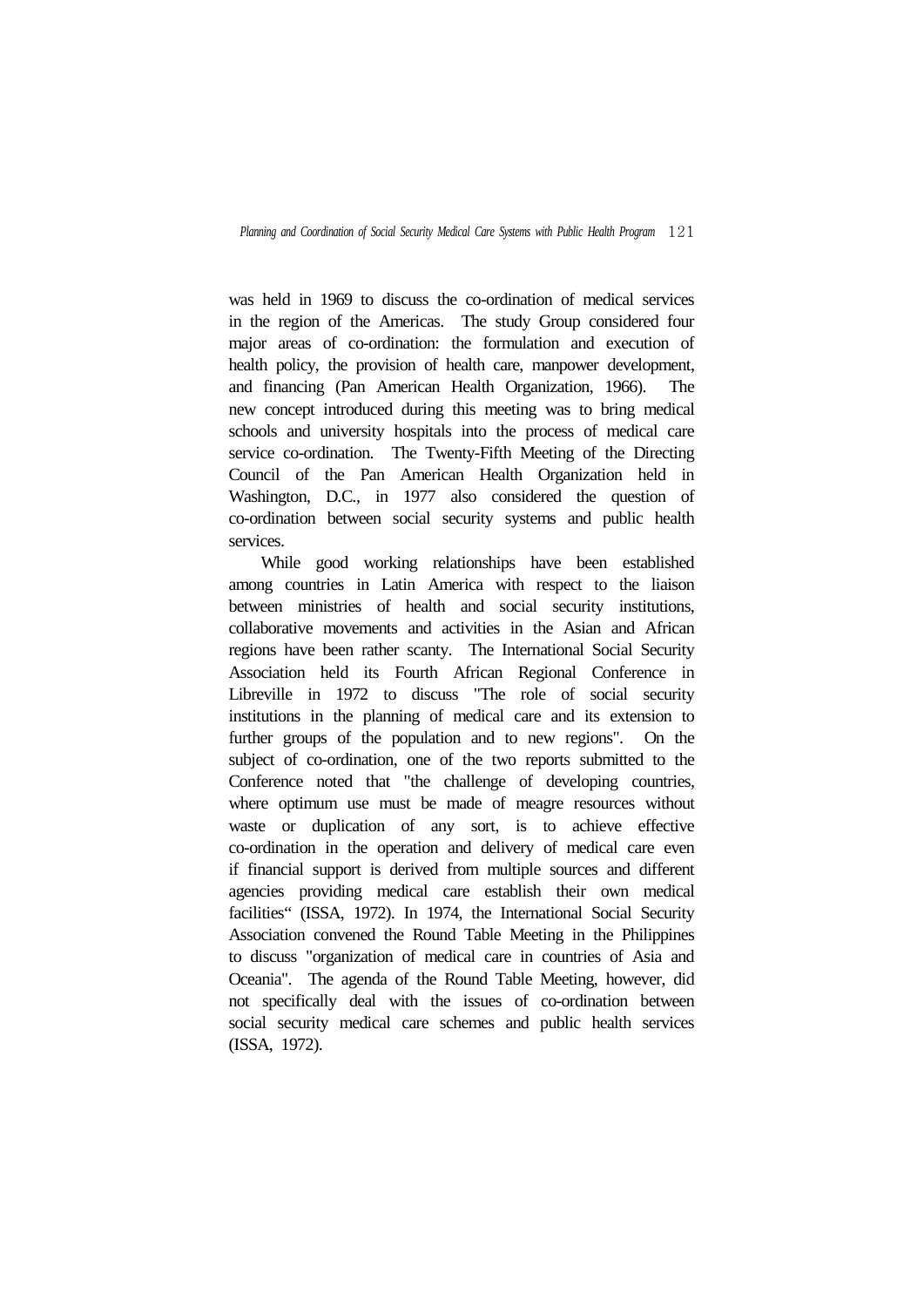was held in 1969 to discuss the co-ordination of medical services in the region of the Americas. The study Group considered four major areas of co-ordination: the formulation and execution of health policy, the provision of health care, manpower development, and financing (Pan American Health Organization, 1966). The new concept introduced during this meeting was to bring medical schools and university hospitals into the process of medical care service co-ordination. The Twenty-Fifth Meeting of the Directing Council of the Pan American Health Organization held in Washington, D.C., in 1977 also considered the question of co-ordination between social security systems and public health services.

While good working relationships have been established among countries in Latin America with respect to the liaison between ministries of health and social security institutions, collaborative movements and activities in the Asian and African regions have been rather scanty. The International Social Security Association held its Fourth African Regional Conference in Libreville in 1972 to discuss "The role of social security institutions in the planning of medical care and its extension to further groups of the population and to new regions". On the subject of co-ordination, one of the two reports submitted to the Conference noted that "the challenge of developing countries, where optimum use must be made of meagre resources without waste or duplication of any sort, is to achieve effective co-ordination in the operation and delivery of medical care even if financial support is derived from multiple sources and different agencies providing medical care establish their own medical facilities" (ISSA, 1972). In 1974, the International Social Security Association convened the Round Table Meeting in the Philippines to discuss "organization of medical care in countries of Asia and Oceania". The agenda of the Round Table Meeting, however, did not specifically deal with the issues of co-ordination between social security medical care schemes and public health services (ISSA, 1972).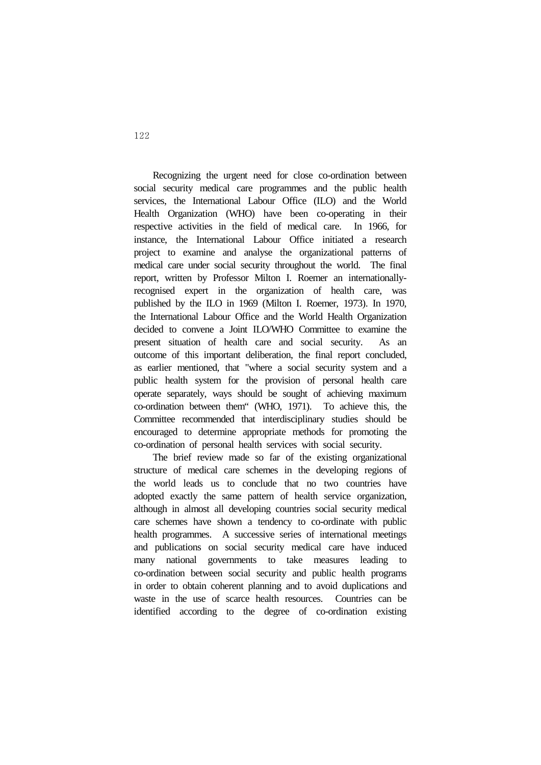Recognizing the urgent need for close co-ordination between social security medical care programmes and the public health services, the International Labour Office (ILO) and the World Health Organization (WHO) have been co-operating in their respective activities in the field of medical care. In 1966, for instance, the International Labour Office initiated a research project to examine and analyse the organizational patterns of medical care under social security throughout the world. The final report, written by Professor Milton I. Roemer an internationally-recognised expert in the organization of health care, was published by the ILO in 1969 (Milton I. Roemer, 1973). In 1970, the International Labour Office and the World Health Organization decided to convene a Joint ILO/WHO Committee to examine the present situation of health care and social security. As an outcome of this important deliberation, the final report concluded, as earlier mentioned, that "where a social security system and a public health system for the provision of personal health care operate separately, ways should be sought of achieving maximum co-ordination between them" (WHO, 1971). To achieve this, the Committee recommended that interdisciplinary studies should be encouraged to determine appropriate methods for promoting the co-ordination of personal health services with social security.

The brief review made so far of the existing organizational structure of medical care schemes in the developing regions of the world leads us to conclude that no two countries have adopted exactly the same pattern of health service organization, although in almost all developing countries social security medical care schemes have shown a tendency to co-ordinate with public health programmes. A successive series of international meetings and publications on social security medical care have induced many national governments to take measures leading to co-ordination between social security and public health programs in order to obtain coherent planning and to avoid duplications and waste in the use of scarce health resources. Countries can be identified according to the degree of co-ordination existing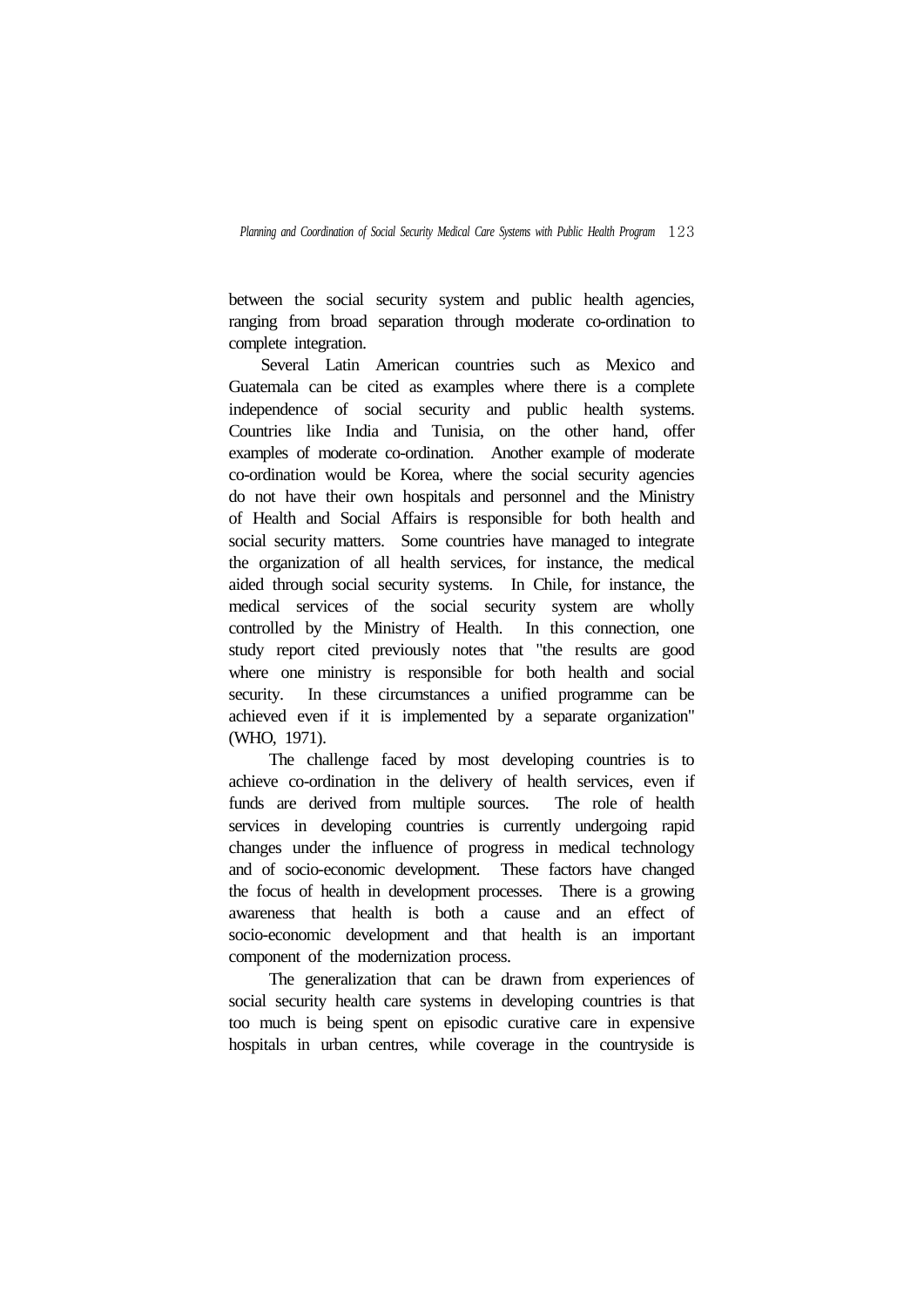between the social security system and public health agencies, ranging from broad separation through moderate co-ordination to complete integration.

Several Latin American countries such as Mexico and Guatemala can be cited as examples where there is a complete independence of social security and public health systems. Countries like India and Tunisia, on the other hand, offer examples of moderate co-ordination. Another example of moderate co-ordination would be Korea, where the social security agencies do not have their own hospitals and personnel and the Ministry of Health and Social Affairs is responsible for both health and social security matters. Some countries have managed to integrate the organization of all health services, for instance, the medical aided through social security systems. In Chile, for instance, the medical services of the social security system are wholly controlled by the Ministry of Health. In this connection, one study report cited previously notes that "the results are good where one ministry is responsible for both health and social security. In these circumstances a unified programme can be achieved even if it is implemented by a separate organization" (WHO, 1971).

The challenge faced by most developing countries is to achieve co-ordination in the delivery of health services, even if funds are derived from multiple sources. The role of health services in developing countries is currently undergoing rapid changes under the influence of progress in medical technology and of socio-economic development. These factors have changed the focus of health in development processes. There is a growing awareness that health is both a cause and an effect of socio-economic development and that health is an important component of the modernization process.

The generalization that can be drawn from experiences of social security health care systems in developing countries is that too much is being spent on episodic curative care in expensive hospitals in urban centres, while coverage in the countryside is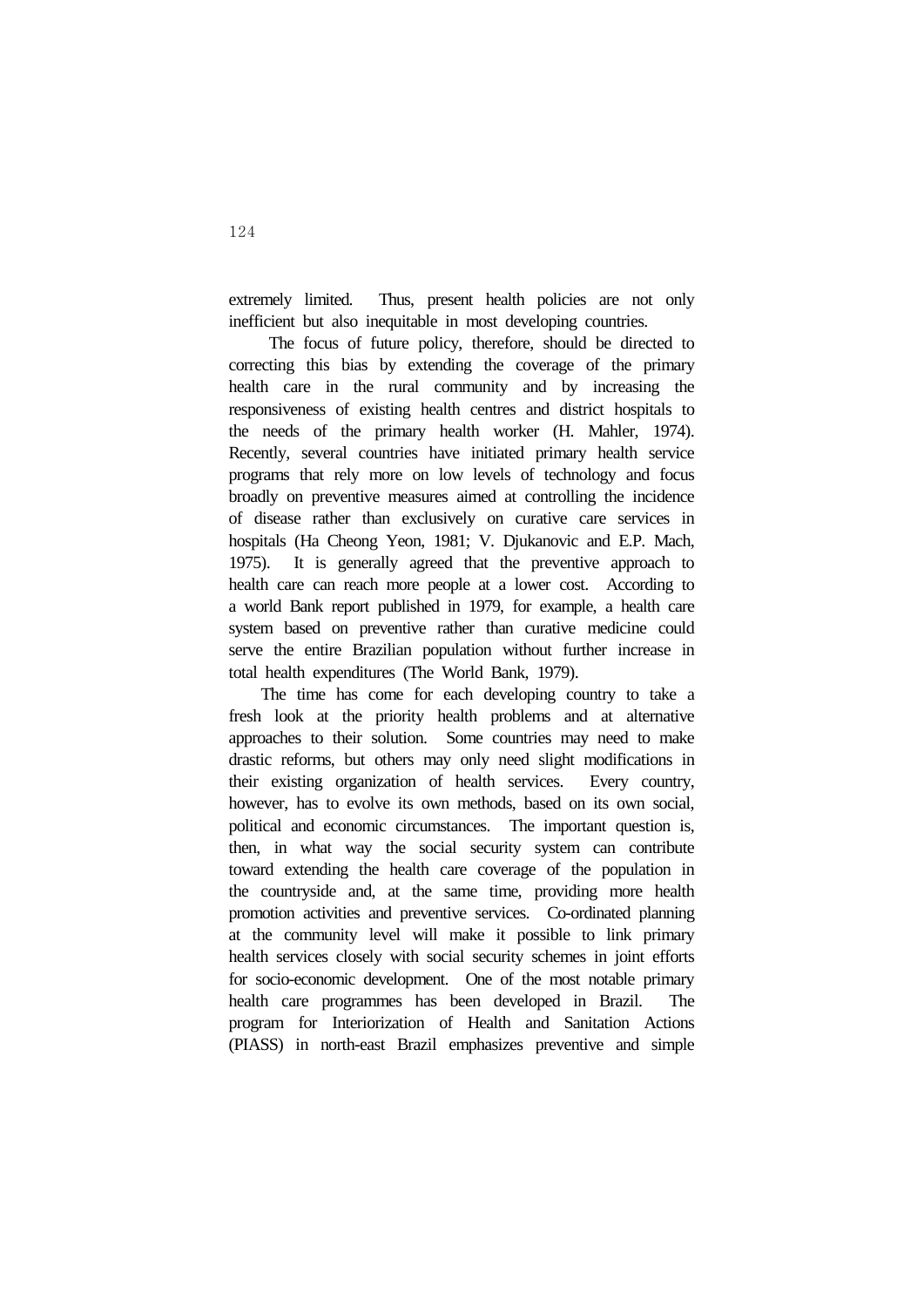extremely limited. Thus, present health policies are not only inefficient but also inequitable in most developing countries.

The focus of future policy, therefore, should be directed to correcting this bias by extending the coverage of the primary health care in the rural community and by increasing the responsiveness of existing health centres and district hospitals to the needs of the primary health worker (H. Mahler, 1974). Recently, several countries have initiated primary health service programs that rely more on low levels of technology and focus broadly on preventive measures aimed at controlling the incidence of disease rather than exclusively on curative care services in hospitals (Ha Cheong Yeon, 1981; V. Djukanovic and E.P. Mach, 1975). It is generally agreed that the preventive approach to health care can reach more people at a lower cost. According to a world Bank report published in 1979, for example, a health care system based on preventive rather than curative medicine could serve the entire Brazilian population without further increase in total health expenditures (The World Bank, 1979).

The time has come for each developing country to take a fresh look at the priority health problems and at alternative approaches to their solution. Some countries may need to make drastic reforms, but others may only need slight modifications in their existing organization of health services. Every country, however, has to evolve its own methods, based on its own social, political and economic circumstances. The important question is, then, in what way the social security system can contribute toward extending the health care coverage of the population in the countryside and, at the same time, providing more health promotion activities and preventive services. Co-ordinated planning at the community level will make it possible to link primary health services closely with social security schemes in joint efforts for socio-economic development. One of the most notable primary health care programmes has been developed in Brazil. The program for Interiorization of Health and Sanitation Actions (PIASS) in north-east Brazil emphasizes preventive and simple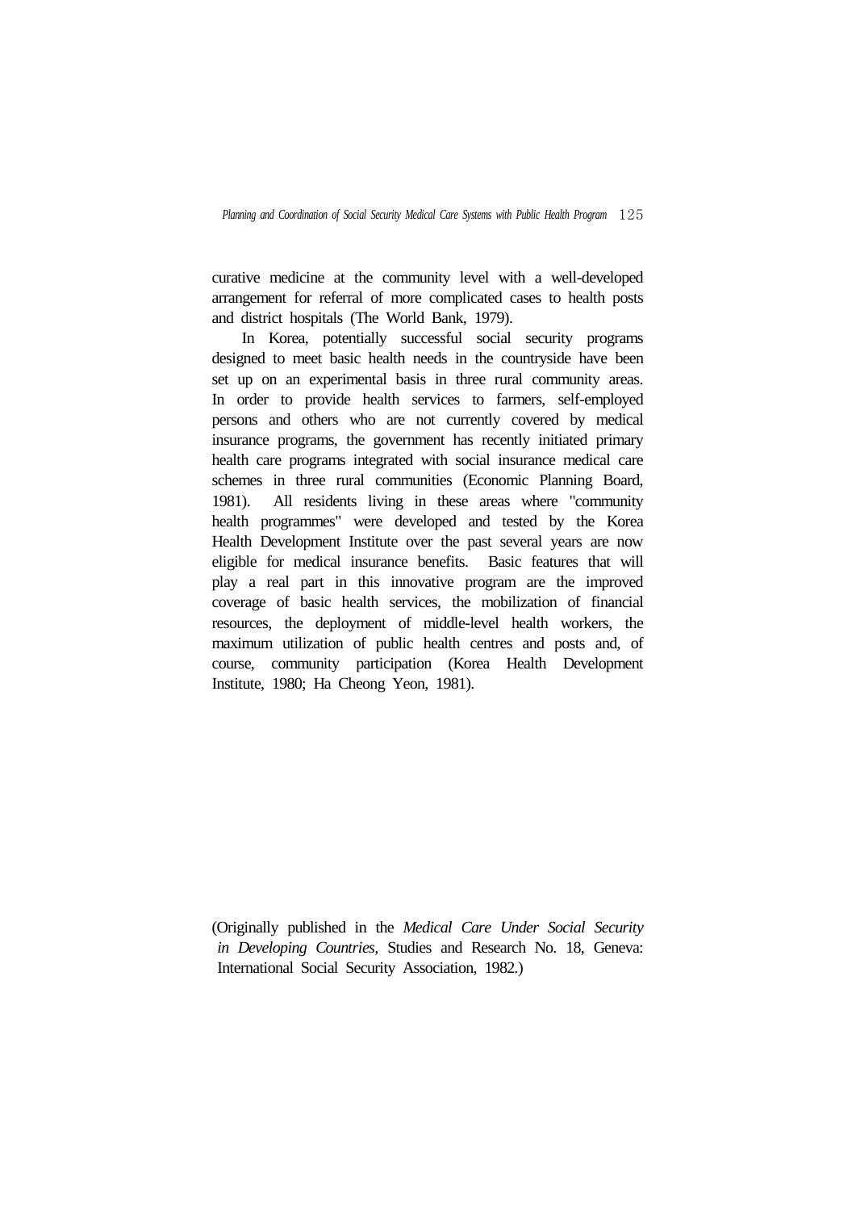curative medicine at the community level with a well-developed arrangement for referral of more complicated cases to health posts and district hospitals (The World Bank, 1979).

In Korea, potentially successful social security programs designed to meet basic health needs in the countryside have been set up on an experimental basis in three rural community areas. In order to provide health services to farmers, self-employed persons and others who are not currently covered by medical insurance programs, the government has recently initiated primary health care programs integrated with social insurance medical care schemes in three rural communities (Economic Planning Board, 1981). All residents living in these areas where "community health programmes" were developed and tested by the Korea Health Development Institute over the past several years are now eligible for medical insurance benefits. Basic features that will play a real part in this innovative program are the improved coverage of basic health services, the mobilization of financial resources, the deployment of middle-level health workers, the maximum utilization of public health centres and posts and, of course, community participation (Korea Health Development Institute, 1980; Ha Cheong Yeon, 1981).

(Originally published in the *Medical Care Under Social Security in Developing Countries*, Studies and Research No. 18, Geneva: International Social Security Association, 1982.)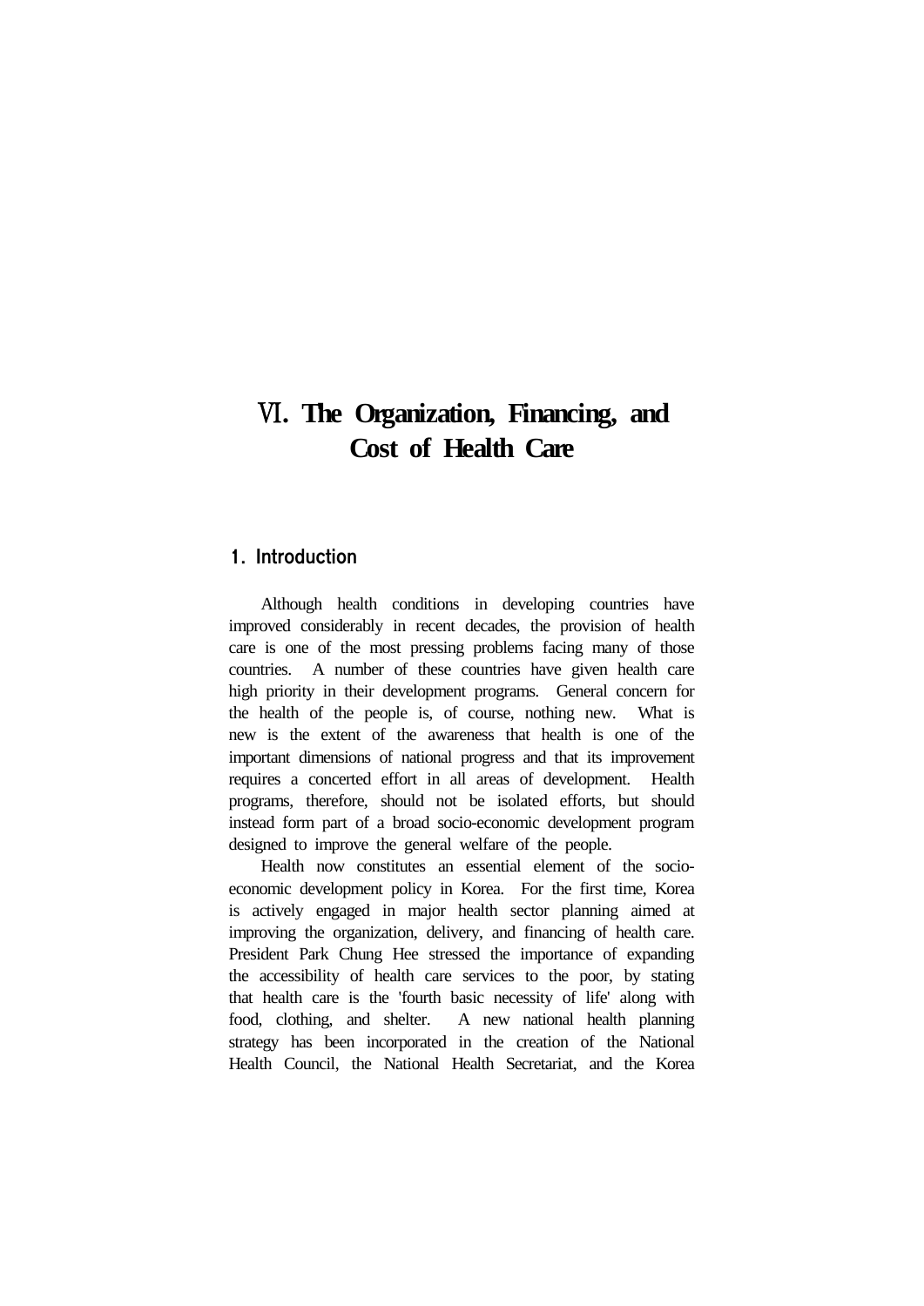# Ⅵ. The Organization, Financing, and Cost of Health Care

## 1. Introduction

Although health conditions in developing countries have improved considerably in recent decades, the provision of health care is one of the most pressing problems facing many of those countries. A number of these countries have given health care high priority in their development programs. General concern for the health of the people is, of course, nothing new. What is new is the extent of the awareness that health is one of the important dimensions of national progress and that its improvement requires a concerted effort in all areas of development. Health programs, therefore, should not be isolated efforts, but should instead form part of a broad socio-economic development program designed to improve the general welfare of the people.

Health now constitutes an essential element of the socio-economic development policy in Korea. For the first time, Korea is actively engaged in major health sector planning aimed at improving the organization, delivery, and financing of health care. President Park Chung Hee stressed the importance of expanding the accessibility of health care services to the poor, by stating that health care is the 'fourth basic necessity of life' along with food, clothing, and shelter. A new national health planning strategy has been incorporated in the creation of the National Health Council, the National Health Secretariat, and the Korea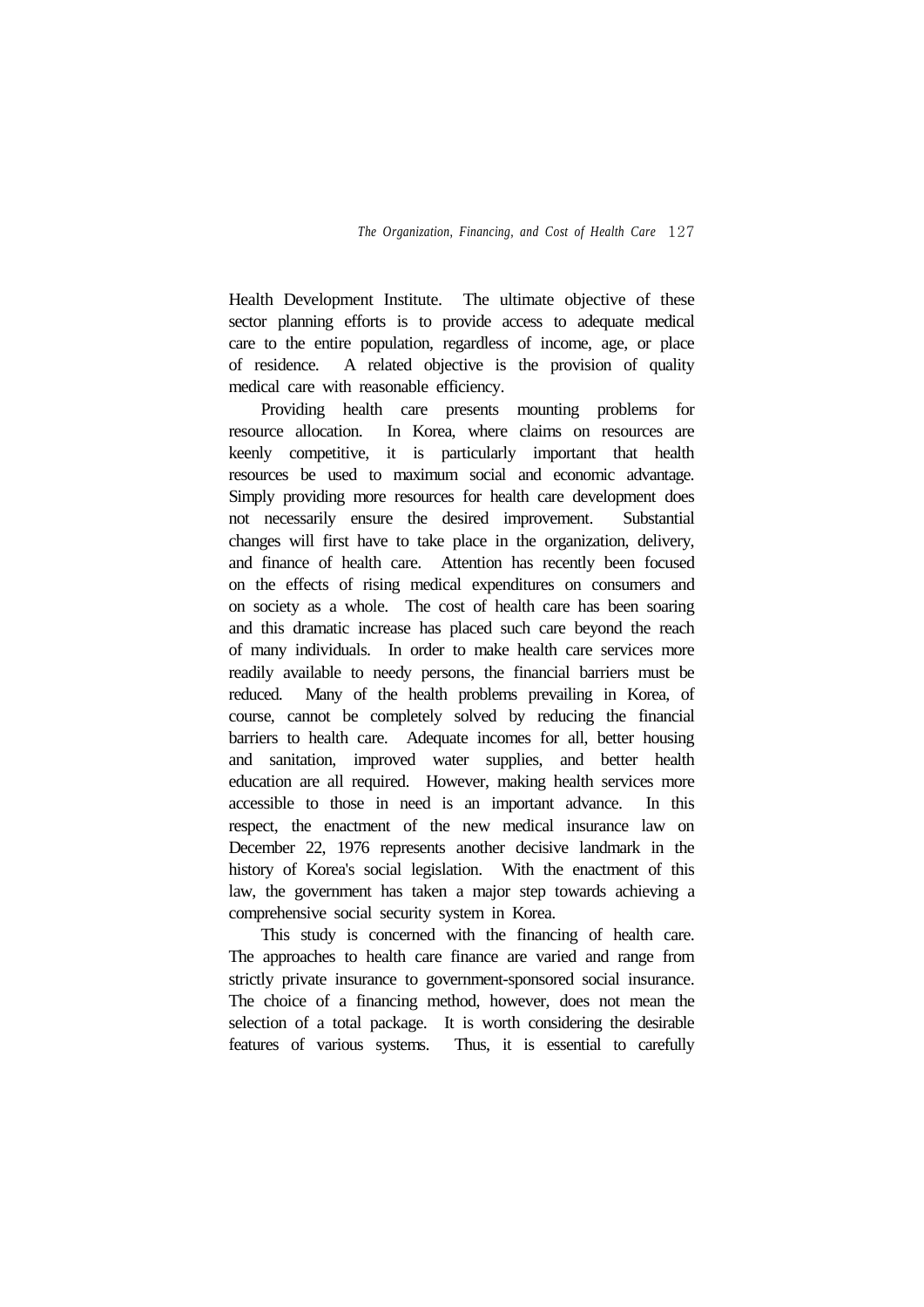Health Development Institute. The ultimate objective of these sector planning efforts is to provide access to adequate medical care to the entire population, regardless of income, age, or place of residence. A related objective is the provision of quality medical care with reasonable efficiency.

Providing health care presents mounting problems for resource allocation. In Korea, where claims on resources are keenly competitive, it is particularly important that health resources be used to maximum social and economic advantage. Simply providing more resources for health care development does not necessarily ensure the desired improvement. Substantial changes will first have to take place in the organization, delivery, and finance of health care. Attention has recently been focused on the effects of rising medical expenditures on consumers and on society as a whole. The cost of health care has been soaring and this dramatic increase has placed such care beyond the reach of many individuals. In order to make health care services more readily available to needy persons, the financial barriers must be reduced. Many of the health problems prevailing in Korea, of course, cannot be completely solved by reducing the financial barriers to health care. Adequate incomes for all, better housing and sanitation, improved water supplies, and better health education are all required. However, making health services more accessible to those in need is an important advance. In this respect, the enactment of the new medical insurance law on December 22, 1976 represents another decisive landmark in the history of Korea's social legislation. With the enactment of this law, the government has taken a major step towards achieving a comprehensive social security system in Korea.

This study is concerned with the financing of health care. The approaches to health care finance are varied and range from strictly private insurance to government-sponsored social insurance. The choice of a financing method, however, does not mean the selection of a total package. It is worth considering the desirable features of various systems. Thus, it is essential to carefully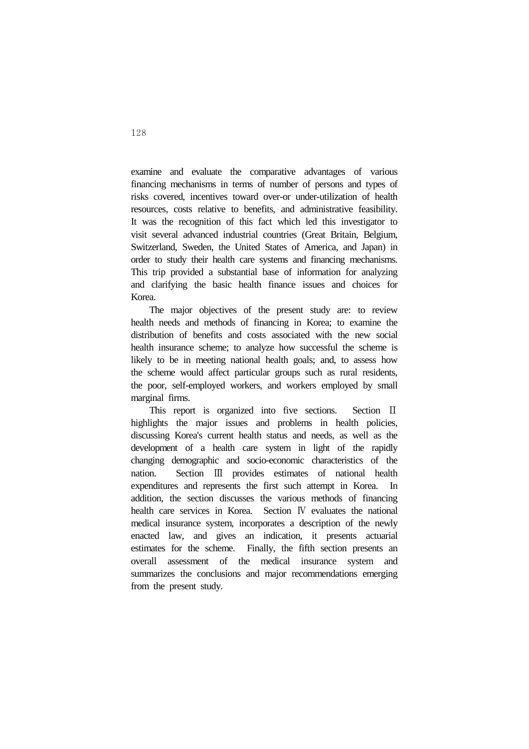examine and evaluate the comparative advantages of various financing mechanisms in terms of number of persons and types of risks covered, incentives toward over-or under-utilization of health resources, costs relative to benefits, and administrative feasibility. It was the recognition of this fact which led this investigator to visit several advanced industrial countries (Great Britain, Belgium, Switzerland, Sweden, the United States of America, and Japan) in order to study their health care systems and financing mechanisms. This trip provided a substantial base of information for analyzing and clarifying the basic health finance issues and choices for Korea.

The major objectives of the present study are: to review health needs and methods of financing in Korea; to examine the distribution of benefits and costs associated with the new social health insurance scheme; to analyze how successful the scheme is likely to be in meeting national health goals; and, to assess how the scheme would affect particular groups such as rural residents, the poor, self-employed workers, and workers employed by small marginal firms.

This report is organized into five sections. Section Ⅱ highlights the major issues and problems in health policies, discussing Korea's current health status and needs, as well as the development of a health care system in light of the rapidly changing demographic and socio-economic characteristics of the nation. Section Ⅲ provides estimates of national health expenditures and represents the first such attempt in Korea. In addition, the section discusses the various methods of financing health care services in Korea. Section Ⅳ evaluates the national medical insurance system, incorporates a description of the newly enacted law, and gives an indication, it presents actuarial estimates for the scheme. Finally, the fifth section presents an overall assessment of the medical insurance system and summarizes the conclusions and major recommendations emerging from the present study.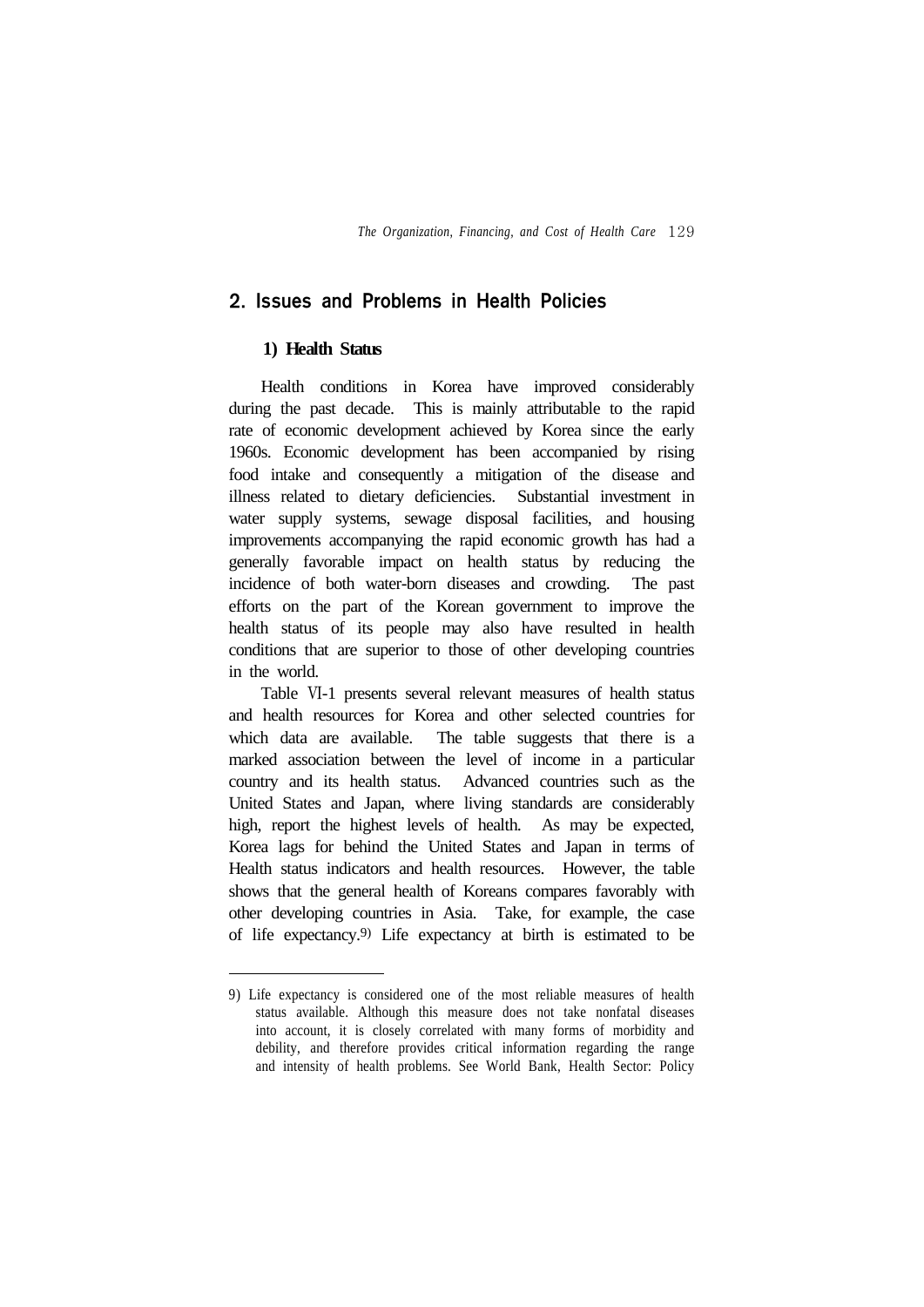## 2. Issues and Problems in Health Policies

### 1) Health Status

Health conditions in Korea have improved considerably during the past decade. This is mainly attributable to the rapid rate of economic development achieved by Korea since the early 1960s. Economic development has been accompanied by rising food intake and consequently a mitigation of the disease and illness related to dietary deficiencies. Substantial investment in water supply systems, sewage disposal facilities, and housing improvements accompanying the rapid economic growth has had a generally favorable impact on health status by reducing the incidence of both water-born diseases and crowding. The past efforts on the part of the Korean government to improve the health status of its people may also have resulted in health conditions that are superior to those of other developing countries in the world.

Table Ⅵ-1 presents several relevant measures of health status and health resources for Korea and other selected countries for which data are available. The table suggests that there is a marked association between the level of income in a particular country and its health status. Advanced countries such as the United States and Japan, where living standards are considerably high, report the highest levels of health. As may be expected, Korea lags for behind the United States and Japan in terms of Health status indicators and health resources. However, the table shows that the general health of Koreans compares favorably with other developing countries in Asia. Take, for example, the case of life expectancy.[9] Life expectancy at birth is estimated to be

---

9) Life expectancy is considered one of the most reliable measures of health status available. Although this measure does not take nonfatal diseases into account, it is closely correlated with many forms of morbidity and debility, and therefore provides critical information regarding the range and intensity of health problems. See World Bank, Health Sector: Policy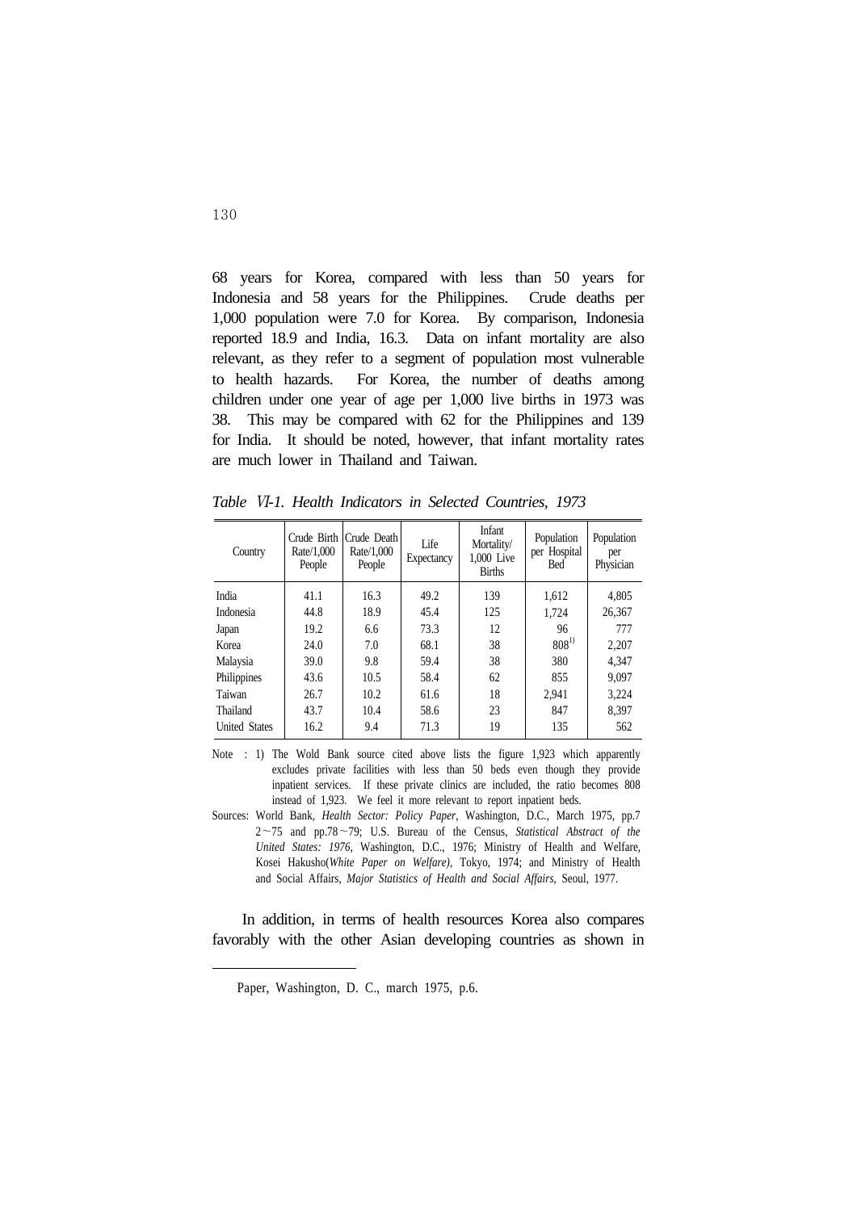68 years for Korea, compared with less than 50 years for Indonesia and 58 years for the Philippines. Crude deaths per 1,000 population were 7.0 for Korea. By comparison, Indonesia reported 18.9 and India, 16.3. Data on infant mortality are also relevant, as they refer to a segment of population most vulnerable to health hazards. For Korea, the number of deaths among children under one year of age per 1,000 live births in 1973 was 38. This may be compared with 62 for the Philippines and 139 for India. It should be noted, however, that infant mortality rates are much lower in Thailand and Taiwan.

*Table* Ⅵ*-1. Health Indicators in Selected Countries, 1973*

| Country | Crude Birth Rate/1,000 People | Crude Death Rate/1,000 People | Life Expectancy | Infant Mortality/ 1,000 Live Births | Population per Hospital Bed | Population per Physician |
|---|---|---|---|---|---|---|
| India | 41.1 | 16.3 | 49.2 | 139 | 1,612 | 4,805 |
| Indonesia | 44.8 | 18.9 | 45.4 | 125 | 1,724 | 26,367 |
| Japan | 19.2 | 6.6 | 73.3 | 12 | 96 | 777 |
| Korea | 24.0 | 7.0 | 68.1 | 38 | 808[1)] | 2,207 |
| Malaysia | 39.0 | 9.8 | 59.4 | 38 | 380 | 4,347 |
| Philippines | 43.6 | 10.5 | 58.4 | 62 | 855 | 9,097 |
| Taiwan | 26.7 | 10.2 | 61.6 | 18 | 2,941 | 3,224 |
| Thailand | 43.7 | 10.4 | 58.6 | 23 | 847 | 8,397 |
| United States | 16.2 | 9.4 | 71.3 | 19 | 135 | 562 |

Note : 1) The Wold Bank source cited above lists the figure 1,923 which apparently excludes private facilities with less than 50 beds even though they provide inpatient services. If these private clinics are included, the ratio becomes 808 instead of 1,923. We feel it more relevant to report inpatient beds.

Sources: World Bank, *Health Sector: Policy Paper*, Washington, D.C., March 1975, pp.7 2～75 and pp.78～79; U.S. Bureau of the Census, *Statistical Abstract of the United States: 1976*, Washington, D.C., 1976; Ministry of Health and Welfare, Kosei Hakusho(*White Paper on Welfare)*, Tokyo, 1974; and Ministry of Health and Social Affairs, *Major Statistics of Health and Social Affairs*, Seoul, 1977.

In addition, in terms of health resources Korea also compares favorably with the other Asian developing countries as shown in

---

Paper, Washington, D. C., march 1975, p.6.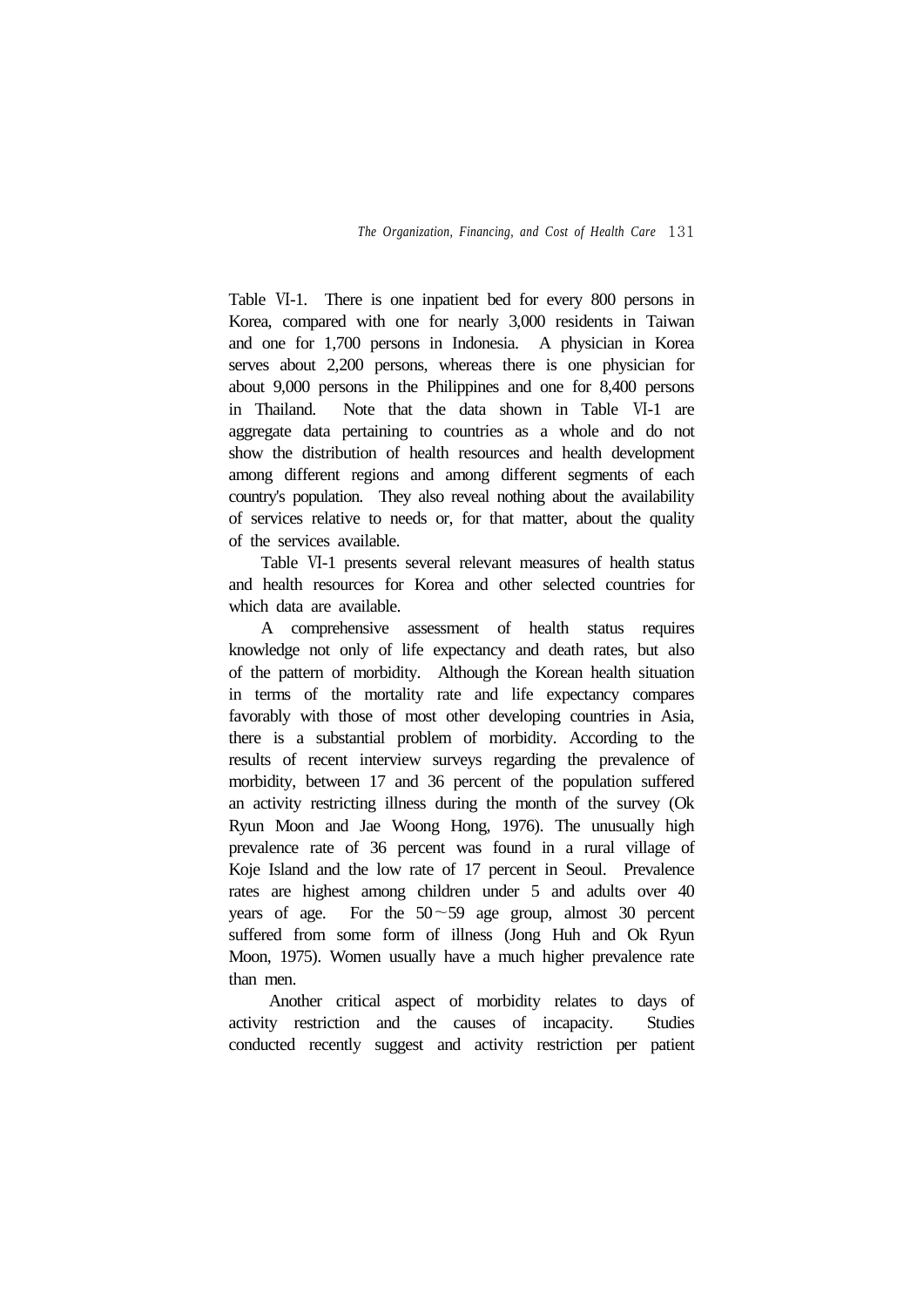Table Ⅵ-1. There is one inpatient bed for every 800 persons in Korea, compared with one for nearly 3,000 residents in Taiwan and one for 1,700 persons in Indonesia. A physician in Korea serves about 2,200 persons, whereas there is one physician for about 9,000 persons in the Philippines and one for 8,400 persons in Thailand. Note that the data shown in Table Ⅵ-1 are aggregate data pertaining to countries as a whole and do not show the distribution of health resources and health development among different regions and among different segments of each country's population. They also reveal nothing about the availability of services relative to needs or, for that matter, about the quality of the services available.

Table Ⅵ-1 presents several relevant measures of health status and health resources for Korea and other selected countries for which data are available.

A comprehensive assessment of health status requires knowledge not only of life expectancy and death rates, but also of the pattern of morbidity. Although the Korean health situation in terms of the mortality rate and life expectancy compares favorably with those of most other developing countries in Asia, there is a substantial problem of morbidity. According to the results of recent interview surveys regarding the prevalence of morbidity, between 17 and 36 percent of the population suffered an activity restricting illness during the month of the survey (Ok Ryun Moon and Jae Woong Hong, 1976). The unusually high prevalence rate of 36 percent was found in a rural village of Koje Island and the low rate of 17 percent in Seoul. Prevalence rates are highest among children under 5 and adults over 40 years of age. For the 50～59 age group, almost 30 percent suffered from some form of illness (Jong Huh and Ok Ryun Moon, 1975). Women usually have a much higher prevalence rate than men.

Another critical aspect of morbidity relates to days of activity restriction and the causes of incapacity. Studies conducted recently suggest and activity restriction per patient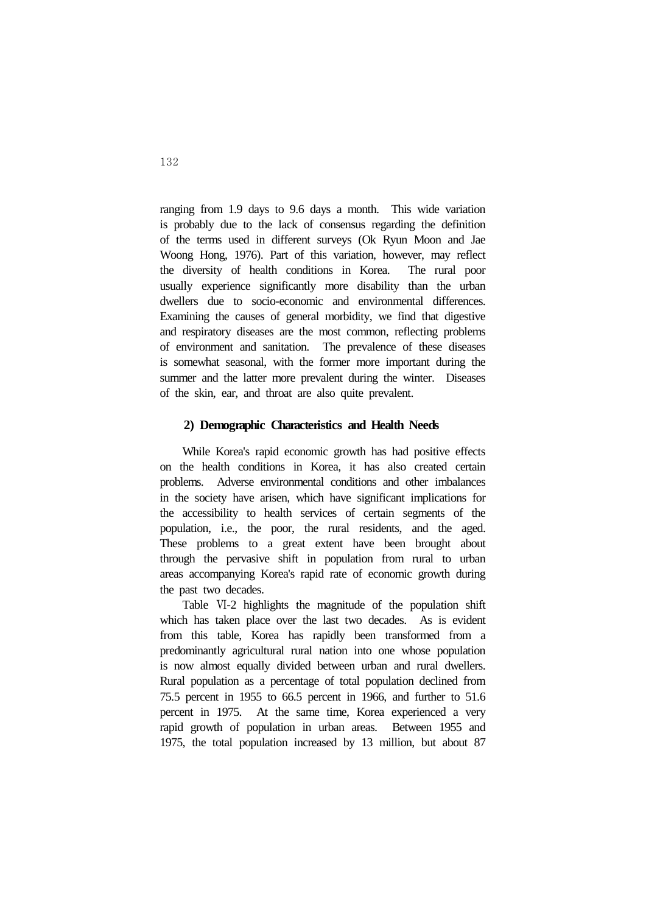ranging from 1.9 days to 9.6 days a month. This wide variation is probably due to the lack of consensus regarding the definition of the terms used in different surveys (Ok Ryun Moon and Jae Woong Hong, 1976). Part of this variation, however, may reflect the diversity of health conditions in Korea. The rural poor usually experience significantly more disability than the urban dwellers due to socio-economic and environmental differences. Examining the causes of general morbidity, we find that digestive and respiratory diseases are the most common, reflecting problems of environment and sanitation. The prevalence of these diseases is somewhat seasonal, with the former more important during the summer and the latter more prevalent during the winter. Diseases of the skin, ear, and throat are also quite prevalent.

### 2) Demographic Characteristics and Health Needs

While Korea's rapid economic growth has had positive effects on the health conditions in Korea, it has also created certain problems. Adverse environmental conditions and other imbalances in the society have arisen, which have significant implications for the accessibility to health services of certain segments of the population, i.e., the poor, the rural residents, and the aged. These problems to a great extent have been brought about through the pervasive shift in population from rural to urban areas accompanying Korea's rapid rate of economic growth during the past two decades.

Table Ⅵ-2 highlights the magnitude of the population shift which has taken place over the last two decades. As is evident from this table, Korea has rapidly been transformed from a predominantly agricultural rural nation into one whose population is now almost equally divided between urban and rural dwellers. Rural population as a percentage of total population declined from 75.5 percent in 1955 to 66.5 percent in 1966, and further to 51.6 percent in 1975. At the same time, Korea experienced a very rapid growth of population in urban areas. Between 1955 and 1975, the total population increased by 13 million, but about 87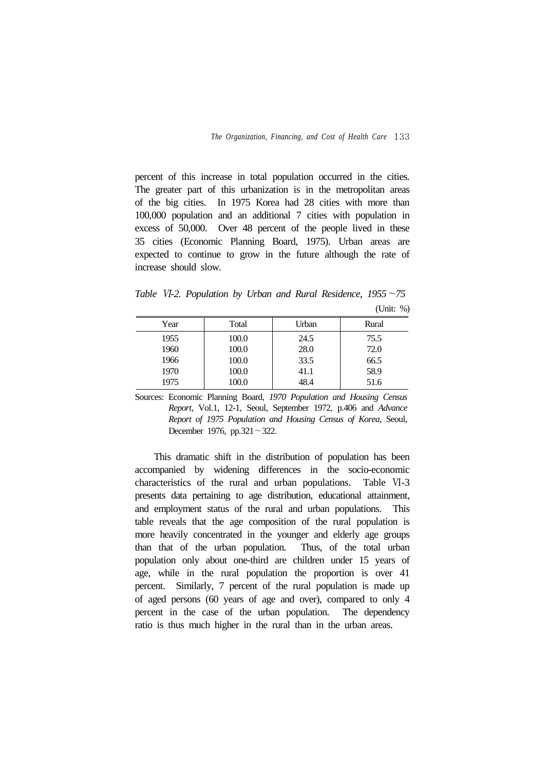percent of this increase in total population occurred in the cities. The greater part of this urbanization is in the metropolitan areas of the big cities. In 1975 Korea had 28 cities with more than 100,000 population and an additional 7 cities with population in excess of 50,000. Over 48 percent of the people lived in these 35 cities (Economic Planning Board, 1975). Urban areas are expected to continue to grow in the future although the rate of increase should slow.

*Table* Ⅵ*-2. Population by Urban and Rural Residence, 1955*～*75*

(Unit: %)

| Year | Total | Urban | Rural |
|---|---|---|---|
| 1955 | 100.0 | 24.5 | 75.5 |
| 1960 | 100.0 | 28.0 | 72.0 |
| 1966 | 100.0 | 33.5 | 66.5 |
| 1970 | 100.0 | 41.1 | 58.9 |
| 1975 | 100.0 | 48.4 | 51.6 |

Sources: Economic Planning Board, *1970 Population and Housing Census Report*, Vol.1, 12-1, Seoul, September 1972, p.406 and *Advance Report of 1975 Population and Housing Census of Korea*, Seoul, December 1976, pp.321～322.

This dramatic shift in the distribution of population has been accompanied by widening differences in the socio-economic characteristics of the rural and urban populations. Table Ⅵ-3 presents data pertaining to age distribution, educational attainment, and employment status of the rural and urban populations. This table reveals that the age composition of the rural population is more heavily concentrated in the younger and elderly age groups than that of the urban population. Thus, of the total urban population only about one-third are children under 15 years of age, while in the rural population the proportion is over 41 percent. Similarly, 7 percent of the rural population is made up of aged persons (60 years of age and over), compared to only 4 percent in the case of the urban population. The dependency ratio is thus much higher in the rural than in the urban areas.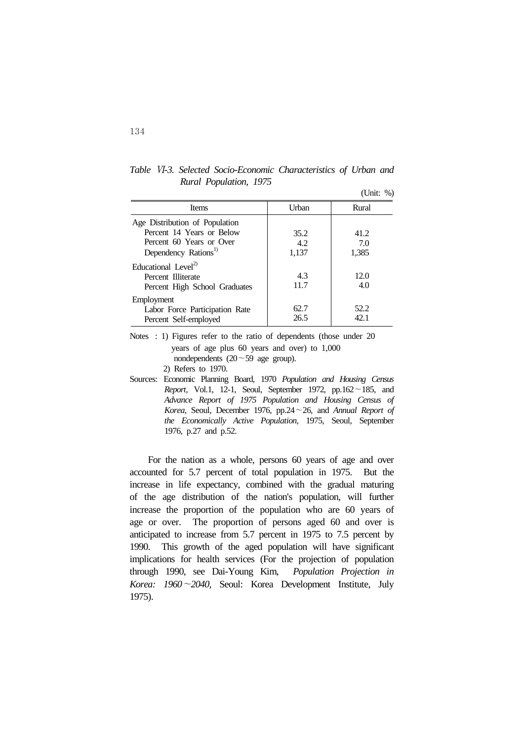*Table VI-3. Selected Socio-Economic Characteristics of Urban and Rural Population, 1975*

(Unit: %)

| Items | Urban | Rural |
|---|---|---|
| Age Distribution of Population | | |
| Percent 14 Years or Below | 35.2 | 41.2 |
| Percent 60 Years or Over | 4.2 | 7.0 |
| Dependency Rations[1] | 1,137 | 1,385 |
| Educational Level[2] | | |
| Percent Illiterate | 4.3 | 12.0 |
| Percent High School Graduates | 11.7 | 4.0 |
| Employment | | |
| Labor Force Participation Rate | 62.7 | 52.2 |
| Percent Self-employed | 26.5 | 42.1 |

Notes : 1) Figures refer to the ratio of dependents (those under 20 years of age plus 60 years and over) to 1,000 nondependents (20～59 age group).

2) Refers to 1970.

Sources: Economic Planning Board, 1970 *Population and Housing Census Report*, Vol.1, 12-1, Seoul, September 1972, pp.162～185, and *Advance Report of 1975 Population and Housing Census of Korea*, Seoul, December 1976, pp.24～26, and *Annual Report of the Economically Active Population*, 1975, Seoul, September 1976, p.27 and p.52.

For the nation as a whole, persons 60 years of age and over accounted for 5.7 percent of total population in 1975. But the increase in life expectancy, combined with the gradual maturing of the age distribution of the nation's population, will further increase the proportion of the population who are 60 years of age or over. The proportion of persons aged 60 and over is anticipated to increase from 5.7 percent in 1975 to 7.5 percent by 1990. This growth of the aged population will have significant implications for health services (For the projection of population through 1990, see Dai-Young Kim, *Population Projection in Korea: 1960～2040*, Seoul: Korea Development Institute, July 1975).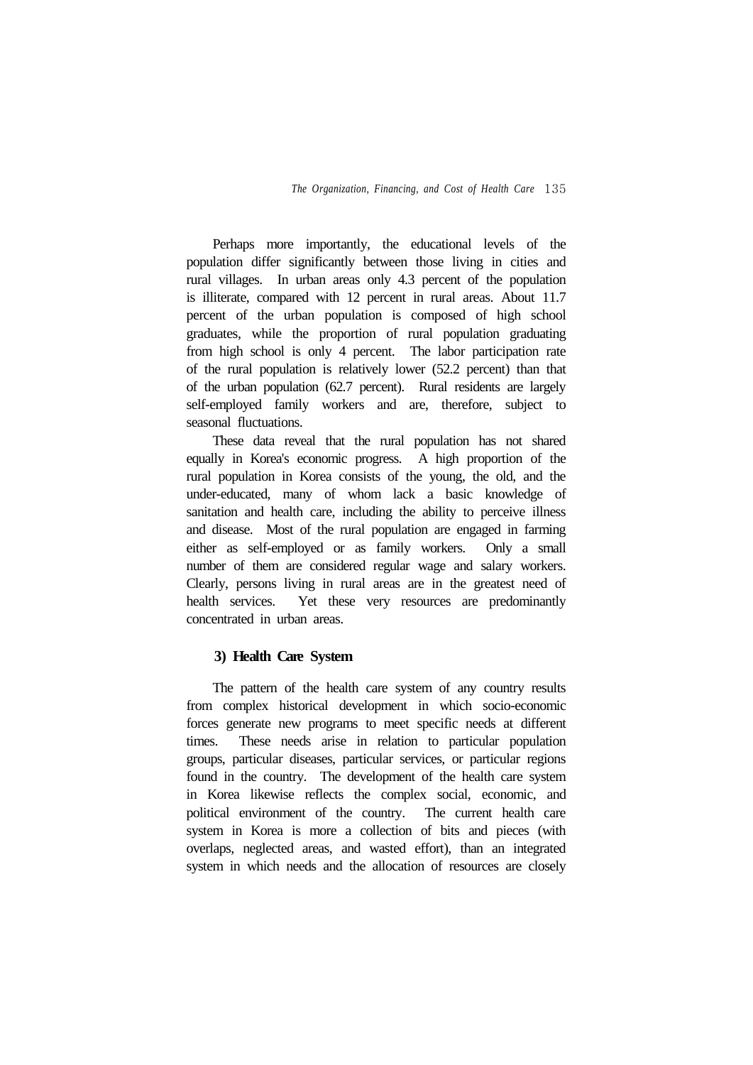Perhaps more importantly, the educational levels of the population differ significantly between those living in cities and rural villages. In urban areas only 4.3 percent of the population is illiterate, compared with 12 percent in rural areas. About 11.7 percent of the urban population is composed of high school graduates, while the proportion of rural population graduating from high school is only 4 percent. The labor participation rate of the rural population is relatively lower (52.2 percent) than that of the urban population (62.7 percent). Rural residents are largely self-employed family workers and are, therefore, subject to seasonal fluctuations.

These data reveal that the rural population has not shared equally in Korea's economic progress. A high proportion of the rural population in Korea consists of the young, the old, and the under-educated, many of whom lack a basic knowledge of sanitation and health care, including the ability to perceive illness and disease. Most of the rural population are engaged in farming either as self-employed or as family workers. Only a small number of them are considered regular wage and salary workers. Clearly, persons living in rural areas are in the greatest need of health services. Yet these very resources are predominantly concentrated in urban areas.

### 3) Health Care System

The pattern of the health care system of any country results from complex historical development in which socio-economic forces generate new programs to meet specific needs at different times. These needs arise in relation to particular population groups, particular diseases, particular services, or particular regions found in the country. The development of the health care system in Korea likewise reflects the complex social, economic, and political environment of the country. The current health care system in Korea is more a collection of bits and pieces (with overlaps, neglected areas, and wasted effort), than an integrated system in which needs and the allocation of resources are closely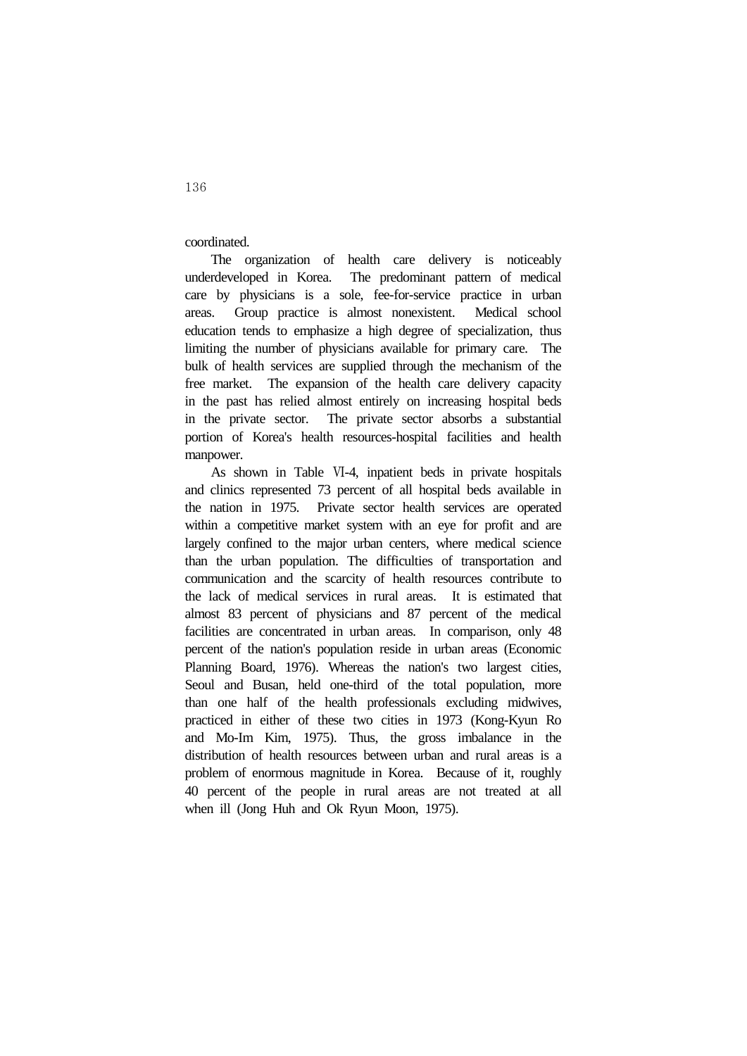coordinated.

The organization of health care delivery is noticeably underdeveloped in Korea. The predominant pattern of medical care by physicians is a sole, fee-for-service practice in urban areas. Group practice is almost nonexistent. Medical school education tends to emphasize a high degree of specialization, thus limiting the number of physicians available for primary care. The bulk of health services are supplied through the mechanism of the free market. The expansion of the health care delivery capacity in the past has relied almost entirely on increasing hospital beds in the private sector. The private sector absorbs a substantial portion of Korea's health resources-hospital facilities and health manpower.

As shown in Table Ⅵ-4, inpatient beds in private hospitals and clinics represented 73 percent of all hospital beds available in the nation in 1975. Private sector health services are operated within a competitive market system with an eye for profit and are largely confined to the major urban centers, where medical science than the urban population. The difficulties of transportation and communication and the scarcity of health resources contribute to the lack of medical services in rural areas. It is estimated that almost 83 percent of physicians and 87 percent of the medical facilities are concentrated in urban areas. In comparison, only 48 percent of the nation's population reside in urban areas (Economic Planning Board, 1976). Whereas the nation's two largest cities, Seoul and Busan, held one-third of the total population, more than one half of the health professionals excluding midwives, practiced in either of these two cities in 1973 (Kong-Kyun Ro and Mo-Im Kim, 1975). Thus, the gross imbalance in the distribution of health resources between urban and rural areas is a problem of enormous magnitude in Korea. Because of it, roughly 40 percent of the people in rural areas are not treated at all when ill (Jong Huh and Ok Ryun Moon, 1975).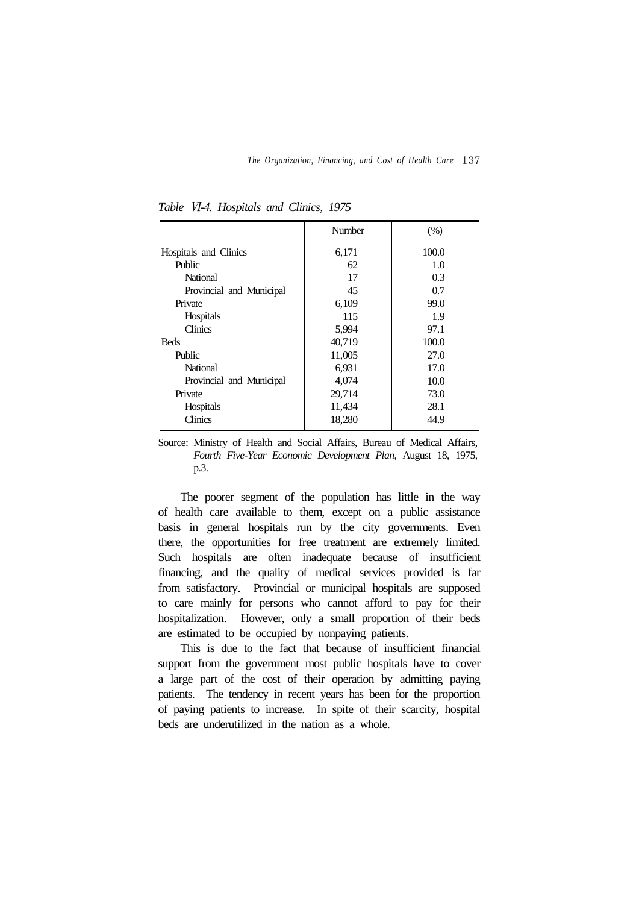*Table VI-4. Hospitals and Clinics, 1975*

| | Number | (%) |
|---|---|---|
| Hospitals and Clinics | 6,171 | 100.0 |
| Public | 62 | 1.0 |
| National | 17 | 0.3 |
| Provincial and Municipal | 45 | 0.7 |
| Private | 6,109 | 99.0 |
| Hospitals | 115 | 1.9 |
| Clinics | 5,994 | 97.1 |
| Beds | 40,719 | 100.0 |
| Public | 11,005 | 27.0 |
| National | 6,931 | 17.0 |
| Provincial and Municipal | 4,074 | 10.0 |
| Private | 29,714 | 73.0 |
| Hospitals | 11,434 | 28.1 |
| Clinics | 18,280 | 44.9 |

Source: Ministry of Health and Social Affairs, Bureau of Medical Affairs, *Fourth Five-Year Economic Development Plan*, August 18, 1975, p.3.

The poorer segment of the population has little in the way of health care available to them, except on a public assistance basis in general hospitals run by the city governments. Even there, the opportunities for free treatment are extremely limited. Such hospitals are often inadequate because of insufficient financing, and the quality of medical services provided is far from satisfactory. Provincial or municipal hospitals are supposed to care mainly for persons who cannot afford to pay for their hospitalization. However, only a small proportion of their beds are estimated to be occupied by nonpaying patients.

This is due to the fact that because of insufficient financial support from the government most public hospitals have to cover a large part of the cost of their operation by admitting paying patients. The tendency in recent years has been for the proportion of paying patients to increase. In spite of their scarcity, hospital beds are underutilized in the nation as a whole.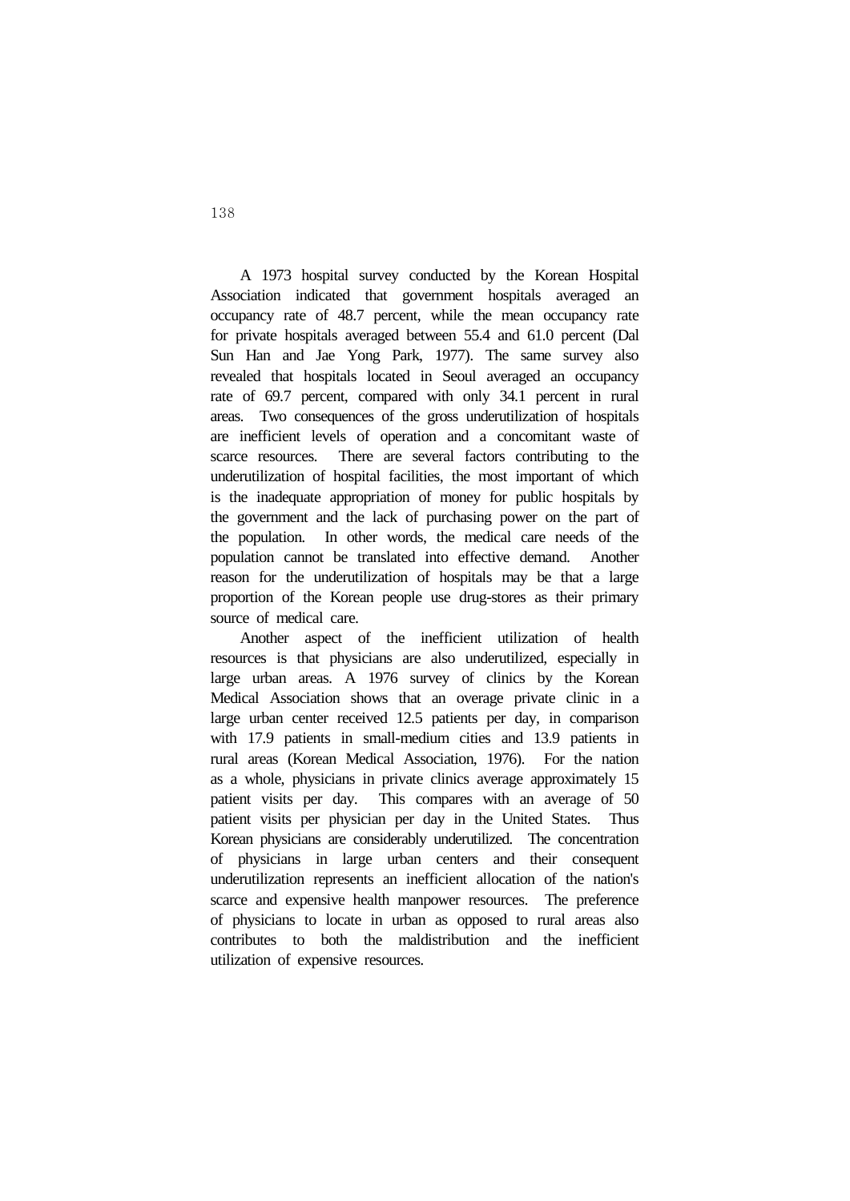A 1973 hospital survey conducted by the Korean Hospital Association indicated that government hospitals averaged an occupancy rate of 48.7 percent, while the mean occupancy rate for private hospitals averaged between 55.4 and 61.0 percent (Dal Sun Han and Jae Yong Park, 1977). The same survey also revealed that hospitals located in Seoul averaged an occupancy rate of 69.7 percent, compared with only 34.1 percent in rural areas. Two consequences of the gross underutilization of hospitals are inefficient levels of operation and a concomitant waste of scarce resources. There are several factors contributing to the underutilization of hospital facilities, the most important of which is the inadequate appropriation of money for public hospitals by the government and the lack of purchasing power on the part of the population. In other words, the medical care needs of the population cannot be translated into effective demand. Another reason for the underutilization of hospitals may be that a large proportion of the Korean people use drug-stores as their primary source of medical care.

Another aspect of the inefficient utilization of health resources is that physicians are also underutilized, especially in large urban areas. A 1976 survey of clinics by the Korean Medical Association shows that an overage private clinic in a large urban center received 12.5 patients per day, in comparison with 17.9 patients in small-medium cities and 13.9 patients in rural areas (Korean Medical Association, 1976). For the nation as a whole, physicians in private clinics average approximately 15 patient visits per day. This compares with an average of 50 patient visits per physician per day in the United States. Thus Korean physicians are considerably underutilized. The concentration of physicians in large urban centers and their consequent underutilization represents an inefficient allocation of the nation's scarce and expensive health manpower resources. The preference of physicians to locate in urban as opposed to rural areas also contributes to both the maldistribution and the inefficient utilization of expensive resources.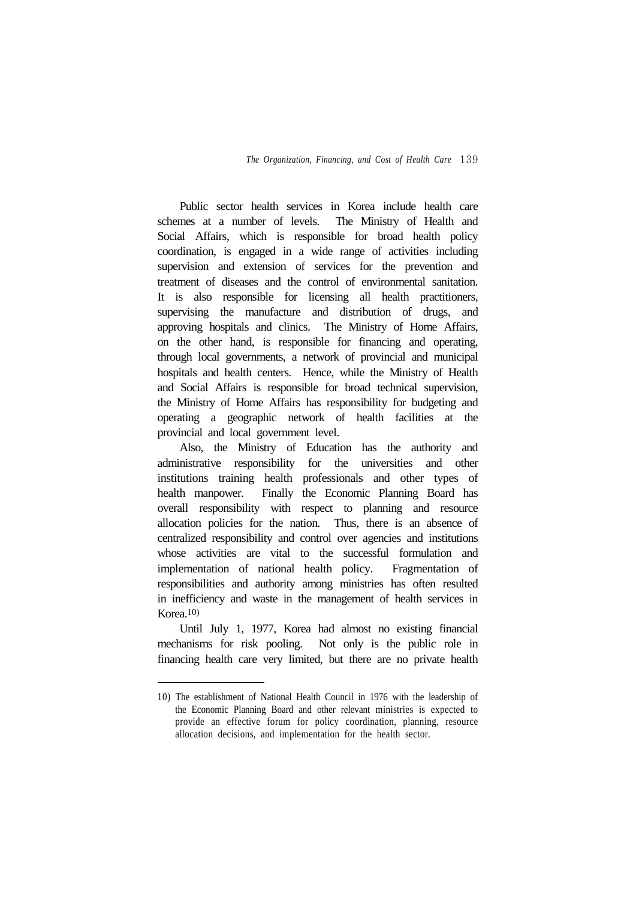Public sector health services in Korea include health care schemes at a number of levels. The Ministry of Health and Social Affairs, which is responsible for broad health policy coordination, is engaged in a wide range of activities including supervision and extension of services for the prevention and treatment of diseases and the control of environmental sanitation. It is also responsible for licensing all health practitioners, supervising the manufacture and distribution of drugs, and approving hospitals and clinics. The Ministry of Home Affairs, on the other hand, is responsible for financing and operating, through local governments, a network of provincial and municipal hospitals and health centers. Hence, while the Ministry of Health and Social Affairs is responsible for broad technical supervision, the Ministry of Home Affairs has responsibility for budgeting and operating a geographic network of health facilities at the provincial and local government level.

Also, the Ministry of Education has the authority and administrative responsibility for the universities and other institutions training health professionals and other types of health manpower. Finally the Economic Planning Board has overall responsibility with respect to planning and resource allocation policies for the nation. Thus, there is an absence of centralized responsibility and control over agencies and institutions whose activities are vital to the successful formulation and implementation of national health policy. Fragmentation of responsibilities and authority among ministries has often resulted in inefficiency and waste in the management of health services in Korea.[10)]

Until July 1, 1977, Korea had almost no existing financial mechanisms for risk pooling. Not only is the public role in financing health care very limited, but there are no private health

---

10) The establishment of National Health Council in 1976 with the leadership of the Economic Planning Board and other relevant ministries is expected to provide an effective forum for policy coordination, planning, resource allocation decisions, and implementation for the health sector.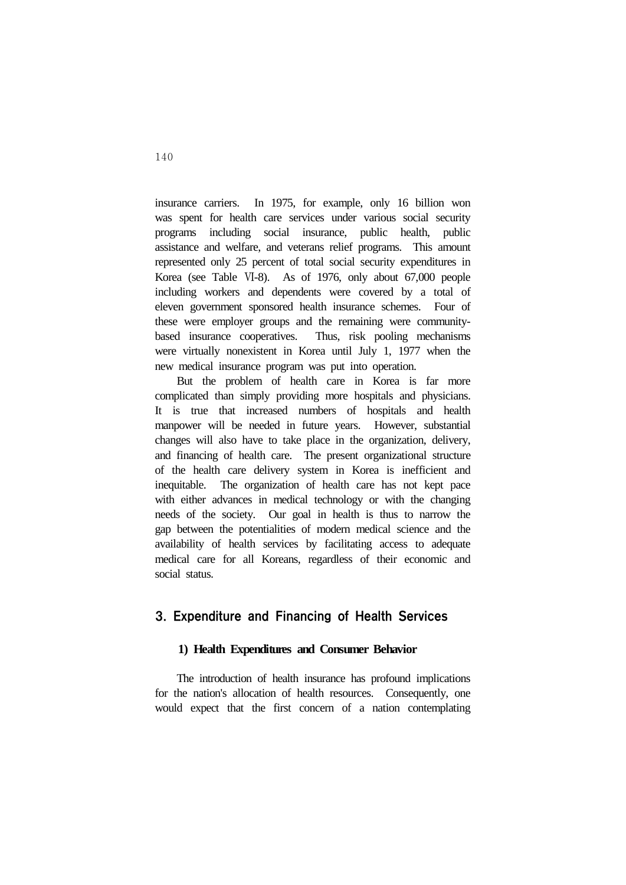insurance carriers. In 1975, for example, only 16 billion won was spent for health care services under various social security programs including social insurance, public health, public assistance and welfare, and veterans relief programs. This amount represented only 25 percent of total social security expenditures in Korea (see Table Ⅵ-8). As of 1976, only about 67,000 people including workers and dependents were covered by a total of eleven government sponsored health insurance schemes. Four of these were employer groups and the remaining were community-based insurance cooperatives. Thus, risk pooling mechanisms were virtually nonexistent in Korea until July 1, 1977 when the new medical insurance program was put into operation.

But the problem of health care in Korea is far more complicated than simply providing more hospitals and physicians. It is true that increased numbers of hospitals and health manpower will be needed in future years. However, substantial changes will also have to take place in the organization, delivery, and financing of health care. The present organizational structure of the health care delivery system in Korea is inefficient and inequitable. The organization of health care has not kept pace with either advances in medical technology or with the changing needs of the society. Our goal in health is thus to narrow the gap between the potentialities of modern medical science and the availability of health services by facilitating access to adequate medical care for all Koreans, regardless of their economic and social status.

## 3. Expenditure and Financing of Health Services

### 1) Health Expenditures and Consumer Behavior

The introduction of health insurance has profound implications for the nation's allocation of health resources. Consequently, one would expect that the first concern of a nation contemplating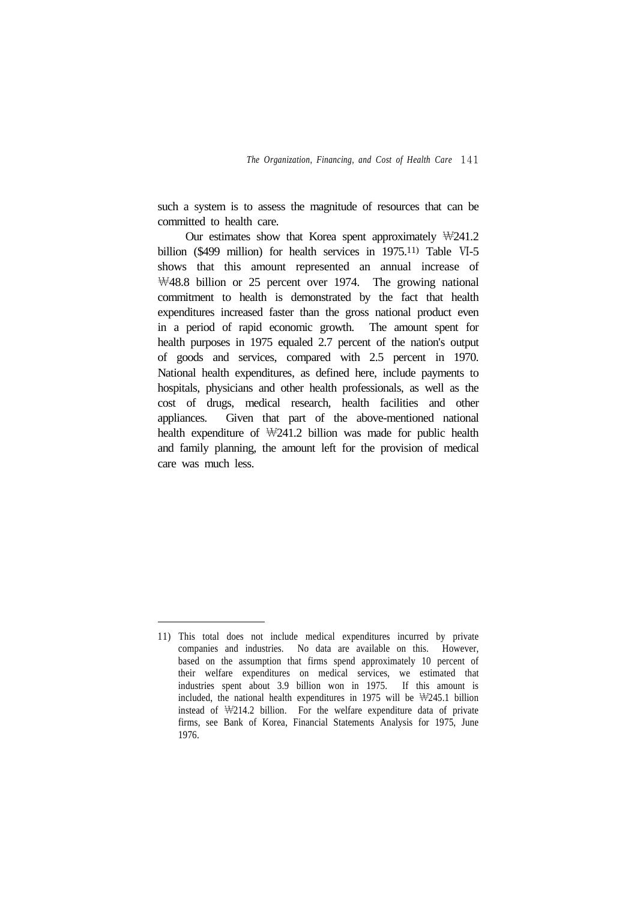such a system is to assess the magnitude of resources that can be committed to health care.

Our estimates show that Korea spent approximately ₩241.2 billion ($499 million) for health services in 1975.[11] Table Ⅵ-5 shows that this amount represented an annual increase of ₩48.8 billion or 25 percent over 1974. The growing national commitment to health is demonstrated by the fact that health expenditures increased faster than the gross national product even in a period of rapid economic growth. The amount spent for health purposes in 1975 equaled 2.7 percent of the nation's output of goods and services, compared with 2.5 percent in 1970. National health expenditures, as defined here, include payments to hospitals, physicians and other health professionals, as well as the cost of drugs, medical research, health facilities and other appliances. Given that part of the above-mentioned national health expenditure of ₩241.2 billion was made for public health and family planning, the amount left for the provision of medical care was much less.

---

11) This total does not include medical expenditures incurred by private companies and industries. No data are available on this. However, based on the assumption that firms spend approximately 10 percent of their welfare expenditures on medical services, we estimated that industries spent about 3.9 billion won in 1975. If this amount is included, the national health expenditures in 1975 will be ₩245.1 billion instead of ₩214.2 billion. For the welfare expenditure data of private firms, see Bank of Korea, Financial Statements Analysis for 1975, June 1976.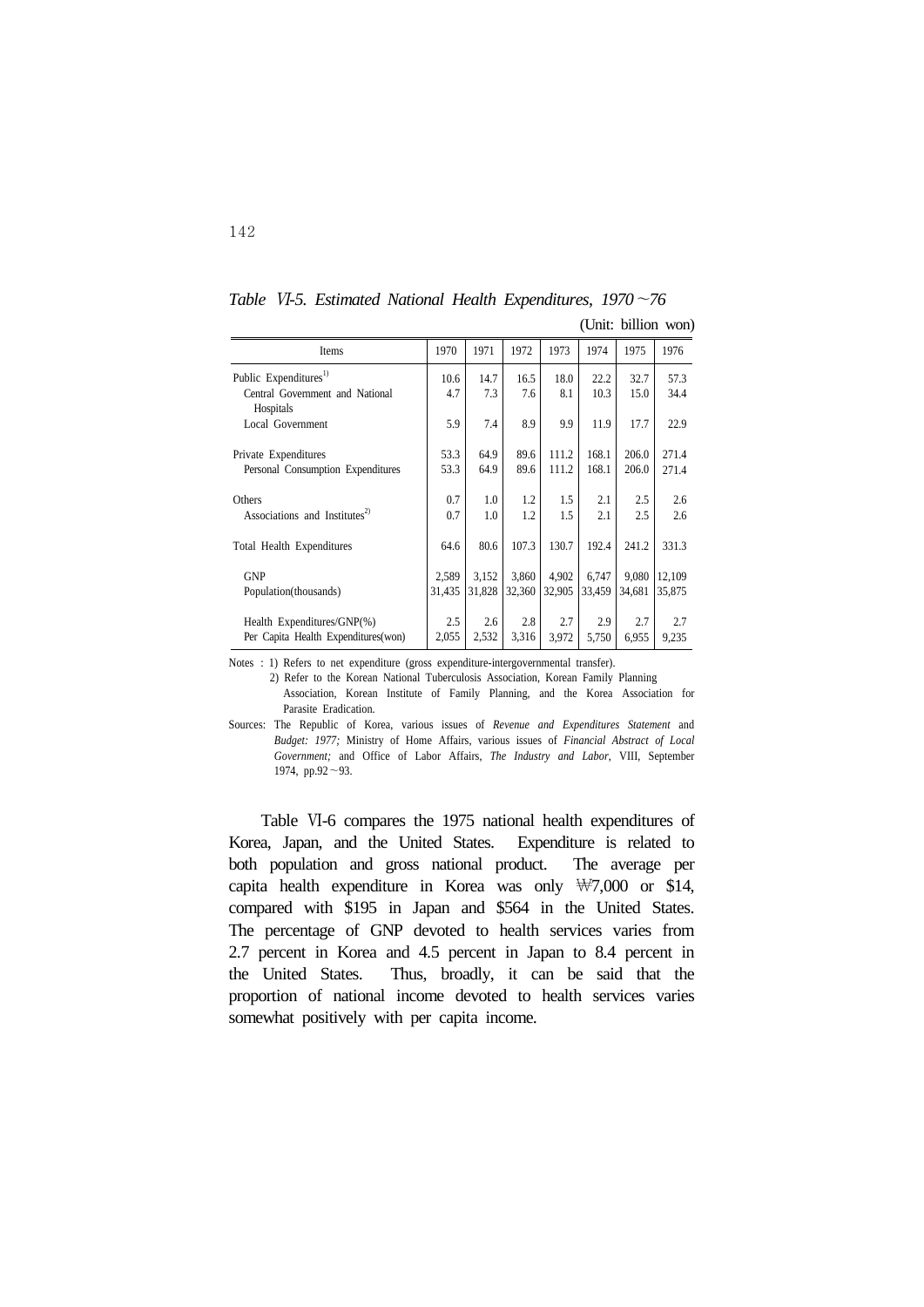*Table* Ⅵ*-5. Estimated National Health Expenditures, 1970~76*

(Unit: billion won)

| Items | 1970 | 1971 | 1972 | 1973 | 1974 | 1975 | 1976 |
|---|---|---|---|---|---|---|---|
| Public Expenditures[1] | 10.6 | 14.7 | 16.5 | 18.0 | 22.2 | 32.7 | 57.3 |
| Central Government and National Hospitals | 4.7 | 7.3 | 7.6 | 8.1 | 10.3 | 15.0 | 34.4 |
| Local Government | 5.9 | 7.4 | 8.9 | 9.9 | 11.9 | 17.7 | 22.9 |
| Private Expenditures | 53.3 | 64.9 | 89.6 | 111.2 | 168.1 | 206.0 | 271.4 |
| Personal Consumption Expenditures | 53.3 | 64.9 | 89.6 | 111.2 | 168.1 | 206.0 | 271.4 |
| Others | 0.7 | 1.0 | 1.2 | 1.5 | 2.1 | 2.5 | 2.6 |
| Associations and Institutes[2] | 0.7 | 1.0 | 1.2 | 1.5 | 2.1 | 2.5 | 2.6 |
| Total Health Expenditures | 64.6 | 80.6 | 107.3 | 130.7 | 192.4 | 241.2 | 331.3 |
| GNP | 2,589 | 3,152 | 3,860 | 4,902 | 6,747 | 9,080 | 12,109 |
| Population(thousands) | 31,435 | 31,828 | 32,360 | 32,905 | 33,459 | 34,681 | 35,875 |
| Health Expenditures/GNP(%) | 2.5 | 2.6 | 2.8 | 2.7 | 2.9 | 2.7 | 2.7 |
| Per Capita Health Expenditures(won) | 2,055 | 2,532 | 3,316 | 3,972 | 5,750 | 6,955 | 9,235 |

Notes : 1) Refers to net expenditure (gross expenditure-intergovernmental transfer).
2) Refer to the Korean National Tuberculosis Association, Korean Family Planning Association, Korean Institute of Family Planning, and the Korea Association for Parasite Eradication.

Sources: The Republic of Korea, various issues of *Revenue and Expenditures Statement* and *Budget: 1977;* Ministry of Home Affairs, various issues of *Financial Abstract of Local Government;* and Office of Labor Affairs, *The Industry and Labor,* VIII, September 1974, pp.92~93.

Table Ⅵ-6 compares the 1975 national health expenditures of Korea, Japan, and the United States. Expenditure is related to both population and gross national product. The average per capita health expenditure in Korea was only ₩7,000 or $14, compared with $195 in Japan and $564 in the United States. The percentage of GNP devoted to health services varies from 2.7 percent in Korea and 4.5 percent in Japan to 8.4 percent in the United States. Thus, broadly, it can be said that the proportion of national income devoted to health services varies somewhat positively with per capita income.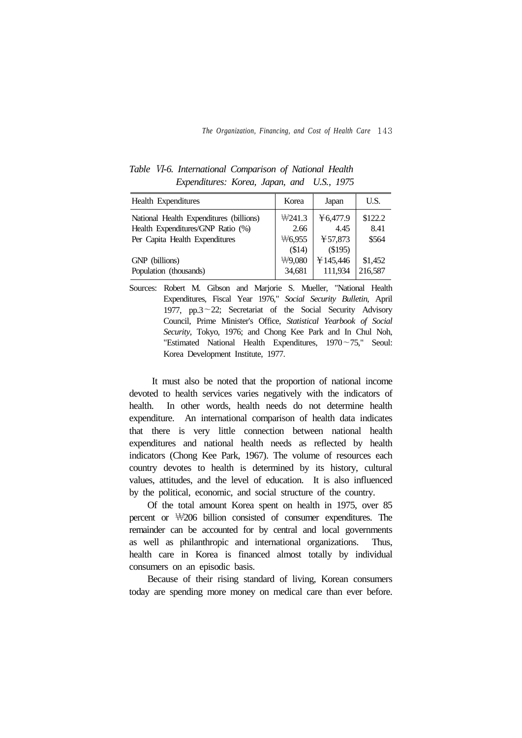*Table VI-6. International Comparison of National Health Expenditures: Korea, Japan, and U.S., 1975*

| Health Expenditures | Korea | Japan | U.S. |
|---|---|---|---|
| National Health Expenditures (billions) | ₩241.3 | ¥6,477.9 | $122.2 |
| Health Expenditures/GNP Ratio (%) | 2.66 | 4.45 | 8.41 |
| Per Capita Health Expenditures | ₩6,955 | ¥57,873 | $564 |
| | ($14) | ($195) | |
| GNP (billions) | ₩9,080 | ¥145,446 | $1,452 |
| Population (thousands) | 34,681 | 111,934 | 216,587 |

Sources: Robert M. Gibson and Marjorie S. Mueller, "National Health Expenditures, Fiscal Year 1976," *Social Security Bulletin*, April 1977, pp.3~22; Secretariat of the Social Security Advisory Council, Prime Minister's Office, *Statistical Yearbook of Social Security*, Tokyo, 1976; and Chong Kee Park and In Chul Noh, "Estimated National Health Expenditures, 1970~75," Seoul: Korea Development Institute, 1977.

It must also be noted that the proportion of national income devoted to health services varies negatively with the indicators of health. In other words, health needs do not determine health expenditure. An international comparison of health data indicates that there is very little connection between national health expenditures and national health needs as reflected by health indicators (Chong Kee Park, 1967). The volume of resources each country devotes to health is determined by its history, cultural values, attitudes, and the level of education. It is also influenced by the political, economic, and social structure of the country.

Of the total amount Korea spent on health in 1975, over 85 percent or ₩206 billion consisted of consumer expenditures. The remainder can be accounted for by central and local governments as well as philanthropic and international organizations. Thus, health care in Korea is financed almost totally by individual consumers on an episodic basis.

Because of their rising standard of living, Korean consumers today are spending more money on medical care than ever before.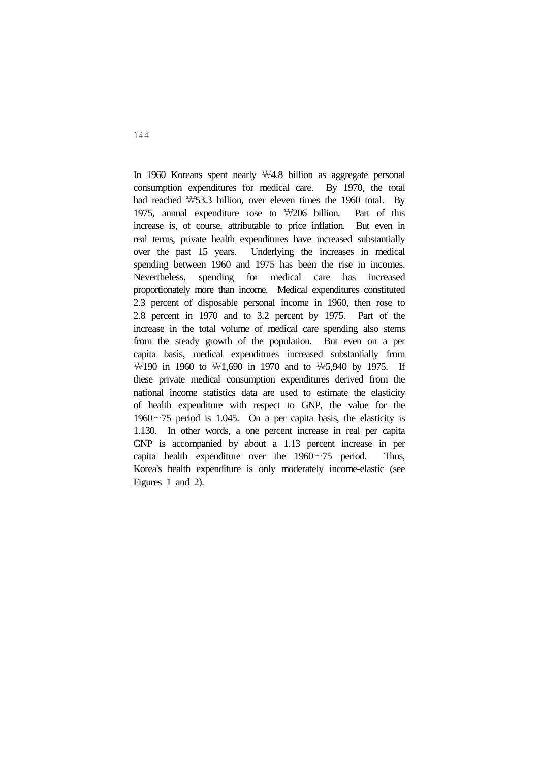In 1960 Koreans spent nearly ₩4.8 billion as aggregate personal consumption expenditures for medical care. By 1970, the total had reached ₩53.3 billion, over eleven times the 1960 total. By 1975, annual expenditure rose to ₩206 billion. Part of this increase is, of course, attributable to price inflation. But even in real terms, private health expenditures have increased substantially over the past 15 years. Underlying the increases in medical spending between 1960 and 1975 has been the rise in incomes. Nevertheless, spending for medical care has increased proportionately more than income. Medical expenditures constituted 2.3 percent of disposable personal income in 1960, then rose to 2.8 percent in 1970 and to 3.2 percent by 1975. Part of the increase in the total volume of medical care spending also stems from the steady growth of the population. But even on a per capita basis, medical expenditures increased substantially from ₩190 in 1960 to ₩1,690 in 1970 and to ₩5,940 by 1975. If these private medical consumption expenditures derived from the national income statistics data are used to estimate the elasticity of health expenditure with respect to GNP, the value for the 1960~75 period is 1.045. On a per capita basis, the elasticity is 1.130. In other words, a one percent increase in real per capita GNP is accompanied by about a 1.13 percent increase in per capita health expenditure over the 1960~75 period. Thus, Korea's health expenditure is only moderately income-elastic (see Figures 1 and 2).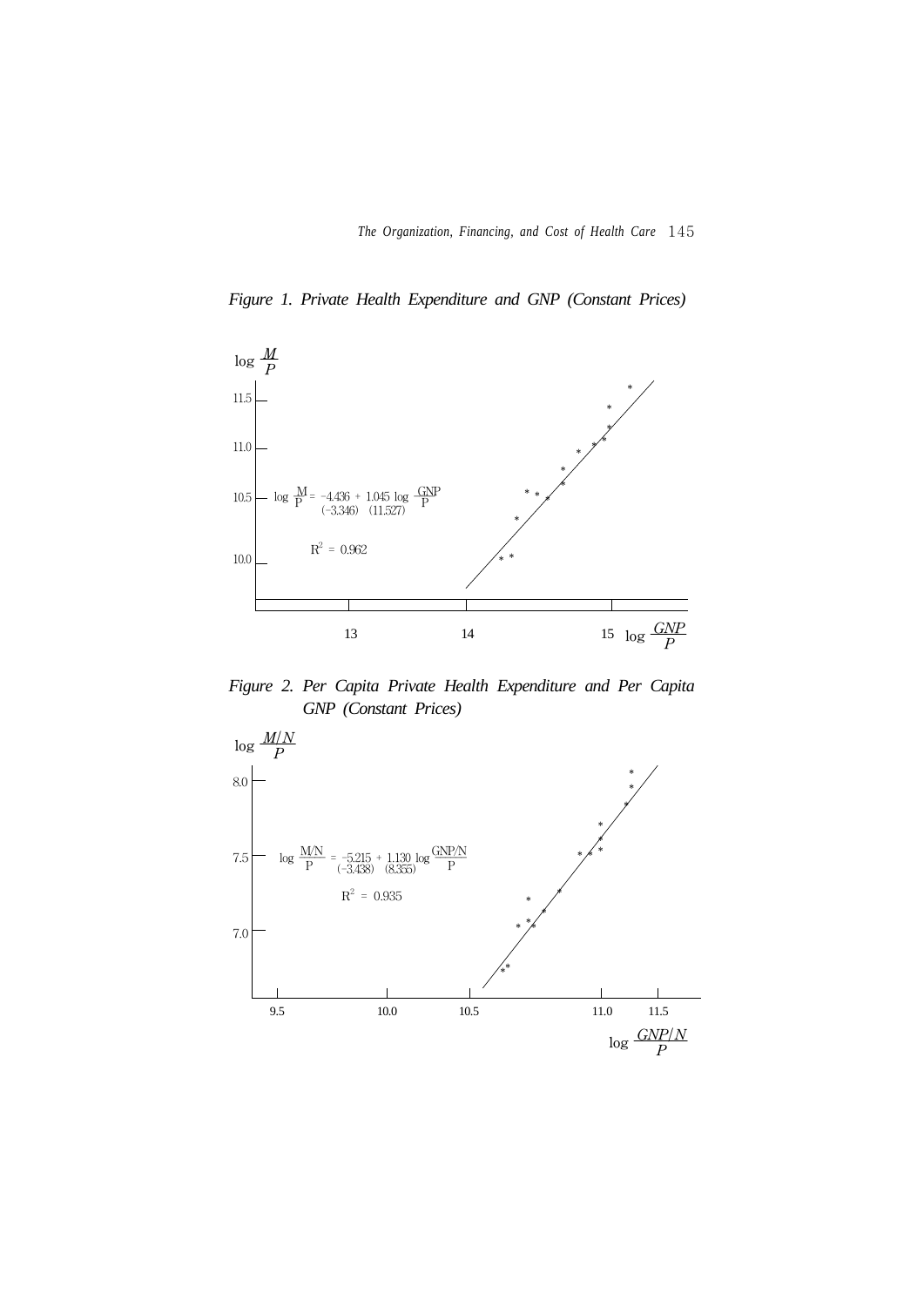*Figure 1. Private Health Expenditure and GNP (Constant Prices)*

$$\log \frac{M}{P} = -4.436 + 1.045 \log \frac{GNP}{P}$$
$$(-3.346) \quad (11.527)$$

$$R^2 = 0.962$$

*Figure 2. Per Capita Private Health Expenditure and Per Capita GNP (Constant Prices)*

$$\log \frac{M/N}{P} = -5.215 + 1.130 \log \frac{GNP/N}{P}$$
$$(-3.438) \quad (8.355)$$

$$R^2 = 0.935$$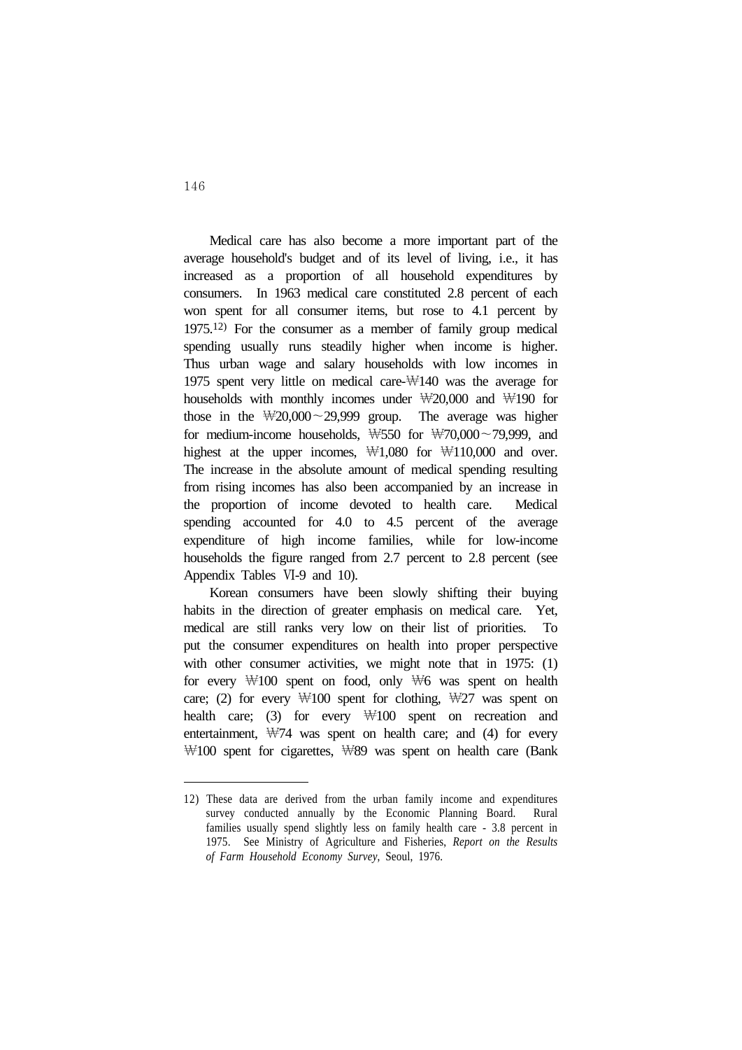Medical care has also become a more important part of the average household's budget and of its level of living, i.e., it has increased as a proportion of all household expenditures by consumers. In 1963 medical care constituted 2.8 percent of each won spent for all consumer items, but rose to 4.1 percent by 1975.[12] For the consumer as a member of family group medical spending usually runs steadily higher when income is higher. Thus urban wage and salary households with low incomes in 1975 spent very little on medical care-₩140 was the average for households with monthly incomes under ₩20,000 and ₩190 for those in the ₩20,000～29,999 group. The average was higher for medium-income households, ₩550 for ₩70,000～79,999, and highest at the upper incomes, ₩1,080 for ₩110,000 and over. The increase in the absolute amount of medical spending resulting from rising incomes has also been accompanied by an increase in the proportion of income devoted to health care. Medical spending accounted for 4.0 to 4.5 percent of the average expenditure of high income families, while for low-income households the figure ranged from 2.7 percent to 2.8 percent (see Appendix Tables Ⅵ-9 and 10).

Korean consumers have been slowly shifting their buying habits in the direction of greater emphasis on medical care. Yet, medical are still ranks very low on their list of priorities. To put the consumer expenditures on health into proper perspective with other consumer activities, we might note that in 1975: (1) for every ₩100 spent on food, only ₩6 was spent on health care; (2) for every ₩100 spent for clothing, ₩27 was spent on health care; (3) for every ₩100 spent on recreation and entertainment, ₩74 was spent on health care; and (4) for every ₩100 spent for cigarettes, ₩89 was spent on health care (Bank

---

12) These data are derived from the urban family income and expenditures survey conducted annually by the Economic Planning Board. Rural families usually spend slightly less on family health care - 3.8 percent in 1975. See Ministry of Agriculture and Fisheries, *Report on the Results of Farm Household Economy Survey*, Seoul, 1976.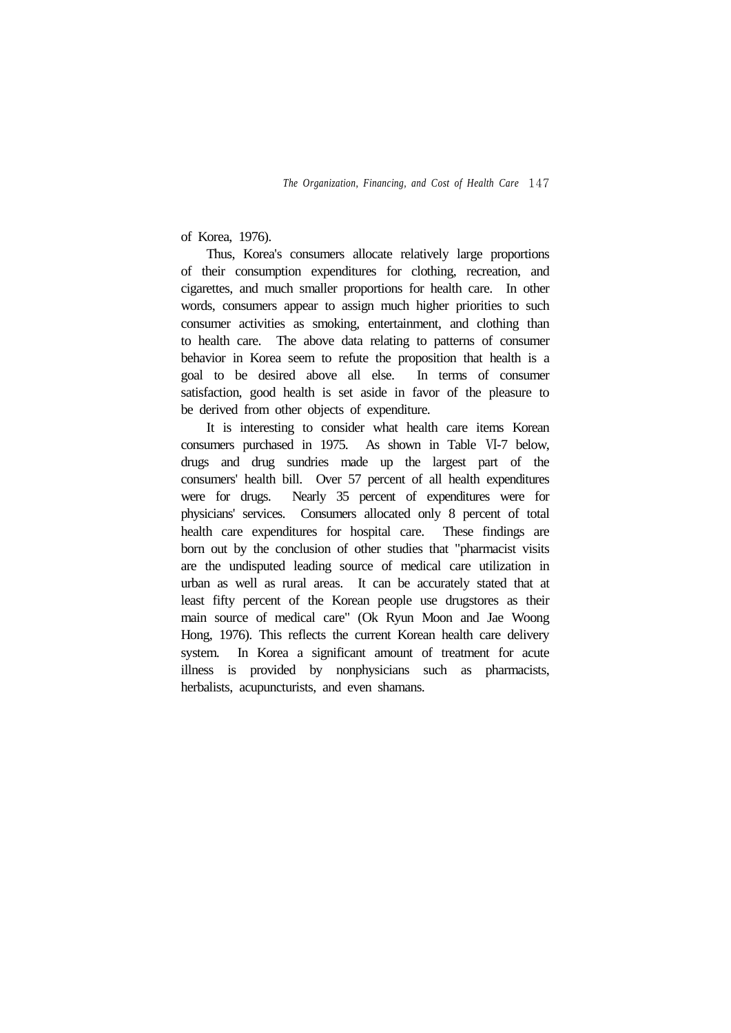of Korea, 1976).

Thus, Korea's consumers allocate relatively large proportions of their consumption expenditures for clothing, recreation, and cigarettes, and much smaller proportions for health care. In other words, consumers appear to assign much higher priorities to such consumer activities as smoking, entertainment, and clothing than to health care. The above data relating to patterns of consumer behavior in Korea seem to refute the proposition that health is a goal to be desired above all else. In terms of consumer satisfaction, good health is set aside in favor of the pleasure to be derived from other objects of expenditure.

It is interesting to consider what health care items Korean consumers purchased in 1975. As shown in Table VI-7 below, drugs and drug sundries made up the largest part of the consumers' health bill. Over 57 percent of all health expenditures were for drugs. Nearly 35 percent of expenditures were for physicians' services. Consumers allocated only 8 percent of total health care expenditures for hospital care. These findings are born out by the conclusion of other studies that "pharmacist visits are the undisputed leading source of medical care utilization in urban as well as rural areas. It can be accurately stated that at least fifty percent of the Korean people use drugstores as their main source of medical care" (Ok Ryun Moon and Jae Woong Hong, 1976). This reflects the current Korean health care delivery system. In Korea a significant amount of treatment for acute illness is provided by nonphysicians such as pharmacists, herbalists, acupuncturists, and even shamans.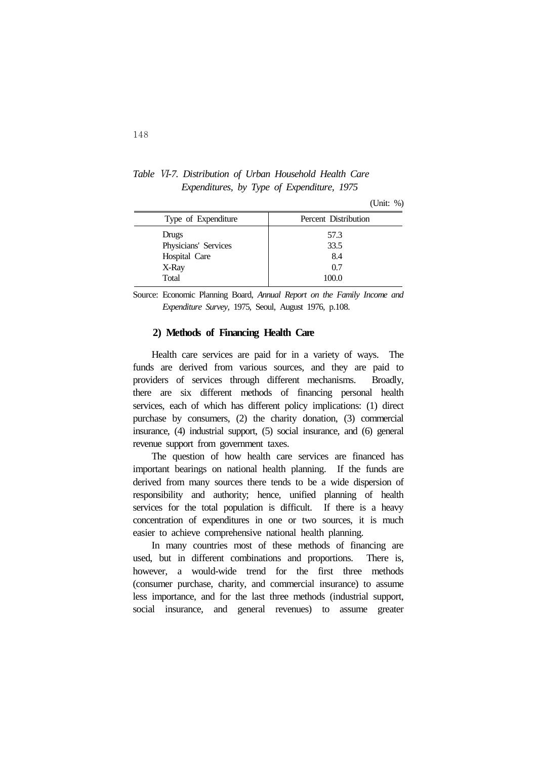*Table VI-7. Distribution of Urban Household Health Care Expenditures, by Type of Expenditure, 1975*

(Unit: %)

| Type of Expenditure | Percent Distribution |
|---|---|
| Drugs | 57.3 |
| Physicians' Services | 33.5 |
| Hospital Care | 8.4 |
| X-Ray | 0.7 |
| Total | 100.0 |

Source: Economic Planning Board, *Annual Report on the Family Income and Expenditure Survey,* 1975, Seoul, August 1976, p.108.

### 2) Methods of Financing Health Care

Health care services are paid for in a variety of ways. The funds are derived from various sources, and they are paid to providers of services through different mechanisms. Broadly, there are six different methods of financing personal health services, each of which has different policy implications: (1) direct purchase by consumers, (2) the charity donation, (3) commercial insurance, (4) industrial support, (5) social insurance, and (6) general revenue support from government taxes.

The question of how health care services are financed has important bearings on national health planning. If the funds are derived from many sources there tends to be a wide dispersion of responsibility and authority; hence, unified planning of health services for the total population is difficult. If there is a heavy concentration of expenditures in one or two sources, it is much easier to achieve comprehensive national health planning.

In many countries most of these methods of financing are used, but in different combinations and proportions. There is, however, a would-wide trend for the first three methods (consumer purchase, charity, and commercial insurance) to assume less importance, and for the last three methods (industrial support, social insurance, and general revenues) to assume greater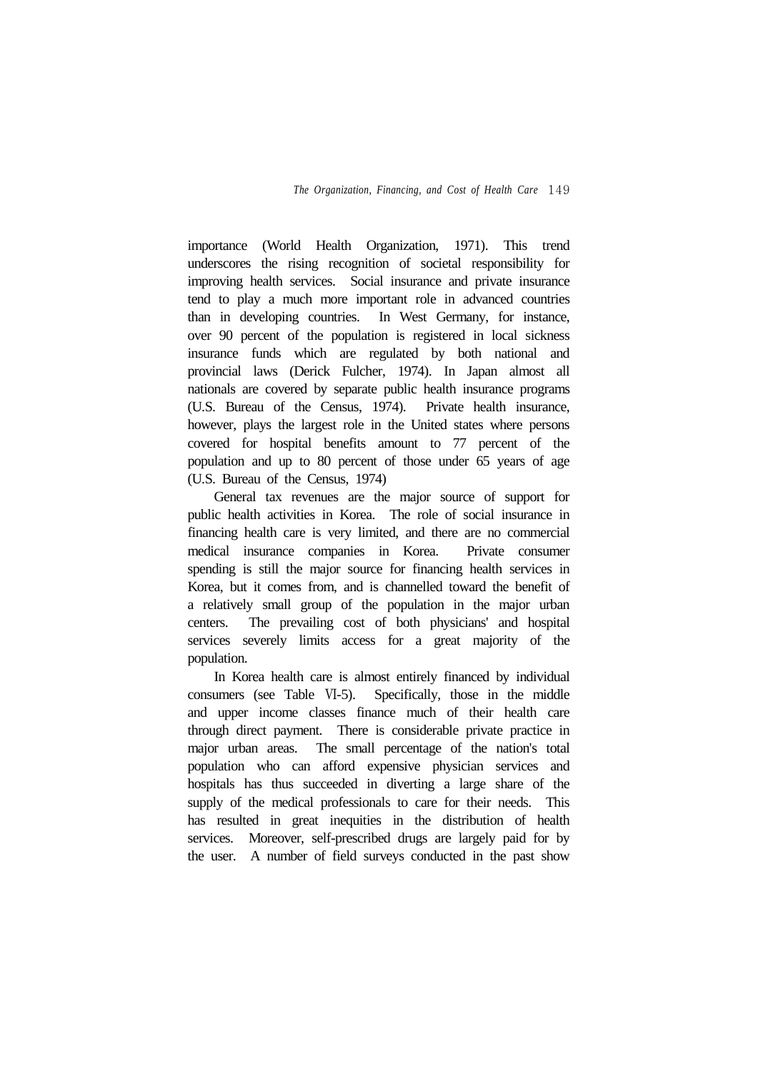importance (World Health Organization, 1971). This trend underscores the rising recognition of societal responsibility for improving health services. Social insurance and private insurance tend to play a much more important role in advanced countries than in developing countries. In West Germany, for instance, over 90 percent of the population is registered in local sickness insurance funds which are regulated by both national and provincial laws (Derick Fulcher, 1974). In Japan almost all nationals are covered by separate public health insurance programs (U.S. Bureau of the Census, 1974). Private health insurance, however, plays the largest role in the United states where persons covered for hospital benefits amount to 77 percent of the population and up to 80 percent of those under 65 years of age (U.S. Bureau of the Census, 1974)

General tax revenues are the major source of support for public health activities in Korea. The role of social insurance in financing health care is very limited, and there are no commercial medical insurance companies in Korea. Private consumer spending is still the major source for financing health services in Korea, but it comes from, and is channelled toward the benefit of a relatively small group of the population in the major urban centers. The prevailing cost of both physicians' and hospital services severely limits access for a great majority of the population.

In Korea health care is almost entirely financed by individual consumers (see Table Ⅵ-5). Specifically, those in the middle and upper income classes finance much of their health care through direct payment. There is considerable private practice in major urban areas. The small percentage of the nation's total population who can afford expensive physician services and hospitals has thus succeeded in diverting a large share of the supply of the medical professionals to care for their needs. This has resulted in great inequities in the distribution of health services. Moreover, self-prescribed drugs are largely paid for by the user. A number of field surveys conducted in the past show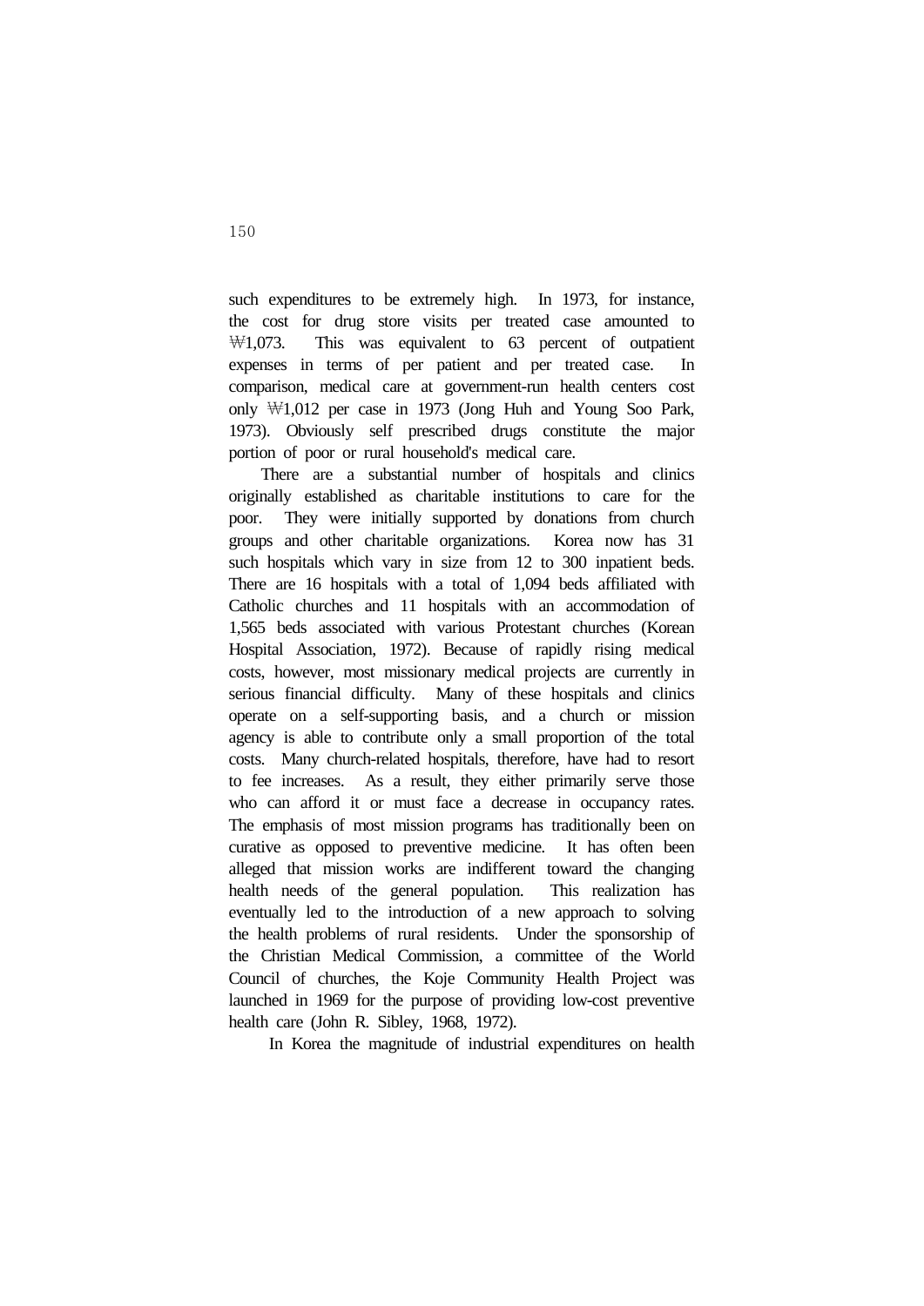such expenditures to be extremely high. In 1973, for instance, the cost for drug store visits per treated case amounted to ₩1,073. This was equivalent to 63 percent of outpatient expenses in terms of per patient and per treated case. In comparison, medical care at government-run health centers cost only ₩1,012 per case in 1973 (Jong Huh and Young Soo Park, 1973). Obviously self prescribed drugs constitute the major portion of poor or rural household's medical care.

There are a substantial number of hospitals and clinics originally established as charitable institutions to care for the poor. They were initially supported by donations from church groups and other charitable organizations. Korea now has 31 such hospitals which vary in size from 12 to 300 inpatient beds. There are 16 hospitals with a total of 1,094 beds affiliated with Catholic churches and 11 hospitals with an accommodation of 1,565 beds associated with various Protestant churches (Korean Hospital Association, 1972). Because of rapidly rising medical costs, however, most missionary medical projects are currently in serious financial difficulty. Many of these hospitals and clinics operate on a self-supporting basis, and a church or mission agency is able to contribute only a small proportion of the total costs. Many church-related hospitals, therefore, have had to resort to fee increases. As a result, they either primarily serve those who can afford it or must face a decrease in occupancy rates. The emphasis of most mission programs has traditionally been on curative as opposed to preventive medicine. It has often been alleged that mission works are indifferent toward the changing health needs of the general population. This realization has eventually led to the introduction of a new approach to solving the health problems of rural residents. Under the sponsorship of the Christian Medical Commission, a committee of the World Council of churches, the Koje Community Health Project was launched in 1969 for the purpose of providing low-cost preventive health care (John R. Sibley, 1968, 1972).

In Korea the magnitude of industrial expenditures on health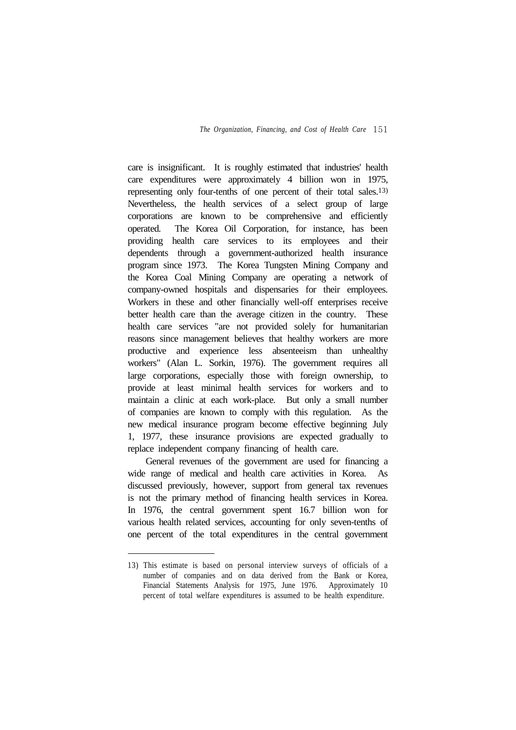care is insignificant. It is roughly estimated that industries' health care expenditures were approximately 4 billion won in 1975, representing only four-tenths of one percent of their total sales.[13) ] Nevertheless, the health services of a select group of large corporations are known to be comprehensive and efficiently operated. The Korea Oil Corporation, for instance, has been providing health care services to its employees and their dependents through a government-authorized health insurance program since 1973. The Korea Tungsten Mining Company and the Korea Coal Mining Company are operating a network of company-owned hospitals and dispensaries for their employees. Workers in these and other financially well-off enterprises receive better health care than the average citizen in the country. These health care services "are not provided solely for humanitarian reasons since management believes that healthy workers are more productive and experience less absenteeism than unhealthy workers" (Alan L. Sorkin, 1976). The government requires all large corporations, especially those with foreign ownership, to provide at least minimal health services for workers and to maintain a clinic at each work-place. But only a small number of companies are known to comply with this regulation. As the new medical insurance program become effective beginning July 1, 1977, these insurance provisions are expected gradually to replace independent company financing of health care.

General revenues of the government are used for financing a wide range of medical and health care activities in Korea. As discussed previously, however, support from general tax revenues is not the primary method of financing health services in Korea. In 1976, the central government spent 16.7 billion won for various health related services, accounting for only seven-tenths of one percent of the total expenditures in the central government

---

13) This estimate is based on personal interview surveys of officials of a number of companies and on data derived from the Bank or Korea, Financial Statements Analysis for 1975, June 1976. Approximately 10 percent of total welfare expenditures is assumed to be health expenditure.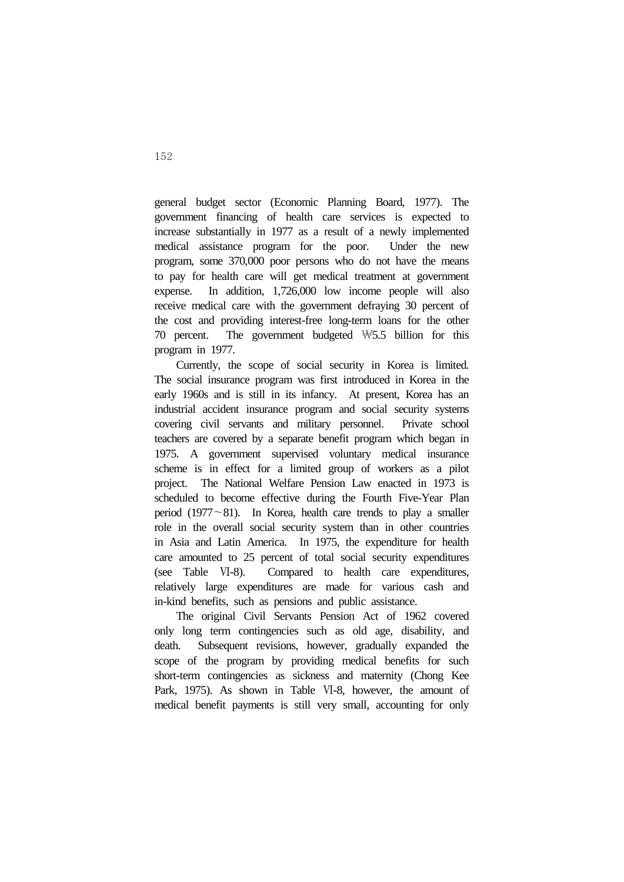general budget sector (Economic Planning Board, 1977). The government financing of health care services is expected to increase substantially in 1977 as a result of a newly implemented medical assistance program for the poor. Under the new program, some 370,000 poor persons who do not have the means to pay for health care will get medical treatment at government expense. In addition, 1,726,000 low income people will also receive medical care with the government defraying 30 percent of the cost and providing interest-free long-term loans for the other 70 percent. The government budgeted ₩5.5 billion for this program in 1977.

Currently, the scope of social security in Korea is limited. The social insurance program was first introduced in Korea in the early 1960s and is still in its infancy. At present, Korea has an industrial accident insurance program and social security systems covering civil servants and military personnel. Private school teachers are covered by a separate benefit program which began in 1975. A government supervised voluntary medical insurance scheme is in effect for a limited group of workers as a pilot project. The National Welfare Pension Law enacted in 1973 is scheduled to become effective during the Fourth Five-Year Plan period (1977～81). In Korea, health care trends to play a smaller role in the overall social security system than in other countries in Asia and Latin America. In 1975, the expenditure for health care amounted to 25 percent of total social security expenditures (see Table Ⅵ-8). Compared to health care expenditures, relatively large expenditures are made for various cash and in-kind benefits, such as pensions and public assistance.

The original Civil Servants Pension Act of 1962 covered only long term contingencies such as old age, disability, and death. Subsequent revisions, however, gradually expanded the scope of the program by providing medical benefits for such short-term contingencies as sickness and maternity (Chong Kee Park, 1975). As shown in Table Ⅵ-8, however, the amount of medical benefit payments is still very small, accounting for only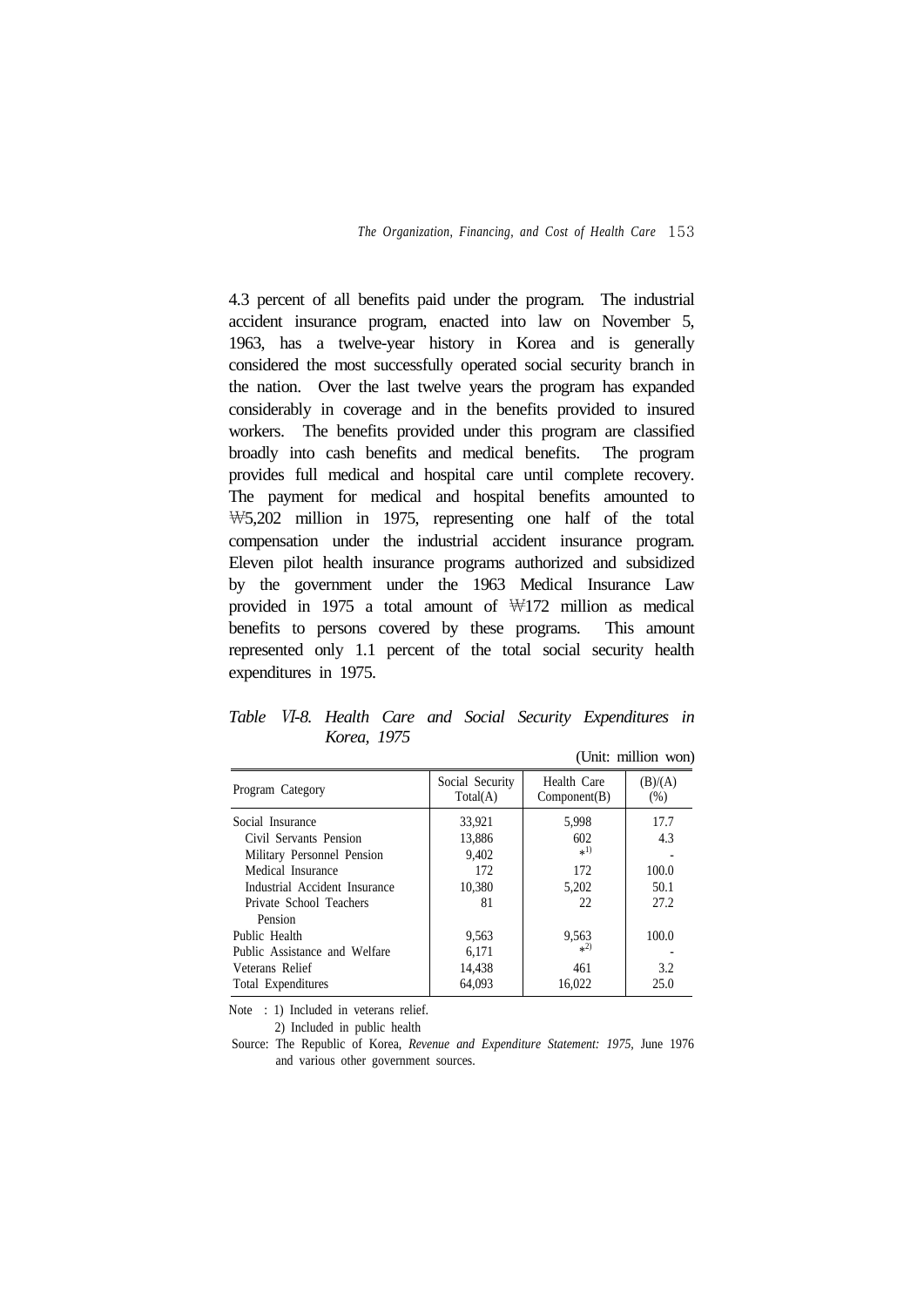4.3 percent of all benefits paid under the program. The industrial accident insurance program, enacted into law on November 5, 1963, has a twelve-year history in Korea and is generally considered the most successfully operated social security branch in the nation. Over the last twelve years the program has expanded considerably in coverage and in the benefits provided to insured workers. The benefits provided under this program are classified broadly into cash benefits and medical benefits. The program provides full medical and hospital care until complete recovery. The payment for medical and hospital benefits amounted to ₩5,202 million in 1975, representing one half of the total compensation under the industrial accident insurance program. Eleven pilot health insurance programs authorized and subsidized by the government under the 1963 Medical Insurance Law provided in 1975 a total amount of ₩172 million as medical benefits to persons covered by these programs. This amount represented only 1.1 percent of the total social security health expenditures in 1975.

*Table VI-8. Health Care and Social Security Expenditures in Korea, 1975*

(Unit: million won)

| Program Category | Social Security Total(A) | Health Care Component(B) | (B)/(A) (%) |
|---|---|---|---|
| Social Insurance | 33,921 | 5,998 | 17.7 |
| Civil Servants Pension | 13,886 | 602 | 4.3 |
| Military Personnel Pension | 9,402 | *1) | - |
| Medical Insurance | 172 | 172 | 100.0 |
| Industrial Accident Insurance | 10,380 | 5,202 | 50.1 |
| Private School Teachers Pension | 81 | 22 | 27.2 |
| Public Health | 9,563 | 9,563 | 100.0 |
| Public Assistance and Welfare | 6,171 | *2) | - |
| Veterans Relief | 14,438 | 461 | 3.2 |
| Total Expenditures | 64,093 | 16,022 | 25.0 |

Note : 1) Included in veterans relief.
2) Included in public health

Source: The Republic of Korea, *Revenue and Expenditure Statement: 1975*, June 1976 and various other government sources.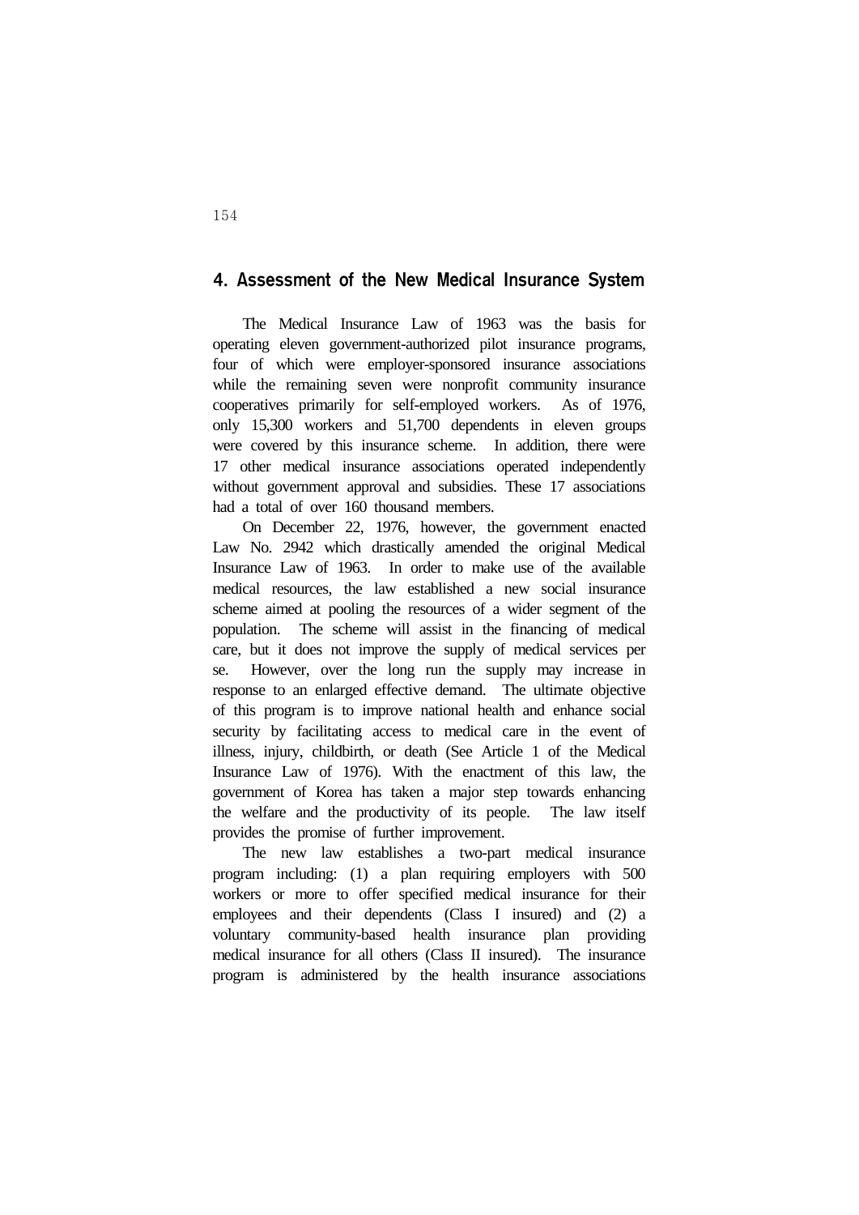## 4. Assessment of the New Medical Insurance System

The Medical Insurance Law of 1963 was the basis for operating eleven government-authorized pilot insurance programs, four of which were employer-sponsored insurance associations while the remaining seven were nonprofit community insurance cooperatives primarily for self-employed workers. As of 1976, only 15,300 workers and 51,700 dependents in eleven groups were covered by this insurance scheme. In addition, there were 17 other medical insurance associations operated independently without government approval and subsidies. These 17 associations had a total of over 160 thousand members.

On December 22, 1976, however, the government enacted Law No. 2942 which drastically amended the original Medical Insurance Law of 1963. In order to make use of the available medical resources, the law established a new social insurance scheme aimed at pooling the resources of a wider segment of the population. The scheme will assist in the financing of medical care, but it does not improve the supply of medical services per se. However, over the long run the supply may increase in response to an enlarged effective demand. The ultimate objective of this program is to improve national health and enhance social security by facilitating access to medical care in the event of illness, injury, childbirth, or death (See Article 1 of the Medical Insurance Law of 1976). With the enactment of this law, the government of Korea has taken a major step towards enhancing the welfare and the productivity of its people. The law itself provides the promise of further improvement.

The new law establishes a two-part medical insurance program including: (1) a plan requiring employers with 500 workers or more to offer specified medical insurance for their employees and their dependents (Class I insured) and (2) a voluntary community-based health insurance plan providing medical insurance for all others (Class II insured). The insurance program is administered by the health insurance associations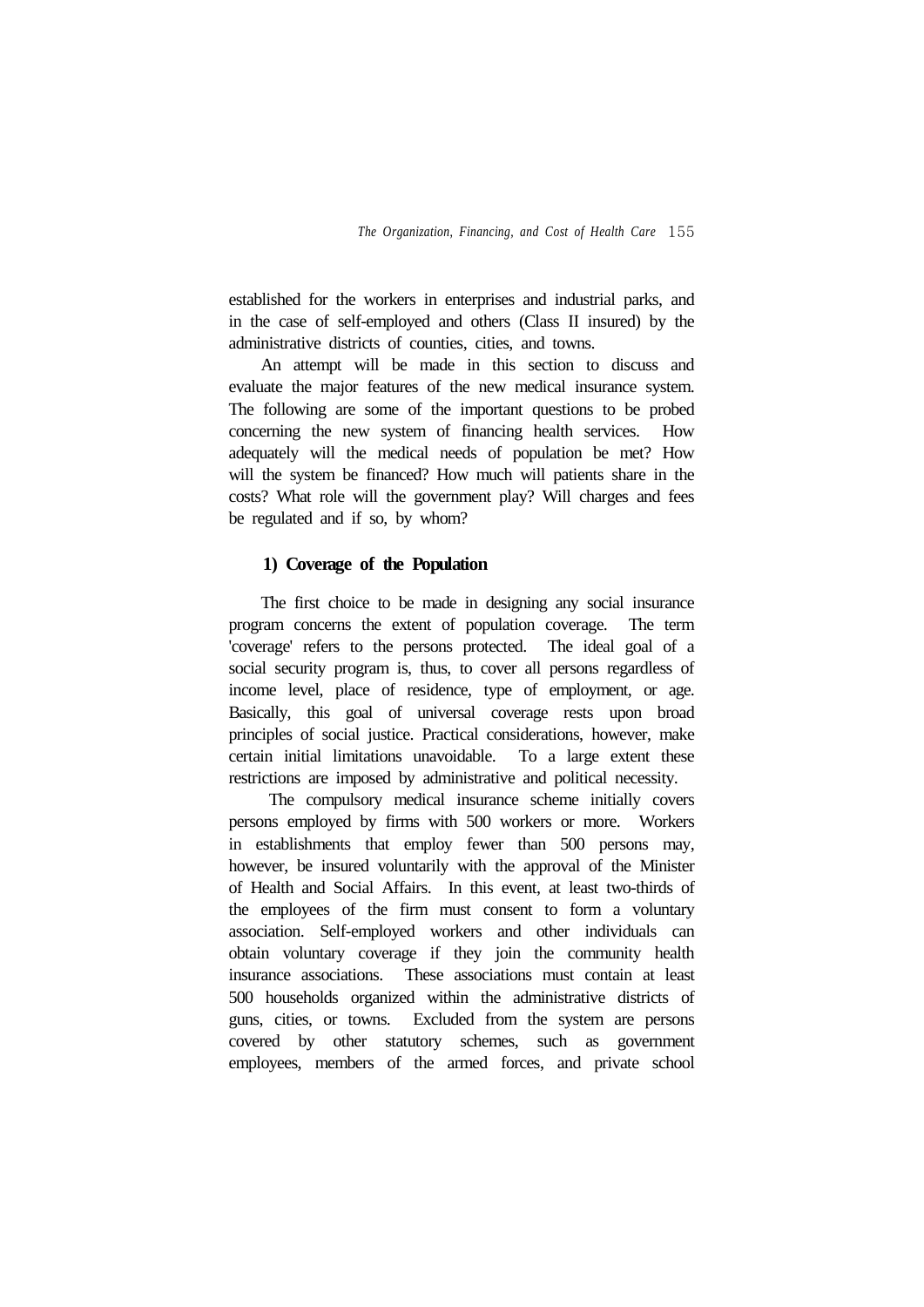established for the workers in enterprises and industrial parks, and in the case of self-employed and others (Class II insured) by the administrative districts of counties, cities, and towns.

An attempt will be made in this section to discuss and evaluate the major features of the new medical insurance system. The following are some of the important questions to be probed concerning the new system of financing health services. How adequately will the medical needs of population be met? How will the system be financed? How much will patients share in the costs? What role will the government play? Will charges and fees be regulated and if so, by whom?

### 1) Coverage of the Population

The first choice to be made in designing any social insurance program concerns the extent of population coverage. The term 'coverage' refers to the persons protected. The ideal goal of a social security program is, thus, to cover all persons regardless of income level, place of residence, type of employment, or age. Basically, this goal of universal coverage rests upon broad principles of social justice. Practical considerations, however, make certain initial limitations unavoidable. To a large extent these restrictions are imposed by administrative and political necessity.

The compulsory medical insurance scheme initially covers persons employed by firms with 500 workers or more. Workers in establishments that employ fewer than 500 persons may, however, be insured voluntarily with the approval of the Minister of Health and Social Affairs. In this event, at least two-thirds of the employees of the firm must consent to form a voluntary association. Self-employed workers and other individuals can obtain voluntary coverage if they join the community health insurance associations. These associations must contain at least 500 households organized within the administrative districts of guns, cities, or towns. Excluded from the system are persons covered by other statutory schemes, such as government employees, members of the armed forces, and private school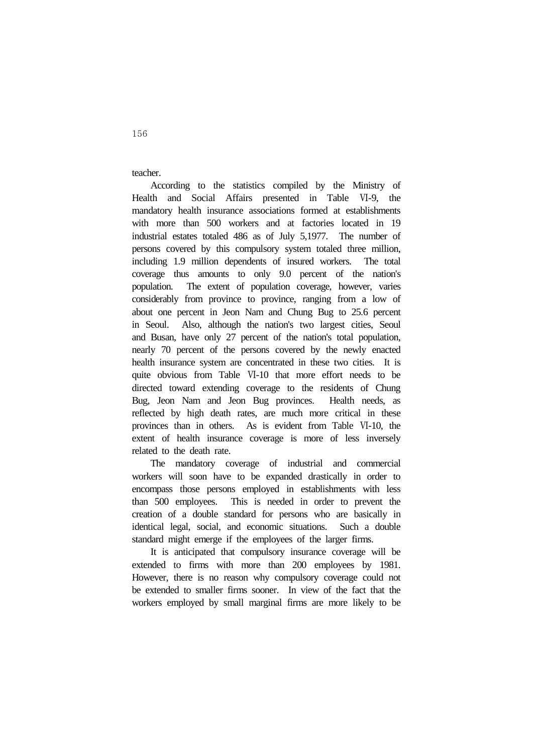teacher.

According to the statistics compiled by the Ministry of Health and Social Affairs presented in Table Ⅵ-9, the mandatory health insurance associations formed at establishments with more than 500 workers and at factories located in 19 industrial estates totaled 486 as of July 5,1977. The number of persons covered by this compulsory system totaled three million, including 1.9 million dependents of insured workers. The total coverage thus amounts to only 9.0 percent of the nation's population. The extent of population coverage, however, varies considerably from province to province, ranging from a low of about one percent in Jeon Nam and Chung Bug to 25.6 percent in Seoul. Also, although the nation's two largest cities, Seoul and Busan, have only 27 percent of the nation's total population, nearly 70 percent of the persons covered by the newly enacted health insurance system are concentrated in these two cities. It is quite obvious from Table Ⅵ-10 that more effort needs to be directed toward extending coverage to the residents of Chung Bug, Jeon Nam and Jeon Bug provinces. Health needs, as reflected by high death rates, are much more critical in these provinces than in others. As is evident from Table Ⅵ-10, the extent of health insurance coverage is more of less inversely related to the death rate.

The mandatory coverage of industrial and commercial workers will soon have to be expanded drastically in order to encompass those persons employed in establishments with less than 500 employees. This is needed in order to prevent the creation of a double standard for persons who are basically in identical legal, social, and economic situations. Such a double standard might emerge if the employees of the larger firms.

It is anticipated that compulsory insurance coverage will be extended to firms with more than 200 employees by 1981. However, there is no reason why compulsory coverage could not be extended to smaller firms sooner. In view of the fact that the workers employed by small marginal firms are more likely to be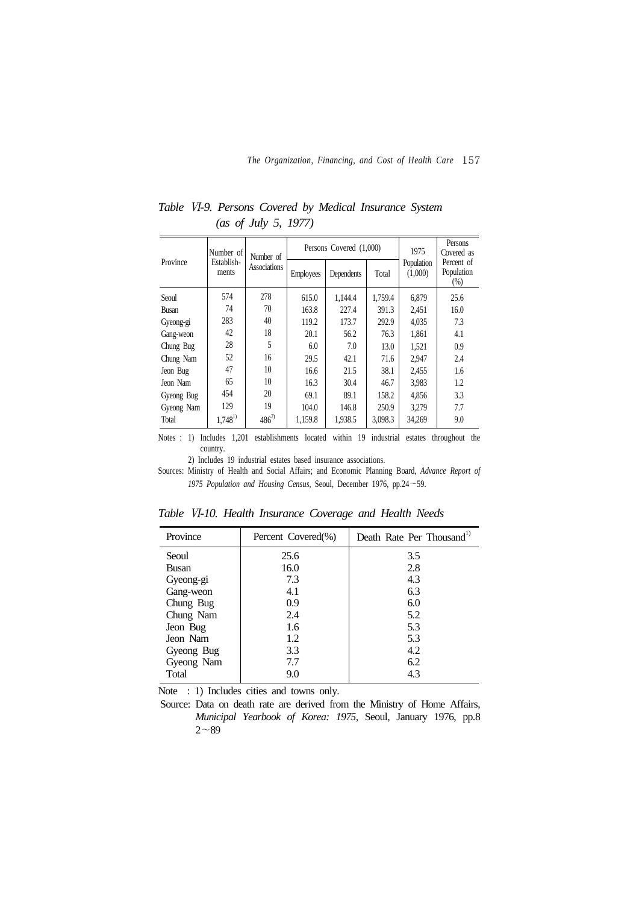*Table VI-9. Persons Covered by Medical Insurance System (as of July 5, 1977)*

| Province | Number of Establish-ments | Number of Associations | Persons Covered (1,000) | | | 1975 Population (1,000) | Persons Covered as Percent of Population (%) |
|---|---|---|---|---|---|---|---|
| | | | Employees | Dependents | Total | | |
| Seoul | 574 | 278 | 615.0 | 1,144.4 | 1,759.4 | 6,879 | 25.6 |
| Busan | 74 | 70 | 163.8 | 227.4 | 391.3 | 2,451 | 16.0 |
| Gyeong-gi | 283 | 40 | 119.2 | 173.7 | 292.9 | 4,035 | 7.3 |
| Gang-weon | 42 | 18 | 20.1 | 56.2 | 76.3 | 1,861 | 4.1 |
| Chung Bug | 28 | 5 | 6.0 | 7.0 | 13.0 | 1,521 | 0.9 |
| Chung Nam | 52 | 16 | 29.5 | 42.1 | 71.6 | 2,947 | 2.4 |
| Jeon Bug | 47 | 10 | 16.6 | 21.5 | 38.1 | 2,455 | 1.6 |
| Jeon Nam | 65 | 10 | 16.3 | 30.4 | 46.7 | 3,983 | 1.2 |
| Gyeong Bug | 454 | 20 | 69.1 | 89.1 | 158.2 | 4,856 | 3.3 |
| Gyeong Nam | 129 | 19 | 104.0 | 146.8 | 250.9 | 3,279 | 7.7 |
| Total | 1,748[1] | 486[2] | 1,159.8 | 1,938.5 | 3,098.3 | 34,269 | 9.0 |

Notes : 1) Includes 1,201 establishments located within 19 industrial estates throughout the country.

2) Includes 19 industrial estates based insurance associations.

Sources: Ministry of Health and Social Affairs; and Economic Planning Board, *Advance Report of 1975 Population and Housing Census*, Seoul, December 1976, pp.24～59.

*Table VI-10. Health Insurance Coverage and Health Needs*

| Province | Percent Covered(%) | Death Rate Per Thousand[1] |
|---|---|---|
| Seoul | 25.6 | 3.5 |
| Busan | 16.0 | 2.8 |
| Gyeong-gi | 7.3 | 4.3 |
| Gang-weon | 4.1 | 6.3 |
| Chung Bug | 0.9 | 6.0 |
| Chung Nam | 2.4 | 5.2 |
| Jeon Bug | 1.6 | 5.3 |
| Jeon Nam | 1.2 | 5.3 |
| Gyeong Bug | 3.3 | 4.2 |
| Gyeong Nam | 7.7 | 6.2 |
| Total | 9.0 | 4.3 |

Note : 1) Includes cities and towns only.

Source: Data on death rate are derived from the Ministry of Home Affairs, *Municipal Yearbook of Korea: 1975*, Seoul, January 1976, pp.82～89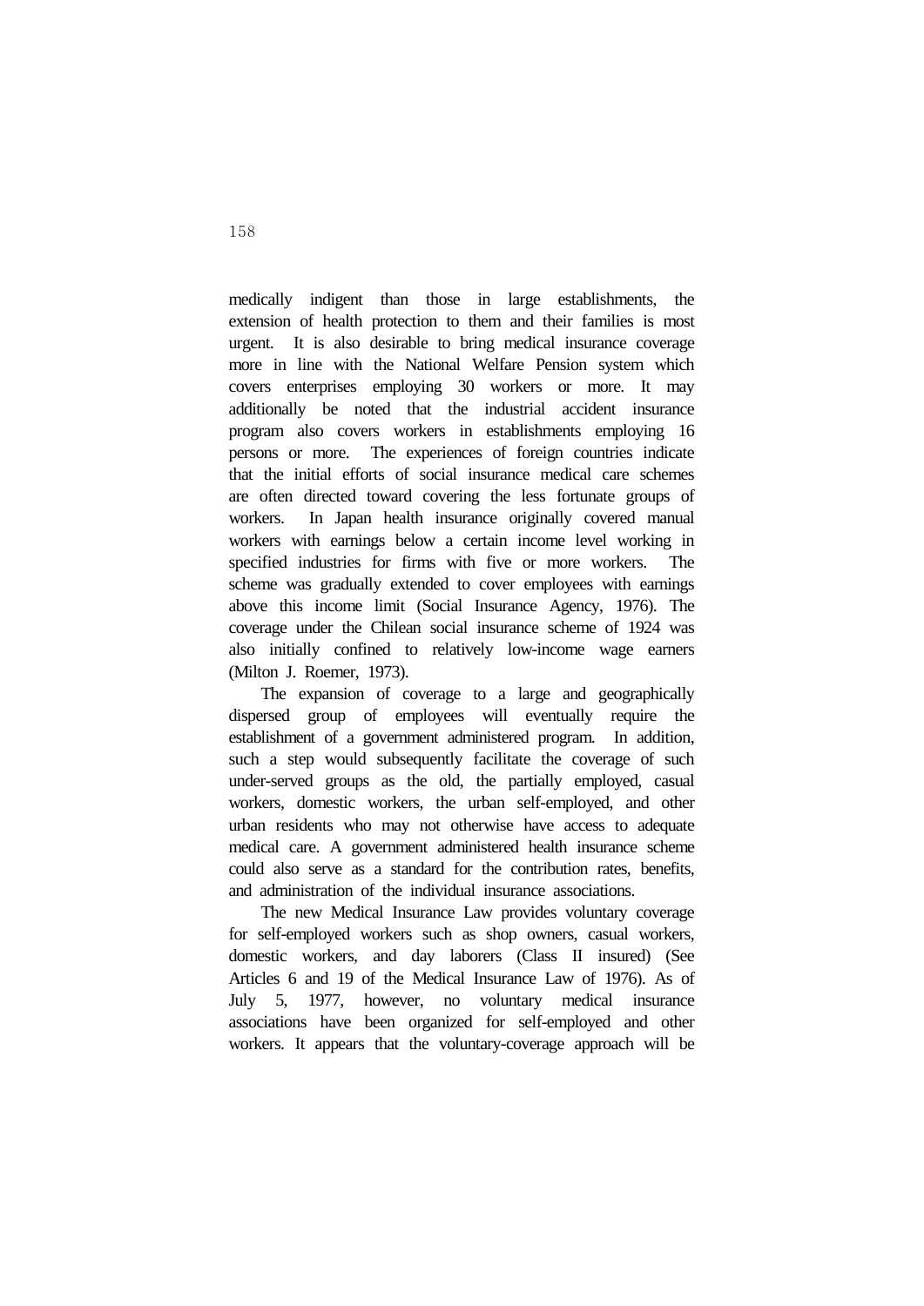medically indigent than those in large establishments, the extension of health protection to them and their families is most urgent. It is also desirable to bring medical insurance coverage more in line with the National Welfare Pension system which covers enterprises employing 30 workers or more. It may additionally be noted that the industrial accident insurance program also covers workers in establishments employing 16 persons or more. The experiences of foreign countries indicate that the initial efforts of social insurance medical care schemes are often directed toward covering the less fortunate groups of workers. In Japan health insurance originally covered manual workers with earnings below a certain income level working in specified industries for firms with five or more workers. The scheme was gradually extended to cover employees with earnings above this income limit (Social Insurance Agency, 1976). The coverage under the Chilean social insurance scheme of 1924 was also initially confined to relatively low-income wage earners (Milton J. Roemer, 1973).

The expansion of coverage to a large and geographically dispersed group of employees will eventually require the establishment of a government administered program. In addition, such a step would subsequently facilitate the coverage of such under-served groups as the old, the partially employed, casual workers, domestic workers, the urban self-employed, and other urban residents who may not otherwise have access to adequate medical care. A government administered health insurance scheme could also serve as a standard for the contribution rates, benefits, and administration of the individual insurance associations.

The new Medical Insurance Law provides voluntary coverage for self-employed workers such as shop owners, casual workers, domestic workers, and day laborers (Class II insured) (See Articles 6 and 19 of the Medical Insurance Law of 1976). As of July 5, 1977, however, no voluntary medical insurance associations have been organized for self-employed and other workers. It appears that the voluntary-coverage approach will be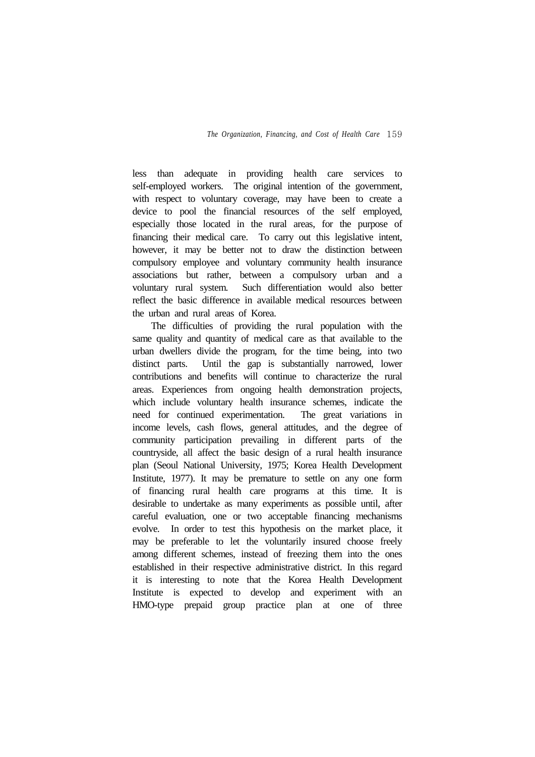less than adequate in providing health care services to self-employed workers. The original intention of the government, with respect to voluntary coverage, may have been to create a device to pool the financial resources of the self employed, especially those located in the rural areas, for the purpose of financing their medical care. To carry out this legislative intent, however, it may be better not to draw the distinction between compulsory employee and voluntary community health insurance associations but rather, between a compulsory urban and a voluntary rural system. Such differentiation would also better reflect the basic difference in available medical resources between the urban and rural areas of Korea.

The difficulties of providing the rural population with the same quality and quantity of medical care as that available to the urban dwellers divide the program, for the time being, into two distinct parts. Until the gap is substantially narrowed, lower contributions and benefits will continue to characterize the rural areas. Experiences from ongoing health demonstration projects, which include voluntary health insurance schemes, indicate the need for continued experimentation. The great variations in income levels, cash flows, general attitudes, and the degree of community participation prevailing in different parts of the countryside, all affect the basic design of a rural health insurance plan (Seoul National University, 1975; Korea Health Development Institute, 1977). It may be premature to settle on any one form of financing rural health care programs at this time. It is desirable to undertake as many experiments as possible until, after careful evaluation, one or two acceptable financing mechanisms evolve. In order to test this hypothesis on the market place, it may be preferable to let the voluntarily insured choose freely among different schemes, instead of freezing them into the ones established in their respective administrative district. In this regard it is interesting to note that the Korea Health Development Institute is expected to develop and experiment with an HMO-type prepaid group practice plan at one of three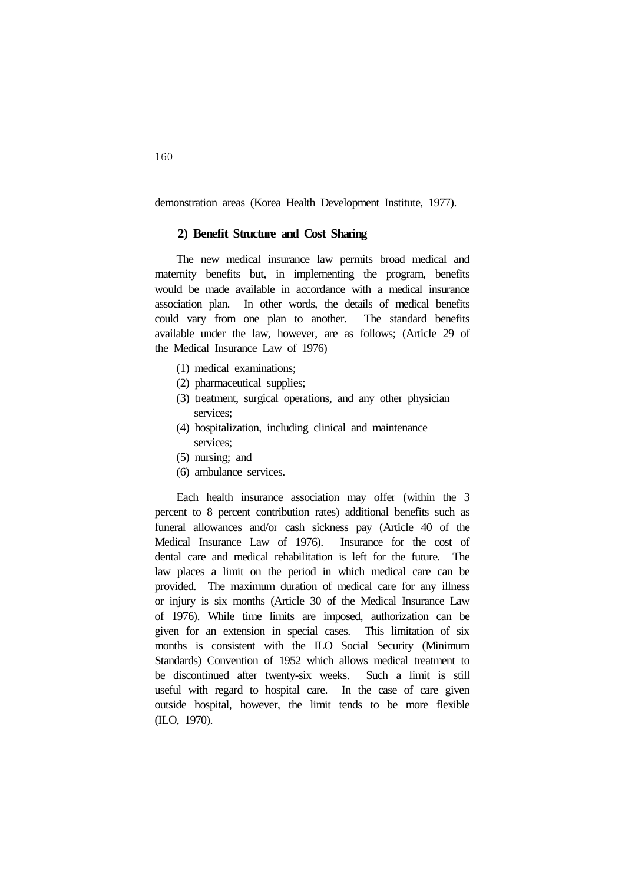demonstration areas (Korea Health Development Institute, 1977).

### 2) Benefit Structure and Cost Sharing

The new medical insurance law permits broad medical and maternity benefits but, in implementing the program, benefits would be made available in accordance with a medical insurance association plan. In other words, the details of medical benefits could vary from one plan to another. The standard benefits available under the law, however, are as follows; (Article 29 of the Medical Insurance Law of 1976)

(1) medical examinations;
(2) pharmaceutical supplies;
(3) treatment, surgical operations, and any other physician services;
(4) hospitalization, including clinical and maintenance services;
(5) nursing; and
(6) ambulance services.

Each health insurance association may offer (within the 3 percent to 8 percent contribution rates) additional benefits such as funeral allowances and/or cash sickness pay (Article 40 of the Medical Insurance Law of 1976). Insurance for the cost of dental care and medical rehabilitation is left for the future. The law places a limit on the period in which medical care can be provided. The maximum duration of medical care for any illness or injury is six months (Article 30 of the Medical Insurance Law of 1976). While time limits are imposed, authorization can be given for an extension in special cases. This limitation of six months is consistent with the ILO Social Security (Minimum Standards) Convention of 1952 which allows medical treatment to be discontinued after twenty-six weeks. Such a limit is still useful with regard to hospital care. In the case of care given outside hospital, however, the limit tends to be more flexible (ILO, 1970).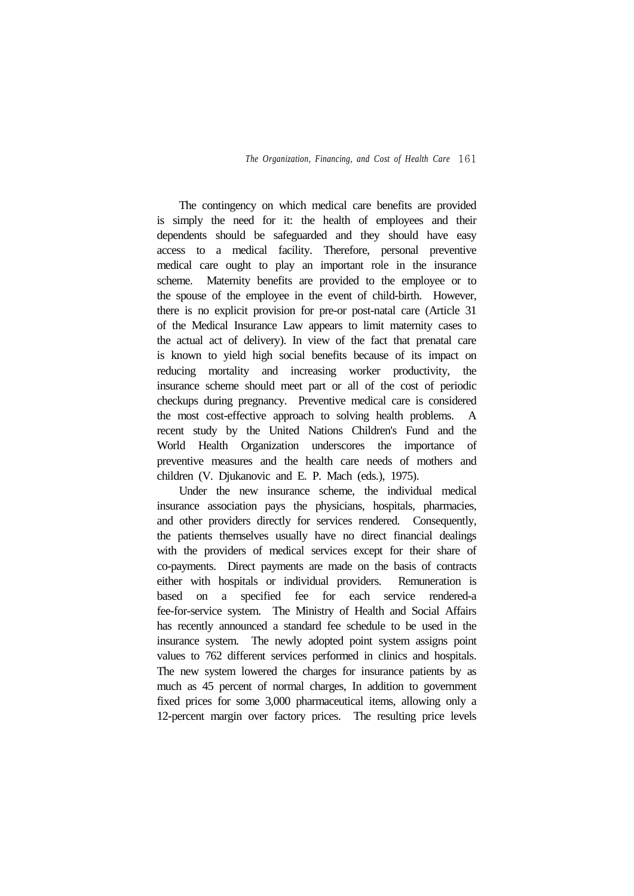The contingency on which medical care benefits are provided is simply the need for it: the health of employees and their dependents should be safeguarded and they should have easy access to a medical facility. Therefore, personal preventive medical care ought to play an important role in the insurance scheme. Maternity benefits are provided to the employee or to the spouse of the employee in the event of child-birth. However, there is no explicit provision for pre-or post-natal care (Article 31 of the Medical Insurance Law appears to limit maternity cases to the actual act of delivery). In view of the fact that prenatal care is known to yield high social benefits because of its impact on reducing mortality and increasing worker productivity, the insurance scheme should meet part or all of the cost of periodic checkups during pregnancy. Preventive medical care is considered the most cost-effective approach to solving health problems. A recent study by the United Nations Children's Fund and the World Health Organization underscores the importance of preventive measures and the health care needs of mothers and children (V. Djukanovic and E. P. Mach (eds.), 1975).

Under the new insurance scheme, the individual medical insurance association pays the physicians, hospitals, pharmacies, and other providers directly for services rendered. Consequently, the patients themselves usually have no direct financial dealings with the providers of medical services except for their share of co-payments. Direct payments are made on the basis of contracts either with hospitals or individual providers. Remuneration is based on a specified fee for each service rendered-a fee-for-service system. The Ministry of Health and Social Affairs has recently announced a standard fee schedule to be used in the insurance system. The newly adopted point system assigns point values to 762 different services performed in clinics and hospitals. The new system lowered the charges for insurance patients by as much as 45 percent of normal charges, In addition to government fixed prices for some 3,000 pharmaceutical items, allowing only a 12-percent margin over factory prices. The resulting price levels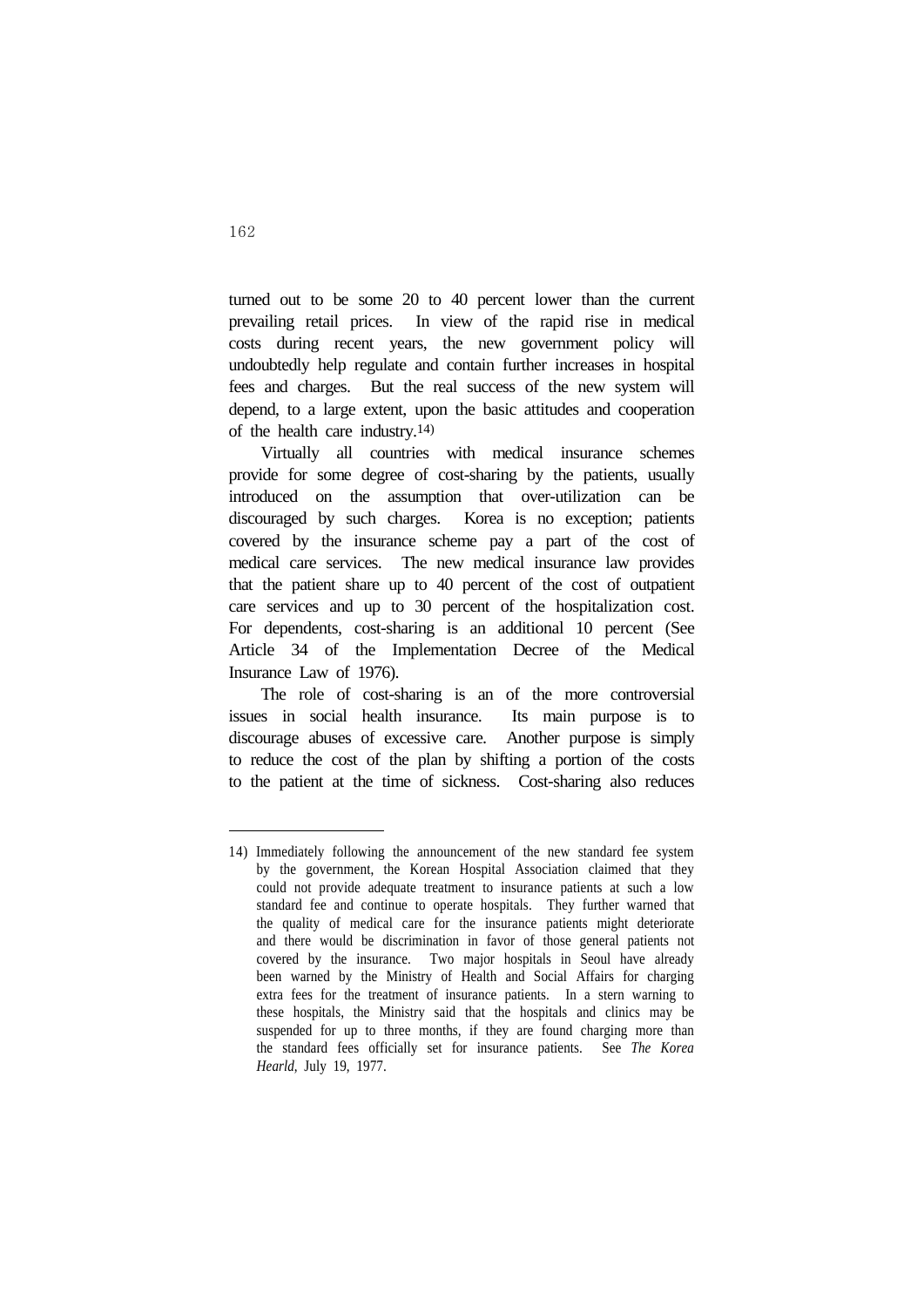turned out to be some 20 to 40 percent lower than the current prevailing retail prices. In view of the rapid rise in medical costs during recent years, the new government policy will undoubtedly help regulate and contain further increases in hospital fees and charges. But the real success of the new system will depend, to a large extent, upon the basic attitudes and cooperation of the health care industry.[14)]

Virtually all countries with medical insurance schemes provide for some degree of cost-sharing by the patients, usually introduced on the assumption that over-utilization can be discouraged by such charges. Korea is no exception; patients covered by the insurance scheme pay a part of the cost of medical care services. The new medical insurance law provides that the patient share up to 40 percent of the cost of outpatient care services and up to 30 percent of the hospitalization cost. For dependents, cost-sharing is an additional 10 percent (See Article 34 of the Implementation Decree of the Medical Insurance Law of 1976).

The role of cost-sharing is an of the more controversial issues in social health insurance. Its main purpose is to discourage abuses of excessive care. Another purpose is simply to reduce the cost of the plan by shifting a portion of the costs to the patient at the time of sickness. Cost-sharing also reduces

---

14) Immediately following the announcement of the new standard fee system by the government, the Korean Hospital Association claimed that they could not provide adequate treatment to insurance patients at such a low standard fee and continue to operate hospitals. They further warned that the quality of medical care for the insurance patients might deteriorate and there would be discrimination in favor of those general patients not covered by the insurance. Two major hospitals in Seoul have already been warned by the Ministry of Health and Social Affairs for charging extra fees for the treatment of insurance patients. In a stern warning to these hospitals, the Ministry said that the hospitals and clinics may be suspended for up to three months, if they are found charging more than the standard fees officially set for insurance patients. See *The Korea Hearld*, July 19, 1977.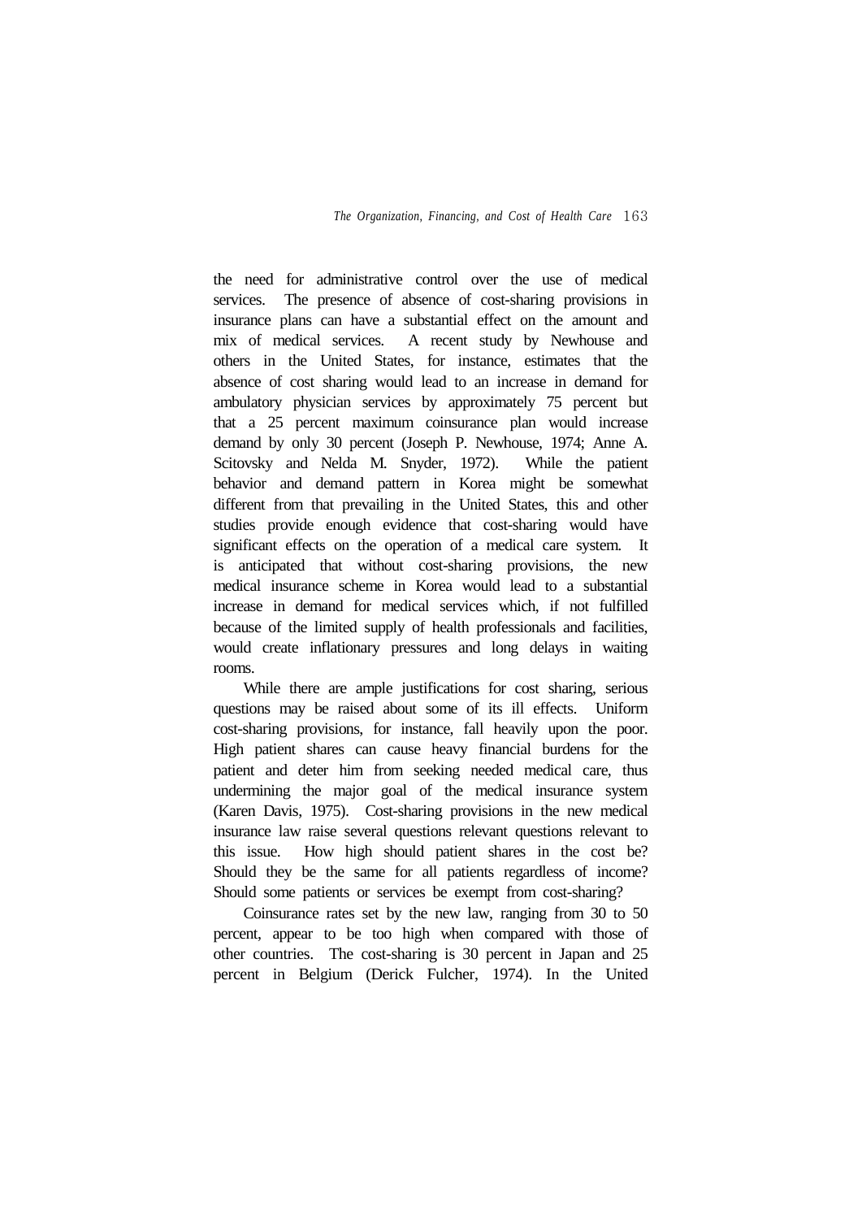the need for administrative control over the use of medical services. The presence of absence of cost-sharing provisions in insurance plans can have a substantial effect on the amount and mix of medical services. A recent study by Newhouse and others in the United States, for instance, estimates that the absence of cost sharing would lead to an increase in demand for ambulatory physician services by approximately 75 percent but that a 25 percent maximum coinsurance plan would increase demand by only 30 percent (Joseph P. Newhouse, 1974; Anne A. Scitovsky and Nelda M. Snyder, 1972). While the patient behavior and demand pattern in Korea might be somewhat different from that prevailing in the United States, this and other studies provide enough evidence that cost-sharing would have significant effects on the operation of a medical care system. It is anticipated that without cost-sharing provisions, the new medical insurance scheme in Korea would lead to a substantial increase in demand for medical services which, if not fulfilled because of the limited supply of health professionals and facilities, would create inflationary pressures and long delays in waiting rooms.

While there are ample justifications for cost sharing, serious questions may be raised about some of its ill effects. Uniform cost-sharing provisions, for instance, fall heavily upon the poor. High patient shares can cause heavy financial burdens for the patient and deter him from seeking needed medical care, thus undermining the major goal of the medical insurance system (Karen Davis, 1975). Cost-sharing provisions in the new medical insurance law raise several questions relevant questions relevant to this issue. How high should patient shares in the cost be? Should they be the same for all patients regardless of income? Should some patients or services be exempt from cost-sharing?

Coinsurance rates set by the new law, ranging from 30 to 50 percent, appear to be too high when compared with those of other countries. The cost-sharing is 30 percent in Japan and 25 percent in Belgium (Derick Fulcher, 1974). In the United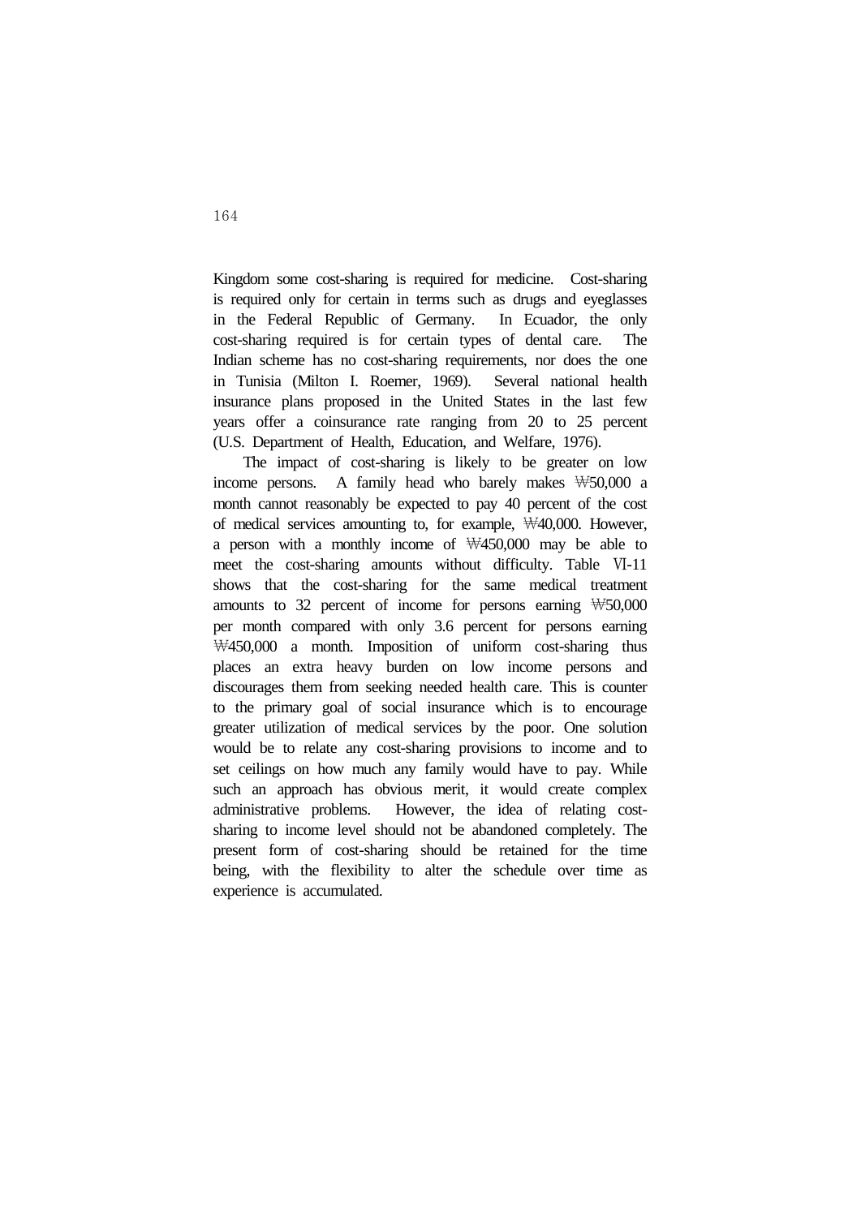Kingdom some cost-sharing is required for medicine. Cost-sharing is required only for certain in terms such as drugs and eyeglasses in the Federal Republic of Germany. In Ecuador, the only cost-sharing required is for certain types of dental care. The Indian scheme has no cost-sharing requirements, nor does the one in Tunisia (Milton I. Roemer, 1969). Several national health insurance plans proposed in the United States in the last few years offer a coinsurance rate ranging from 20 to 25 percent (U.S. Department of Health, Education, and Welfare, 1976).

The impact of cost-sharing is likely to be greater on low income persons. A family head who barely makes ₩50,000 a month cannot reasonably be expected to pay 40 percent of the cost of medical services amounting to, for example, ₩40,000. However, a person with a monthly income of ₩450,000 may be able to meet the cost-sharing amounts without difficulty. Table Ⅵ-11 shows that the cost-sharing for the same medical treatment amounts to 32 percent of income for persons earning ₩50,000 per month compared with only 3.6 percent for persons earning ₩450,000 a month. Imposition of uniform cost-sharing thus places an extra heavy burden on low income persons and discourages them from seeking needed health care. This is counter to the primary goal of social insurance which is to encourage greater utilization of medical services by the poor. One solution would be to relate any cost-sharing provisions to income and to set ceilings on how much any family would have to pay. While such an approach has obvious merit, it would create complex administrative problems. However, the idea of relating cost-sharing to income level should not be abandoned completely. The present form of cost-sharing should be retained for the time being, with the flexibility to alter the schedule over time as experience is accumulated.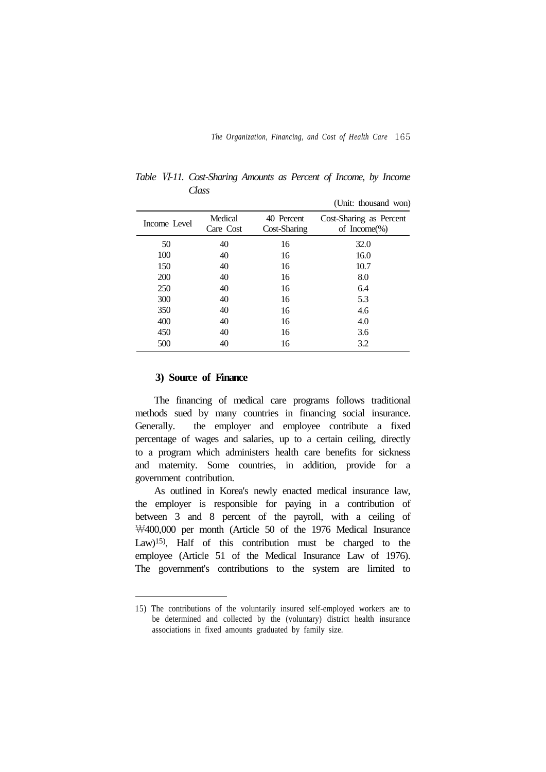*Table* Ⅵ*-11. Cost-Sharing Amounts as Percent of Income, by Income Class*

(Unit: thousand won)

| Income Level | Medical Care Cost | 40 Percent Cost-Sharing | Cost-Sharing as Percent of Income(%) |
|---|---|---|---|
| 50 | 40 | 16 | 32.0 |
| 100 | 40 | 16 | 16.0 |
| 150 | 40 | 16 | 10.7 |
| 200 | 40 | 16 | 8.0 |
| 250 | 40 | 16 | 6.4 |
| 300 | 40 | 16 | 5.3 |
| 350 | 40 | 16 | 4.6 |
| 400 | 40 | 16 | 4.0 |
| 450 | 40 | 16 | 3.6 |
| 500 | 40 | 16 | 3.2 |

### 3) Source of Finance

The financing of medical care programs follows traditional methods sued by many countries in financing social insurance. Generally. the employer and employee contribute a fixed percentage of wages and salaries, up to a certain ceiling, directly to a program which administers health care benefits for sickness and maternity. Some countries, in addition, provide for a government contribution.

As outlined in Korea's newly enacted medical insurance law, the employer is responsible for paying in a contribution of between 3 and 8 percent of the payroll, with a ceiling of ₩400,000 per month (Article 50 of the 1976 Medical Insurance Law)[15], Half of this contribution must be charged to the employee (Article 51 of the Medical Insurance Law of 1976). The government's contributions to the system are limited to

---

15) The contributions of the voluntarily insured self-employed workers are to be determined and collected by the (voluntary) district health insurance associations in fixed amounts graduated by family size.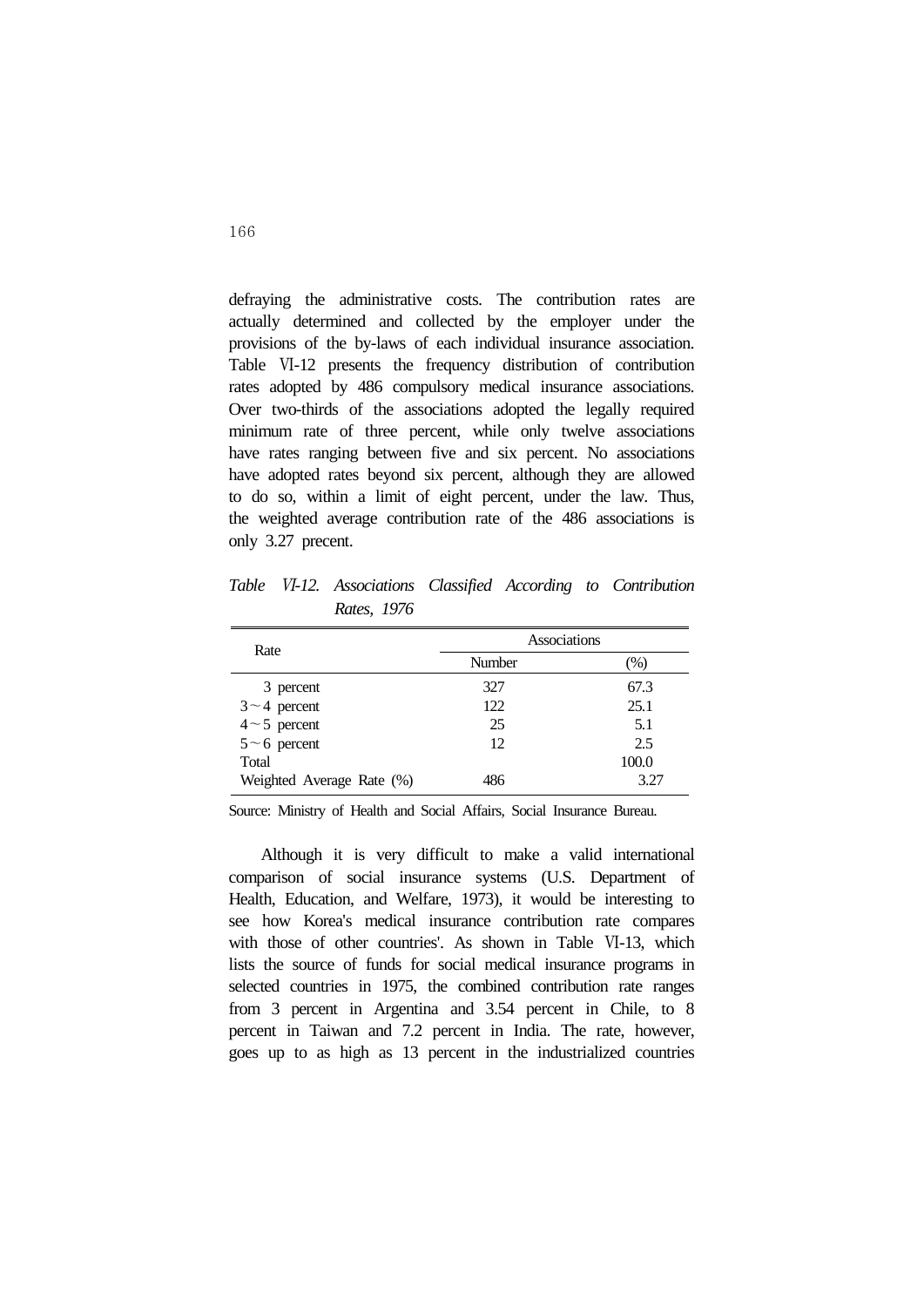defraying the administrative costs. The contribution rates are actually determined and collected by the employer under the provisions of the by-laws of each individual insurance association. Table Ⅵ-12 presents the frequency distribution of contribution rates adopted by 486 compulsory medical insurance associations. Over two-thirds of the associations adopted the legally required minimum rate of three percent, while only twelve associations have rates ranging between five and six percent. No associations have adopted rates beyond six percent, although they are allowed to do so, within a limit of eight percent, under the law. Thus, the weighted average contribution rate of the 486 associations is only 3.27 precent.

*Table Ⅵ-12. Associations Classified According to Contribution Rates, 1976*

| Rate | Associations | |
|---|---|---|
| | Number | (%) |
| 3 percent | 327 | 67.3 |
| 3～4 percent | 122 | 25.1 |
| 4～5 percent | 25 | 5.1 |
| 5～6 percent | 12 | 2.5 |
| Total | | 100.0 |
| Weighted Average Rate (%) | 486 | 3.27 |

Source: Ministry of Health and Social Affairs, Social Insurance Bureau.

Although it is very difficult to make a valid international comparison of social insurance systems (U.S. Department of Health, Education, and Welfare, 1973), it would be interesting to see how Korea's medical insurance contribution rate compares with those of other countries'. As shown in Table Ⅵ-13, which lists the source of funds for social medical insurance programs in selected countries in 1975, the combined contribution rate ranges from 3 percent in Argentina and 3.54 percent in Chile, to 8 percent in Taiwan and 7.2 percent in India. The rate, however, goes up to as high as 13 percent in the industrialized countries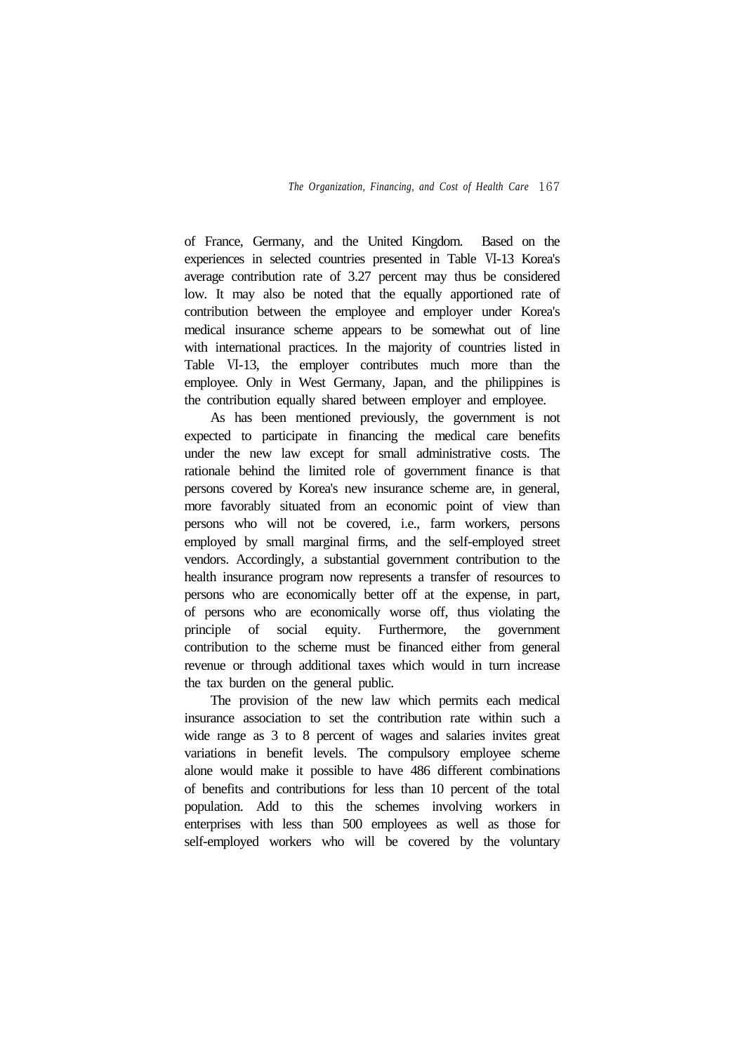of France, Germany, and the United Kingdom. Based on the experiences in selected countries presented in Table Ⅵ-13 Korea's average contribution rate of 3.27 percent may thus be considered low. It may also be noted that the equally apportioned rate of contribution between the employee and employer under Korea's medical insurance scheme appears to be somewhat out of line with international practices. In the majority of countries listed in Table Ⅵ-13, the employer contributes much more than the employee. Only in West Germany, Japan, and the philippines is the contribution equally shared between employer and employee.

As has been mentioned previously, the government is not expected to participate in financing the medical care benefits under the new law except for small administrative costs. The rationale behind the limited role of government finance is that persons covered by Korea's new insurance scheme are, in general, more favorably situated from an economic point of view than persons who will not be covered, i.e., farm workers, persons employed by small marginal firms, and the self-employed street vendors. Accordingly, a substantial government contribution to the health insurance program now represents a transfer of resources to persons who are economically better off at the expense, in part, of persons who are economically worse off, thus violating the principle of social equity. Furthermore, the government contribution to the scheme must be financed either from general revenue or through additional taxes which would in turn increase the tax burden on the general public.

The provision of the new law which permits each medical insurance association to set the contribution rate within such a wide range as 3 to 8 percent of wages and salaries invites great variations in benefit levels. The compulsory employee scheme alone would make it possible to have 486 different combinations of benefits and contributions for less than 10 percent of the total population. Add to this the schemes involving workers in enterprises with less than 500 employees as well as those for self-employed workers who will be covered by the voluntary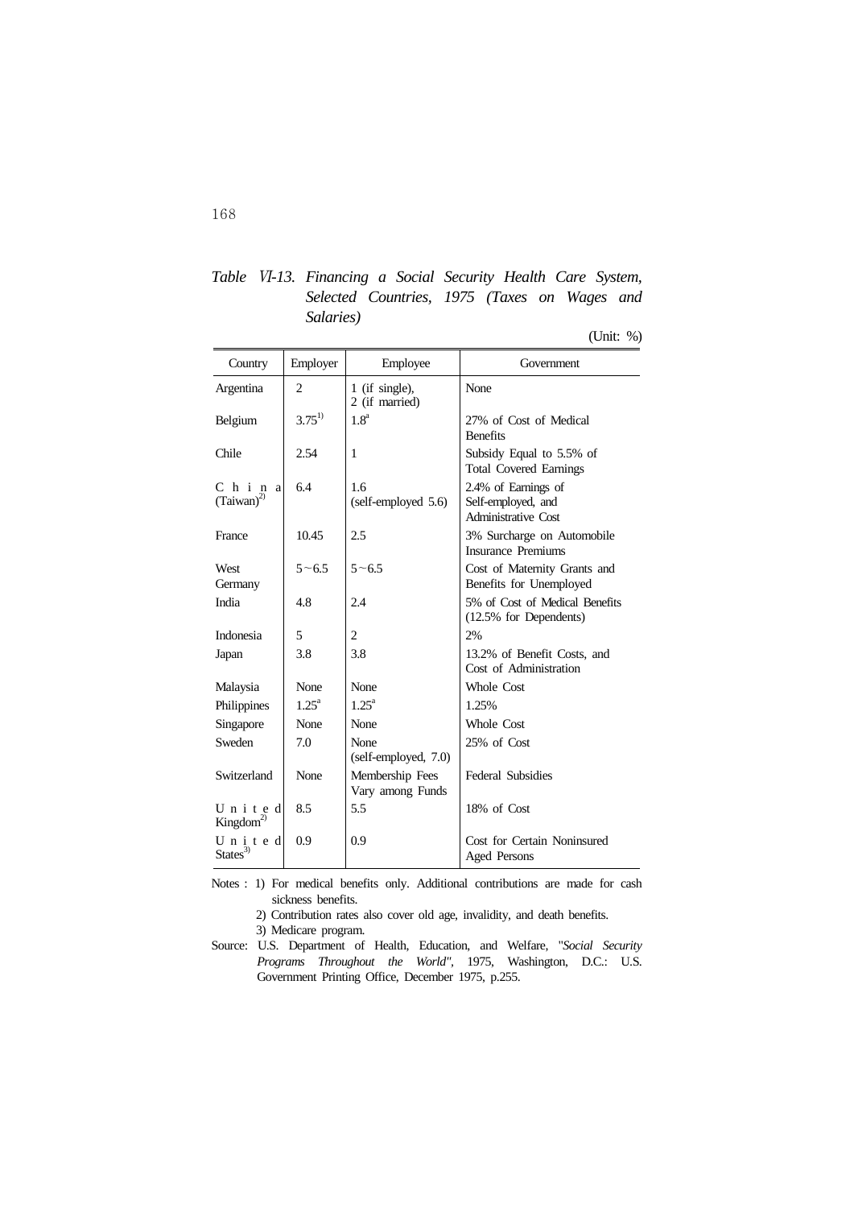*Table Ⅵ-13. Financing a Social Security Health Care System, Selected Countries, 1975 (Taxes on Wages and Salaries)*

(Unit: %)

| Country | Employer | Employee | Government |
|---|---|---|---|
| Argentina | 2 | 1 (if single), 2 (if married) | None |
| Belgium | 3.75[1)] | 1.8[a] | 27% of Cost of Medical Benefits |
| Chile | 2.54 | 1 | Subsidy Equal to 5.5% of Total Covered Earnings |
| China (Taiwan)[2)] | 6.4 | 1.6 (self-employed 5.6) | 2.4% of Earnings of Self-employed, and Administrative Cost |
| France | 10.45 | 2.5 | 3% Surcharge on Automobile Insurance Premiums |
| West Germany | 5～6.5 | 5～6.5 | Cost of Maternity Grants and Benefits for Unemployed |
| India | 4.8 | 2.4 | 5% of Cost of Medical Benefits (12.5% for Dependents) |
| Indonesia | 5 | 2 | 2% |
| Japan | 3.8 | 3.8 | 13.2% of Benefit Costs, and Cost of Administration |
| Malaysia | None | None | Whole Cost |
| Philippines | 1.25[a] | 1.25[a] | 1.25% |
| Singapore | None | None | Whole Cost |
| Sweden | 7.0 | None (self-employed, 7.0) | 25% of Cost |
| Switzerland | None | Membership Fees Vary among Funds | Federal Subsidies |
| United Kingdom[2)] | 8.5 | 5.5 | 18% of Cost |
| United States[3)] | 0.9 | 0.9 | Cost for Certain Noninsured Aged Persons |

Notes : 1) For medical benefits only. Additional contributions are made for cash sickness benefits.
2) Contribution rates also cover old age, invalidity, and death benefits.
3) Medicare program.

Source: U.S. Department of Health, Education, and Welfare, "*Social Security Programs Throughout the World*", 1975, Washington, D.C.: U.S. Government Printing Office, December 1975, p.255.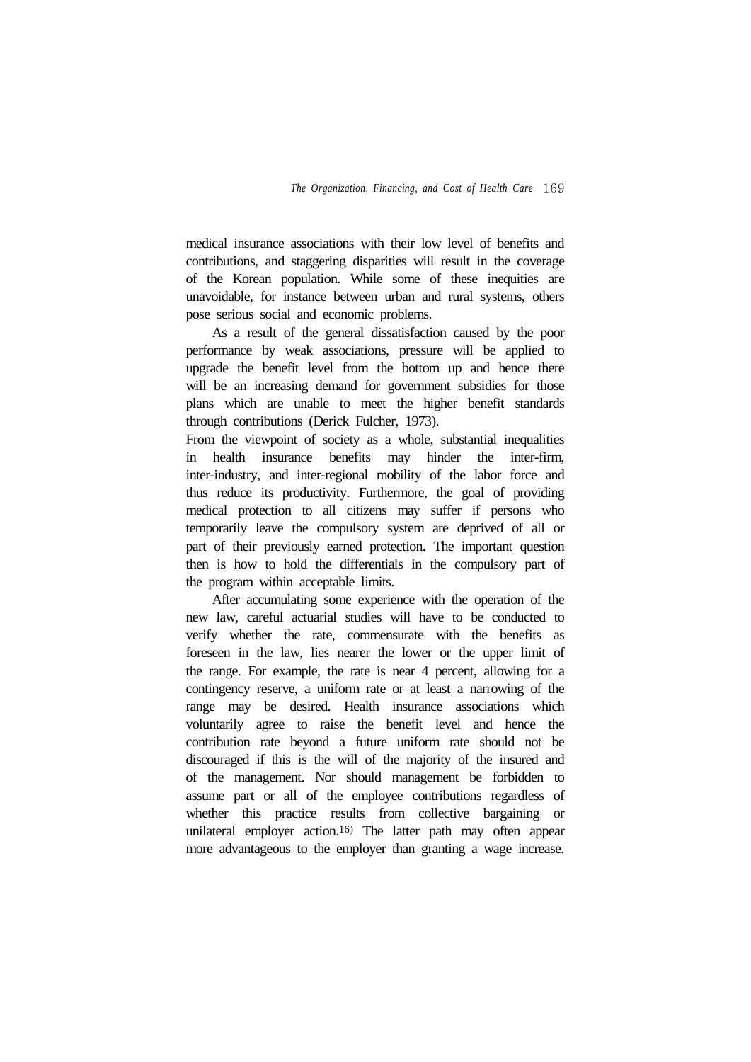medical insurance associations with their low level of benefits and contributions, and staggering disparities will result in the coverage of the Korean population. While some of these inequities are unavoidable, for instance between urban and rural systems, others pose serious social and economic problems.

As a result of the general dissatisfaction caused by the poor performance by weak associations, pressure will be applied to upgrade the benefit level from the bottom up and hence there will be an increasing demand for government subsidies for those plans which are unable to meet the higher benefit standards through contributions (Derick Fulcher, 1973).

From the viewpoint of society as a whole, substantial inequalities in health insurance benefits may hinder the inter-firm, inter-industry, and inter-regional mobility of the labor force and thus reduce its productivity. Furthermore, the goal of providing medical protection to all citizens may suffer if persons who temporarily leave the compulsory system are deprived of all or part of their previously earned protection. The important question then is how to hold the differentials in the compulsory part of the program within acceptable limits.

After accumulating some experience with the operation of the new law, careful actuarial studies will have to be conducted to verify whether the rate, commensurate with the benefits as foreseen in the law, lies nearer the lower or the upper limit of the range. For example, the rate is near 4 percent, allowing for a contingency reserve, a uniform rate or at least a narrowing of the range may be desired. Health insurance associations which voluntarily agree to raise the benefit level and hence the contribution rate beyond a future uniform rate should not be discouraged if this is the will of the majority of the insured and of the management. Nor should management be forbidden to assume part or all of the employee contributions regardless of whether this practice results from collective bargaining or unilateral employer action.[16)] The latter path may often appear more advantageous to the employer than granting a wage increase.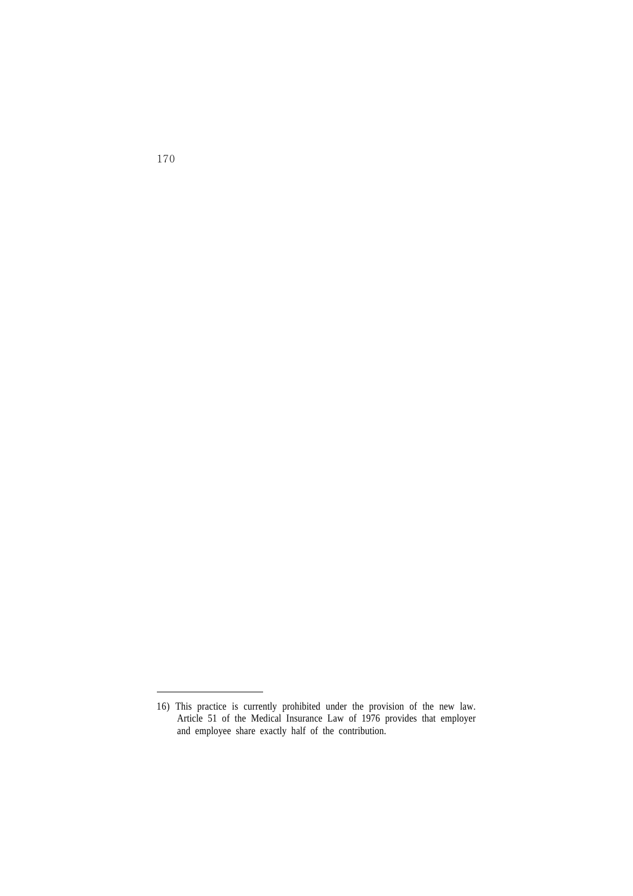16) This practice is currently prohibited under the provision of the new law. Article 51 of the Medical Insurance Law of 1976 provides that employer and employee share exactly half of the contribution.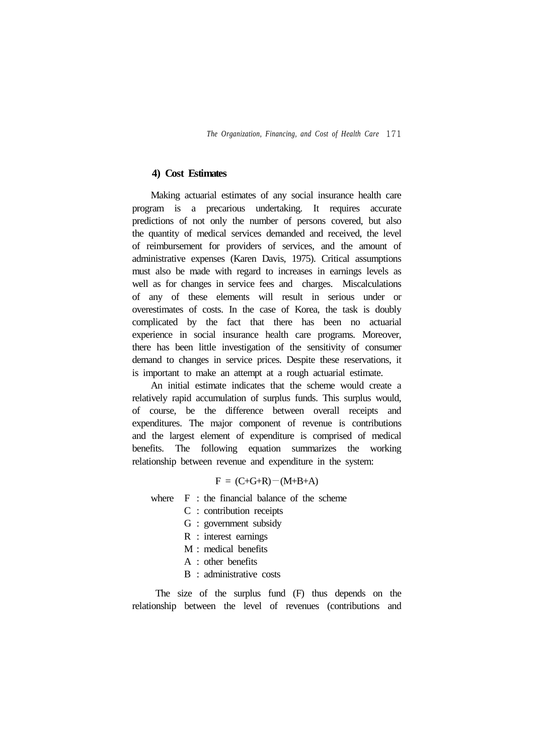### 4) Cost Estimates

Making actuarial estimates of any social insurance health care program is a precarious undertaking. It requires accurate predictions of not only the number of persons covered, but also the quantity of medical services demanded and received, the level of reimbursement for providers of services, and the amount of administrative expenses (Karen Davis, 1975). Critical assumptions must also be made with regard to increases in earnings levels as well as for changes in service fees and charges. Miscalculations of any of these elements will result in serious under or overestimates of costs. In the case of Korea, the task is doubly complicated by the fact that there has been no actuarial experience in social insurance health care programs. Moreover, there has been little investigation of the sensitivity of consumer demand to changes in service prices. Despite these reservations, it is important to make an attempt at a rough actuarial estimate.

An initial estimate indicates that the scheme would create a relatively rapid accumulation of surplus funds. This surplus would, of course, be the difference between overall receipts and expenditures. The major component of revenue is contributions and the largest element of expenditure is comprised of medical benefits. The following equation summarizes the working relationship between revenue and expenditure in the system:

$$F = (C+G+R) - (M+B+A)$$

where
- F : the financial balance of the scheme
- C : contribution receipts
- G : government subsidy
- R : interest earnings
- M : medical benefits
- A : other benefits
- B : administrative costs

The size of the surplus fund (F) thus depends on the relationship between the level of revenues (contributions and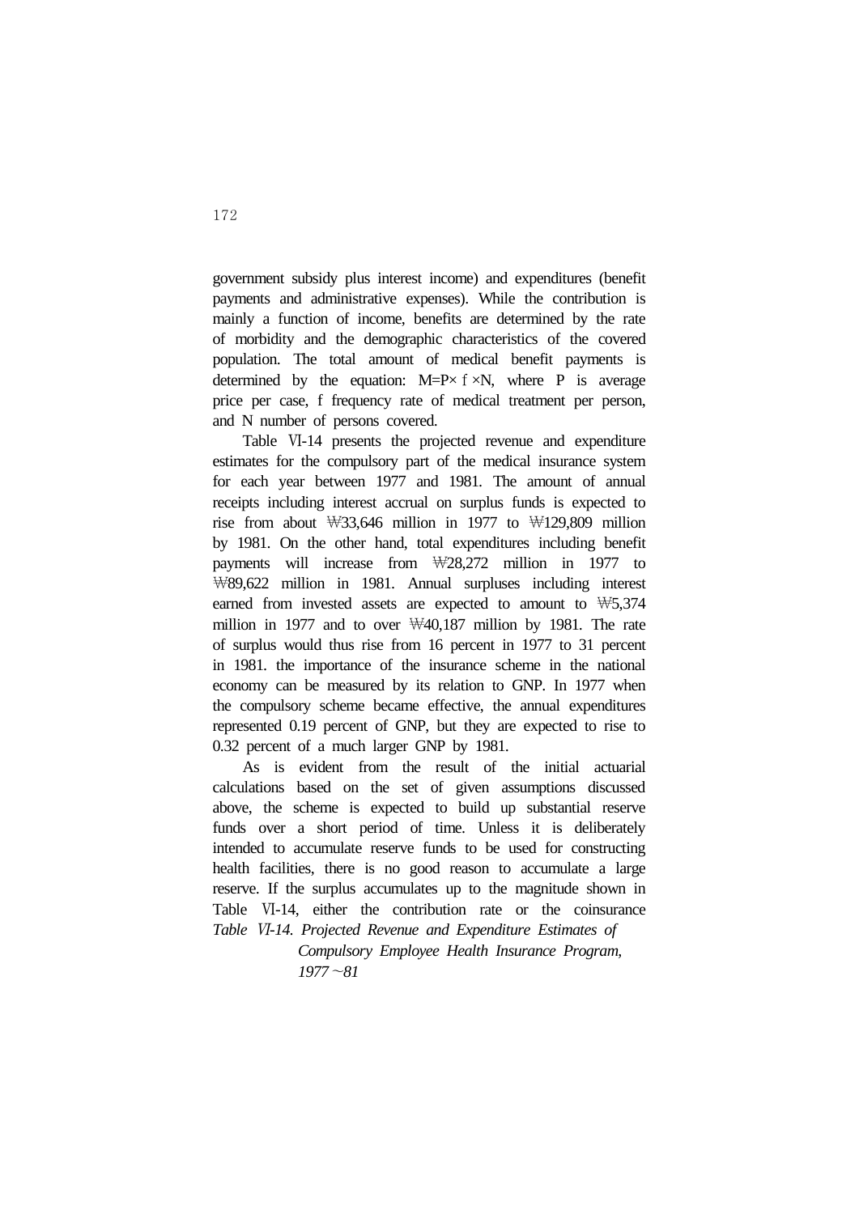government subsidy plus interest income) and expenditures (benefit payments and administrative expenses). While the contribution is mainly a function of income, benefits are determined by the rate of morbidity and the demographic characteristics of the covered population. The total amount of medical benefit payments is determined by the equation: $M=P\times f\times N$, where P is average price per case, f frequency rate of medical treatment per person, and N number of persons covered.

Table Ⅵ-14 presents the projected revenue and expenditure estimates for the compulsory part of the medical insurance system for each year between 1977 and 1981. The amount of annual receipts including interest accrual on surplus funds is expected to rise from about ₩33,646 million in 1977 to ₩129,809 million by 1981. On the other hand, total expenditures including benefit payments will increase from ₩28,272 million in 1977 to ₩89,622 million in 1981. Annual surpluses including interest earned from invested assets are expected to amount to ₩5,374 million in 1977 and to over ₩40,187 million by 1981. The rate of surplus would thus rise from 16 percent in 1977 to 31 percent in 1981. the importance of the insurance scheme in the national economy can be measured by its relation to GNP. In 1977 when the compulsory scheme became effective, the annual expenditures represented 0.19 percent of GNP, but they are expected to rise to 0.32 percent of a much larger GNP by 1981.

As is evident from the result of the initial actuarial calculations based on the set of given assumptions discussed above, the scheme is expected to build up substantial reserve funds over a short period of time. Unless it is deliberately intended to accumulate reserve funds to be used for constructing health facilities, there is no good reason to accumulate a large reserve. If the surplus accumulates up to the magnitude shown in Table Ⅵ-14, either the contribution rate or the coinsurance

*Table Ⅵ-14. Projected Revenue and Expenditure Estimates of Compulsory Employee Health Insurance Program, 1977～81*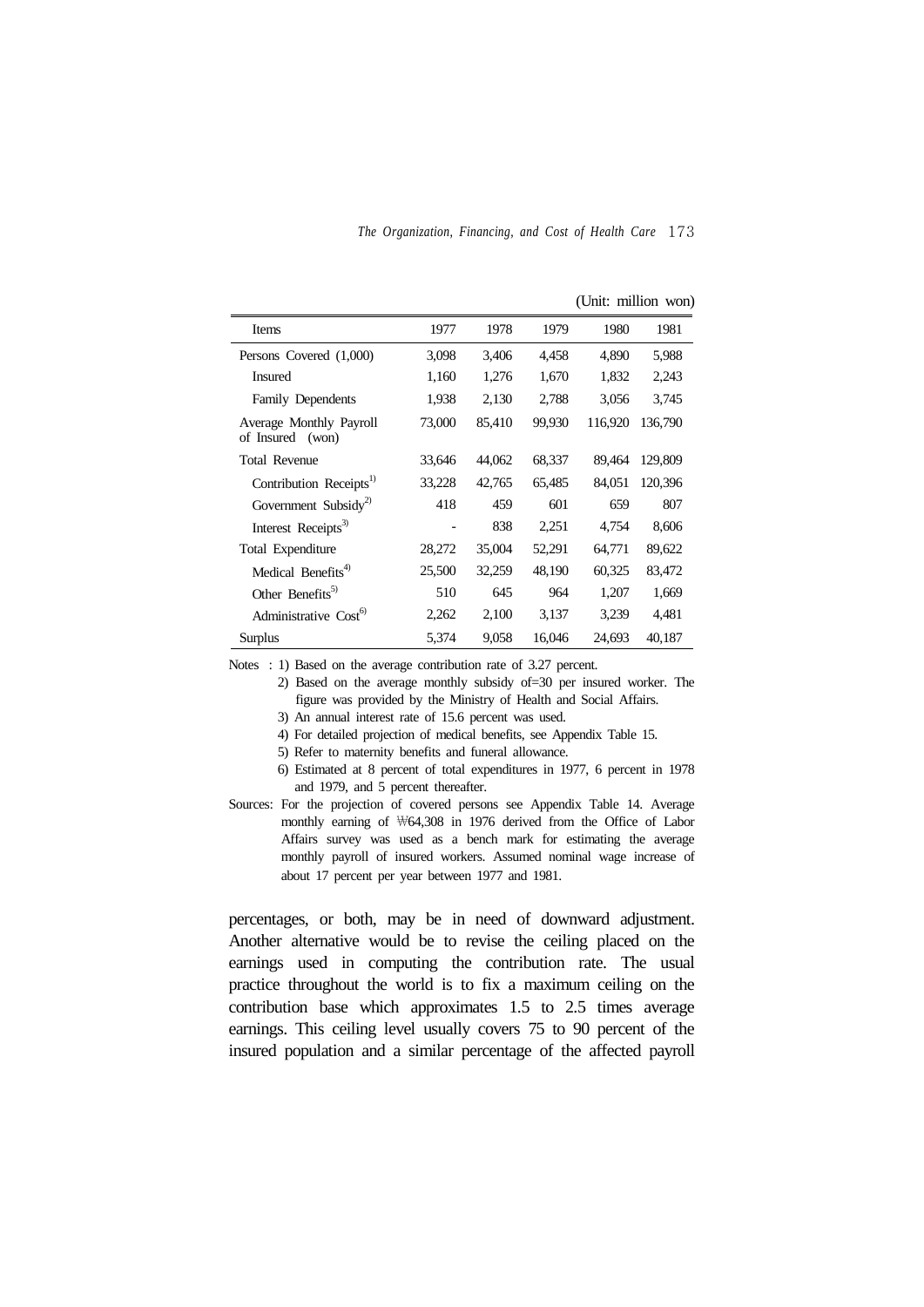(Unit: million won)

| Items | 1977 | 1978 | 1979 | 1980 | 1981 |
|---|---|---|---|---|---|
| Persons Covered (1,000) | 3,098 | 3,406 | 4,458 | 4,890 | 5,988 |
| Insured | 1,160 | 1,276 | 1,670 | 1,832 | 2,243 |
| Family Dependents | 1,938 | 2,130 | 2,788 | 3,056 | 3,745 |
| Average Monthly Payroll of Insured (won) | 73,000 | 85,410 | 99,930 | 116,920 | 136,790 |
| Total Revenue | 33,646 | 44,062 | 68,337 | 89,464 | 129,809 |
| Contribution Receipts[1)] | 33,228 | 42,765 | 65,485 | 84,051 | 120,396 |
| Government Subsidy[2)] | 418 | 459 | 601 | 659 | 807 |
| Interest Receipts[3)] | - | 838 | 2,251 | 4,754 | 8,606 |
| Total Expenditure | 28,272 | 35,004 | 52,291 | 64,771 | 89,622 |
| Medical Benefits[4)] | 25,500 | 32,259 | 48,190 | 60,325 | 83,472 |
| Other Benefits[5)] | 510 | 645 | 964 | 1,207 | 1,669 |
| Administrative Cost[6)] | 2,262 | 2,100 | 3,137 | 3,239 | 4,481 |
| Surplus | 5,374 | 9,058 | 16,046 | 24,693 | 40,187 |

Notes : 1) Based on the average contribution rate of 3.27 percent.
2) Based on the average monthly subsidy of=30 per insured worker. The figure was provided by the Ministry of Health and Social Affairs.
3) An annual interest rate of 15.6 percent was used.
4) For detailed projection of medical benefits, see Appendix Table 15.
5) Refer to maternity benefits and funeral allowance.
6) Estimated at 8 percent of total expenditures in 1977, 6 percent in 1978 and 1979, and 5 percent thereafter.

Sources: For the projection of covered persons see Appendix Table 14. Average monthly earning of ₩64,308 in 1976 derived from the Office of Labor Affairs survey was used as a bench mark for estimating the average monthly payroll of insured workers. Assumed nominal wage increase of about 17 percent per year between 1977 and 1981.

percentages, or both, may be in need of downward adjustment. Another alternative would be to revise the ceiling placed on the earnings used in computing the contribution rate. The usual practice throughout the world is to fix a maximum ceiling on the contribution base which approximates 1.5 to 2.5 times average earnings. This ceiling level usually covers 75 to 90 percent of the insured population and a similar percentage of the affected payroll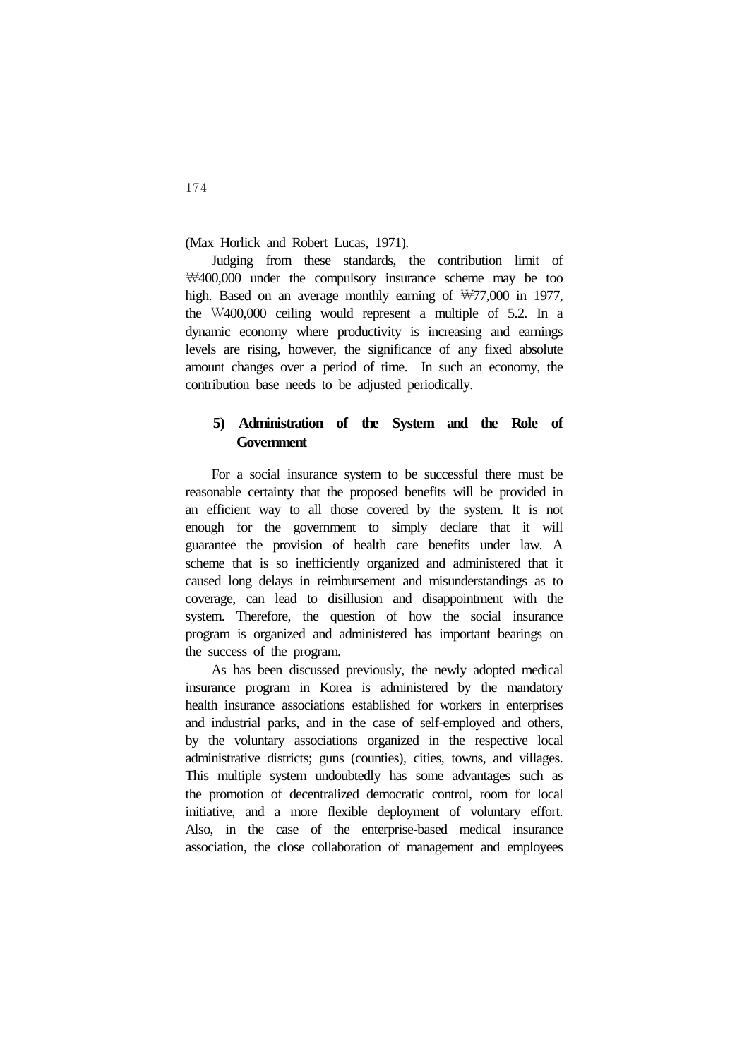(Max Horlick and Robert Lucas, 1971).

Judging from these standards, the contribution limit of ₩400,000 under the compulsory insurance scheme may be too high. Based on an average monthly earning of ₩77,000 in 1977, the ₩400,000 ceiling would represent a multiple of 5.2. In a dynamic economy where productivity is increasing and earnings levels are rising, however, the significance of any fixed absolute amount changes over a period of time. In such an economy, the contribution base needs to be adjusted periodically.

### 5) Administration of the System and the Role of Government

For a social insurance system to be successful there must be reasonable certainty that the proposed benefits will be provided in an efficient way to all those covered by the system. It is not enough for the government to simply declare that it will guarantee the provision of health care benefits under law. A scheme that is so inefficiently organized and administered that it caused long delays in reimbursement and misunderstandings as to coverage, can lead to disillusion and disappointment with the system. Therefore, the question of how the social insurance program is organized and administered has important bearings on the success of the program.

As has been discussed previously, the newly adopted medical insurance program in Korea is administered by the mandatory health insurance associations established for workers in enterprises and industrial parks, and in the case of self-employed and others, by the voluntary associations organized in the respective local administrative districts; guns (counties), cities, towns, and villages. This multiple system undoubtedly has some advantages such as the promotion of decentralized democratic control, room for local initiative, and a more flexible deployment of voluntary effort. Also, in the case of the enterprise-based medical insurance association, the close collaboration of management and employees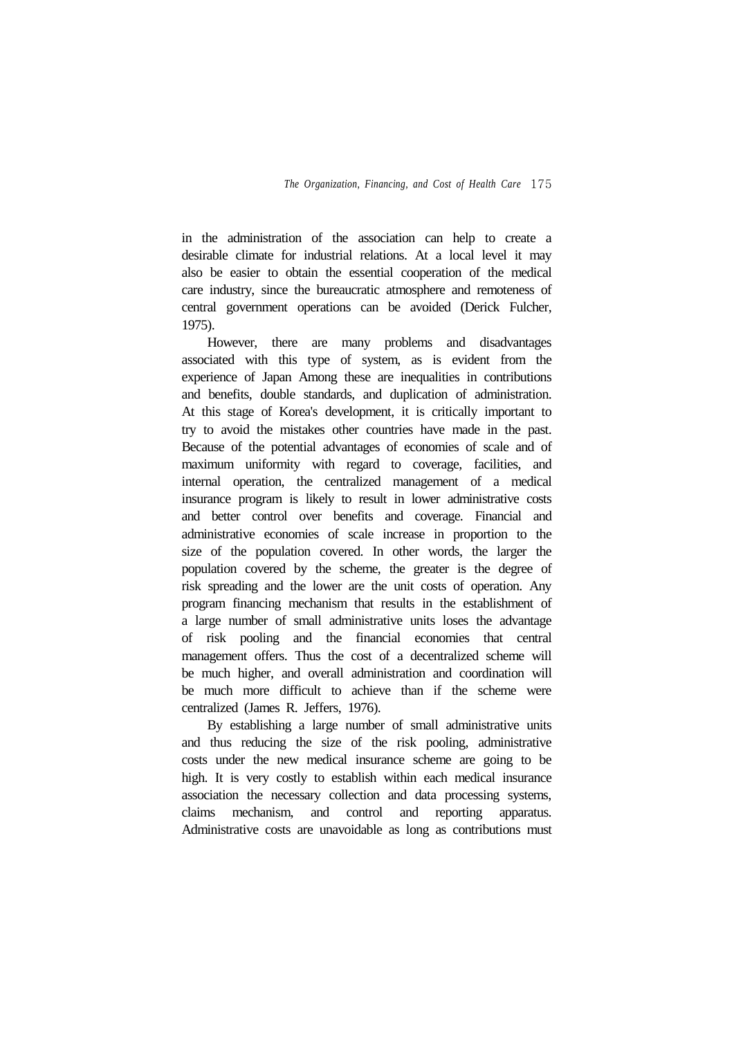in the administration of the association can help to create a desirable climate for industrial relations. At a local level it may also be easier to obtain the essential cooperation of the medical care industry, since the bureaucratic atmosphere and remoteness of central government operations can be avoided (Derick Fulcher, 1975).

However, there are many problems and disadvantages associated with this type of system, as is evident from the experience of Japan Among these are inequalities in contributions and benefits, double standards, and duplication of administration. At this stage of Korea's development, it is critically important to try to avoid the mistakes other countries have made in the past. Because of the potential advantages of economies of scale and of maximum uniformity with regard to coverage, facilities, and internal operation, the centralized management of a medical insurance program is likely to result in lower administrative costs and better control over benefits and coverage. Financial and administrative economies of scale increase in proportion to the size of the population covered. In other words, the larger the population covered by the scheme, the greater is the degree of risk spreading and the lower are the unit costs of operation. Any program financing mechanism that results in the establishment of a large number of small administrative units loses the advantage of risk pooling and the financial economies that central management offers. Thus the cost of a decentralized scheme will be much higher, and overall administration and coordination will be much more difficult to achieve than if the scheme were centralized (James R. Jeffers, 1976).

By establishing a large number of small administrative units and thus reducing the size of the risk pooling, administrative costs under the new medical insurance scheme are going to be high. It is very costly to establish within each medical insurance association the necessary collection and data processing systems, claims mechanism, and control and reporting apparatus. Administrative costs are unavoidable as long as contributions must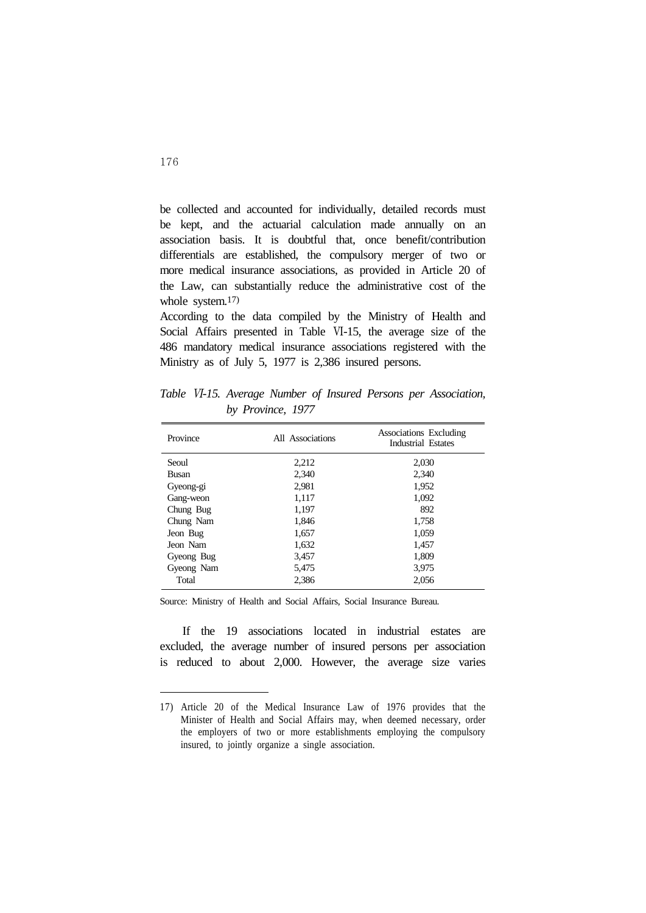be collected and accounted for individually, detailed records must be kept, and the actuarial calculation made annually on an association basis. It is doubtful that, once benefit/contribution differentials are established, the compulsory merger of two or more medical insurance associations, as provided in Article 20 of the Law, can substantially reduce the administrative cost of the whole system.[17)]

According to the data compiled by the Ministry of Health and Social Affairs presented in Table Ⅵ-15, the average size of the 486 mandatory medical insurance associations registered with the Ministry as of July 5, 1977 is 2,386 insured persons.

*Table Ⅵ-15. Average Number of Insured Persons per Association, by Province, 1977*

| Province | All Associations | Associations Excluding Industrial Estates |
|---|---|---|
| Seoul | 2,212 | 2,030 |
| Busan | 2,340 | 2,340 |
| Gyeong-gi | 2,981 | 1,952 |
| Gang-weon | 1,117 | 1,092 |
| Chung Bug | 1,197 | 892 |
| Chung Nam | 1,846 | 1,758 |
| Jeon Bug | 1,657 | 1,059 |
| Jeon Nam | 1,632 | 1,457 |
| Gyeong Bug | 3,457 | 1,809 |
| Gyeong Nam | 5,475 | 3,975 |
| Total | 2,386 | 2,056 |

Source: Ministry of Health and Social Affairs, Social Insurance Bureau.

If the 19 associations located in industrial estates are excluded, the average number of insured persons per association is reduced to about 2,000. However, the average size varies

---

17) Article 20 of the Medical Insurance Law of 1976 provides that the Minister of Health and Social Affairs may, when deemed necessary, order the employers of two or more establishments employing the compulsory insured, to jointly organize a single association.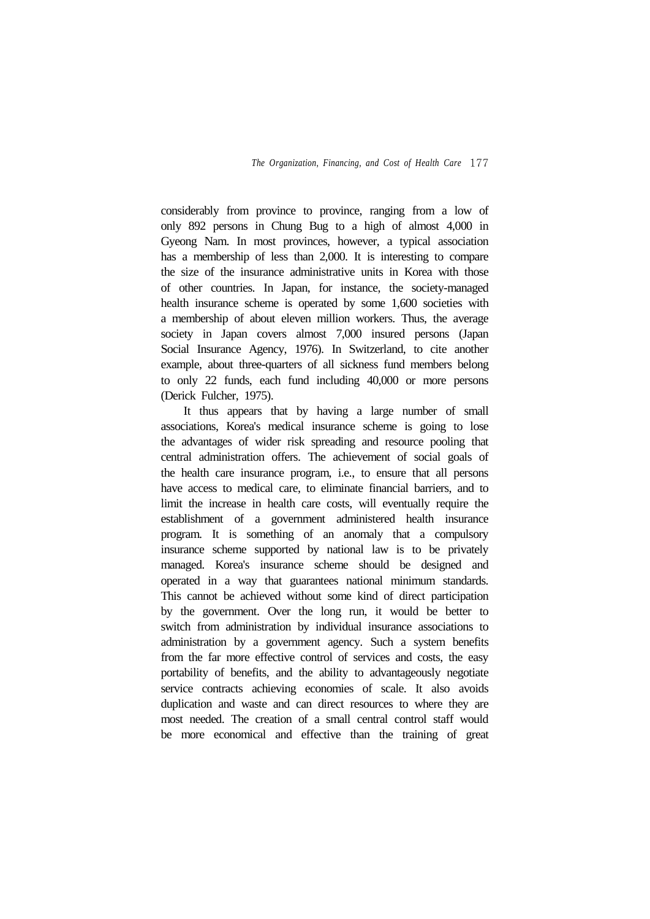considerably from province to province, ranging from a low of only 892 persons in Chung Bug to a high of almost 4,000 in Gyeong Nam. In most provinces, however, a typical association has a membership of less than 2,000. It is interesting to compare the size of the insurance administrative units in Korea with those of other countries. In Japan, for instance, the society-managed health insurance scheme is operated by some 1,600 societies with a membership of about eleven million workers. Thus, the average society in Japan covers almost 7,000 insured persons (Japan Social Insurance Agency, 1976). In Switzerland, to cite another example, about three-quarters of all sickness fund members belong to only 22 funds, each fund including 40,000 or more persons (Derick Fulcher, 1975).

It thus appears that by having a large number of small associations, Korea's medical insurance scheme is going to lose the advantages of wider risk spreading and resource pooling that central administration offers. The achievement of social goals of the health care insurance program, i.e., to ensure that all persons have access to medical care, to eliminate financial barriers, and to limit the increase in health care costs, will eventually require the establishment of a government administered health insurance program. It is something of an anomaly that a compulsory insurance scheme supported by national law is to be privately managed. Korea's insurance scheme should be designed and operated in a way that guarantees national minimum standards. This cannot be achieved without some kind of direct participation by the government. Over the long run, it would be better to switch from administration by individual insurance associations to administration by a government agency. Such a system benefits from the far more effective control of services and costs, the easy portability of benefits, and the ability to advantageously negotiate service contracts achieving economies of scale. It also avoids duplication and waste and can direct resources to where they are most needed. The creation of a small central control staff would be more economical and effective than the training of great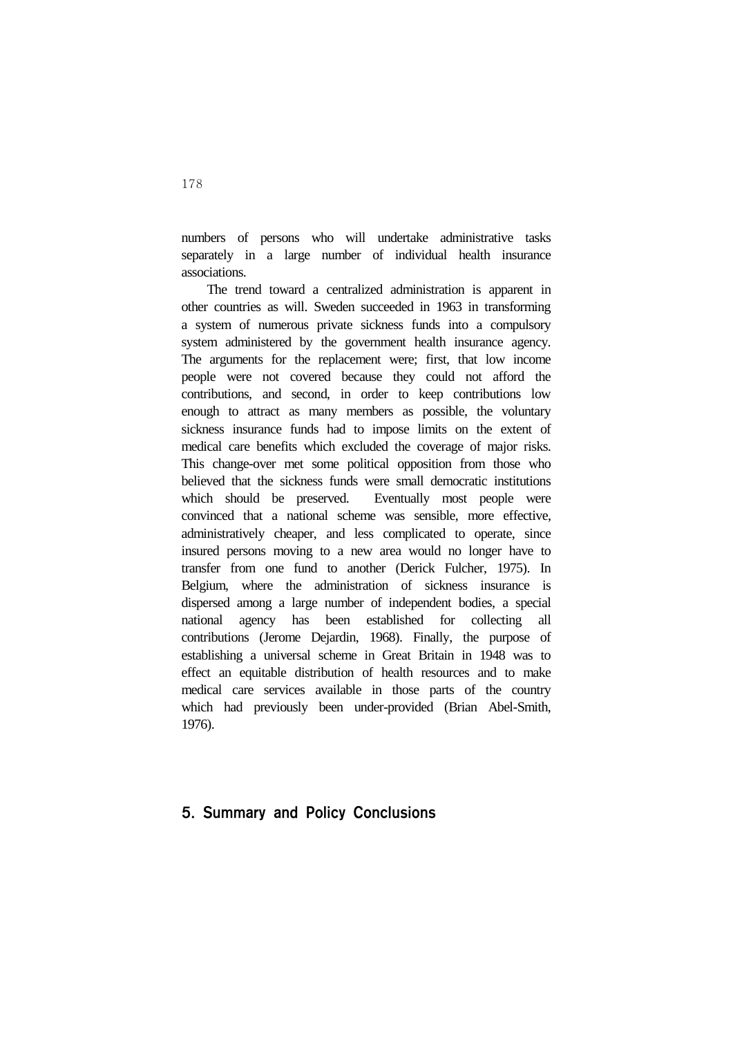numbers of persons who will undertake administrative tasks separately in a large number of individual health insurance associations.

The trend toward a centralized administration is apparent in other countries as will. Sweden succeeded in 1963 in transforming a system of numerous private sickness funds into a compulsory system administered by the government health insurance agency. The arguments for the replacement were; first, that low income people were not covered because they could not afford the contributions, and second, in order to keep contributions low enough to attract as many members as possible, the voluntary sickness insurance funds had to impose limits on the extent of medical care benefits which excluded the coverage of major risks. This change-over met some political opposition from those who believed that the sickness funds were small democratic institutions which should be preserved. Eventually most people were convinced that a national scheme was sensible, more effective, administratively cheaper, and less complicated to operate, since insured persons moving to a new area would no longer have to transfer from one fund to another (Derick Fulcher, 1975). In Belgium, where the administration of sickness insurance is dispersed among a large number of independent bodies, a special national agency has been established for collecting all contributions (Jerome Dejardin, 1968). Finally, the purpose of establishing a universal scheme in Great Britain in 1948 was to effect an equitable distribution of health resources and to make medical care services available in those parts of the country which had previously been under-provided (Brian Abel-Smith, 1976).

## 5. Summary and Policy Conclusions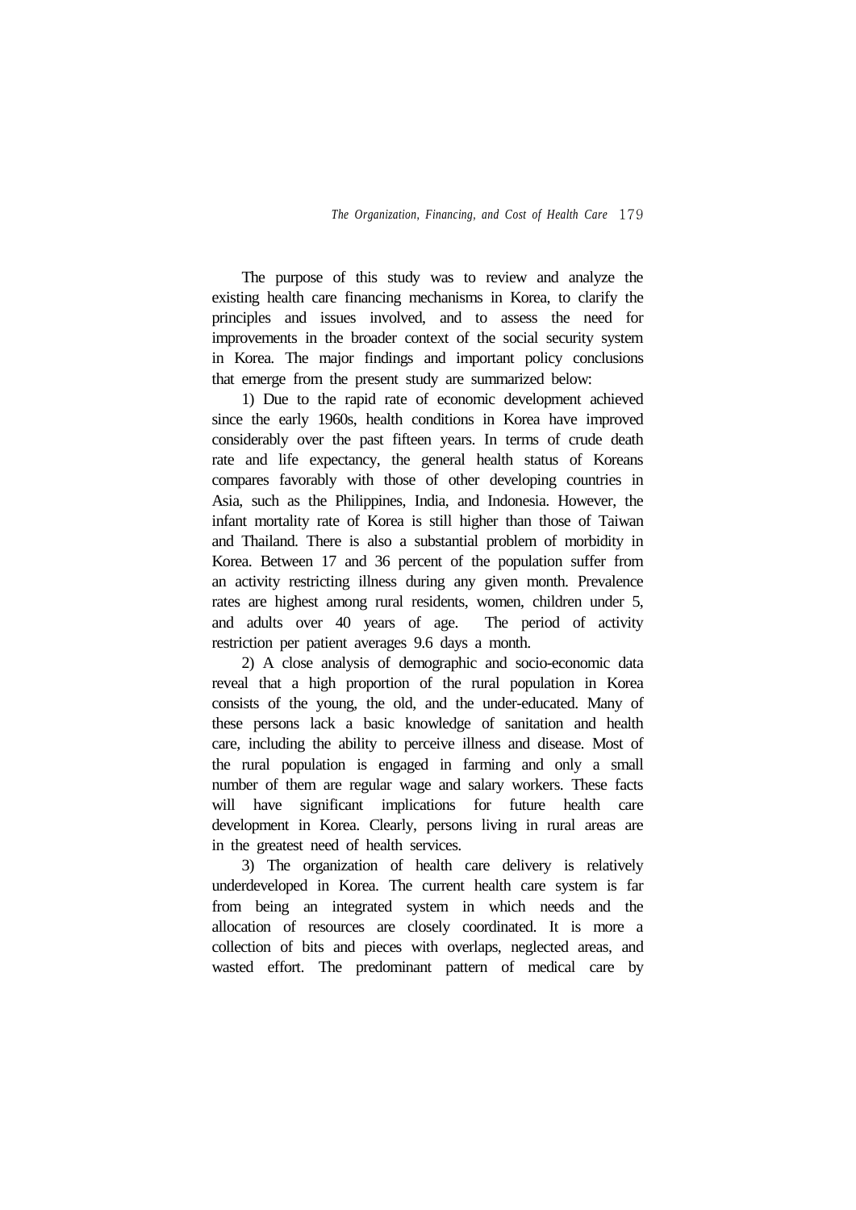The purpose of this study was to review and analyze the existing health care financing mechanisms in Korea, to clarify the principles and issues involved, and to assess the need for improvements in the broader context of the social security system in Korea. The major findings and important policy conclusions that emerge from the present study are summarized below:

1) Due to the rapid rate of economic development achieved since the early 1960s, health conditions in Korea have improved considerably over the past fifteen years. In terms of crude death rate and life expectancy, the general health status of Koreans compares favorably with those of other developing countries in Asia, such as the Philippines, India, and Indonesia. However, the infant mortality rate of Korea is still higher than those of Taiwan and Thailand. There is also a substantial problem of morbidity in Korea. Between 17 and 36 percent of the population suffer from an activity restricting illness during any given month. Prevalence rates are highest among rural residents, women, children under 5, and adults over 40 years of age. The period of activity restriction per patient averages 9.6 days a month.

2) A close analysis of demographic and socio-economic data reveal that a high proportion of the rural population in Korea consists of the young, the old, and the under-educated. Many of these persons lack a basic knowledge of sanitation and health care, including the ability to perceive illness and disease. Most of the rural population is engaged in farming and only a small number of them are regular wage and salary workers. These facts will have significant implications for future health care development in Korea. Clearly, persons living in rural areas are in the greatest need of health services.

3) The organization of health care delivery is relatively underdeveloped in Korea. The current health care system is far from being an integrated system in which needs and the allocation of resources are closely coordinated. It is more a collection of bits and pieces with overlaps, neglected areas, and wasted effort. The predominant pattern of medical care by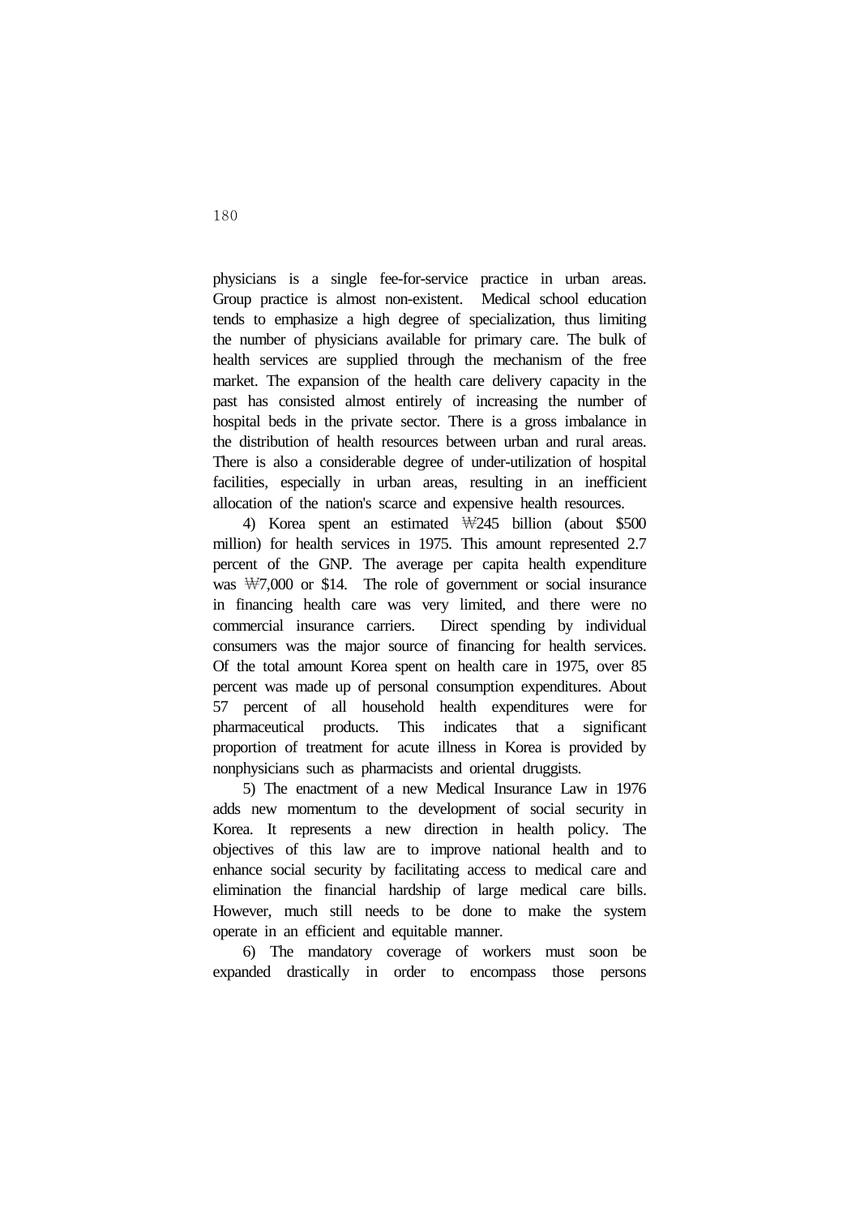physicians is a single fee-for-service practice in urban areas. Group practice is almost non-existent. Medical school education tends to emphasize a high degree of specialization, thus limiting the number of physicians available for primary care. The bulk of health services are supplied through the mechanism of the free market. The expansion of the health care delivery capacity in the past has consisted almost entirely of increasing the number of hospital beds in the private sector. There is a gross imbalance in the distribution of health resources between urban and rural areas. There is also a considerable degree of under-utilization of hospital facilities, especially in urban areas, resulting in an inefficient allocation of the nation's scarce and expensive health resources.

4) Korea spent an estimated ₩245 billion (about $500 million) for health services in 1975. This amount represented 2.7 percent of the GNP. The average per capita health expenditure was ₩7,000 or $14. The role of government or social insurance in financing health care was very limited, and there were no commercial insurance carriers. Direct spending by individual consumers was the major source of financing for health services. Of the total amount Korea spent on health care in 1975, over 85 percent was made up of personal consumption expenditures. About 57 percent of all household health expenditures were for pharmaceutical products. This indicates that a significant proportion of treatment for acute illness in Korea is provided by nonphysicians such as pharmacists and oriental druggists.

5) The enactment of a new Medical Insurance Law in 1976 adds new momentum to the development of social security in Korea. It represents a new direction in health policy. The objectives of this law are to improve national health and to enhance social security by facilitating access to medical care and elimination the financial hardship of large medical care bills. However, much still needs to be done to make the system operate in an efficient and equitable manner.

6) The mandatory coverage of workers must soon be expanded drastically in order to encompass those persons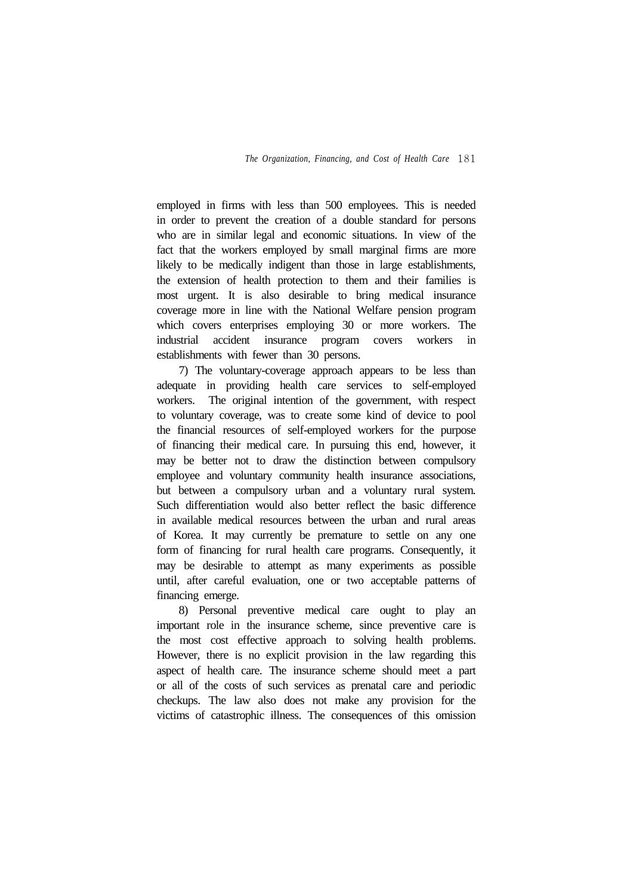employed in firms with less than 500 employees. This is needed in order to prevent the creation of a double standard for persons who are in similar legal and economic situations. In view of the fact that the workers employed by small marginal firms are more likely to be medically indigent than those in large establishments, the extension of health protection to them and their families is most urgent. It is also desirable to bring medical insurance coverage more in line with the National Welfare pension program which covers enterprises employing 30 or more workers. The industrial accident insurance program covers workers in establishments with fewer than 30 persons.

7) The voluntary-coverage approach appears to be less than adequate in providing health care services to self-employed workers. The original intention of the government, with respect to voluntary coverage, was to create some kind of device to pool the financial resources of self-employed workers for the purpose of financing their medical care. In pursuing this end, however, it may be better not to draw the distinction between compulsory employee and voluntary community health insurance associations, but between a compulsory urban and a voluntary rural system. Such differentiation would also better reflect the basic difference in available medical resources between the urban and rural areas of Korea. It may currently be premature to settle on any one form of financing for rural health care programs. Consequently, it may be desirable to attempt as many experiments as possible until, after careful evaluation, one or two acceptable patterns of financing emerge.

8) Personal preventive medical care ought to play an important role in the insurance scheme, since preventive care is the most cost effective approach to solving health problems. However, there is no explicit provision in the law regarding this aspect of health care. The insurance scheme should meet a part or all of the costs of such services as prenatal care and periodic checkups. The law also does not make any provision for the victims of catastrophic illness. The consequences of this omission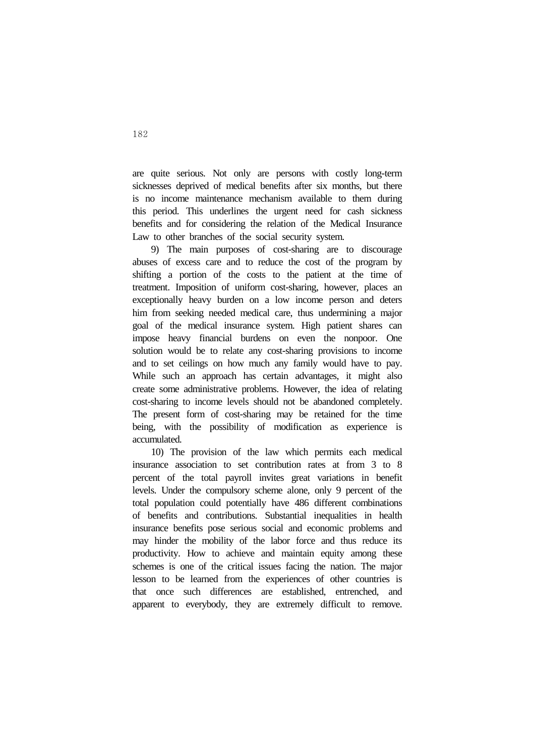are quite serious. Not only are persons with costly long-term sicknesses deprived of medical benefits after six months, but there is no income maintenance mechanism available to them during this period. This underlines the urgent need for cash sickness benefits and for considering the relation of the Medical Insurance Law to other branches of the social security system.

9) The main purposes of cost-sharing are to discourage abuses of excess care and to reduce the cost of the program by shifting a portion of the costs to the patient at the time of treatment. Imposition of uniform cost-sharing, however, places an exceptionally heavy burden on a low income person and deters him from seeking needed medical care, thus undermining a major goal of the medical insurance system. High patient shares can impose heavy financial burdens on even the nonpoor. One solution would be to relate any cost-sharing provisions to income and to set ceilings on how much any family would have to pay. While such an approach has certain advantages, it might also create some administrative problems. However, the idea of relating cost-sharing to income levels should not be abandoned completely. The present form of cost-sharing may be retained for the time being, with the possibility of modification as experience is accumulated.

10) The provision of the law which permits each medical insurance association to set contribution rates at from 3 to 8 percent of the total payroll invites great variations in benefit levels. Under the compulsory scheme alone, only 9 percent of the total population could potentially have 486 different combinations of benefits and contributions. Substantial inequalities in health insurance benefits pose serious social and economic problems and may hinder the mobility of the labor force and thus reduce its productivity. How to achieve and maintain equity among these schemes is one of the critical issues facing the nation. The major lesson to be learned from the experiences of other countries is that once such differences are established, entrenched, and apparent to everybody, they are extremely difficult to remove.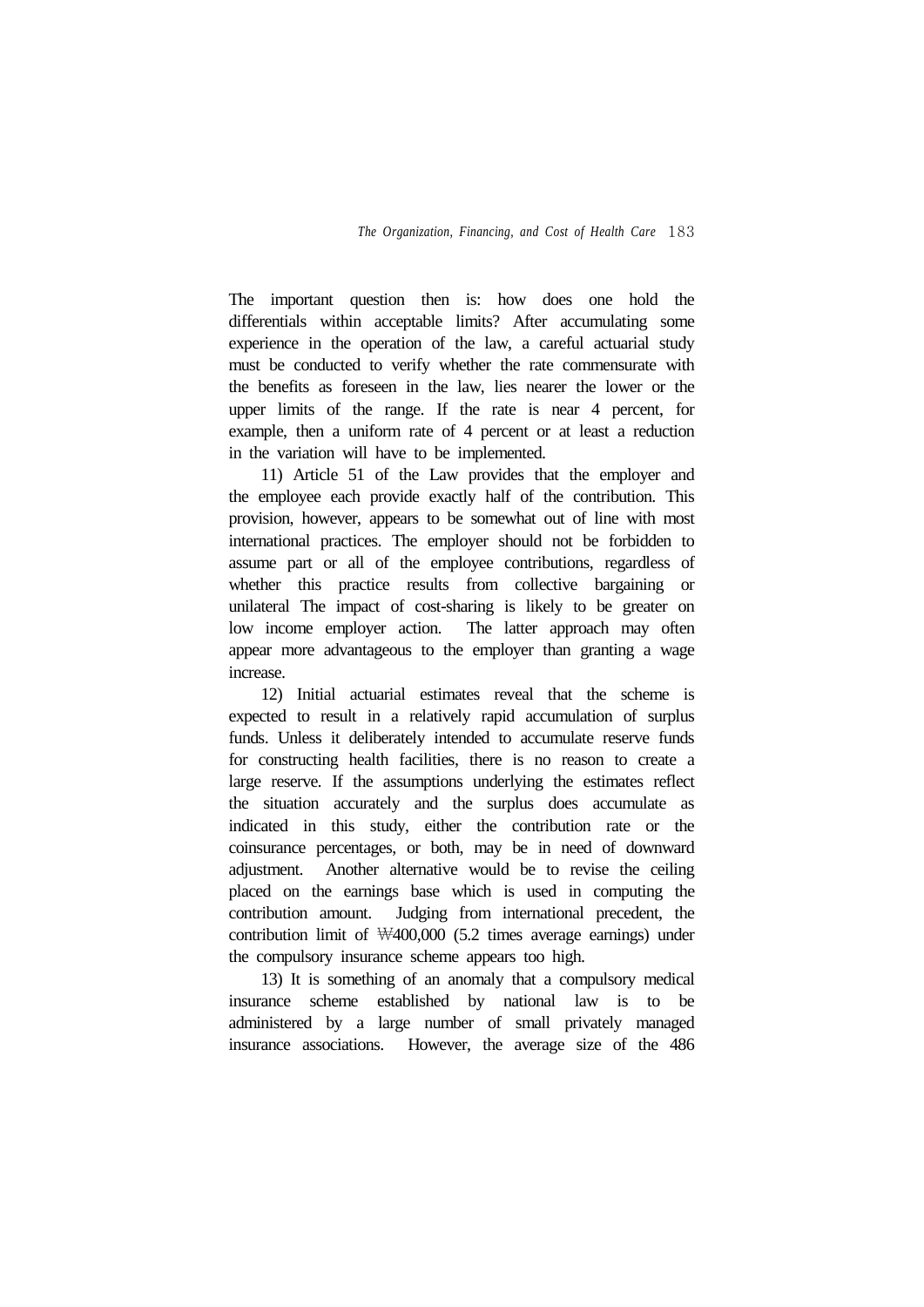The important question then is: how does one hold the differentials within acceptable limits? After accumulating some experience in the operation of the law, a careful actuarial study must be conducted to verify whether the rate commensurate with the benefits as foreseen in the law, lies nearer the lower or the upper limits of the range. If the rate is near 4 percent, for example, then a uniform rate of 4 percent or at least a reduction in the variation will have to be implemented.

11) Article 51 of the Law provides that the employer and the employee each provide exactly half of the contribution. This provision, however, appears to be somewhat out of line with most international practices. The employer should not be forbidden to assume part or all of the employee contributions, regardless of whether this practice results from collective bargaining or unilateral The impact of cost-sharing is likely to be greater on low income employer action. The latter approach may often appear more advantageous to the employer than granting a wage increase.

12) Initial actuarial estimates reveal that the scheme is expected to result in a relatively rapid accumulation of surplus funds. Unless it deliberately intended to accumulate reserve funds for constructing health facilities, there is no reason to create a large reserve. If the assumptions underlying the estimates reflect the situation accurately and the surplus does accumulate as indicated in this study, either the contribution rate or the coinsurance percentages, or both, may be in need of downward adjustment. Another alternative would be to revise the ceiling placed on the earnings base which is used in computing the contribution amount. Judging from international precedent, the contribution limit of ₩400,000 (5.2 times average earnings) under the compulsory insurance scheme appears too high.

13) It is something of an anomaly that a compulsory medical insurance scheme established by national law is to be administered by a large number of small privately managed insurance associations. However, the average size of the 486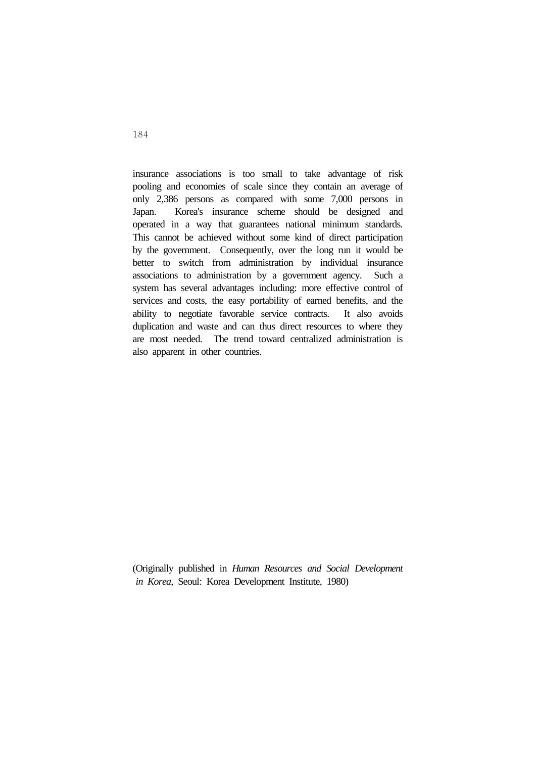insurance associations is too small to take advantage of risk pooling and economies of scale since they contain an average of only 2,386 persons as compared with some 7,000 persons in Japan. Korea's insurance scheme should be designed and operated in a way that guarantees national minimum standards. This cannot be achieved without some kind of direct participation by the government. Consequently, over the long run it would be better to switch from administration by individual insurance associations to administration by a government agency. Such a system has several advantages including: more effective control of services and costs, the easy portability of earned benefits, and the ability to negotiate favorable service contracts. It also avoids duplication and waste and can thus direct resources to where they are most needed. The trend toward centralized administration is also apparent in other countries.

(Originally published in *Human Resources and Social Development in Korea*, Seoul: Korea Development Institute, 1980)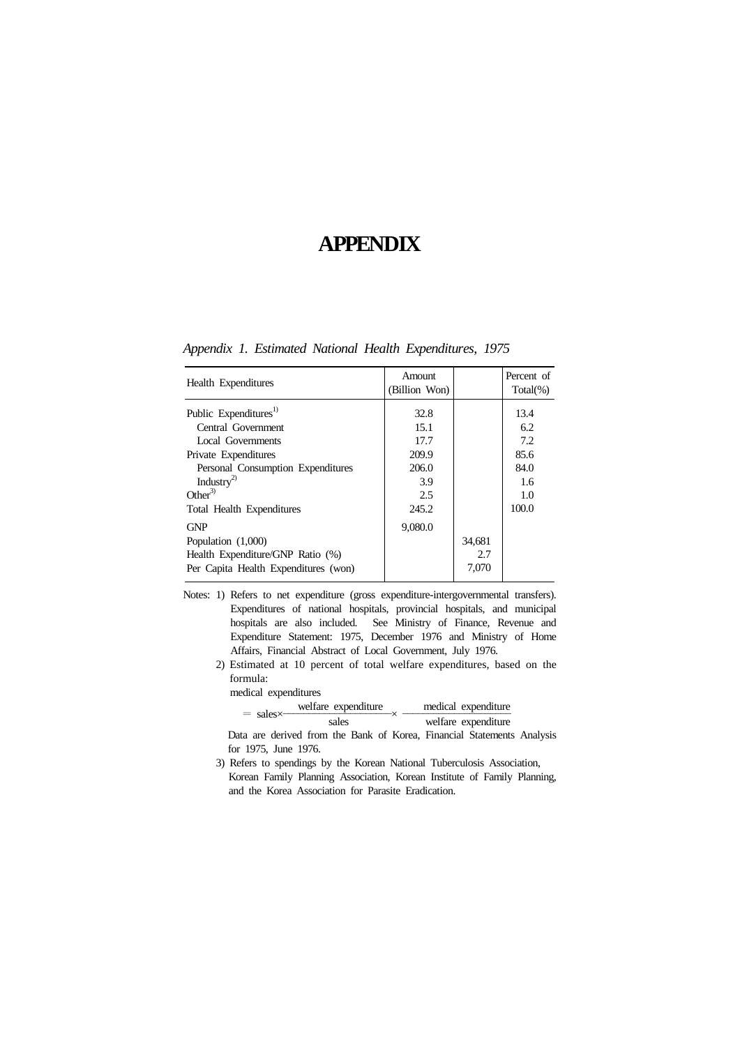# APPENDIX

*Appendix 1. Estimated National Health Expenditures, 1975*

| Health Expenditures | Amount (Billion Won) | | Percent of Total(%) |
|---|---|---|---|
| Public Expenditures[1] | 32.8 | | 13.4 |
| Central Government | 15.1 | | 6.2 |
| Local Governments | 17.7 | | 7.2 |
| Private Expenditures | 209.9 | | 85.6 |
| Personal Consumption Expenditures | 206.0 | | 84.0 |
| Industry[2] | 3.9 | | 1.6 |
| Other[3] | 2.5 | | 1.0 |
| Total Health Expenditures | 245.2 | | 100.0 |
| GNP | 9,080.0 | | |
| Population (1,000) | | 34,681 | |
| Health Expenditure/GNP Ratio (%) | | 2.7 | |
| Per Capita Health Expenditures (won) | | 7,070 | |

Notes: 1) Refers to net expenditure (gross expenditure-intergovernmental transfers). Expenditures of national hospitals, provincial hospitals, and municipal hospitals are also included. See Ministry of Finance, Revenue and Expenditure Statement: 1975, December 1976 and Ministry of Home Affairs, Financial Abstract of Local Government, July 1976.

2) Estimated at 10 percent of total welfare expenditures, based on the formula:

medical expenditures

$$= \text{sales} \times \frac{\text{welfare expenditure}}{\text{sales}} \times \frac{\text{medical expenditure}}{\text{welfare expenditure}}$$

Data are derived from the Bank of Korea, Financial Statements Analysis for 1975, June 1976.

3) Refers to spendings by the Korean National Tuberculosis Association, Korean Family Planning Association, Korean Institute of Family Planning, and the Korea Association for Parasite Eradication.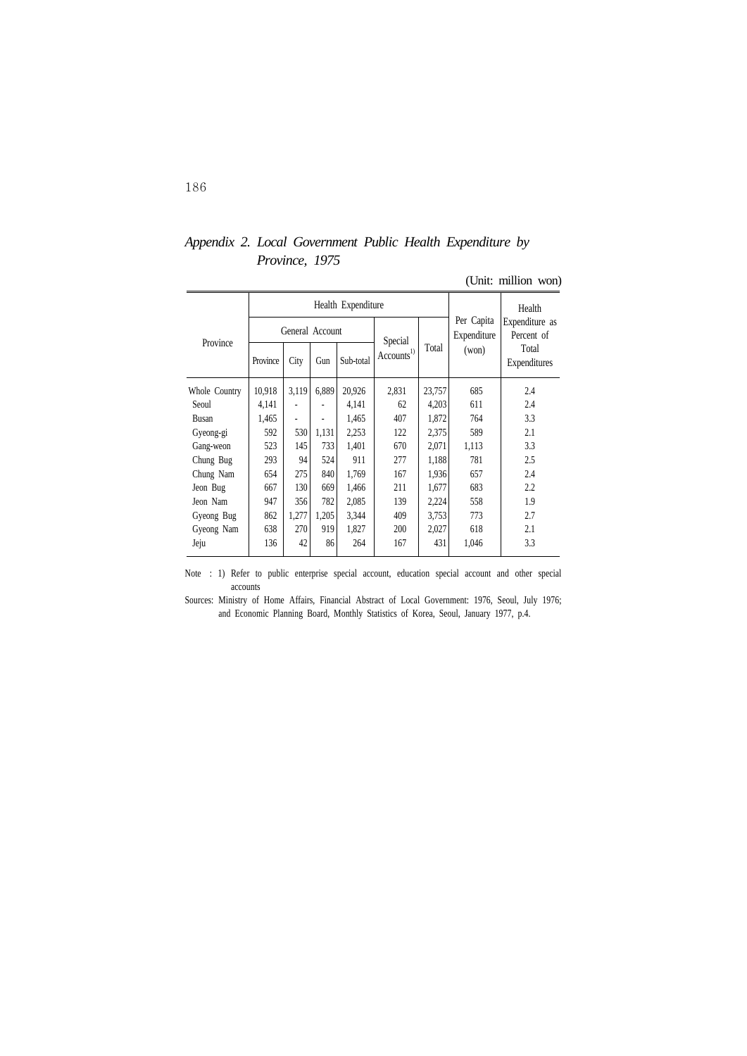## *Appendix 2. Local Government Public Health Expenditure by Province, 1975*

(Unit: million won)

| Province | Health Expenditure | | | | | | Per Capita Expenditure (won) | Health Expenditure as Percent of Total Expenditures |
|---|---|---|---|---|---|---|---|---|
| | General Account | | | | Special Accounts[1] | Total | | |
| | Province | City | Gun | Sub-total | | | | |
| Whole Country | 10,918 | 3,119 | 6,889 | 20,926 | 2,831 | 23,757 | 685 | 2.4 |
| Seoul | 4,141 | - | - | 4,141 | 62 | 4,203 | 611 | 2.4 |
| Busan | 1,465 | - | - | 1,465 | 407 | 1,872 | 764 | 3.3 |
| Gyeong-gi | 592 | 530 | 1,131 | 2,253 | 122 | 2,375 | 589 | 2.1 |
| Gang-weon | 523 | 145 | 733 | 1,401 | 670 | 2,071 | 1,113 | 3.3 |
| Chung Bug | 293 | 94 | 524 | 911 | 277 | 1,188 | 781 | 2.5 |
| Chung Nam | 654 | 275 | 840 | 1,769 | 167 | 1,936 | 657 | 2.4 |
| Jeon Bug | 667 | 130 | 669 | 1,466 | 211 | 1,677 | 683 | 2.2 |
| Jeon Nam | 947 | 356 | 782 | 2,085 | 139 | 2,224 | 558 | 1.9 |
| Gyeong Bug | 862 | 1,277 | 1,205 | 3,344 | 409 | 3,753 | 773 | 2.7 |
| Gyeong Nam | 638 | 270 | 919 | 1,827 | 200 | 2,027 | 618 | 2.1 |
| Jeju | 136 | 42 | 86 | 264 | 167 | 431 | 1,046 | 3.3 |

Note : 1) Refer to public enterprise special account, education special account and other special accounts

Sources: Ministry of Home Affairs, Financial Abstract of Local Government: 1976, Seoul, July 1976; and Economic Planning Board, Monthly Statistics of Korea, Seoul, January 1977, p.4.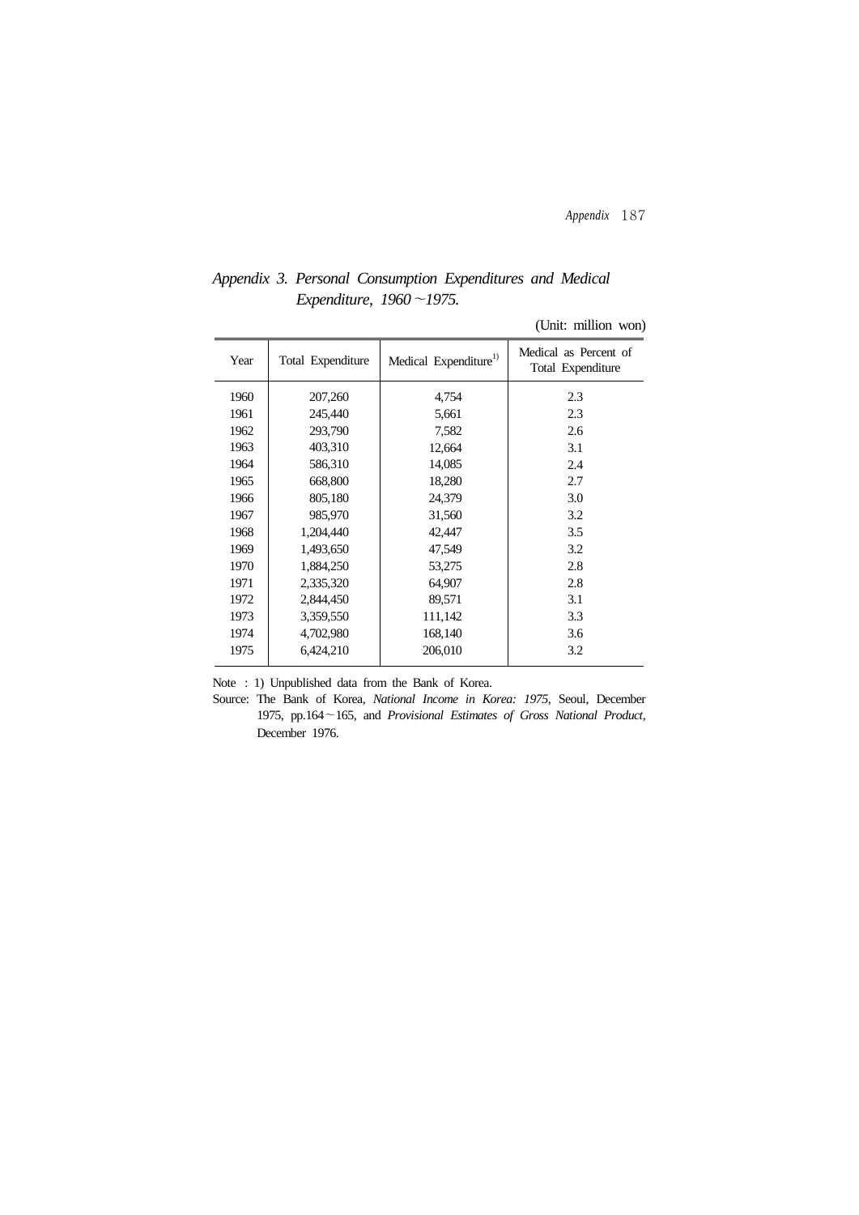*Appendix 3. Personal Consumption Expenditures and Medical Expenditure, 1960～1975.*

(Unit: million won)

| Year | Total Expenditure | Medical Expenditure[1)] | Medical as Percent of Total Expenditure |
|---|---|---|---|
| 1960 | 207,260 | 4,754 | 2.3 |
| 1961 | 245,440 | 5,661 | 2.3 |
| 1962 | 293,790 | 7,582 | 2.6 |
| 1963 | 403,310 | 12,664 | 3.1 |
| 1964 | 586,310 | 14,085 | 2.4 |
| 1965 | 668,800 | 18,280 | 2.7 |
| 1966 | 805,180 | 24,379 | 3.0 |
| 1967 | 985,970 | 31,560 | 3.2 |
| 1968 | 1,204,440 | 42,447 | 3.5 |
| 1969 | 1,493,650 | 47,549 | 3.2 |
| 1970 | 1,884,250 | 53,275 | 2.8 |
| 1971 | 2,335,320 | 64,907 | 2.8 |
| 1972 | 2,844,450 | 89,571 | 3.1 |
| 1973 | 3,359,550 | 111,142 | 3.3 |
| 1974 | 4,702,980 | 168,140 | 3.6 |
| 1975 | 6,424,210 | 206,010 | 3.2 |

Note : 1) Unpublished data from the Bank of Korea.

Source: The Bank of Korea, *National Income in Korea: 1975*, Seoul, December 1975, pp.164～165, and *Provisional Estimates of Gross National Product,* December 1976.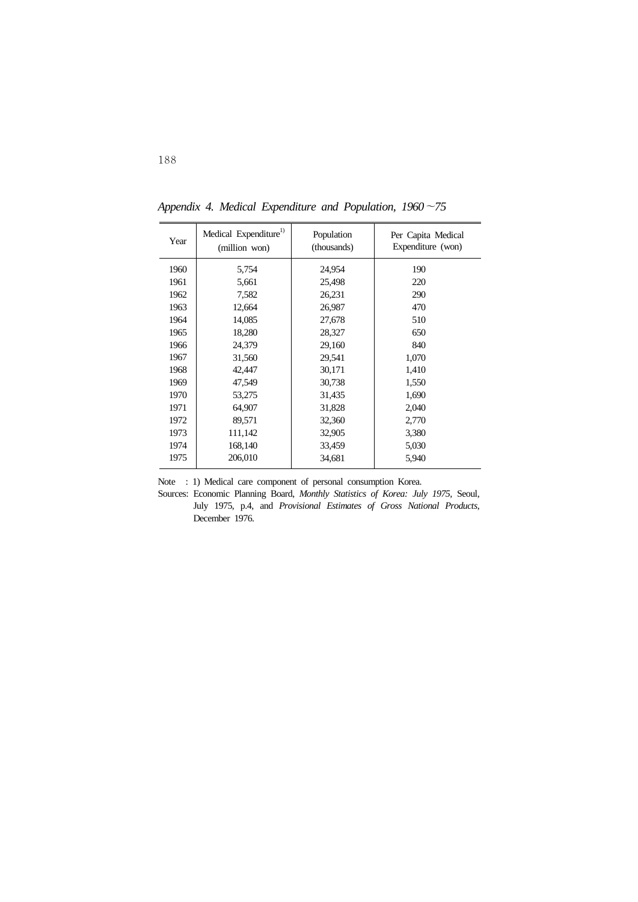*Appendix 4. Medical Expenditure and Population, 1960~75*

| Year | Medical Expenditure[1] (million won) | Population (thousands) | Per Capita Medical Expenditure (won) |
|---|---|---|---|
| 1960 | 5,754 | 24,954 | 190 |
| 1961 | 5,661 | 25,498 | 220 |
| 1962 | 7,582 | 26,231 | 290 |
| 1963 | 12,664 | 26,987 | 470 |
| 1964 | 14,085 | 27,678 | 510 |
| 1965 | 18,280 | 28,327 | 650 |
| 1966 | 24,379 | 29,160 | 840 |
| 1967 | 31,560 | 29,541 | 1,070 |
| 1968 | 42,447 | 30,171 | 1,410 |
| 1969 | 47,549 | 30,738 | 1,550 |
| 1970 | 53,275 | 31,435 | 1,690 |
| 1971 | 64,907 | 31,828 | 2,040 |
| 1972 | 89,571 | 32,360 | 2,770 |
| 1973 | 111,142 | 32,905 | 3,380 |
| 1974 | 168,140 | 33,459 | 5,030 |
| 1975 | 206,010 | 34,681 | 5,940 |

Note : 1) Medical care component of personal consumption Korea.

Sources: Economic Planning Board, *Monthly Statistics of Korea: July 1975*, Seoul, July 1975, p.4, and *Provisional Estimates of Gross National Products*, December 1976.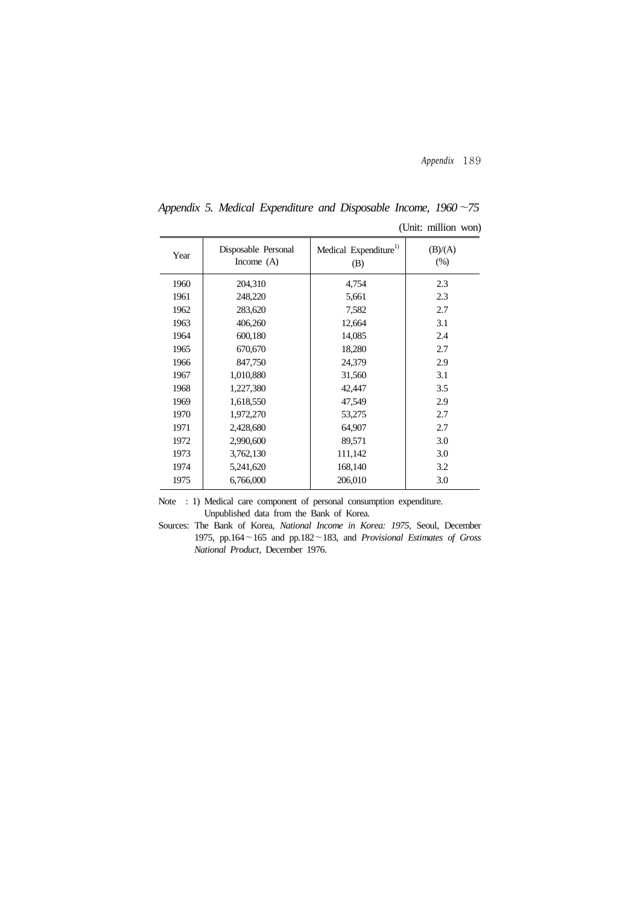*Appendix 5. Medical Expenditure and Disposable Income, 1960～75*

(Unit: million won)

| Year | Disposable Personal Income (A) | Medical Expenditure[1] (B) | (B)/(A) (%) |
|---|---|---|---|
| 1960 | 204,310 | 4,754 | 2.3 |
| 1961 | 248,220 | 5,661 | 2.3 |
| 1962 | 283,620 | 7,582 | 2.7 |
| 1963 | 406,260 | 12,664 | 3.1 |
| 1964 | 600,180 | 14,085 | 2.4 |
| 1965 | 670,670 | 18,280 | 2.7 |
| 1966 | 847,750 | 24,379 | 2.9 |
| 1967 | 1,010,880 | 31,560 | 3.1 |
| 1968 | 1,227,380 | 42,447 | 3.5 |
| 1969 | 1,618,550 | 47,549 | 2.9 |
| 1970 | 1,972,270 | 53,275 | 2.7 |
| 1971 | 2,428,680 | 64,907 | 2.7 |
| 1972 | 2,990,600 | 89,571 | 3.0 |
| 1973 | 3,762,130 | 111,142 | 3.0 |
| 1974 | 5,241,620 | 168,140 | 3.2 |
| 1975 | 6,766,000 | 206,010 | 3.0 |

Note : 1) Medical care component of personal consumption expenditure. Unpublished data from the Bank of Korea.

Sources: The Bank of Korea, *National Income in Korea: 1975*, Seoul, December 1975, pp.164～165 and pp.182～183, and *Provisional Estimates of Gross National Product*, December 1976.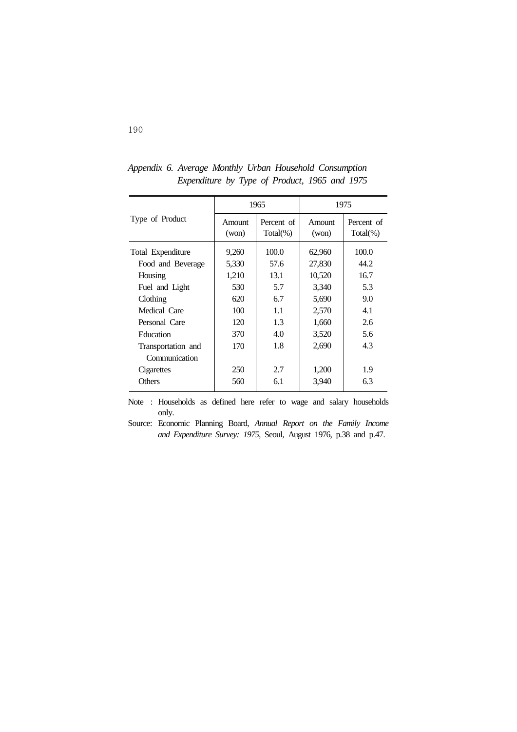*Appendix 6. Average Monthly Urban Household Consumption Expenditure by Type of Product, 1965 and 1975*

| Type of Product | 1965 | | 1975 | |
|---|---|---|---|---|
| | Amount (won) | Percent of Total(%) | Amount (won) | Percent of Total(%) |
| Total Expenditure | 9,260 | 100.0 | 62,960 | 100.0 |
| Food and Beverage | 5,330 | 57.6 | 27,830 | 44.2 |
| Housing | 1,210 | 13.1 | 10,520 | 16.7 |
| Fuel and Light | 530 | 5.7 | 3,340 | 5.3 |
| Clothing | 620 | 6.7 | 5,690 | 9.0 |
| Medical Care | 100 | 1.1 | 2,570 | 4.1 |
| Personal Care | 120 | 1.3 | 1,660 | 2.6 |
| Education | 370 | 4.0 | 3,520 | 5.6 |
| Transportation and Communication | 170 | 1.8 | 2,690 | 4.3 |
| Cigarettes | 250 | 2.7 | 1,200 | 1.9 |
| Others | 560 | 6.1 | 3,940 | 6.3 |

Note : Households as defined here refer to wage and salary households only.

Source: Economic Planning Board, *Annual Report on the Family Income and Expenditure Survey: 1975*, Seoul, August 1976, p.38 and p.47.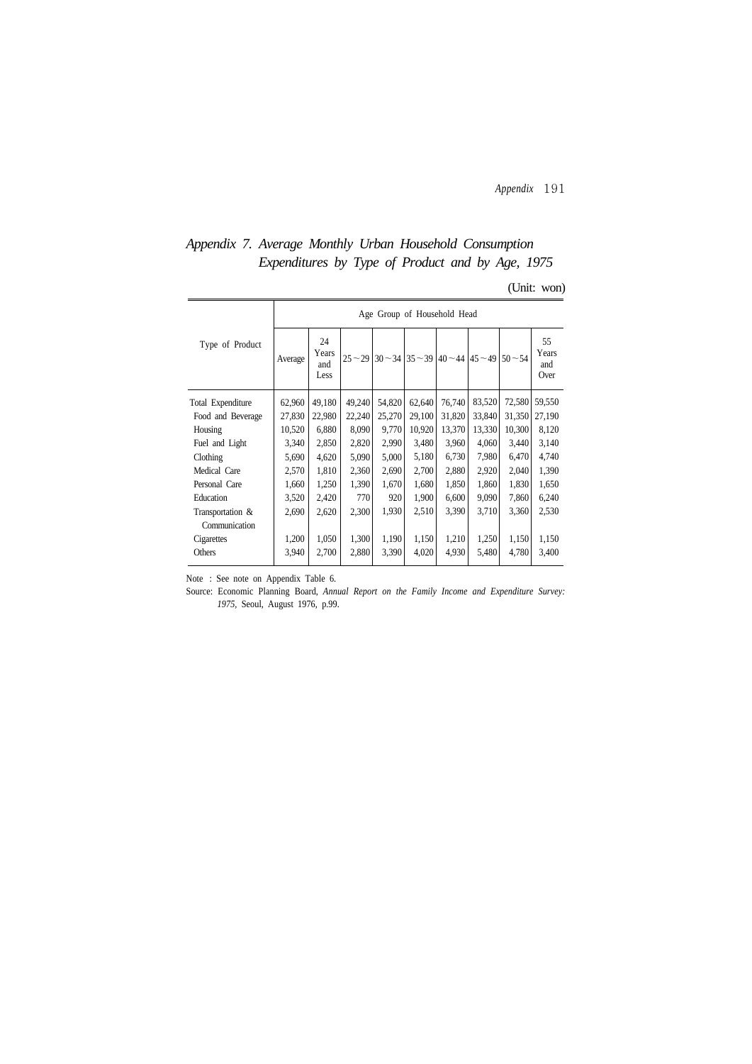## *Appendix 7. Average Monthly Urban Household Consumption Expenditures by Type of Product and by Age, 1975*

(Unit: won)

| Type of Product | Age Group of Household Head | | | | | | | | |
|---|---|---|---|---|---|---|---|---|---|
| | Average | 24 Years and Less | 25～29 | 30～34 | 35～39 | 40～44 | 45～49 | 50～54 | 55 Years and Over |
| Total Expenditure | 62,960 | 49,180 | 49,240 | 54,820 | 62,640 | 76,740 | 83,520 | 72,580 | 59,550 |
| Food and Beverage | 27,830 | 22,980 | 22,240 | 25,270 | 29,100 | 31,820 | 33,840 | 31,350 | 27,190 |
| Housing | 10,520 | 6,880 | 8,090 | 9,770 | 10,920 | 13,370 | 13,330 | 10,300 | 8,120 |
| Fuel and Light | 3,340 | 2,850 | 2,820 | 2,990 | 3,480 | 3,960 | 4,060 | 3,440 | 3,140 |
| Clothing | 5,690 | 4,620 | 5,090 | 5,000 | 5,180 | 6,730 | 7,980 | 6,470 | 4,740 |
| Medical Care | 2,570 | 1,810 | 2,360 | 2,690 | 2,700 | 2,880 | 2,920 | 2,040 | 1,390 |
| Personal Care | 1,660 | 1,250 | 1,390 | 1,670 | 1,680 | 1,850 | 1,860 | 1,830 | 1,650 |
| Education | 3,520 | 2,420 | 770 | 920 | 1,900 | 6,600 | 9,090 | 7,860 | 6,240 |
| Transportation & Communication | 2,690 | 2,620 | 2,300 | 1,930 | 2,510 | 3,390 | 3,710 | 3,360 | 2,530 |
| Cigarettes | 1,200 | 1,050 | 1,300 | 1,190 | 1,150 | 1,210 | 1,250 | 1,150 | 1,150 |
| Others | 3,940 | 2,700 | 2,880 | 3,390 | 4,020 | 4,930 | 5,480 | 4,780 | 3,400 |

Note : See note on Appendix Table 6.

Source: Economic Planning Board, *Annual Report on the Family Income and Expenditure Survey: 1975*, Seoul, August 1976, p.99.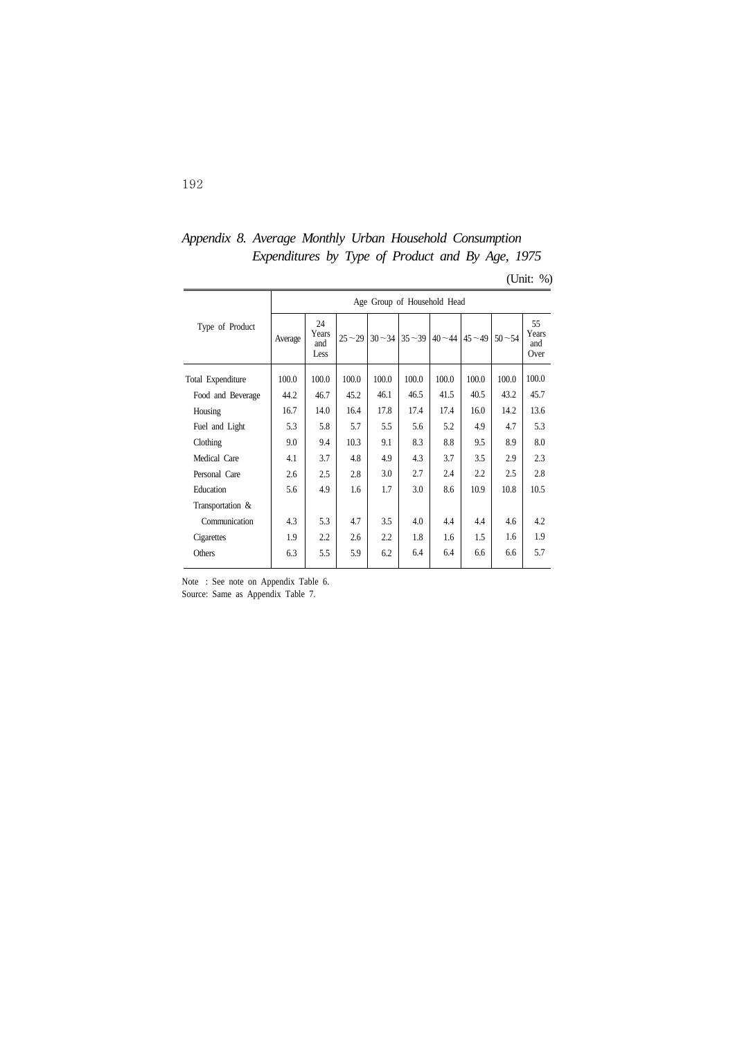*Appendix 8. Average Monthly Urban Household Consumption Expenditures by Type of Product and By Age, 1975*

(Unit: %)

| Type of Product | Age Group of Household Head | | | | | | | | |
|---|---|---|---|---|---|---|---|---|---|
| | Average | 24 Years and Less | 25～29 | 30～34 | 35～39 | 40～44 | 45～49 | 50～54 | 55 Years and Over |
| Total Expenditure | 100.0 | 100.0 | 100.0 | 100.0 | 100.0 | 100.0 | 100.0 | 100.0 | 100.0 |
| Food and Beverage | 44.2 | 46.7 | 45.2 | 46.1 | 46.5 | 41.5 | 40.5 | 43.2 | 45.7 |
| Housing | 16.7 | 14.0 | 16.4 | 17.8 | 17.4 | 17.4 | 16.0 | 14.2 | 13.6 |
| Fuel and Light | 5.3 | 5.8 | 5.7 | 5.5 | 5.6 | 5.2 | 4.9 | 4.7 | 5.3 |
| Clothing | 9.0 | 9.4 | 10.3 | 9.1 | 8.3 | 8.8 | 9.5 | 8.9 | 8.0 |
| Medical Care | 4.1 | 3.7 | 4.8 | 4.9 | 4.3 | 3.7 | 3.5 | 2.9 | 2.3 |
| Personal Care | 2.6 | 2.5 | 2.8 | 3.0 | 2.7 | 2.4 | 2.2 | 2.5 | 2.8 |
| Education | 5.6 | 4.9 | 1.6 | 1.7 | 3.0 | 8.6 | 10.9 | 10.8 | 10.5 |
| Transportation & Communication | 4.3 | 5.3 | 4.7 | 3.5 | 4.0 | 4.4 | 4.4 | 4.6 | 4.2 |
| Cigarettes | 1.9 | 2.2 | 2.6 | 2.2 | 1.8 | 1.6 | 1.5 | 1.6 | 1.9 |
| Others | 6.3 | 5.5 | 5.9 | 6.2 | 6.4 | 6.4 | 6.6 | 6.6 | 5.7 |

Note : See note on Appendix Table 6.
Source: Same as Appendix Table 7.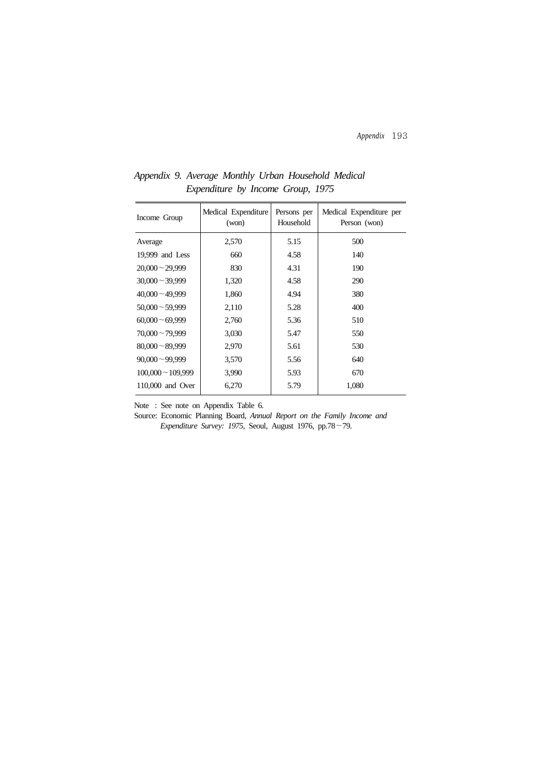*Appendix 9. Average Monthly Urban Household Medical Expenditure by Income Group, 1975*

| Income Group | Medical Expenditure (won) | Persons per Household | Medical Expenditure per Person (won) |
|---|---|---|---|
| Average | 2,570 | 5.15 | 500 |
| 19,999 and Less | 660 | 4.58 | 140 |
| 20,000～29,999 | 830 | 4.31 | 190 |
| 30,000～39,999 | 1,320 | 4.58 | 290 |
| 40,000～49,999 | 1,860 | 4.94 | 380 |
| 50,000～59,999 | 2,110 | 5.28 | 400 |
| 60,000～69,999 | 2,760 | 5.36 | 510 |
| 70,000～79,999 | 3,030 | 5.47 | 550 |
| 80,000～89,999 | 2,970 | 5.61 | 530 |
| 90,000～99,999 | 3,570 | 5.56 | 640 |
| 100,000～109,999 | 3,990 | 5.93 | 670 |
| 110,000 and Over | 6,270 | 5.79 | 1,080 |

Note : See note on Appendix Table 6.

Source: Economic Planning Board, *Annual Report on the Family Income and Expenditure Survey: 1975*, Seoul, August 1976, pp.78～79.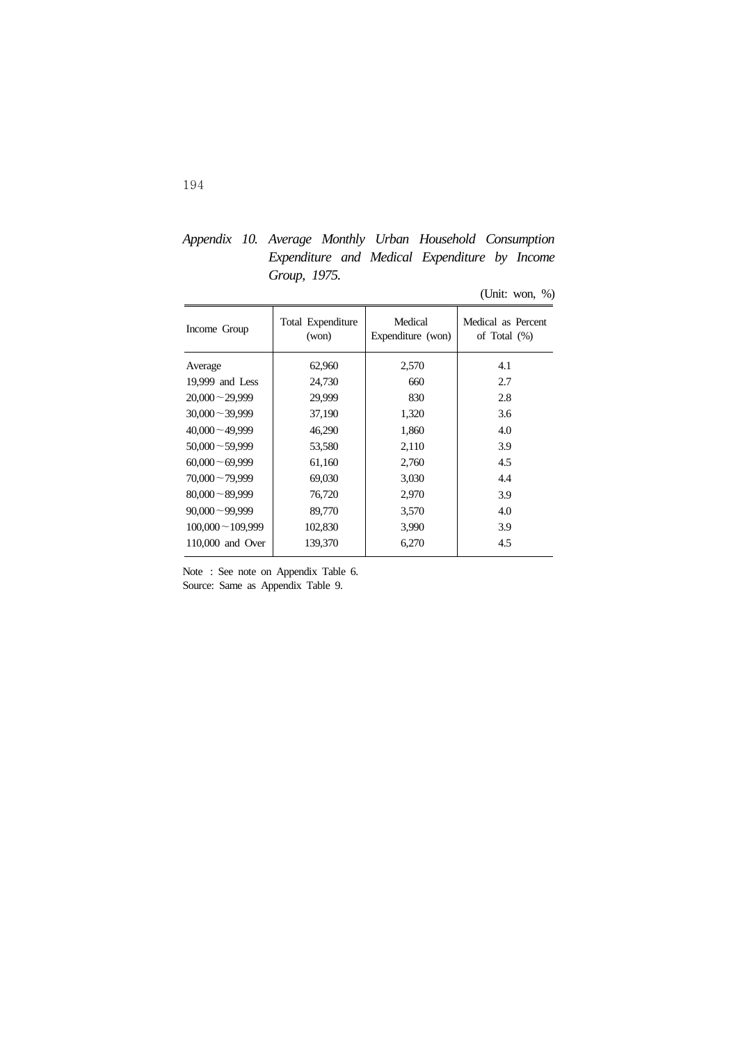*Appendix 10. Average Monthly Urban Household Consumption Expenditure and Medical Expenditure by Income Group, 1975.*

(Unit: won, %)

| Income Group | Total Expenditure (won) | Medical Expenditure (won) | Medical as Percent of Total (%) |
|---|---|---|---|
| Average | 62,960 | 2,570 | 4.1 |
| 19,999 and Less | 24,730 | 660 | 2.7 |
| 20,000～29,999 | 29,999 | 830 | 2.8 |
| 30,000～39,999 | 37,190 | 1,320 | 3.6 |
| 40,000～49,999 | 46,290 | 1,860 | 4.0 |
| 50,000～59,999 | 53,580 | 2,110 | 3.9 |
| 60,000～69,999 | 61,160 | 2,760 | 4.5 |
| 70,000～79,999 | 69,030 | 3,030 | 4.4 |
| 80,000～89,999 | 76,720 | 2,970 | 3.9 |
| 90,000～99,999 | 89,770 | 3,570 | 4.0 |
| 100,000～109,999 | 102,830 | 3,990 | 3.9 |
| 110,000 and Over | 139,370 | 6,270 | 4.5 |

Note : See note on Appendix Table 6.
Source: Same as Appendix Table 9.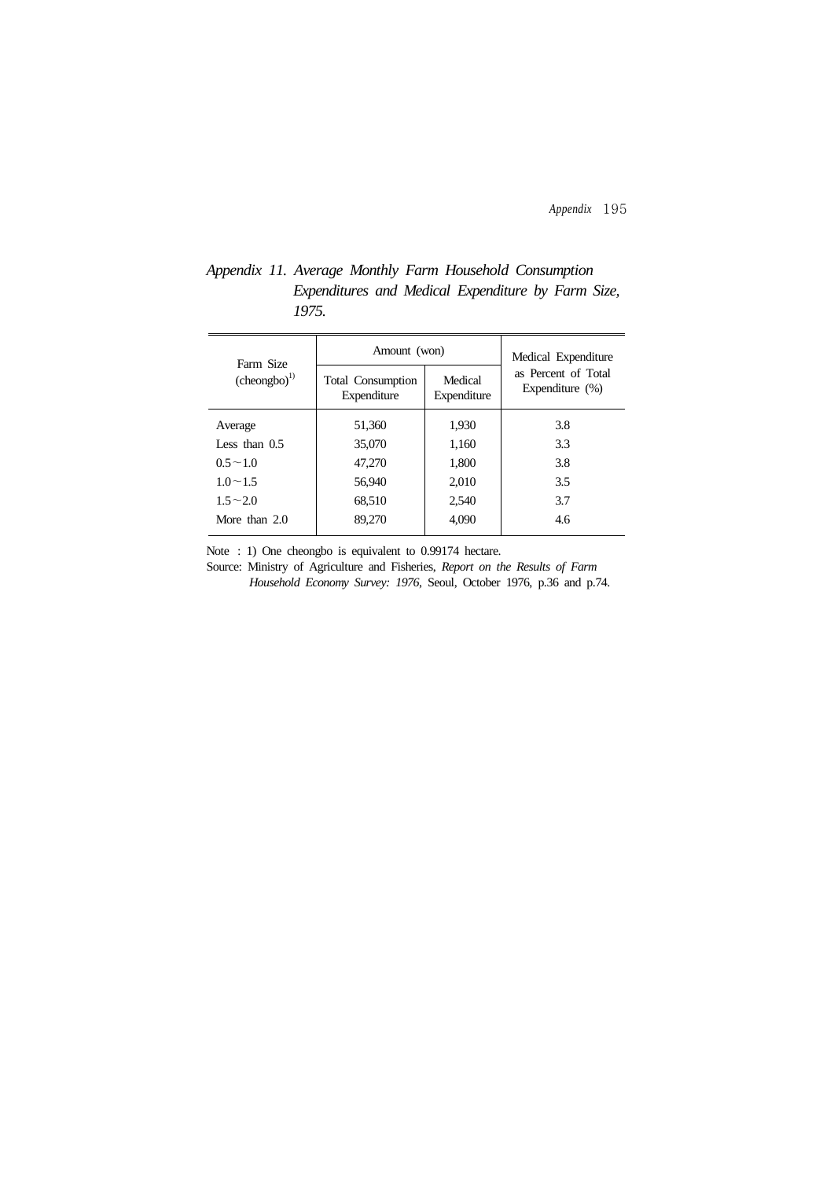*Appendix 11. Average Monthly Farm Household Consumption Expenditures and Medical Expenditure by Farm Size, 1975.*

| Farm Size (cheongbo)[1] | Amount (won) | | Medical Expenditure as Percent of Total Expenditure (%) |
|---|---|---|---|
| | Total Consumption Expenditure | Medical Expenditure | |
| Average | 51,360 | 1,930 | 3.8 |
| Less than 0.5 | 35,070 | 1,160 | 3.3 |
| 0.5 ~ 1.0 | 47,270 | 1,800 | 3.8 |
| 1.0 ~ 1.5 | 56,940 | 2,010 | 3.5 |
| 1.5 ~ 2.0 | 68,510 | 2,540 | 3.7 |
| More than 2.0 | 89,270 | 4,090 | 4.6 |

Note : 1) One cheongbo is equivalent to 0.99174 hectare.

Source: Ministry of Agriculture and Fisheries, *Report on the Results of Farm Household Economy Survey: 1976*, Seoul, October 1976, p.36 and p.74.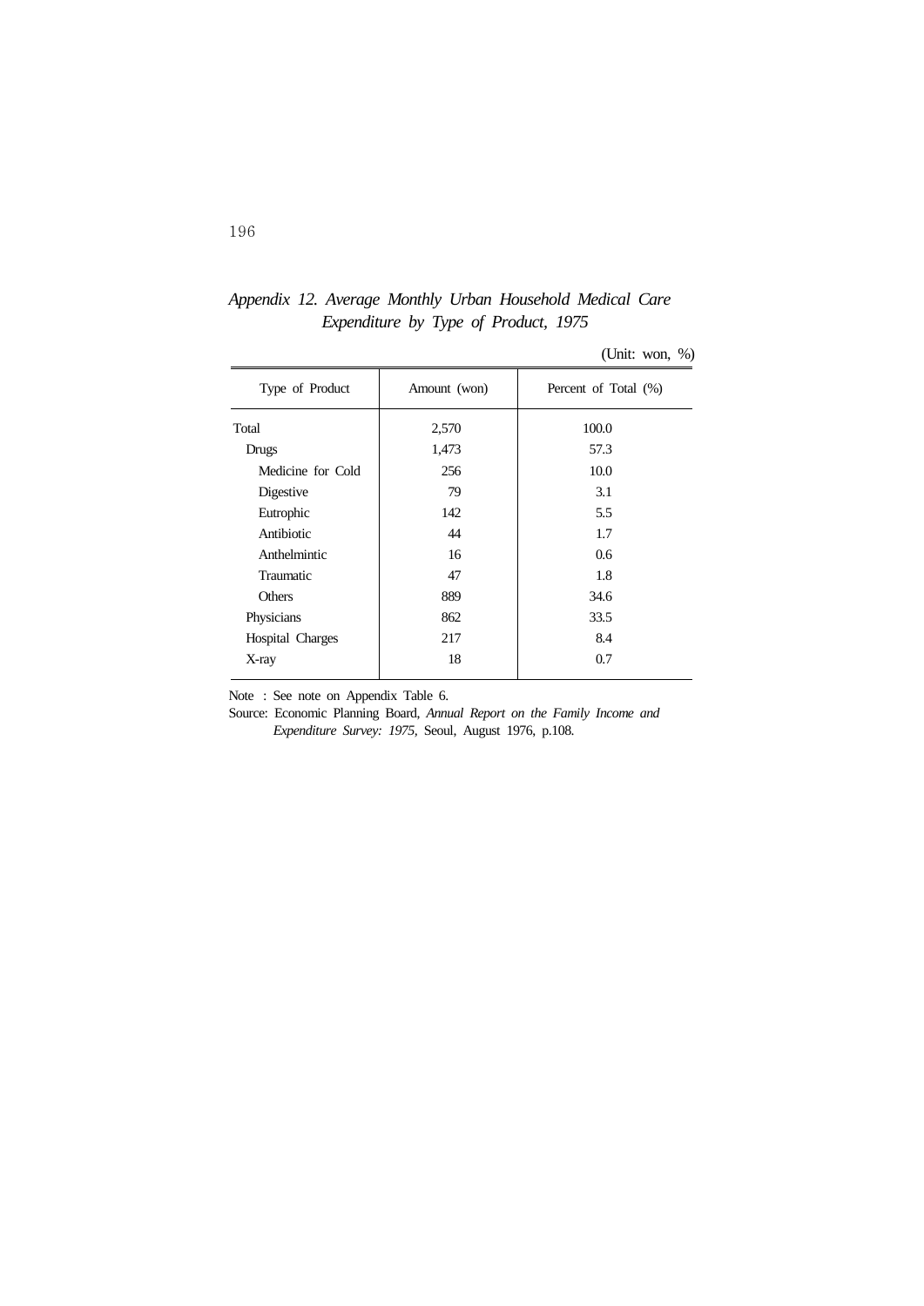*Appendix 12. Average Monthly Urban Household Medical Care Expenditure by Type of Product, 1975*

(Unit: won, %)

| Type of Product | Amount (won) | Percent of Total (%) |
|---|---|---|
| Total | 2,570 | 100.0 |
| Drugs | 1,473 | 57.3 |
| Medicine for Cold | 256 | 10.0 |
| Digestive | 79 | 3.1 |
| Eutrophic | 142 | 5.5 |
| Antibiotic | 44 | 1.7 |
| Anthelmintic | 16 | 0.6 |
| Traumatic | 47 | 1.8 |
| Others | 889 | 34.6 |
| Physicians | 862 | 33.5 |
| Hospital Charges | 217 | 8.4 |
| X-ray | 18 | 0.7 |

Note : See note on Appendix Table 6.

Source: Economic Planning Board, *Annual Report on the Family Income and Expenditure Survey: 1975,* Seoul, August 1976, p.108.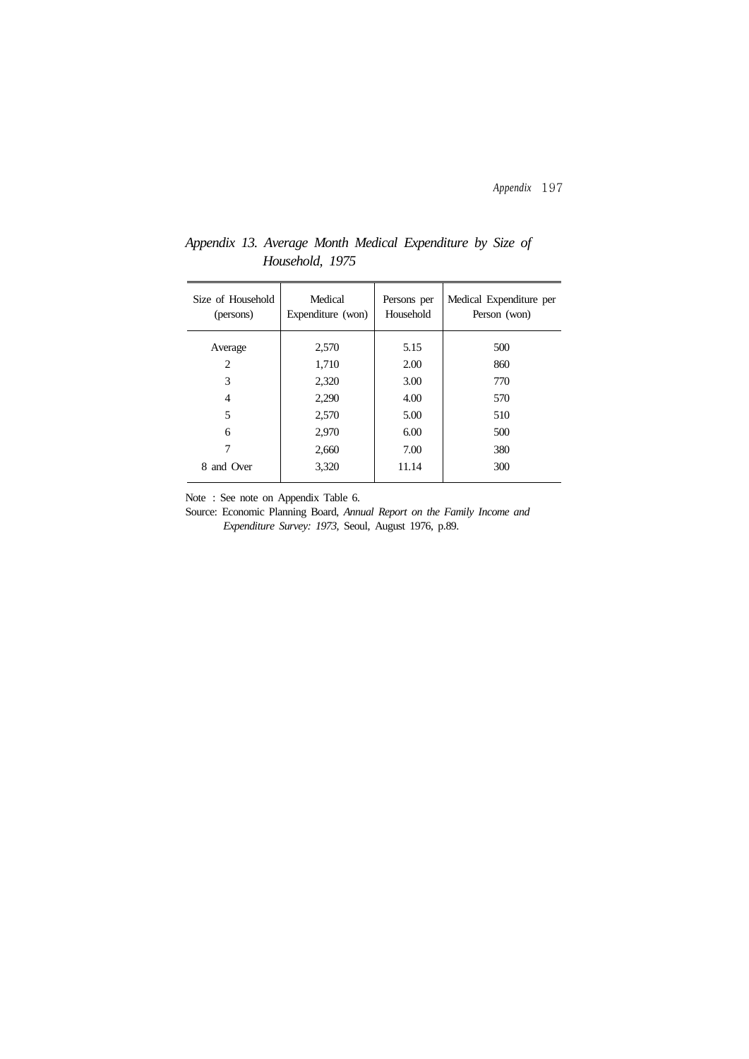*Appendix 13. Average Month Medical Expenditure by Size of Household, 1975*

| Size of Household (persons) | Medical Expenditure (won) | Persons per Household | Medical Expenditure per Person (won) |
|---|---|---|---|
| Average | 2,570 | 5.15 | 500 |
| 2 | 1,710 | 2.00 | 860 |
| 3 | 2,320 | 3.00 | 770 |
| 4 | 2,290 | 4.00 | 570 |
| 5 | 2,570 | 5.00 | 510 |
| 6 | 2,970 | 6.00 | 500 |
| 7 | 2,660 | 7.00 | 380 |
| 8 and Over | 3,320 | 11.14 | 300 |

Note : See note on Appendix Table 6.

Source: Economic Planning Board, *Annual Report on the Family Income and Expenditure Survey: 1973*, Seoul, August 1976, p.89.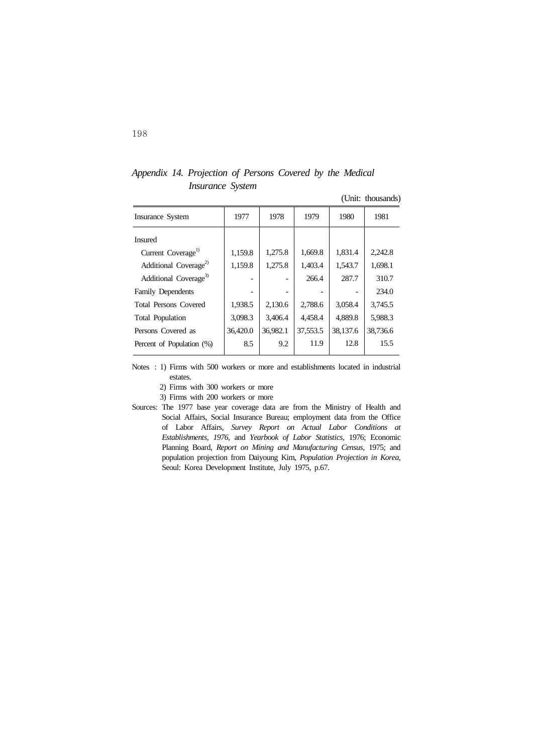## *Appendix 14. Projection of Persons Covered by the Medical Insurance System*

(Unit: thousands)

| Insurance System | 1977 | 1978 | 1979 | 1980 | 1981 |
|---|---|---|---|---|---|
| Insured | | | | | |
| Current Coverage[1] | 1,159.8 | 1,275.8 | 1,669.8 | 1,831.4 | 2,242.8 |
| Additional Coverage[2] | 1,159.8 | 1,275.8 | 1,403.4 | 1,543.7 | 1,698.1 |
| Additional Coverage[3] | - | - | 266.4 | 287.7 | 310.7 |
| Family Dependents | - | - | - | - | 234.0 |
| Total Persons Covered | 1,938.5 | 2,130.6 | 2,788.6 | 3,058.4 | 3,745.5 |
| Total Population | 3,098.3 | 3,406.4 | 4,458.4 | 4,889.8 | 5,988.3 |
| Persons Covered as | 36,420.0 | 36,982.1 | 37,553.5 | 38,137.6 | 38,736.6 |
| Percent of Population (%) | 8.5 | 9.2 | 11.9 | 12.8 | 15.5 |

Notes : 1) Firms with 500 workers or more and establishments located in industrial estates.

2) Firms with 300 workers or more

3) Firms with 200 workers or more

Sources: The 1977 base year coverage data are from the Ministry of Health and Social Affairs, Social Insurance Bureau; employment data from the Office of Labor Affairs, *Survey Report on Actual Labor Conditions at Establishments, 1976*, and *Yearbook of Labor Statistics*, 1976; Economic Planning Board, *Report on Mining and Manufacturing Census*, 1975; and population projection from Daiyoung Kim, *Population Projection in Korea,* Seoul: Korea Development Institute, July 1975, p.67.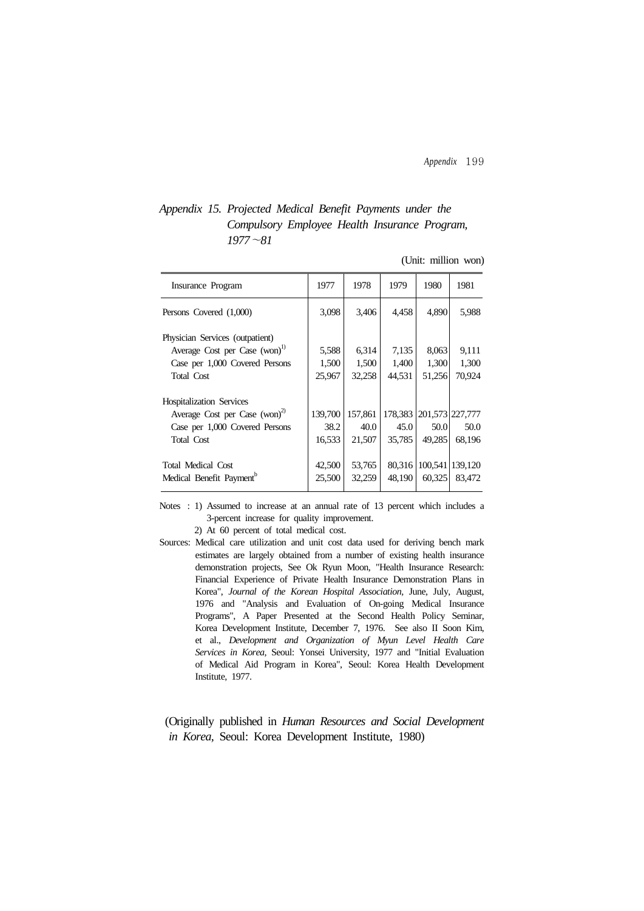*Appendix 15. Projected Medical Benefit Payments under the Compulsory Employee Health Insurance Program, 1977~81*

(Unit: million won)

| Insurance Program | 1977 | 1978 | 1979 | 1980 | 1981 |
|---|---|---|---|---|---|
| Persons Covered (1,000) | 3,098 | 3,406 | 4,458 | 4,890 | 5,988 |
| Physician Services (outpatient) | | | | | |
| Average Cost per Case (won)[1)] | 5,588 | 6,314 | 7,135 | 8,063 | 9,111 |
| Case per 1,000 Covered Persons | 1,500 | 1,500 | 1,400 | 1,300 | 1,300 |
| Total Cost | 25,967 | 32,258 | 44,531 | 51,256 | 70,924 |
| Hospitalization Services | | | | | |
| Average Cost per Case (won)[2)] | 139,700 | 157,861 | 178,383 | 201,573 | 227,777 |
| Case per 1,000 Covered Persons | 38.2 | 40.0 | 45.0 | 50.0 | 50.0 |
| Total Cost | 16,533 | 21,507 | 35,785 | 49,285 | 68,196 |
| Total Medical Cost | 42,500 | 53,765 | 80,316 | 100,541 | 139,120 |
| Medical Benefit Payment[b] | 25,500 | 32,259 | 48,190 | 60,325 | 83,472 |

Notes : 1) Assumed to increase at an annual rate of 13 percent which includes a 3-percent increase for quality improvement.

2) At 60 percent of total medical cost.

Sources: Medical care utilization and unit cost data used for deriving bench mark estimates are largely obtained from a number of existing health insurance demonstration projects, See Ok Ryun Moon, "Health Insurance Research: Financial Experience of Private Health Insurance Demonstration Plans in Korea", *Journal of the Korean Hospital Association*, June, July, August, 1976 and "Analysis and Evaluation of On-going Medical Insurance Programs", A Paper Presented at the Second Health Policy Seminar, Korea Development Institute, December 7, 1976. See also Il Soon Kim, et al., *Development and Organization of Myun Level Health Care Services in Korea*, Seoul: Yonsei University, 1977 and "Initial Evaluation of Medical Aid Program in Korea", Seoul: Korea Health Development Institute, 1977.

(Originally published in *Human Resources and Social Development in Korea*, Seoul: Korea Development Institute, 1980)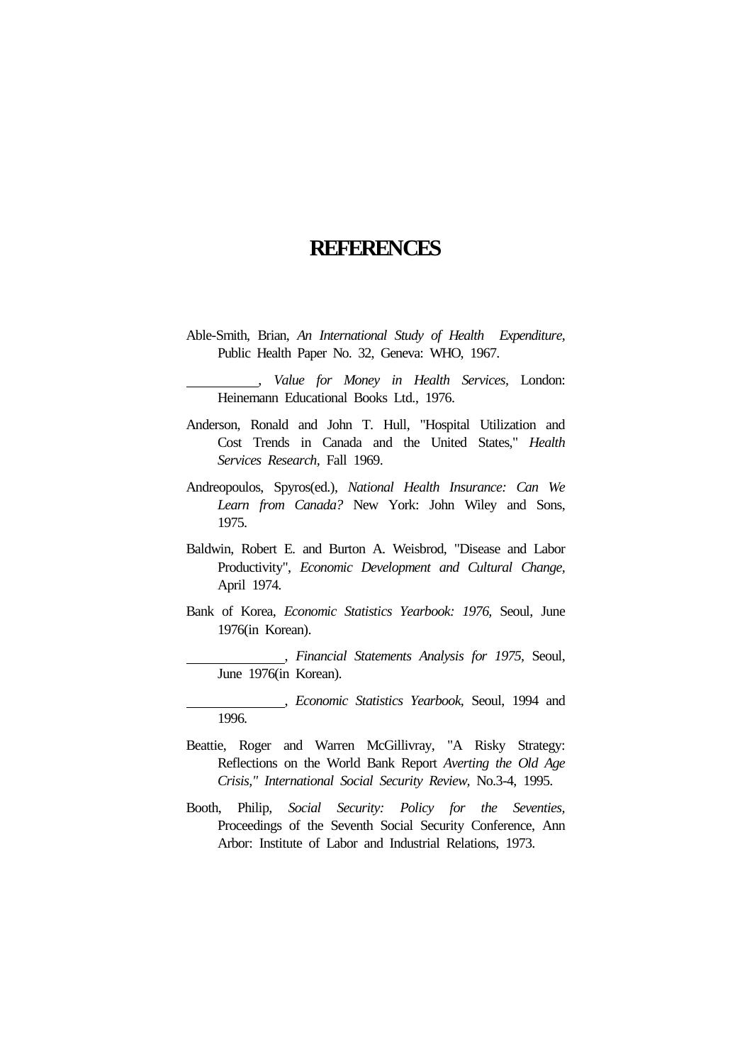# REFERENCES

Able-Smith, Brian, *An International Study of Health Expenditure*, Public Health Paper No. 32, Geneva: WHO, 1967.

\_\_\_\_\_\_\_\_\_\_, *Value for Money in Health Services*, London: Heinemann Educational Books Ltd., 1976.

Anderson, Ronald and John T. Hull, "Hospital Utilization and Cost Trends in Canada and the United States," *Health Services Research,* Fall 1969.

Andreopoulos, Spyros(ed.), *National Health Insurance: Can We Learn from Canada?* New York: John Wiley and Sons, 1975.

Baldwin, Robert E. and Burton A. Weisbrod, "Disease and Labor Productivity", *Economic Development and Cultural Change,* April 1974.

Bank of Korea, *Economic Statistics Yearbook: 1976,* Seoul, June 1976(in Korean).

\_\_\_\_\_\_\_\_\_\_\_\_\_\_, *Financial Statements Analysis for 1975,* Seoul, June 1976(in Korean).

\_\_\_\_\_\_\_\_\_\_\_\_\_\_, *Economic Statistics Yearbook,* Seoul, 1994 and 1996.

Beattie, Roger and Warren McGillivray, "A Risky Strategy: Reflections on the World Bank Report *Averting the Old Age Crisis," International Social Security Review,* No.3-4, 1995.

Booth, Philip, *Social Security: Policy for the Seventies,* Proceedings of the Seventh Social Security Conference, Ann Arbor: Institute of Labor and Industrial Relations, 1973.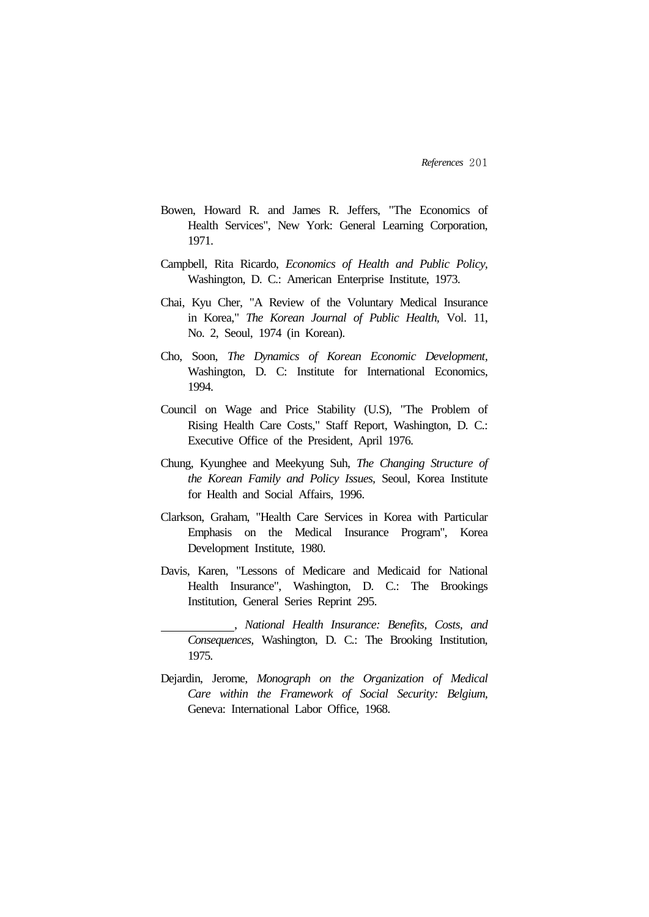Bowen, Howard R. and James R. Jeffers, "The Economics of Health Services", New York: General Learning Corporation, 1971.

Campbell, Rita Ricardo, *Economics of Health and Public Policy*, Washington, D. C.: American Enterprise Institute, 1973.

Chai, Kyu Cher, "A Review of the Voluntary Medical Insurance in Korea," *The Korean Journal of Public Health*, Vol. 11, No. 2, Seoul, 1974 (in Korean).

Cho, Soon, *The Dynamics of Korean Economic Development*, Washington, D. C: Institute for International Economics, 1994.

Council on Wage and Price Stability (U.S), "The Problem of Rising Health Care Costs," Staff Report, Washington, D. C.: Executive Office of the President, April 1976.

Chung, Kyunghee and Meekyung Suh, *The Changing Structure of the Korean Family and Policy Issues*, Seoul, Korea Institute for Health and Social Affairs, 1996.

Clarkson, Graham, "Health Care Services in Korea with Particular Emphasis on the Medical Insurance Program", Korea Development Institute, 1980.

Davis, Karen, "Lessons of Medicare and Medicaid for National Health Insurance", Washington, D. C.: The Brookings Institution, General Series Reprint 295.

\_\_\_\_\_\_\_\_\_\_\_\_, *National Health Insurance: Benefits, Costs, and Consequences*, Washington, D. C.: The Brooking Institution, 1975.

Dejardin, Jerome, *Monograph on the Organization of Medical Care within the Framework of Social Security: Belgium*, Geneva: International Labor Office, 1968.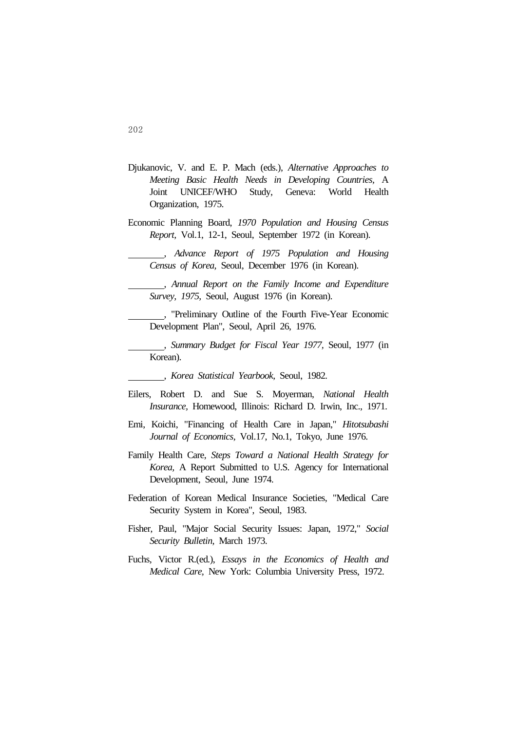Djukanovic, V. and E. P. Mach (eds.), *Alternative Approaches to Meeting Basic Health Needs in Developing Countries*, A Joint UNICEF/WHO Study, Geneva: World Health Organization, 1975.

Economic Planning Board, *1970 Population and Housing Census Report*, Vol.1, 12-1, Seoul, September 1972 (in Korean).

________, *Advance Report of 1975 Population and Housing Census of Korea*, Seoul, December 1976 (in Korean).

________, *Annual Report on the Family Income and Expenditure Survey, 1975*, Seoul, August 1976 (in Korean).

________, "Preliminary Outline of the Fourth Five-Year Economic Development Plan", Seoul, April 26, 1976.

________, *Summary Budget for Fiscal Year 1977*, Seoul, 1977 (in Korean).

________, *Korea Statistical Yearbook*, Seoul, 1982.

Eilers, Robert D. and Sue S. Moyerman, *National Health Insurance*, Homewood, Illinois: Richard D. Irwin, Inc., 1971.

Emi, Koichi, "Financing of Health Care in Japan," *Hitotsubashi Journal of Economics*, Vol.17, No.1, Tokyo, June 1976.

Family Health Care, *Steps Toward a National Health Strategy for Korea*, A Report Submitted to U.S. Agency for International Development, Seoul, June 1974.

Federation of Korean Medical Insurance Societies, "Medical Care Security System in Korea", Seoul, 1983.

Fisher, Paul, "Major Social Security Issues: Japan, 1972," *Social Security Bulletin*, March 1973.

Fuchs, Victor R.(ed.), *Essays in the Economics of Health and Medical Care*, New York: Columbia University Press, 1972.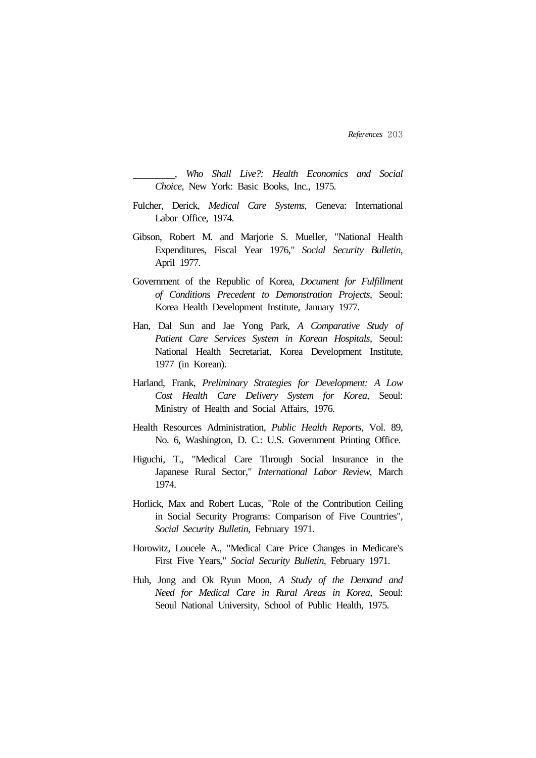________, *Who Shall Live?: Health Economics and Social Choice*, New York: Basic Books, Inc., 1975.

Fulcher, Derick, *Medical Care Systems*, Geneva: International Labor Office, 1974.

Gibson, Robert M. and Marjorie S. Mueller, "National Health Expenditures, Fiscal Year 1976," *Social Security Bulletin*, April 1977.

Government of the Republic of Korea, *Document for Fulfillment of Conditions Precedent to Demonstration Projects*, Seoul: Korea Health Development Institute, January 1977.

Han, Dal Sun and Jae Yong Park, *A Comparative Study of Patient Care Services System in Korean Hospitals*, Seoul: National Health Secretariat, Korea Development Institute, 1977 (in Korean).

Harland, Frank, *Preliminary Strategies for Development: A Low Cost Health Care Delivery System for Korea*, Seoul: Ministry of Health and Social Affairs, 1976.

Health Resources Administration, *Public Health Reports*, Vol. 89, No. 6, Washington, D. C.: U.S. Government Printing Office.

Higuchi, T., "Medical Care Through Social Insurance in the Japanese Rural Sector," *International Labor Review*, March 1974.

Horlick, Max and Robert Lucas, "Role of the Contribution Ceiling in Social Security Programs: Comparison of Five Countries", *Social Security Bulletin*, February 1971.

Horowitz, Loucele A., "Medical Care Price Changes in Medicare's First Five Years," *Social Security Bulletin*, February 1971.

Huh, Jong and Ok Ryun Moon, *A Study of the Demand and Need for Medical Care in Rural Areas in Korea*, Seoul: Seoul National University, School of Public Health, 1975.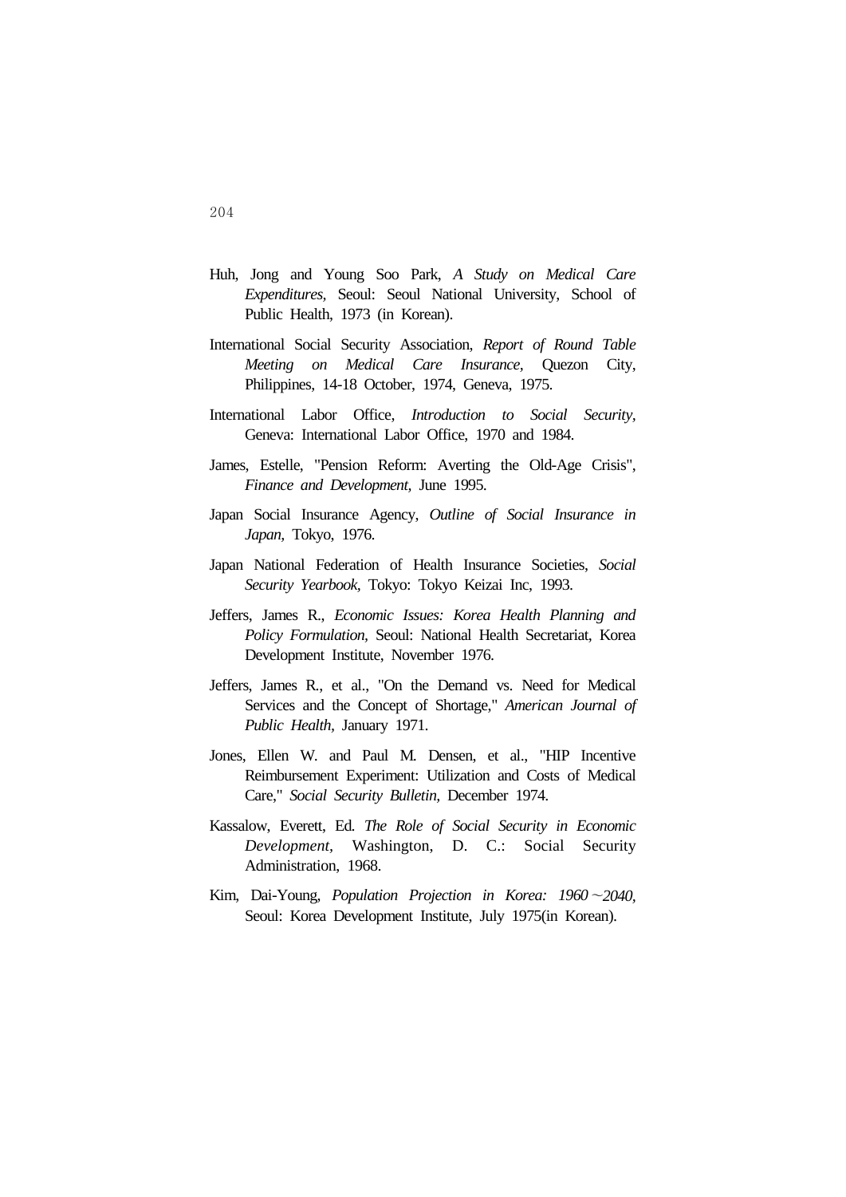Huh, Jong and Young Soo Park, *A Study on Medical Care Expenditures*, Seoul: Seoul National University, School of Public Health, 1973 (in Korean).

International Social Security Association, *Report of Round Table Meeting on Medical Care Insurance*, Quezon City, Philippines, 14-18 October, 1974, Geneva, 1975.

International Labor Office, *Introduction to Social Security*, Geneva: International Labor Office, 1970 and 1984.

James, Estelle, "Pension Reform: Averting the Old-Age Crisis", *Finance and Development*, June 1995.

Japan Social Insurance Agency, *Outline of Social Insurance in Japan*, Tokyo, 1976.

Japan National Federation of Health Insurance Societies, *Social Security Yearbook*, Tokyo: Tokyo Keizai Inc, 1993.

Jeffers, James R., *Economic Issues: Korea Health Planning and Policy Formulation*, Seoul: National Health Secretariat, Korea Development Institute, November 1976.

Jeffers, James R., et al., "On the Demand vs. Need for Medical Services and the Concept of Shortage," *American Journal of Public Health*, January 1971.

Jones, Ellen W. and Paul M. Densen, et al., "HIP Incentive Reimbursement Experiment: Utilization and Costs of Medical Care," *Social Security Bulletin*, December 1974.

Kassalow, Everett, Ed. *The Role of Social Security in Economic Development*, Washington, D. C.: Social Security Administration, 1968.

Kim, Dai-Young, *Population Projection in Korea: 1960～2040*, Seoul: Korea Development Institute, July 1975(in Korean).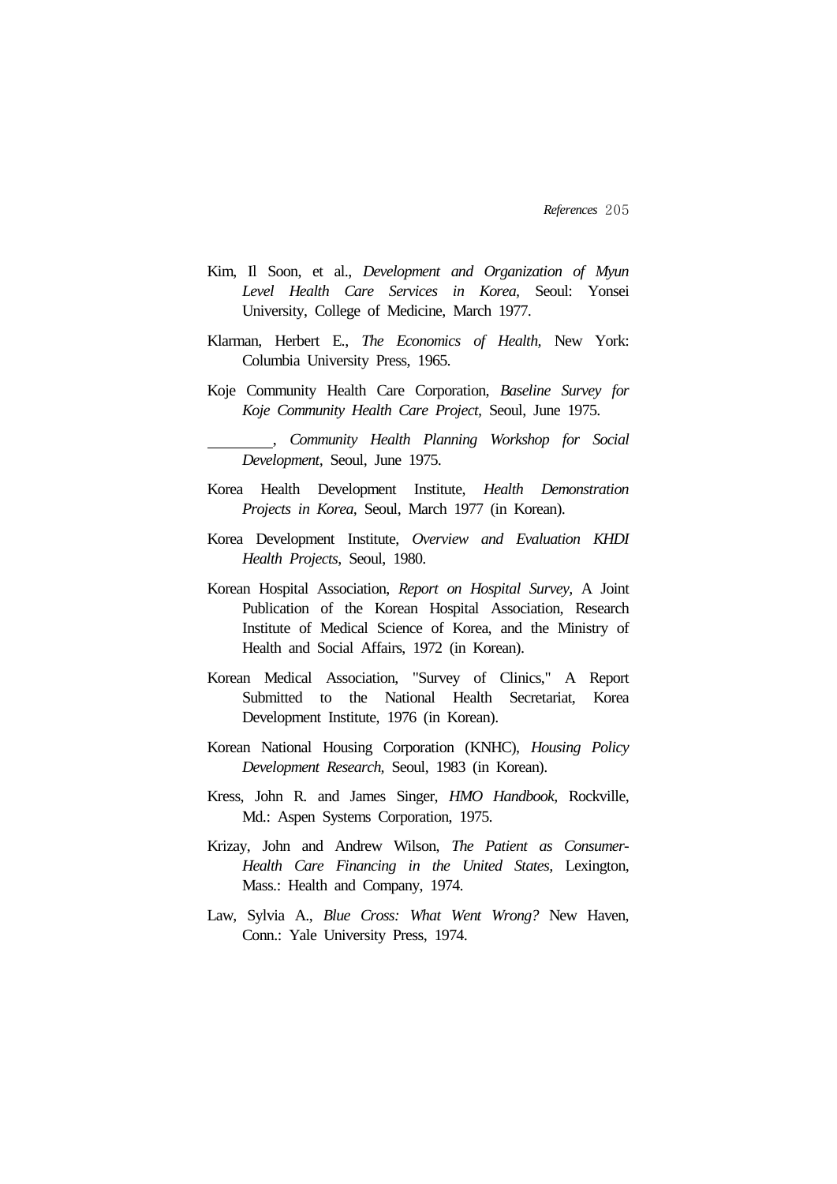Kim, Il Soon, et al., *Development and Organization of Myun Level Health Care Services in Korea*, Seoul: Yonsei University, College of Medicine, March 1977.

Klarman, Herbert E., *The Economics of Health*, New York: Columbia University Press, 1965.

Koje Community Health Care Corporation, *Baseline Survey for Koje Community Health Care Project*, Seoul, June 1975.

\_\_\_\_\_\_\_\_, *Community Health Planning Workshop for Social Development*, Seoul, June 1975.

Korea Health Development Institute, *Health Demonstration Projects in Korea*, Seoul, March 1977 (in Korean).

Korea Development Institute, *Overview and Evaluation KHDI Health Projects*, Seoul, 1980.

Korean Hospital Association, *Report on Hospital Survey*, A Joint Publication of the Korean Hospital Association, Research Institute of Medical Science of Korea, and the Ministry of Health and Social Affairs, 1972 (in Korean).

Korean Medical Association, "Survey of Clinics," A Report Submitted to the National Health Secretariat, Korea Development Institute, 1976 (in Korean).

Korean National Housing Corporation (KNHC), *Housing Policy Development Research*, Seoul, 1983 (in Korean).

Kress, John R. and James Singer, *HMO Handbook*, Rockville, Md.: Aspen Systems Corporation, 1975.

Krizay, John and Andrew Wilson, *The Patient as Consumer-Health Care Financing in the United States*, Lexington, Mass.: Health and Company, 1974.

Law, Sylvia A., *Blue Cross: What Went Wrong?* New Haven, Conn.: Yale University Press, 1974.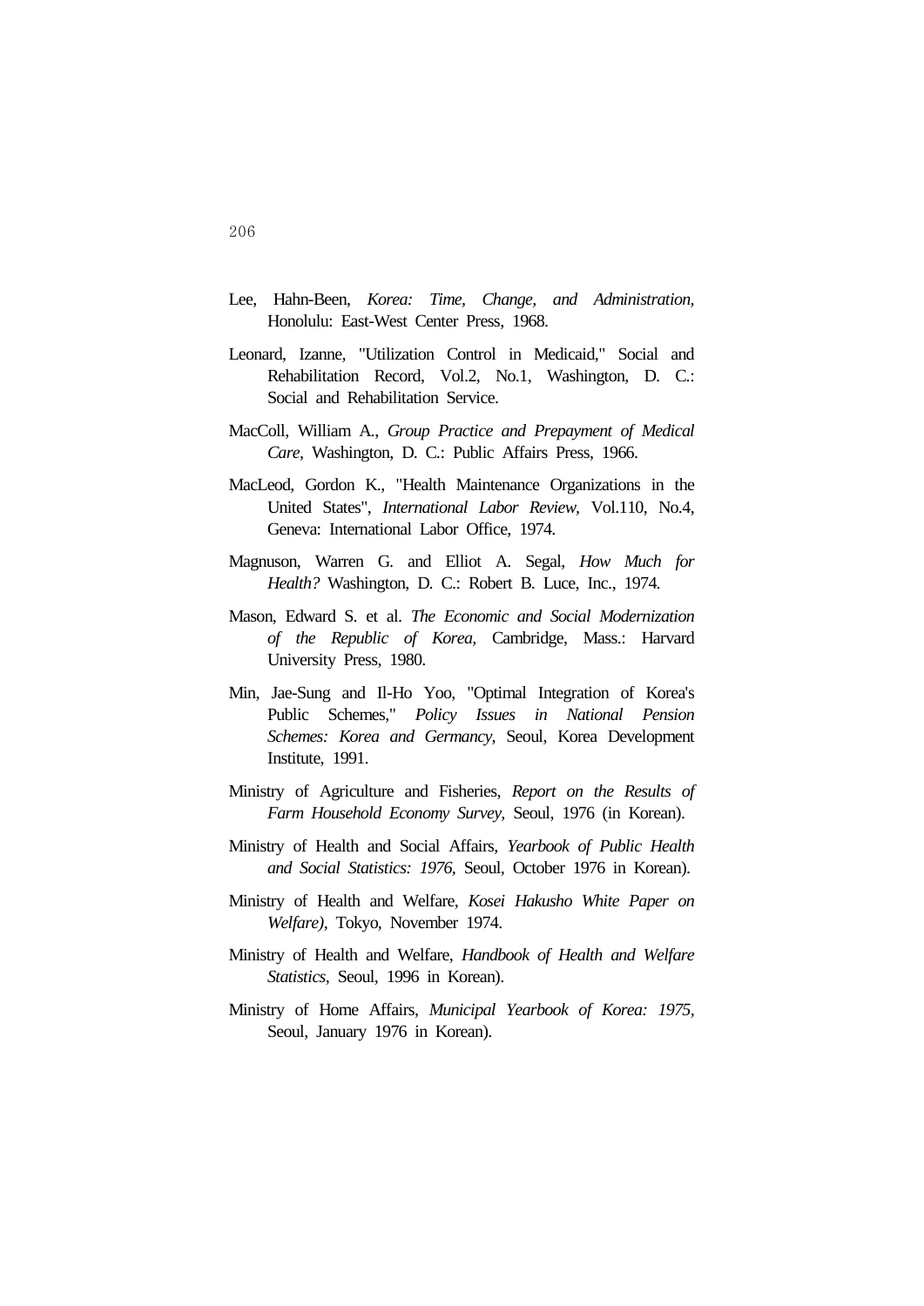Lee, Hahn-Been, *Korea: Time, Change, and Administration,* Honolulu: East-West Center Press, 1968.

Leonard, Izanne, "Utilization Control in Medicaid," Social and Rehabilitation Record, Vol.2, No.1, Washington, D. C.: Social and Rehabilitation Service.

MacColl, William A., *Group Practice and Prepayment of Medical Care,* Washington, D. C.: Public Affairs Press, 1966.

MacLeod, Gordon K., "Health Maintenance Organizations in the United States", *International Labor Review,* Vol.110, No.4, Geneva: International Labor Office, 1974.

Magnuson, Warren G. and Elliot A. Segal, *How Much for Health?* Washington, D. C.: Robert B. Luce, Inc., 1974.

Mason, Edward S. et al. *The Economic and Social Modernization of the Republic of Korea,* Cambridge, Mass.: Harvard University Press, 1980.

Min, Jae-Sung and Il-Ho Yoo, "Optimal Integration of Korea's Public Schemes," *Policy Issues in National Pension Schemes: Korea and Germancy,* Seoul, Korea Development Institute, 1991.

Ministry of Agriculture and Fisheries, *Report on the Results of Farm Household Economy Survey,* Seoul, 1976 (in Korean).

Ministry of Health and Social Affairs, *Yearbook of Public Health and Social Statistics: 1976,* Seoul, October 1976 in Korean).

Ministry of Health and Welfare, *Kosei Hakusho White Paper on Welfare),* Tokyo, November 1974.

Ministry of Health and Welfare, *Handbook of Health and Welfare Statistics,* Seoul, 1996 in Korean).

Ministry of Home Affairs, *Municipal Yearbook of Korea: 1975,* Seoul, January 1976 in Korean).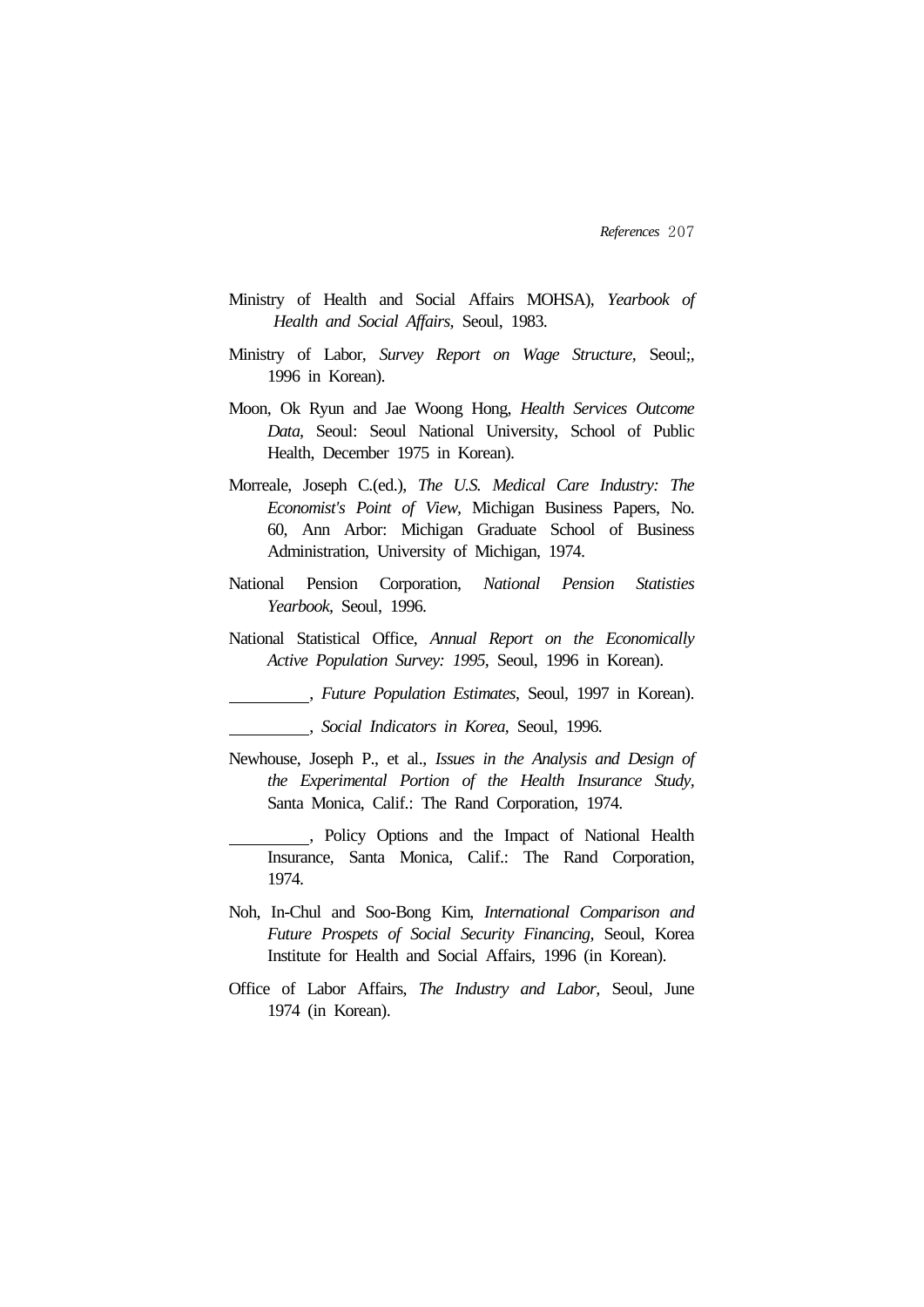Ministry of Health and Social Affairs MOHSA), *Yearbook of Health and Social Affairs,* Seoul, 1983.

Ministry of Labor, *Survey Report on Wage Structure,* Seoul;, 1996 in Korean).

Moon, Ok Ryun and Jae Woong Hong, *Health Services Outcome Data,* Seoul: Seoul National University, School of Public Health, December 1975 in Korean).

Morreale, Joseph C.(ed.), *The U.S. Medical Care Industry: The Economist's Point of View,* Michigan Business Papers, No. 60, Ann Arbor: Michigan Graduate School of Business Administration, University of Michigan, 1974.

National Pension Corporation, *National Pension Statisties Yearbook,* Seoul, 1996.

National Statistical Office, *Annual Report on the Economically Active Population Survey: 1995,* Seoul, 1996 in Korean).

__________, *Future Population Estimates*, Seoul, 1997 in Korean).

__________, *Social Indicators in Korea,* Seoul, 1996.

Newhouse, Joseph P., et al., *Issues in the Analysis and Design of the Experimental Portion of the Health Insurance Study,* Santa Monica, Calif.: The Rand Corporation, 1974.

__________, Policy Options and the Impact of National Health Insurance, Santa Monica, Calif.: The Rand Corporation, 1974.

Noh, In-Chul and Soo-Bong Kim, *International Comparison and Future Prospets of Social Security Financing,* Seoul, Korea Institute for Health and Social Affairs, 1996 (in Korean).

Office of Labor Affairs, *The Industry and Labor,* Seoul, June 1974 (in Korean).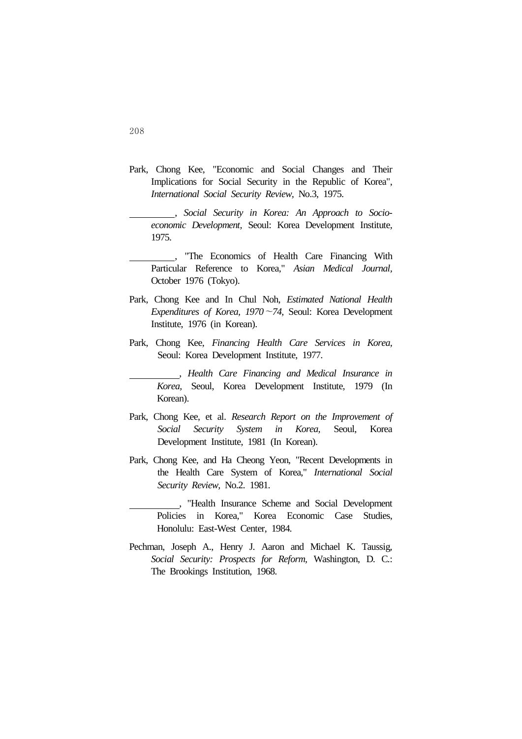Park, Chong Kee, "Economic and Social Changes and Their Implications for Social Security in the Republic of Korea", *International Social Security Review*, No.3, 1975.

__________, *Social Security in Korea: An Approach to Socio-economic Development*, Seoul: Korea Development Institute, 1975.

__________, "The Economics of Health Care Financing With Particular Reference to Korea," *Asian Medical Journal*, October 1976 (Tokyo).

Park, Chong Kee and In Chul Noh, *Estimated National Health Expenditures of Korea, 1970~74*, Seoul: Korea Development Institute, 1976 (in Korean).

Park, Chong Kee, *Financing Health Care Services in Korea*, Seoul: Korea Development Institute, 1977.

__________, *Health Care Financing and Medical Insurance in Korea*, Seoul, Korea Development Institute, 1979 (In Korean).

Park, Chong Kee, et al. *Research Report on the Improvement of Social Security System in Korea*, Seoul, Korea Development Institute, 1981 (In Korean).

Park, Chong Kee, and Ha Cheong Yeon, "Recent Developments in the Health Care System of Korea," *International Social Security Review*, No.2. 1981.

__________, "Health Insurance Scheme and Social Development Policies in Korea," Korea Economic Case Studies, Honolulu: East-West Center, 1984.

Pechman, Joseph A., Henry J. Aaron and Michael K. Taussig, *Social Security: Prospects for Reform*, Washington, D. C.: The Brookings Institution, 1968.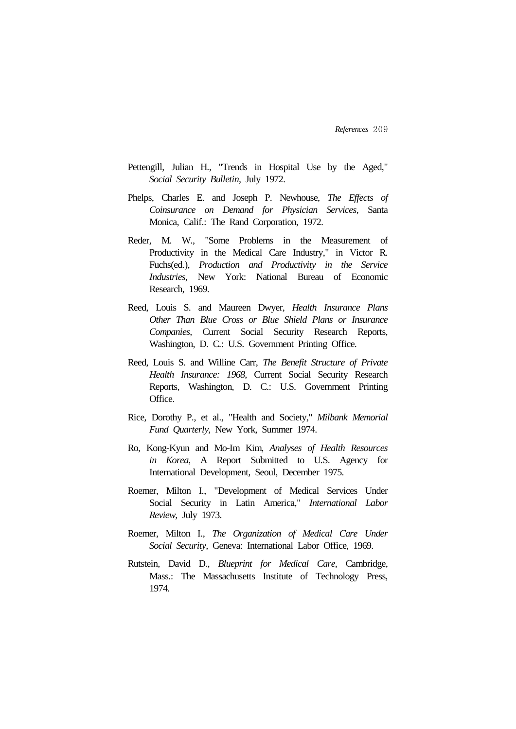Pettengill, Julian H., "Trends in Hospital Use by the Aged," *Social Security Bulletin*, July 1972.

Phelps, Charles E. and Joseph P. Newhouse, *The Effects of Coinsurance on Demand for Physician Services*, Santa Monica, Calif.: The Rand Corporation, 1972.

Reder, M. W., "Some Problems in the Measurement of Productivity in the Medical Care Industry," in Victor R. Fuchs(ed.), *Production and Productivity in the Service Industries*, New York: National Bureau of Economic Research, 1969.

Reed, Louis S. and Maureen Dwyer, *Health Insurance Plans Other Than Blue Cross or Blue Shield Plans or Insurance Companies*, Current Social Security Research Reports, Washington, D. C.: U.S. Government Printing Office.

Reed, Louis S. and Willine Carr, *The Benefit Structure of Private Health Insurance: 1968*, Current Social Security Research Reports, Washington, D. C.: U.S. Government Printing Office.

Rice, Dorothy P., et al., "Health and Society," *Milbank Memorial Fund Quarterly*, New York, Summer 1974.

Ro, Kong-Kyun and Mo-Im Kim, *Analyses of Health Resources in Korea*, A Report Submitted to U.S. Agency for International Development, Seoul, December 1975.

Roemer, Milton I., "Development of Medical Services Under Social Security in Latin America," *International Labor Review*, July 1973.

Roemer, Milton I., *The Organization of Medical Care Under Social Security*, Geneva: International Labor Office, 1969.

Rutstein, David D., *Blueprint for Medical Care*, Cambridge, Mass.: The Massachusetts Institute of Technology Press, 1974.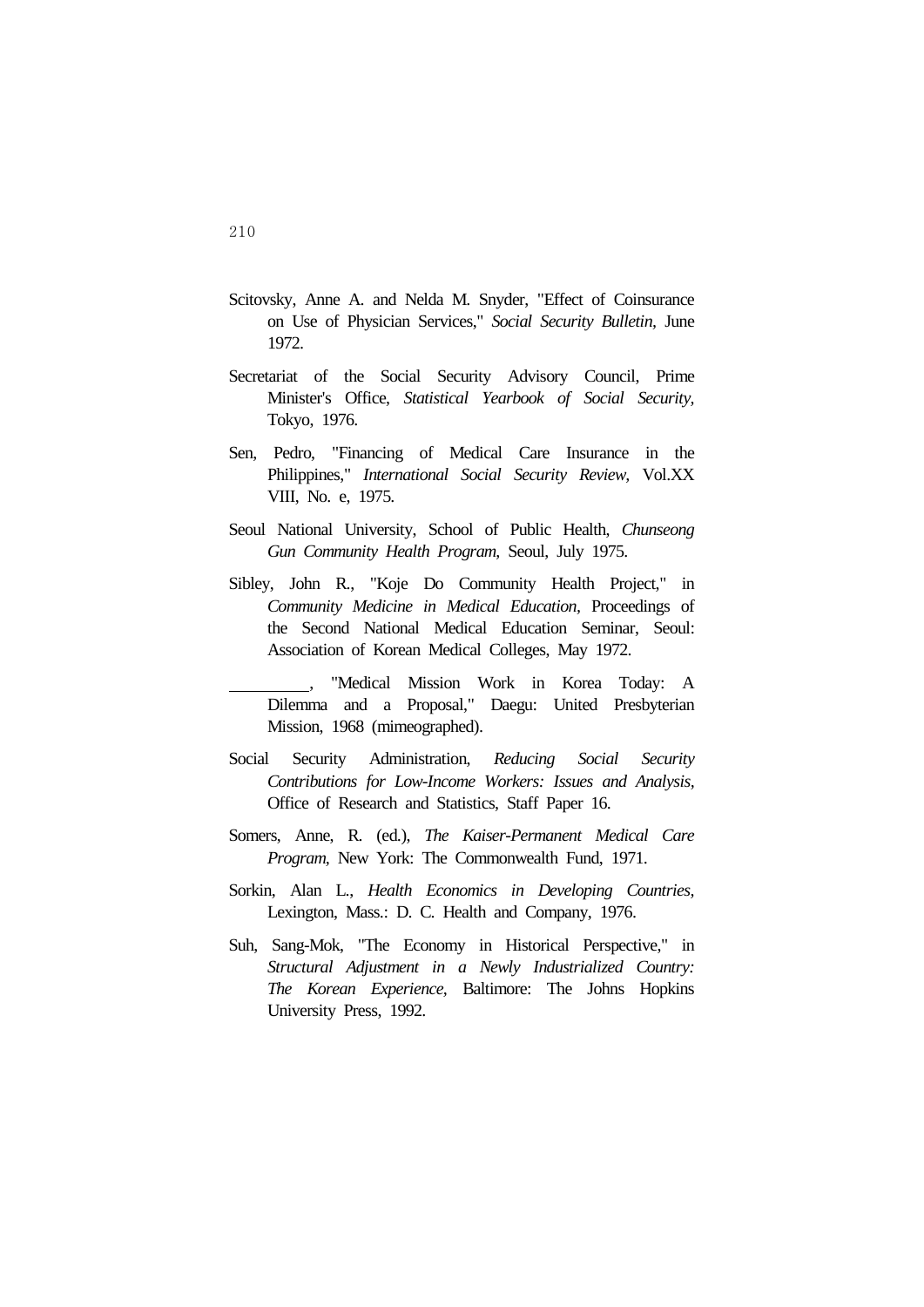Scitovsky, Anne A. and Nelda M. Snyder, "Effect of Coinsurance on Use of Physician Services," *Social Security Bulletin*, June 1972.

Secretariat of the Social Security Advisory Council, Prime Minister's Office, *Statistical Yearbook of Social Security*, Tokyo, 1976.

Sen, Pedro, "Financing of Medical Care Insurance in the Philippines," *International Social Security Review,* Vol.XX VIII, No. e, 1975.

Seoul National University, School of Public Health, *Chunseong Gun Community Health Program,* Seoul, July 1975.

Sibley, John R., "Koje Do Community Health Project," in *Community Medicine in Medical Education,* Proceedings of the Second National Medical Education Seminar, Seoul: Association of Korean Medical Colleges, May 1972.

\_\_\_\_\_\_\_\_\_\_, "Medical Mission Work in Korea Today: A Dilemma and a Proposal," Daegu: United Presbyterian Mission, 1968 (mimeographed).

Social Security Administration, *Reducing Social Security Contributions for Low-Income Workers: Issues and Analysis,* Office of Research and Statistics, Staff Paper 16.

Somers, Anne, R. (ed.), *The Kaiser-Permanent Medical Care Program,* New York: The Commonwealth Fund, 1971.

Sorkin, Alan L., *Health Economics in Developing Countries,* Lexington, Mass.: D. C. Health and Company, 1976.

Suh, Sang-Mok, "The Economy in Historical Perspective," in *Structural Adjustment in a Newly Industrialized Country: The Korean Experience,* Baltimore: The Johns Hopkins University Press, 1992.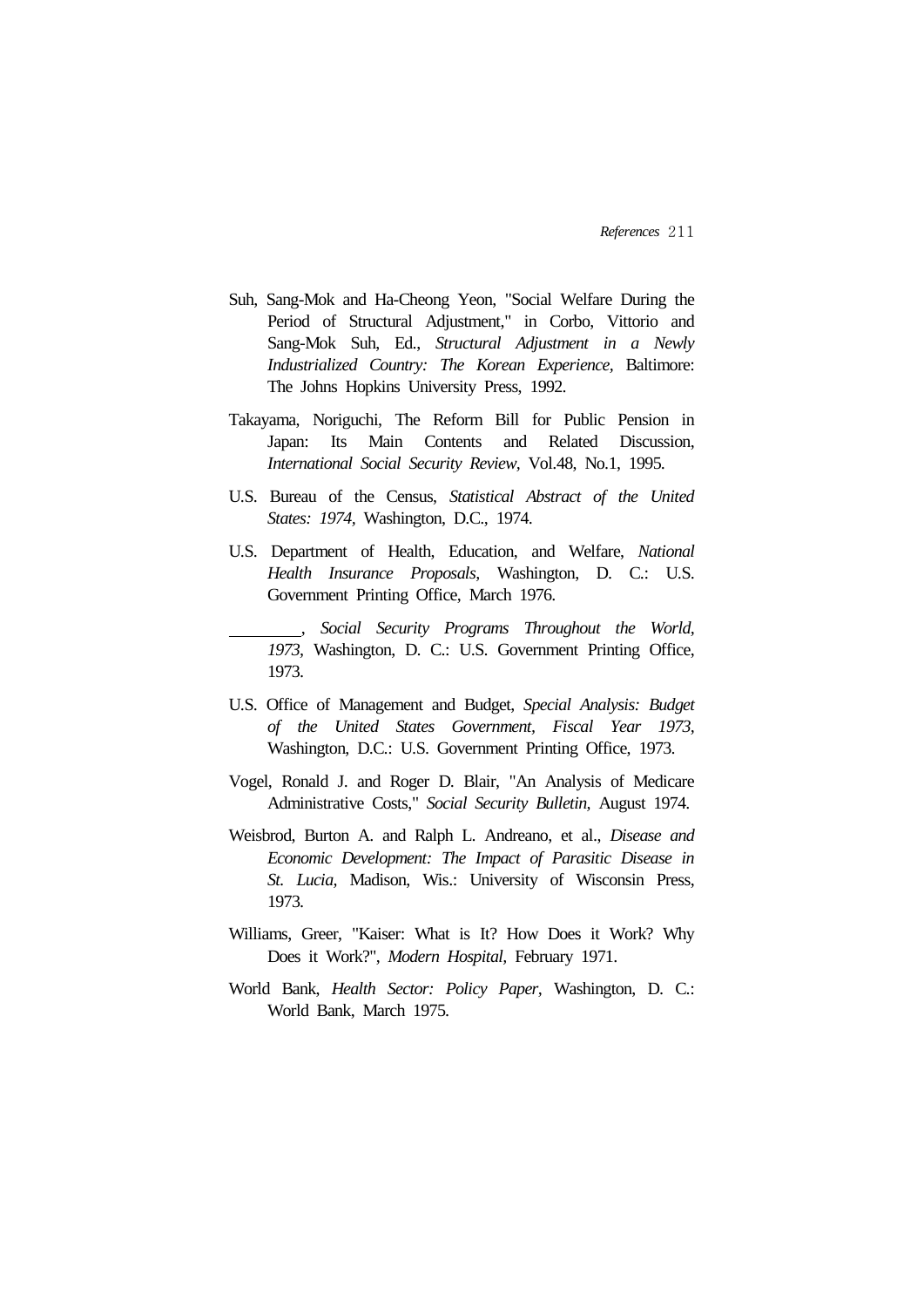Suh, Sang-Mok and Ha-Cheong Yeon, "Social Welfare During the Period of Structural Adjustment," in Corbo, Vittorio and Sang-Mok Suh, Ed., *Structural Adjustment in a Newly Industrialized Country: The Korean Experience*, Baltimore: The Johns Hopkins University Press, 1992.

Takayama, Noriguchi, The Reform Bill for Public Pension in Japan: Its Main Contents and Related Discussion, *International Social Security Review,* Vol.48, No.1, 1995.

U.S. Bureau of the Census, *Statistical Abstract of the United States: 1974*, Washington, D.C., 1974.

U.S. Department of Health, Education, and Welfare, *National Health Insurance Proposals,* Washington, D. C.: U.S. Government Printing Office, March 1976.

________, *Social Security Programs Throughout the World, 1973*, Washington, D. C.: U.S. Government Printing Office, 1973.

U.S. Office of Management and Budget, *Special Analysis: Budget of the United States Government, Fiscal Year 1973,* Washington, D.C.: U.S. Government Printing Office, 1973.

Vogel, Ronald J. and Roger D. Blair, "An Analysis of Medicare Administrative Costs," *Social Security Bulletin,* August 1974.

Weisbrod, Burton A. and Ralph L. Andreano, et al., *Disease and Economic Development: The Impact of Parasitic Disease in St. Lucia,* Madison, Wis.: University of Wisconsin Press, 1973.

Williams, Greer, "Kaiser: What is It? How Does it Work? Why Does it Work?", *Modern Hospital,* February 1971.

World Bank, *Health Sector: Policy Paper,* Washington, D. C.: World Bank, March 1975.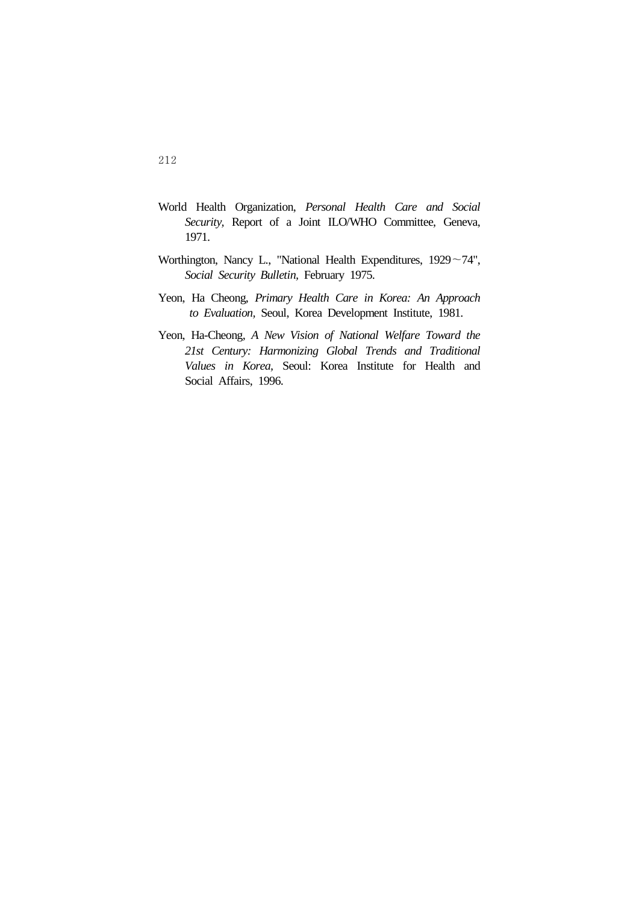World Health Organization, *Personal Health Care and Social Security*, Report of a Joint ILO/WHO Committee, Geneva, 1971.

Worthington, Nancy L., "National Health Expenditures, 1929～74", *Social Security Bulletin*, February 1975.

Yeon, Ha Cheong, *Primary Health Care in Korea: An Approach to Evaluation,* Seoul, Korea Development Institute, 1981.

Yeon, Ha-Cheong, *A New Vision of National Welfare Toward the 21st Century: Harmonizing Global Trends and Traditional Values in Korea*, Seoul: Korea Institute for Health and Social Affairs, 1996.